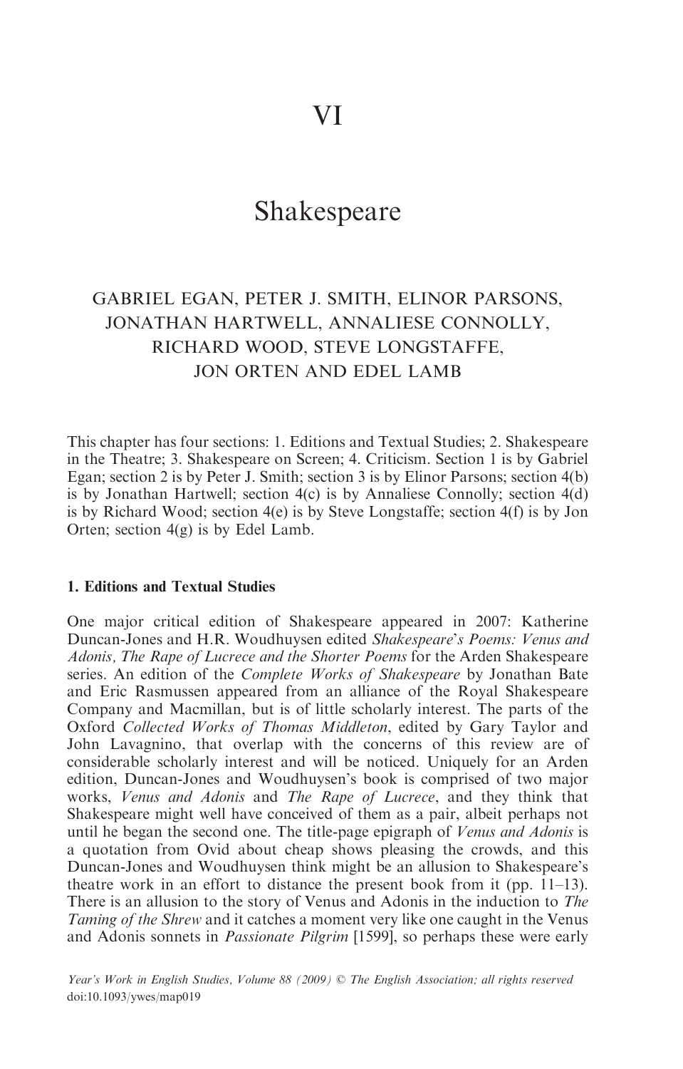# VI

# Shakespeare

GABRIEL EGAN, PETER J. SMITH, ELINOR PARSONS, JONATHAN HARTWELL, ANNALIESE CONNOLLY, RICHARD WOOD, STEVE LONGSTAFFE, JON ORTEN AND EDEL LAMB

This chapter has four sections: 1. Editions and Textual Studies; 2. Shakespeare in the Theatre; 3. Shakespeare on Screen; 4. Criticism. Section 1 is by Gabriel Egan; section 2 is by Peter J. Smith; section 3 is by Elinor Parsons; section 4(b) is by Jonathan Hartwell; section 4(c) is by Annaliese Connolly; section 4(d) is by Richard Wood; section 4(e) is by Steve Longstaffe; section 4(f) is by Jon Orten; section 4(g) is by Edel Lamb.

## 1. Editions and Textual Studies

One major critical edition of Shakespeare appeared in 2007: Katherine Duncan-Jones and H.R. Woudhuysen edited *Shakespeare's Poems: Venus and Adonis, The Rape of Lucrece and the Shorter Poems* for the Arden Shakespeare series. An edition of the *Complete Works of Shakespeare* by Jonathan Bate and Eric Rasmussen appeared from an alliance of the Royal Shakespeare Company and Macmillan, but is of little scholarly interest. The parts of the Oxford *Collected Works of Thomas Middleton*, edited by Gary Taylor and John Lavagnino, that overlap with the concerns of this review are of considerable scholarly interest and will be noticed. Uniquely for an Arden edition, Duncan-Jones and Woudhuysen's book is comprised of two major works, *Venus and Adonis* and *The Rape of Lucrece*, and they think that Shakespeare might well have conceived of them as a pair, albeit perhaps not until he began the second one. The title-page epigraph of *Venus and Adonis* is a quotation from Ovid about cheap shows pleasing the crowds, and this Duncan-Jones and Woudhuysen think might be an allusion to Shakespeare's theatre work in an effort to distance the present book from it (pp. 11–13). There is an allusion to the story of Venus and Adonis in the induction to *The Taming of the Shrew* and it catches a moment very like one caught in the Venus and Adonis sonnets in *Passionate Pilgrim* [1599], so perhaps these were early

*Year's Work in English Studies, Volume 88 (2009)* © The English Association; all rights reserved
doi:10.1093/ywes/map019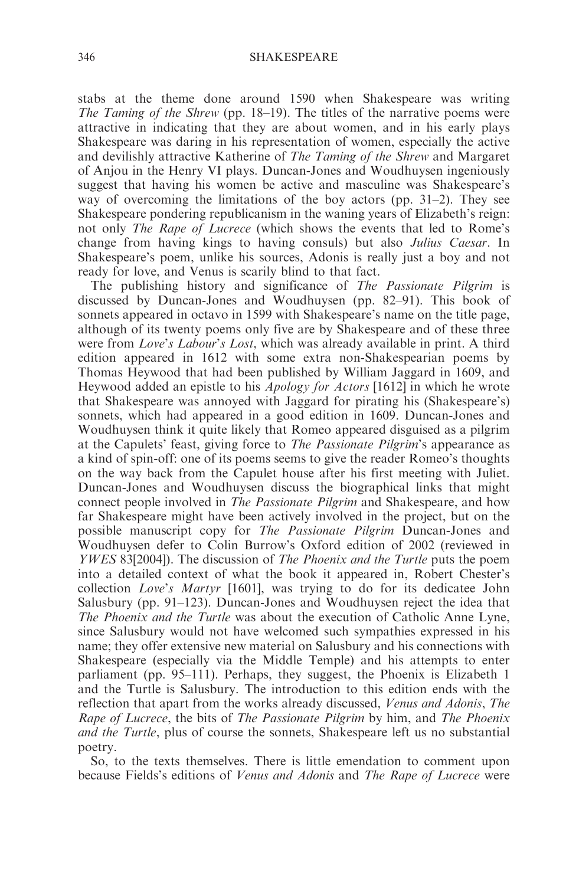stabs at the theme done around 1590 when Shakespeare was writing *The Taming of the Shrew* (pp. 18–19). The titles of the narrative poems were attractive in indicating that they are about women, and in his early plays Shakespeare was daring in his representation of women, especially the active and devilishly attractive Katherine of *The Taming of the Shrew* and Margaret of Anjou in the Henry VI plays. Duncan-Jones and Woudhuysen ingeniously suggest that having his women be active and masculine was Shakespeare's way of overcoming the limitations of the boy actors (pp. 31–2). They see Shakespeare pondering republicanism in the waning years of Elizabeth's reign: not only *The Rape of Lucrece* (which shows the events that led to Rome's change from having kings to having consuls) but also *Julius Caesar*. In Shakespeare's poem, unlike his sources, Adonis is really just a boy and not ready for love, and Venus is scarily blind to that fact.

The publishing history and significance of *The Passionate Pilgrim* is discussed by Duncan-Jones and Woudhuysen (pp. 82–91). This book of sonnets appeared in octavo in 1599 with Shakespeare's name on the title page, although of its twenty poems only five are by Shakespeare and of these three were from *Love's Labour's Lost*, which was already available in print. A third edition appeared in 1612 with some extra non-Shakespearian poems by Thomas Heywood that had been published by William Jaggard in 1609, and Heywood added an epistle to his *Apology for Actors* [1612] in which he wrote that Shakespeare was annoyed with Jaggard for pirating his (Shakespeare's) sonnets, which had appeared in a good edition in 1609. Duncan-Jones and Woudhuysen think it quite likely that Romeo appeared disguised as a pilgrim at the Capulets' feast, giving force to *The Passionate Pilgrim*'s appearance as a kind of spin-off: one of its poems seems to give the reader Romeo's thoughts on the way back from the Capulet house after his first meeting with Juliet. Duncan-Jones and Woudhuysen discuss the biographical links that might connect people involved in *The Passionate Pilgrim* and Shakespeare, and how far Shakespeare might have been actively involved in the project, but on the possible manuscript copy for *The Passionate Pilgrim* Duncan-Jones and Woudhuysen defer to Colin Burrow's Oxford edition of 2002 (reviewed in *YWES* 83[2004]). The discussion of *The Phoenix and the Turtle* puts the poem into a detailed context of what the book it appeared in, Robert Chester's collection *Love's Martyr* [1601], was trying to do for its dedicatee John Salusbury (pp. 91–123). Duncan-Jones and Woudhuysen reject the idea that *The Phoenix and the Turtle* was about the execution of Catholic Anne Lyne, since Salusbury would not have welcomed such sympathies expressed in his name; they offer extensive new material on Salusbury and his connections with Shakespeare (especially via the Middle Temple) and his attempts to enter parliament (pp. 95–111). Perhaps, they suggest, the Phoenix is Elizabeth 1 and the Turtle is Salusbury. The introduction to this edition ends with the reflection that apart from the works already discussed, *Venus and Adonis*, *The Rape of Lucrece*, the bits of *The Passionate Pilgrim* by him, and *The Phoenix and the Turtle*, plus of course the sonnets, Shakespeare left us no substantial poetry.

So, to the texts themselves. There is little emendation to comment upon because Fields's editions of *Venus and Adonis* and *The Rape of Lucrece* were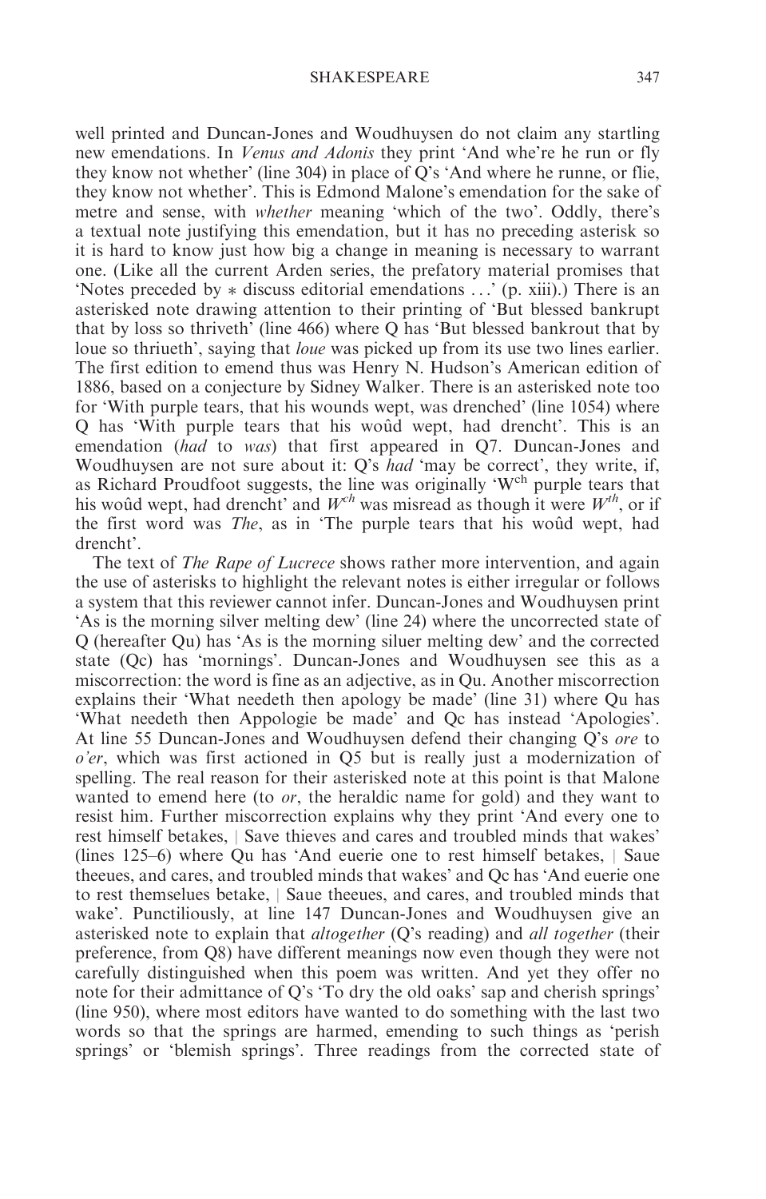well printed and Duncan-Jones and Woudhuysen do not claim any startling new emendations. In *Venus and Adonis* they print 'And whe're he run or fly they know not whether' (line 304) in place of Q's 'And where he runne, or flie, they know not whether'. This is Edmond Malone's emendation for the sake of metre and sense, with *whether* meaning 'which of the two'. Oddly, there's a textual note justifying this emendation, but it has no preceding asterisk so it is hard to know just how big a change in meaning is necessary to warrant one. (Like all the current Arden series, the prefatory material promises that 'Notes preceded by * discuss editorial emendations . . .' (p. xiii).) There is an asterisked note drawing attention to their printing of 'But blessed bankrupt that by loss so thriveth' (line 466) where Q has 'But blessed bankrout that by loue so thriueth', saying that *loue* was picked up from its use two lines earlier. The first edition to emend thus was Henry N. Hudson's American edition of 1886, based on a conjecture by Sidney Walker. There is an asterisked note too for 'With purple tears, that his wounds wept, was drenched' (line 1054) where Q has 'With purple tears that his woûd wept, had drencht'. This is an emendation (*had* to *was*) that first appeared in Q7. Duncan-Jones and Woudhuysen are not sure about it: Q's *had* 'may be correct', they write, if, as Richard Proudfoot suggests, the line was originally 'W^ch^ purple tears that his woûd wept, had drencht' and *W^ch^* was misread as though it were *W^th^*, or if the first word was *The*, as in 'The purple tears that his woûd wept, had drencht'.

The text of *The Rape of Lucrece* shows rather more intervention, and again the use of asterisks to highlight the relevant notes is either irregular or follows a system that this reviewer cannot infer. Duncan-Jones and Woudhuysen print 'As is the morning silver melting dew' (line 24) where the uncorrected state of Q (hereafter Qu) has 'As is the morning siluer melting dew' and the corrected state (Qc) has 'mornings'. Duncan-Jones and Woudhuysen see this as a miscorrection: the word is fine as an adjective, as in Qu. Another miscorrection explains their 'What needeth then apology be made' (line 31) where Qu has 'What needeth then Appologie be made' and Qc has instead 'Apologies'. At line 55 Duncan-Jones and Woudhuysen defend their changing Q's *ore* to *o'er*, which was first actioned in Q5 but is really just a modernization of spelling. The real reason for their asterisked note at this point is that Malone wanted to emend here (to *or*, the heraldic name for gold) and they want to resist him. Further miscorrection explains why they print 'And every one to rest himself betakes, | Save thieves and cares and troubled minds that wakes' (lines 125–6) where Qu has 'And euerie one to rest himself betakes, | Saue theeues, and cares, and troubled minds that wakes' and Qc has 'And euerie one to rest themselues betake, | Saue theeues, and cares, and troubled minds that wake'. Punctiliously, at line 147 Duncan-Jones and Woudhuysen give an asterisked note to explain that *altogether* (Q's reading) and *all together* (their preference, from Q8) have different meanings now even though they were not carefully distinguished when this poem was written. And yet they offer no note for their admittance of Q's 'To dry the old oaks' sap and cherish springs' (line 950), where most editors have wanted to do something with the last two words so that the springs are harmed, emending to such things as 'perish springs' or 'blemish springs'. Three readings from the corrected state of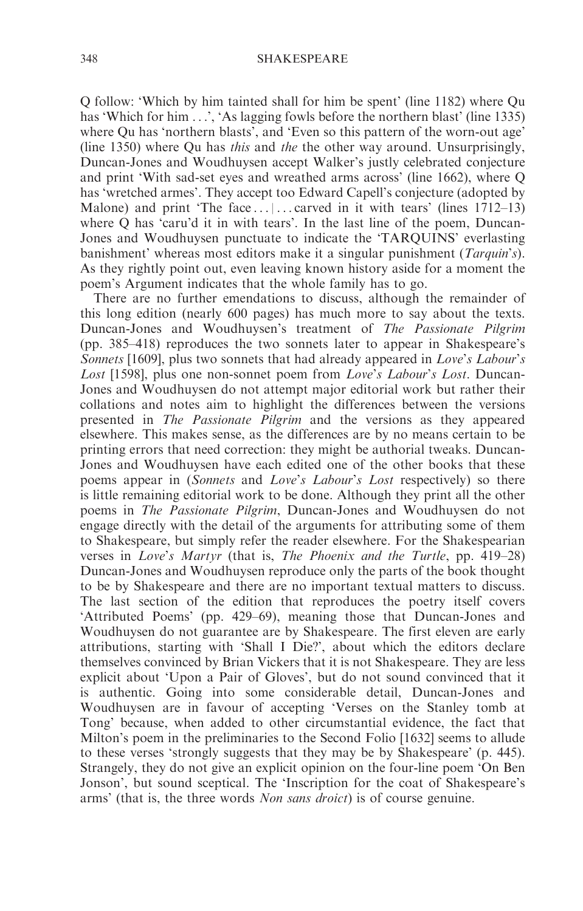Q follow: 'Which by him tainted shall for him be spent' (line 1182) where Qu has 'Which for him . . .', 'As lagging fowls before the northern blast' (line 1335) where Qu has 'northern blasts', and 'Even so this pattern of the worn-out age' (line 1350) where Qu has *this* and *the* the other way around. Unsurprisingly, Duncan-Jones and Woudhuysen accept Walker's justly celebrated conjecture and print 'With sad-set eyes and wreathed arms across' (line 1662), where Q has 'wretched armes'. They accept too Edward Capell's conjecture (adopted by Malone) and print 'The face . . . | . . . carved in it with tears' (lines 1712–13) where Q has 'caru'd it in with tears'. In the last line of the poem, Duncan-Jones and Woudhuysen punctuate to indicate the 'TARQUINS' everlasting banishment' whereas most editors make it a singular punishment (*Tarquin's*). As they rightly point out, even leaving known history aside for a moment the poem's Argument indicates that the whole family has to go.

There are no further emendations to discuss, although the remainder of this long edition (nearly 600 pages) has much more to say about the texts. Duncan-Jones and Woudhuysen's treatment of *The Passionate Pilgrim* (pp. 385–418) reproduces the two sonnets later to appear in Shakespeare's *Sonnets* [1609], plus two sonnets that had already appeared in *Love's Labour's Lost* [1598], plus one non-sonnet poem from *Love's Labour's Lost*. Duncan-Jones and Woudhuysen do not attempt major editorial work but rather their collations and notes aim to highlight the differences between the versions presented in *The Passionate Pilgrim* and the versions as they appeared elsewhere. This makes sense, as the differences are by no means certain to be printing errors that need correction: they might be authorial tweaks. Duncan-Jones and Woudhuysen have each edited one of the other books that these poems appear in (*Sonnets* and *Love's Labour's Lost* respectively) so there is little remaining editorial work to be done. Although they print all the other poems in *The Passionate Pilgrim*, Duncan-Jones and Woudhuysen do not engage directly with the detail of the arguments for attributing some of them to Shakespeare, but simply refer the reader elsewhere. For the Shakespearian verses in *Love's Martyr* (that is, *The Phoenix and the Turtle*, pp. 419–28) Duncan-Jones and Woudhuysen reproduce only the parts of the book thought to be by Shakespeare and there are no important textual matters to discuss. The last section of the edition that reproduces the poetry itself covers 'Attributed Poems' (pp. 429–69), meaning those that Duncan-Jones and Woudhuysen do not guarantee are by Shakespeare. The first eleven are early attributions, starting with 'Shall I Die?', about which the editors declare themselves convinced by Brian Vickers that it is not Shakespeare. They are less explicit about 'Upon a Pair of Gloves', but do not sound convinced that it is authentic. Going into some considerable detail, Duncan-Jones and Woudhuysen are in favour of accepting 'Verses on the Stanley tomb at Tong' because, when added to other circumstantial evidence, the fact that Milton's poem in the preliminaries to the Second Folio [1632] seems to allude to these verses 'strongly suggests that they may be by Shakespeare' (p. 445). Strangely, they do not give an explicit opinion on the four-line poem 'On Ben Jonson', but sound sceptical. The 'Inscription for the coat of Shakespeare's arms' (that is, the three words *Non sans droict*) is of course genuine.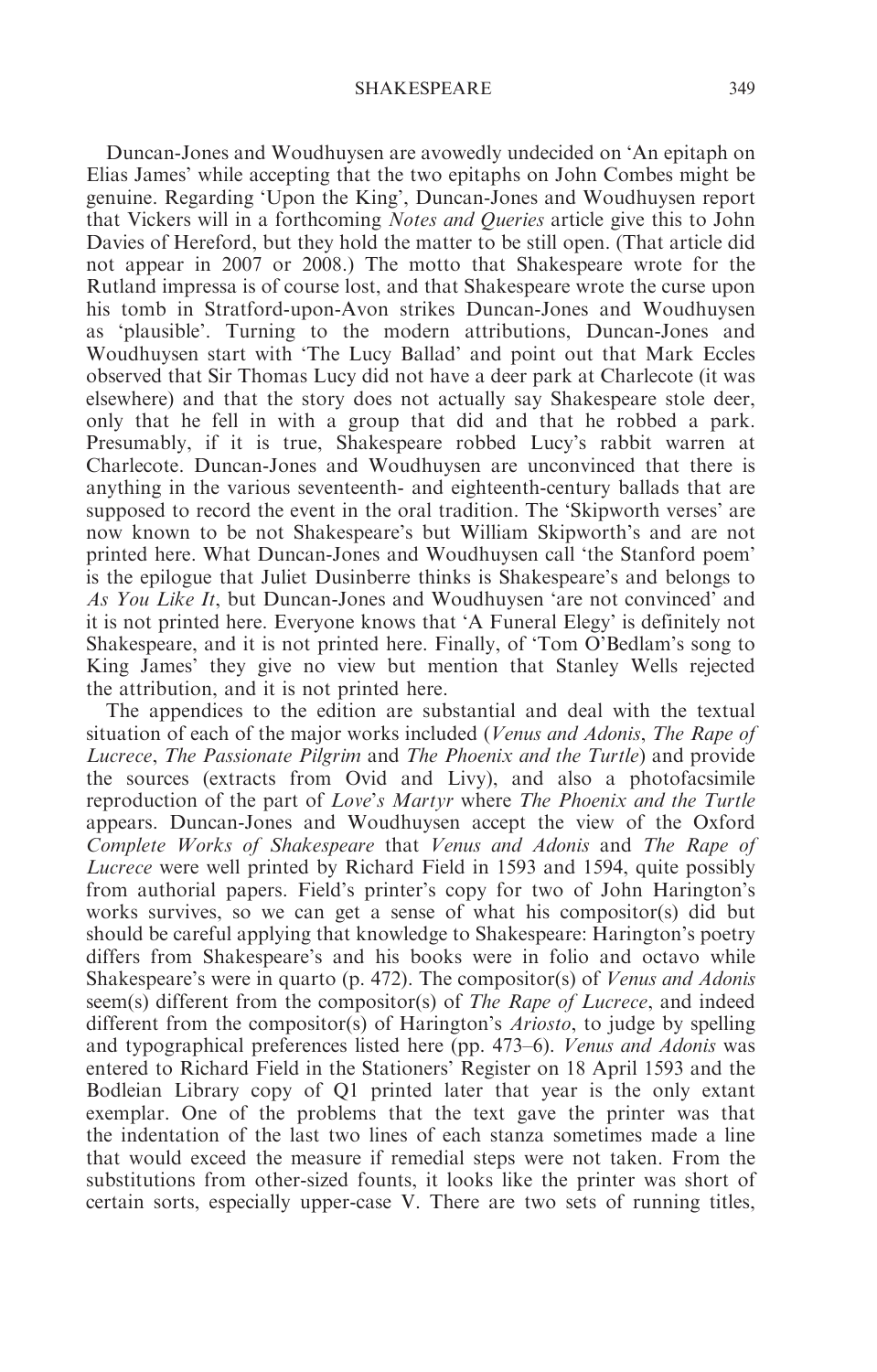Duncan-Jones and Woudhuysen are avowedly undecided on 'An epitaph on Elias James' while accepting that the two epitaphs on John Combes might be genuine. Regarding 'Upon the King', Duncan-Jones and Woudhuysen report that Vickers will in a forthcoming *Notes and Queries* article give this to John Davies of Hereford, but they hold the matter to be still open. (That article did not appear in 2007 or 2008.) The motto that Shakespeare wrote for the Rutland impressa is of course lost, and that Shakespeare wrote the curse upon his tomb in Stratford-upon-Avon strikes Duncan-Jones and Woudhuysen as 'plausible'. Turning to the modern attributions, Duncan-Jones and Woudhuysen start with 'The Lucy Ballad' and point out that Mark Eccles observed that Sir Thomas Lucy did not have a deer park at Charlecote (it was elsewhere) and that the story does not actually say Shakespeare stole deer, only that he fell in with a group that did and that he robbed a park. Presumably, if it is true, Shakespeare robbed Lucy's rabbit warren at Charlecote. Duncan-Jones and Woudhuysen are unconvinced that there is anything in the various seventeenth- and eighteenth-century ballads that are supposed to record the event in the oral tradition. The 'Skipworth verses' are now known to be not Shakespeare's but William Skipworth's and are not printed here. What Duncan-Jones and Woudhuysen call 'the Stanford poem' is the epilogue that Juliet Dusinberre thinks is Shakespeare's and belongs to *As You Like It*, but Duncan-Jones and Woudhuysen 'are not convinced' and it is not printed here. Everyone knows that 'A Funeral Elegy' is definitely not Shakespeare, and it is not printed here. Finally, of 'Tom O'Bedlam's song to King James' they give no view but mention that Stanley Wells rejected the attribution, and it is not printed here.

The appendices to the edition are substantial and deal with the textual situation of each of the major works included (*Venus and Adonis*, *The Rape of Lucrece*, *The Passionate Pilgrim* and *The Phoenix and the Turtle*) and provide the sources (extracts from Ovid and Livy), and also a photofacsimile reproduction of the part of *Love's Martyr* where *The Phoenix and the Turtle* appears. Duncan-Jones and Woudhuysen accept the view of the Oxford *Complete Works of Shakespeare* that *Venus and Adonis* and *The Rape of Lucrece* were well printed by Richard Field in 1593 and 1594, quite possibly from authorial papers. Field's printer's copy for two of John Harington's works survives, so we can get a sense of what his compositor(s) did but should be careful applying that knowledge to Shakespeare: Harington's poetry differs from Shakespeare's and his books were in folio and octavo while Shakespeare's were in quarto (p. 472). The compositor(s) of *Venus and Adonis* seem(s) different from the compositor(s) of *The Rape of Lucrece*, and indeed different from the compositor(s) of Harington's *Ariosto*, to judge by spelling and typographical preferences listed here (pp. 473–6). *Venus and Adonis* was entered to Richard Field in the Stationers' Register on 18 April 1593 and the Bodleian Library copy of Q1 printed later that year is the only extant exemplar. One of the problems that the text gave the printer was that the indentation of the last two lines of each stanza sometimes made a line that would exceed the measure if remedial steps were not taken. From the substitutions from other-sized founts, it looks like the printer was short of certain sorts, especially upper-case V. There are two sets of running titles,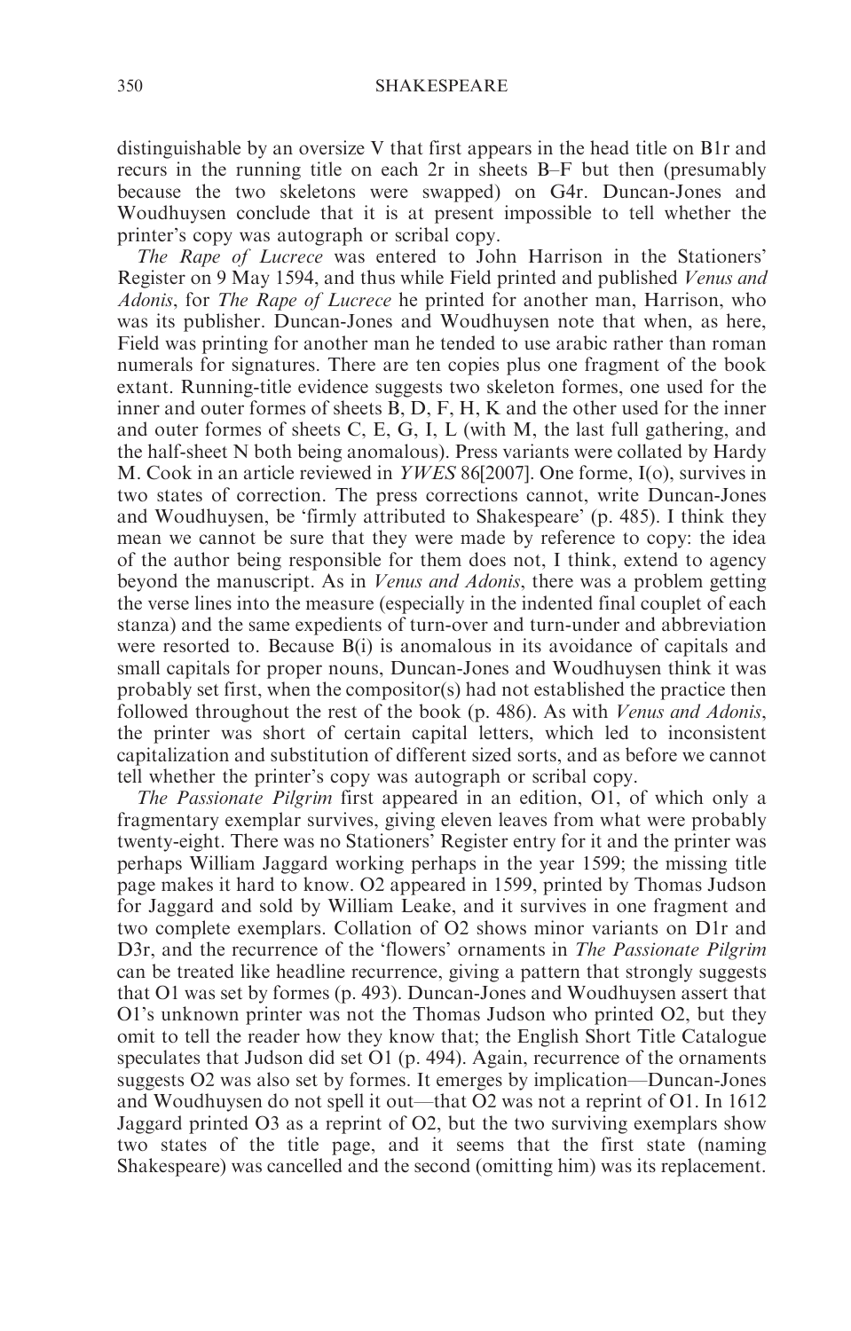distinguishable by an oversize V that first appears in the head title on B1r and recurs in the running title on each 2r in sheets B–F but then (presumably because the two skeletons were swapped) on G4r. Duncan-Jones and Woudhuysen conclude that it is at present impossible to tell whether the printer's copy was autograph or scribal copy.

*The Rape of Lucrece* was entered to John Harrison in the Stationers' Register on 9 May 1594, and thus while Field printed and published *Venus and Adonis*, for *The Rape of Lucrece* he printed for another man, Harrison, who was its publisher. Duncan-Jones and Woudhuysen note that when, as here, Field was printing for another man he tended to use arabic rather than roman numerals for signatures. There are ten copies plus one fragment of the book extant. Running-title evidence suggests two skeleton formes, one used for the inner and outer formes of sheets B, D, F, H, K and the other used for the inner and outer formes of sheets C, E, G, I, L (with M, the last full gathering, and the half-sheet N both being anomalous). Press variants were collated by Hardy M. Cook in an article reviewed in *YWES* 86[2007]. One forme, I(o), survives in two states of correction. The press corrections cannot, write Duncan-Jones and Woudhuysen, be 'firmly attributed to Shakespeare' (p. 485). I think they mean we cannot be sure that they were made by reference to copy: the idea of the author being responsible for them does not, I think, extend to agency beyond the manuscript. As in *Venus and Adonis*, there was a problem getting the verse lines into the measure (especially in the indented final couplet of each stanza) and the same expedients of turn-over and turn-under and abbreviation were resorted to. Because B(i) is anomalous in its avoidance of capitals and small capitals for proper nouns, Duncan-Jones and Woudhuysen think it was probably set first, when the compositor(s) had not established the practice then followed throughout the rest of the book (p. 486). As with *Venus and Adonis*, the printer was short of certain capital letters, which led to inconsistent capitalization and substitution of different sized sorts, and as before we cannot tell whether the printer's copy was autograph or scribal copy.

*The Passionate Pilgrim* first appeared in an edition, O1, of which only a fragmentary exemplar survives, giving eleven leaves from what were probably twenty-eight. There was no Stationers' Register entry for it and the printer was perhaps William Jaggard working perhaps in the year 1599; the missing title page makes it hard to know. O2 appeared in 1599, printed by Thomas Judson for Jaggard and sold by William Leake, and it survives in one fragment and two complete exemplars. Collation of O2 shows minor variants on D1r and D3r, and the recurrence of the 'flowers' ornaments in *The Passionate Pilgrim* can be treated like headline recurrence, giving a pattern that strongly suggests that O1 was set by formes (p. 493). Duncan-Jones and Woudhuysen assert that O1's unknown printer was not the Thomas Judson who printed O2, but they omit to tell the reader how they know that; the English Short Title Catalogue speculates that Judson did set O1 (p. 494). Again, recurrence of the ornaments suggests O2 was also set by formes. It emerges by implication—Duncan-Jones and Woudhuysen do not spell it out—that O2 was not a reprint of O1. In 1612 Jaggard printed O3 as a reprint of O2, but the two surviving exemplars show two states of the title page, and it seems that the first state (naming Shakespeare) was cancelled and the second (omitting him) was its replacement.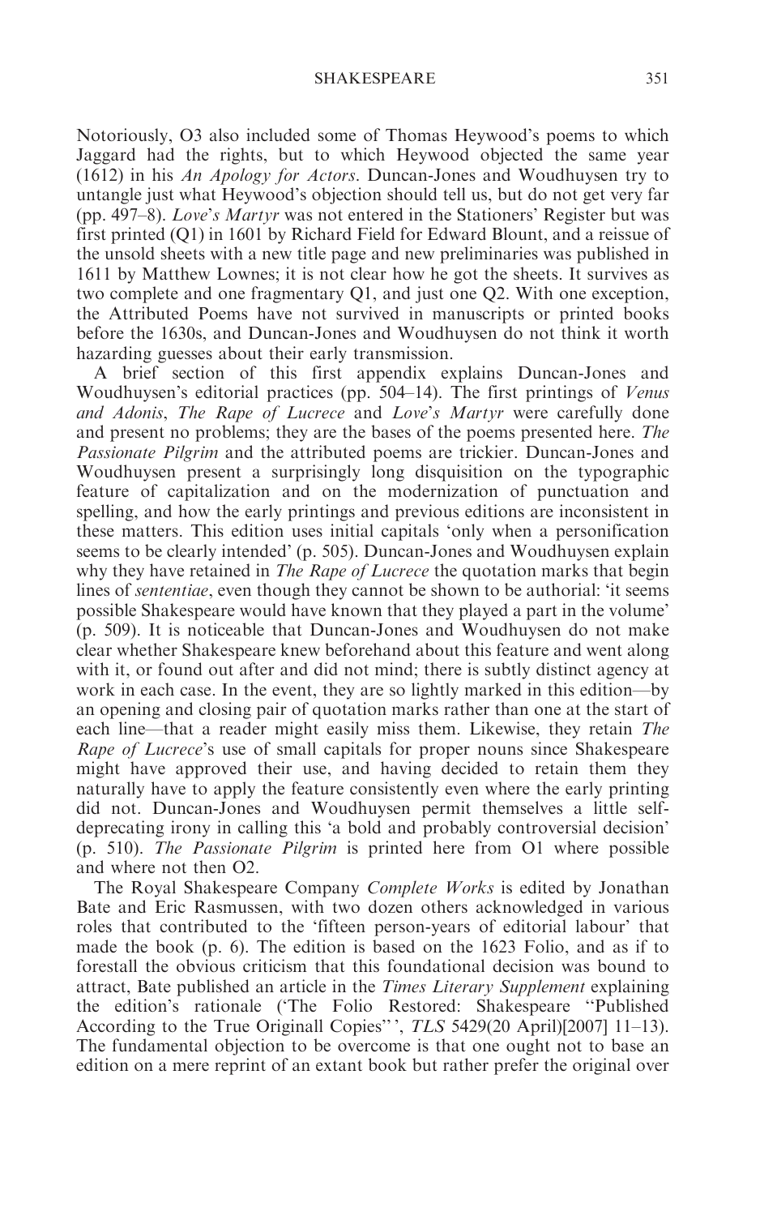Notoriously, O3 also included some of Thomas Heywood's poems to which Jaggard had the rights, but to which Heywood objected the same year (1612) in his *An Apology for Actors*. Duncan-Jones and Woudhuysen try to untangle just what Heywood's objection should tell us, but do not get very far (pp. 497–8). *Love's Martyr* was not entered in the Stationers' Register but was first printed (Q1) in 1601 by Richard Field for Edward Blount, and a reissue of the unsold sheets with a new title page and new preliminaries was published in 1611 by Matthew Lownes; it is not clear how he got the sheets. It survives as two complete and one fragmentary Q1, and just one Q2. With one exception, the Attributed Poems have not survived in manuscripts or printed books before the 1630s, and Duncan-Jones and Woudhuysen do not think it worth hazarding guesses about their early transmission.

A brief section of this first appendix explains Duncan-Jones and Woudhuysen's editorial practices (pp. 504–14). The first printings of *Venus and Adonis*, *The Rape of Lucrece* and *Love's Martyr* were carefully done and present no problems; they are the bases of the poems presented here. *The Passionate Pilgrim* and the attributed poems are trickier. Duncan-Jones and Woudhuysen present a surprisingly long disquisition on the typographic feature of capitalization and on the modernization of punctuation and spelling, and how the early printings and previous editions are inconsistent in these matters. This edition uses initial capitals 'only when a personification seems to be clearly intended' (p. 505). Duncan-Jones and Woudhuysen explain why they have retained in *The Rape of Lucrece* the quotation marks that begin lines of *sententiae*, even though they cannot be shown to be authorial: 'it seems possible Shakespeare would have known that they played a part in the volume' (p. 509). It is noticeable that Duncan-Jones and Woudhuysen do not make clear whether Shakespeare knew beforehand about this feature and went along with it, or found out after and did not mind; there is subtly distinct agency at work in each case. In the event, they are so lightly marked in this edition—by an opening and closing pair of quotation marks rather than one at the start of each line—that a reader might easily miss them. Likewise, they retain *The Rape of Lucrece*'s use of small capitals for proper nouns since Shakespeare might have approved their use, and having decided to retain them they naturally have to apply the feature consistently even where the early printing did not. Duncan-Jones and Woudhuysen permit themselves a little self-deprecating irony in calling this 'a bold and probably controversial decision' (p. 510). *The Passionate Pilgrim* is printed here from O1 where possible and where not then O2.

The Royal Shakespeare Company *Complete Works* is edited by Jonathan Bate and Eric Rasmussen, with two dozen others acknowledged in various roles that contributed to the 'fifteen person-years of editorial labour' that made the book (p. 6). The edition is based on the 1623 Folio, and as if to forestall the obvious criticism that this foundational decision was bound to attract, Bate published an article in the *Times Literary Supplement* explaining the edition's rationale ('The Folio Restored: Shakespeare "Published According to the True Originall Copies"', *TLS* 5429(20 April)[2007] 11–13). The fundamental objection to be overcome is that one ought not to base an edition on a mere reprint of an extant book but rather prefer the original over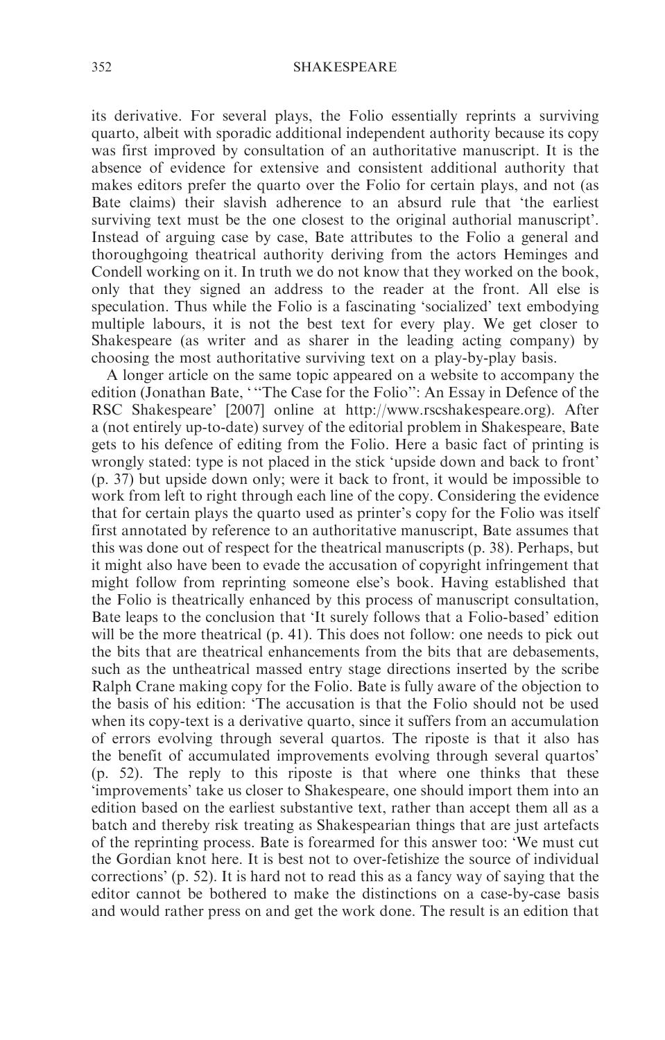its derivative. For several plays, the Folio essentially reprints a surviving quarto, albeit with sporadic additional independent authority because its copy was first improved by consultation of an authoritative manuscript. It is the absence of evidence for extensive and consistent additional authority that makes editors prefer the quarto over the Folio for certain plays, and not (as Bate claims) their slavish adherence to an absurd rule that 'the earliest surviving text must be the one closest to the original authorial manuscript'. Instead of arguing case by case, Bate attributes to the Folio a general and thoroughgoing theatrical authority deriving from the actors Heminges and Condell working on it. In truth we do not know that they worked on the book, only that they signed an address to the reader at the front. All else is speculation. Thus while the Folio is a fascinating 'socialized' text embodying multiple labours, it is not the best text for every play. We get closer to Shakespeare (as writer and as sharer in the leading acting company) by choosing the most authoritative surviving text on a play-by-play basis.

A longer article on the same topic appeared on a website to accompany the edition (Jonathan Bate, '"The Case for the Folio": An Essay in Defence of the RSC Shakespeare' [2007] online at http://www.rscshakespeare.org). After a (not entirely up-to-date) survey of the editorial problem in Shakespeare, Bate gets to his defence of editing from the Folio. Here a basic fact of printing is wrongly stated: type is not placed in the stick 'upside down and back to front' (p. 37) but upside down only; were it back to front, it would be impossible to work from left to right through each line of the copy. Considering the evidence that for certain plays the quarto used as printer's copy for the Folio was itself first annotated by reference to an authoritative manuscript, Bate assumes that this was done out of respect for the theatrical manuscripts (p. 38). Perhaps, but it might also have been to evade the accusation of copyright infringement that might follow from reprinting someone else's book. Having established that the Folio is theatrically enhanced by this process of manuscript consultation, Bate leaps to the conclusion that 'It surely follows that a Folio-based' edition will be the more theatrical (p. 41). This does not follow: one needs to pick out the bits that are theatrical enhancements from the bits that are debasements, such as the untheatrical massed entry stage directions inserted by the scribe Ralph Crane making copy for the Folio. Bate is fully aware of the objection to the basis of his edition: 'The accusation is that the Folio should not be used when its copy-text is a derivative quarto, since it suffers from an accumulation of errors evolving through several quartos. The riposte is that it also has the benefit of accumulated improvements evolving through several quartos' (p. 52). The reply to this riposte is that where one thinks that these 'improvements' take us closer to Shakespeare, one should import them into an edition based on the earliest substantive text, rather than accept them all as a batch and thereby risk treating as Shakespearian things that are just artefacts of the reprinting process. Bate is forearmed for this answer too: 'We must cut the Gordian knot here. It is best not to over-fetishize the source of individual corrections' (p. 52). It is hard not to read this as a fancy way of saying that the editor cannot be bothered to make the distinctions on a case-by-case basis and would rather press on and get the work done. The result is an edition that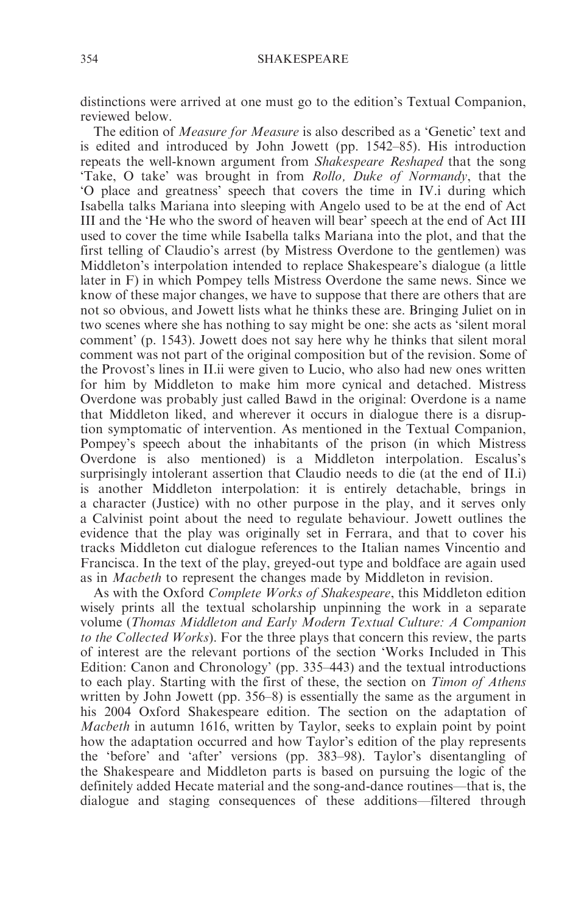distinctions were arrived at one must go to the edition's Textual Companion, reviewed below.

The edition of *Measure for Measure* is also described as a 'Genetic' text and is edited and introduced by John Jowett (pp. 1542–85). His introduction repeats the well-known argument from *Shakespeare Reshaped* that the song 'Take, O take' was brought in from *Rollo, Duke of Normandy*, that the 'O place and greatness' speech that covers the time in IV.i during which Isabella talks Mariana into sleeping with Angelo used to be at the end of Act III and the 'He who the sword of heaven will bear' speech at the end of Act III used to cover the time while Isabella talks Mariana into the plot, and that the first telling of Claudio's arrest (by Mistress Overdone to the gentlemen) was Middleton's interpolation intended to replace Shakespeare's dialogue (a little later in F) in which Pompey tells Mistress Overdone the same news. Since we know of these major changes, we have to suppose that there are others that are not so obvious, and Jowett lists what he thinks these are. Bringing Juliet on in two scenes where she has nothing to say might be one: she acts as 'silent moral comment' (p. 1543). Jowett does not say here why he thinks that silent moral comment was not part of the original composition but of the revision. Some of the Provost's lines in II.ii were given to Lucio, who also had new ones written for him by Middleton to make him more cynical and detached. Mistress Overdone was probably just called Bawd in the original: Overdone is a name that Middleton liked, and wherever it occurs in dialogue there is a disruption symptomatic of intervention. As mentioned in the Textual Companion, Pompey's speech about the inhabitants of the prison (in which Mistress Overdone is also mentioned) is a Middleton interpolation. Escalus's surprisingly intolerant assertion that Claudio needs to die (at the end of II.i) is another Middleton interpolation: it is entirely detachable, brings in a character (Justice) with no other purpose in the play, and it serves only a Calvinist point about the need to regulate behaviour. Jowett outlines the evidence that the play was originally set in Ferrara, and that to cover his tracks Middleton cut dialogue references to the Italian names Vincentio and Francisca. In the text of the play, greyed-out type and boldface are again used as in *Macbeth* to represent the changes made by Middleton in revision.

As with the Oxford *Complete Works of Shakespeare*, this Middleton edition wisely prints all the textual scholarship unpinning the work in a separate volume (*Thomas Middleton and Early Modern Textual Culture: A Companion to the Collected Works*). For the three plays that concern this review, the parts of interest are the relevant portions of the section 'Works Included in This Edition: Canon and Chronology' (pp. 335–443) and the textual introductions to each play. Starting with the first of these, the section on *Timon of Athens* written by John Jowett (pp. 356–8) is essentially the same as the argument in his 2004 Oxford Shakespeare edition. The section on the adaptation of *Macbeth* in autumn 1616, written by Taylor, seeks to explain point by point how the adaptation occurred and how Taylor's edition of the play represents the 'before' and 'after' versions (pp. 383–98). Taylor's disentangling of the Shakespeare and Middleton parts is based on pursuing the logic of the definitely added Hecate material and the song-and-dance routines—that is, the dialogue and staging consequences of these additions—filtered through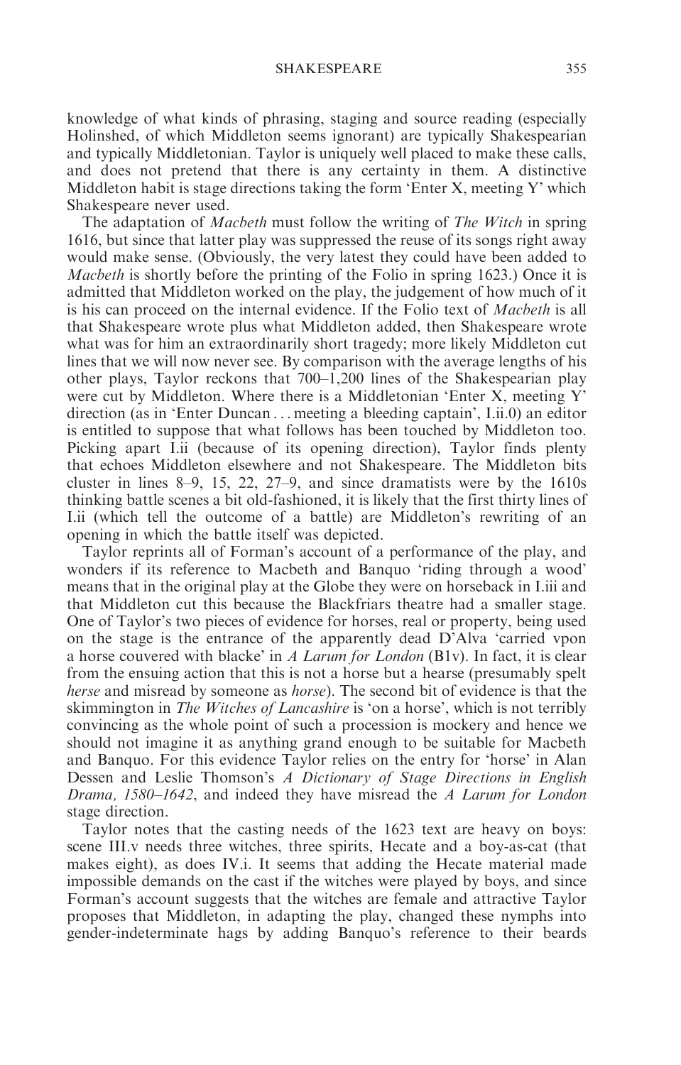knowledge of what kinds of phrasing, staging and source reading (especially Holinshed, of which Middleton seems ignorant) are typically Shakespearian and typically Middletonian. Taylor is uniquely well placed to make these calls, and does not pretend that there is any certainty in them. A distinctive Middleton habit is stage directions taking the form 'Enter X, meeting Y' which Shakespeare never used.

The adaptation of *Macbeth* must follow the writing of *The Witch* in spring 1616, but since that latter play was suppressed the reuse of its songs right away would make sense. (Obviously, the very latest they could have been added to *Macbeth* is shortly before the printing of the Folio in spring 1623.) Once it is admitted that Middleton worked on the play, the judgement of how much of it is his can proceed on the internal evidence. If the Folio text of *Macbeth* is all that Shakespeare wrote plus what Middleton added, then Shakespeare wrote what was for him an extraordinarily short tragedy; more likely Middleton cut lines that we will now never see. By comparison with the average lengths of his other plays, Taylor reckons that 700–1,200 lines of the Shakespearian play were cut by Middleton. Where there is a Middletonian 'Enter X, meeting Y' direction (as in 'Enter Duncan . . . meeting a bleeding captain', I.ii.0) an editor is entitled to suppose that what follows has been touched by Middleton too. Picking apart I.ii (because of its opening direction), Taylor finds plenty that echoes Middleton elsewhere and not Shakespeare. The Middleton bits cluster in lines 8–9, 15, 22, 27–9, and since dramatists were by the 1610s thinking battle scenes a bit old-fashioned, it is likely that the first thirty lines of I.ii (which tell the outcome of a battle) are Middleton's rewriting of an opening in which the battle itself was depicted.

Taylor reprints all of Forman's account of a performance of the play, and wonders if its reference to Macbeth and Banquo 'riding through a wood' means that in the original play at the Globe they were on horseback in I.iii and that Middleton cut this because the Blackfriars theatre had a smaller stage. One of Taylor's two pieces of evidence for horses, real or property, being used on the stage is the entrance of the apparently dead D'Alva 'carried vpon a horse couvered with blacke' in *A Larum for London* (B1v). In fact, it is clear from the ensuing action that this is not a horse but a hearse (presumably spelt *herse* and misread by someone as *horse*). The second bit of evidence is that the skimmington in *The Witches of Lancashire* is 'on a horse', which is not terribly convincing as the whole point of such a procession is mockery and hence we should not imagine it as anything grand enough to be suitable for Macbeth and Banquo. For this evidence Taylor relies on the entry for 'horse' in Alan Dessen and Leslie Thomson's *A Dictionary of Stage Directions in English Drama, 1580–1642*, and indeed they have misread the *A Larum for London* stage direction.

Taylor notes that the casting needs of the 1623 text are heavy on boys: scene III.v needs three witches, three spirits, Hecate and a boy-as-cat (that makes eight), as does IV.i. It seems that adding the Hecate material made impossible demands on the cast if the witches were played by boys, and since Forman's account suggests that the witches are female and attractive Taylor proposes that Middleton, in adapting the play, changed these nymphs into gender-indeterminate hags by adding Banquo's reference to their beards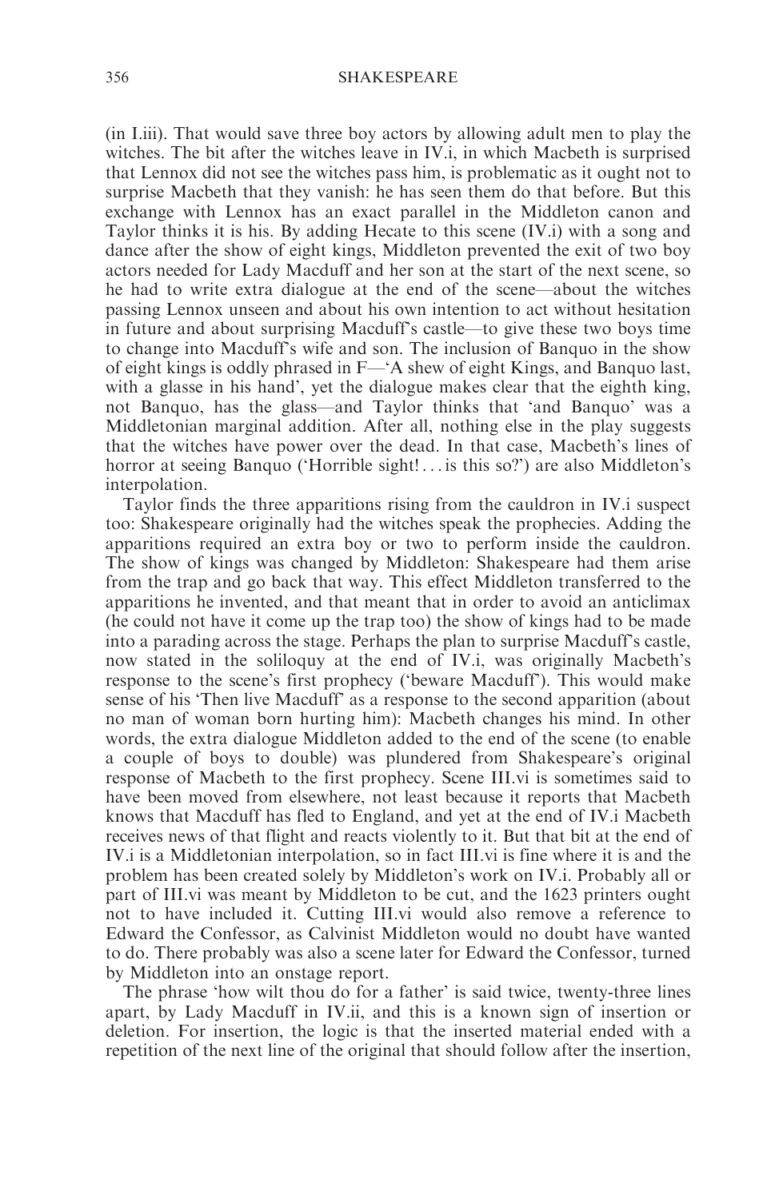(in I.iii). That would save three boy actors by allowing adult men to play the witches. The bit after the witches leave in IV.i, in which Macbeth is surprised that Lennox did not see the witches pass him, is problematic as it ought not to surprise Macbeth that they vanish: he has seen them do that before. But this exchange with Lennox has an exact parallel in the Middleton canon and Taylor thinks it is his. By adding Hecate to this scene (IV.i) with a song and dance after the show of eight kings, Middleton prevented the exit of two boy actors needed for Lady Macduff and her son at the start of the next scene, so he had to write extra dialogue at the end of the scene—about the witches passing Lennox unseen and about his own intention to act without hesitation in future and about surprising Macduff's castle—to give these two boys time to change into Macduff's wife and son. The inclusion of Banquo in the show of eight kings is oddly phrased in F—'A shew of eight Kings, and Banquo last, with a glasse in his hand', yet the dialogue makes clear that the eighth king, not Banquo, has the glass—and Taylor thinks that 'and Banquo' was a Middletonian marginal addition. After all, nothing else in the play suggests that the witches have power over the dead. In that case, Macbeth's lines of horror at seeing Banquo ('Horrible sight! . . . is this so?') are also Middleton's interpolation.

Taylor finds the three apparitions rising from the cauldron in IV.i suspect too: Shakespeare originally had the witches speak the prophecies. Adding the apparitions required an extra boy or two to perform inside the cauldron. The show of kings was changed by Middleton: Shakespeare had them arise from the trap and go back that way. This effect Middleton transferred to the apparitions he invented, and that meant that in order to avoid an anticlimax (he could not have it come up the trap too) the show of kings had to be made into a parading across the stage. Perhaps the plan to surprise Macduff's castle, now stated in the soliloquy at the end of IV.i, was originally Macbeth's response to the scene's first prophecy ('beware Macduff'). This would make sense of his 'Then live Macduff' as a response to the second apparition (about no man of woman born hurting him): Macbeth changes his mind. In other words, the extra dialogue Middleton added to the end of the scene (to enable a couple of boys to double) was plundered from Shakespeare's original response of Macbeth to the first prophecy. Scene III.vi is sometimes said to have been moved from elsewhere, not least because it reports that Macbeth knows that Macduff has fled to England, and yet at the end of IV.i Macbeth receives news of that flight and reacts violently to it. But that bit at the end of IV.i is a Middletonian interpolation, so in fact III.vi is fine where it is and the problem has been created solely by Middleton's work on IV.i. Probably all or part of III.vi was meant by Middleton to be cut, and the 1623 printers ought not to have included it. Cutting III.vi would also remove a reference to Edward the Confessor, as Calvinist Middleton would no doubt have wanted to do. There probably was also a scene later for Edward the Confessor, turned by Middleton into an onstage report.

The phrase 'how wilt thou do for a father' is said twice, twenty-three lines apart, by Lady Macduff in IV.ii, and this is a known sign of insertion or deletion. For insertion, the logic is that the inserted material ended with a repetition of the next line of the original that should follow after the insertion,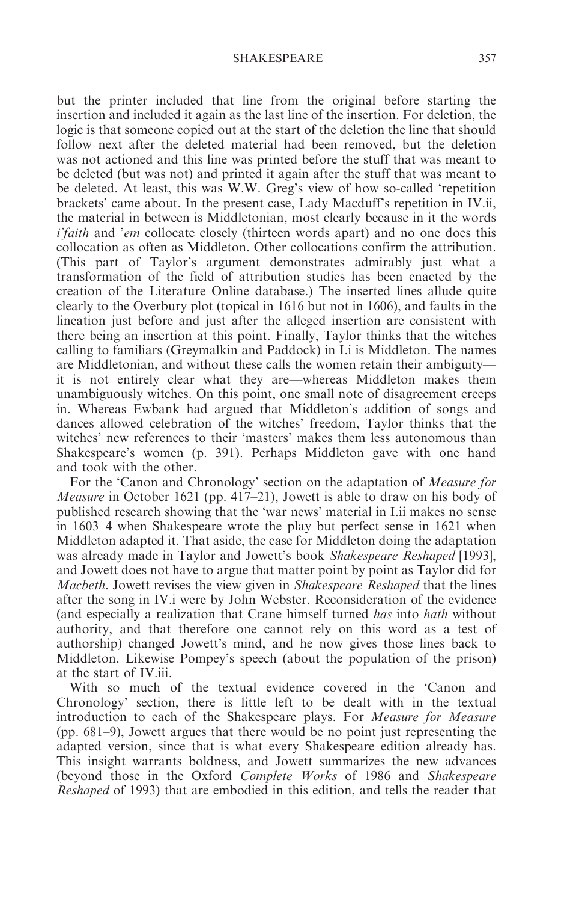but the printer included that line from the original before starting the insertion and included it again as the last line of the insertion. For deletion, the logic is that someone copied out at the start of the deletion the line that should follow next after the deleted material had been removed, but the deletion was not actioned and this line was printed before the stuff that was meant to be deleted (but was not) and printed it again after the stuff that was meant to be deleted. At least, this was W.W. Greg's view of how so-called 'repetition brackets' came about. In the present case, Lady Macduff's repetition in IV.ii, the material in between is Middletonian, most clearly because in it the words *i'faith* and *'em* collocate closely (thirteen words apart) and no one does this collocation as often as Middleton. Other collocations confirm the attribution. (This part of Taylor's argument demonstrates admirably just what a transformation of the field of attribution studies has been enacted by the creation of the Literature Online database.) The inserted lines allude quite clearly to the Overbury plot (topical in 1616 but not in 1606), and faults in the lineation just before and just after the alleged insertion are consistent with there being an insertion at this point. Finally, Taylor thinks that the witches calling to familiars (Greymalkin and Paddock) in I.i is Middleton. The names are Middletonian, and without these calls the women retain their ambiguity—it is not entirely clear what they are—whereas Middleton makes them unambiguously witches. On this point, one small note of disagreement creeps in. Whereas Ewbank had argued that Middleton's addition of songs and dances allowed celebration of the witches' freedom, Taylor thinks that the witches' new references to their 'masters' makes them less autonomous than Shakespeare's women (p. 391). Perhaps Middleton gave with one hand and took with the other.

For the 'Canon and Chronology' section on the adaptation of *Measure for Measure* in October 1621 (pp. 417–21), Jowett is able to draw on his body of published research showing that the 'war news' material in I.ii makes no sense in 1603–4 when Shakespeare wrote the play but perfect sense in 1621 when Middleton adapted it. That aside, the case for Middleton doing the adaptation was already made in Taylor and Jowett's book *Shakespeare Reshaped* [1993], and Jowett does not have to argue that matter point by point as Taylor did for *Macbeth*. Jowett revises the view given in *Shakespeare Reshaped* that the lines after the song in IV.i were by John Webster. Reconsideration of the evidence (and especially a realization that Crane himself turned *has* into *hath* without authority, and that therefore one cannot rely on this word as a test of authorship) changed Jowett's mind, and he now gives those lines back to Middleton. Likewise Pompey's speech (about the population of the prison) at the start of IV.iii.

With so much of the textual evidence covered in the 'Canon and Chronology' section, there is little left to be dealt with in the textual introduction to each of the Shakespeare plays. For *Measure for Measure* (pp. 681–9), Jowett argues that there would be no point just representing the adapted version, since that is what every Shakespeare edition already has. This insight warrants boldness, and Jowett summarizes the new advances (beyond those in the Oxford *Complete Works* of 1986 and *Shakespeare Reshaped* of 1993) that are embodied in this edition, and tells the reader that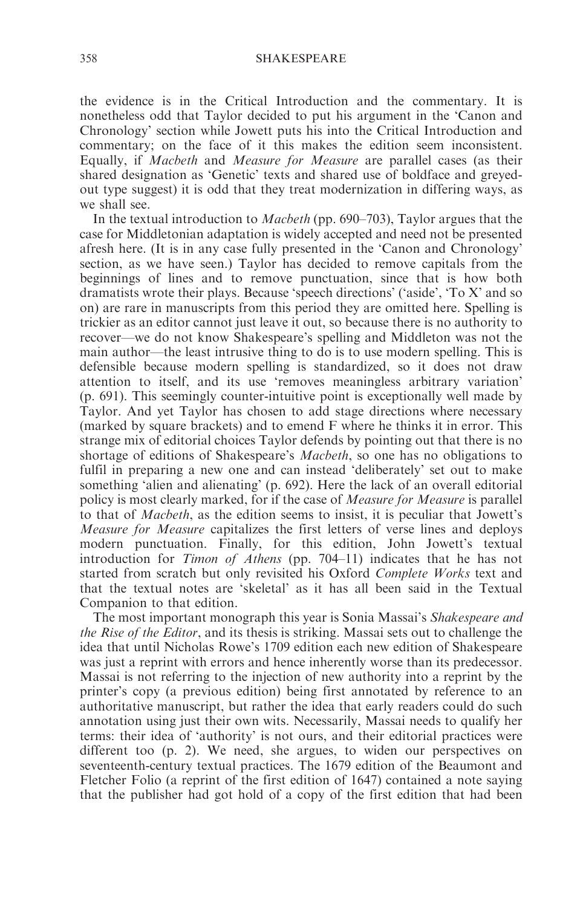the evidence is in the Critical Introduction and the commentary. It is nonetheless odd that Taylor decided to put his argument in the 'Canon and Chronology' section while Jowett puts his into the Critical Introduction and commentary; on the face of it this makes the edition seem inconsistent. Equally, if *Macbeth* and *Measure for Measure* are parallel cases (as their shared designation as 'Genetic' texts and shared use of boldface and greyed-out type suggest) it is odd that they treat modernization in differing ways, as we shall see.

In the textual introduction to *Macbeth* (pp. 690–703), Taylor argues that the case for Middletonian adaptation is widely accepted and need not be presented afresh here. (It is in any case fully presented in the 'Canon and Chronology' section, as we have seen.) Taylor has decided to remove capitals from the beginnings of lines and to remove punctuation, since that is how both dramatists wrote their plays. Because 'speech directions' ('aside', 'To X' and so on) are rare in manuscripts from this period they are omitted here. Spelling is trickier as an editor cannot just leave it out, so because there is no authority to recover—we do not know Shakespeare's spelling and Middleton was not the main author—the least intrusive thing to do is to use modern spelling. This is defensible because modern spelling is standardized, so it does not draw attention to itself, and its use 'removes meaningless arbitrary variation' (p. 691). This seemingly counter-intuitive point is exceptionally well made by Taylor. And yet Taylor has chosen to add stage directions where necessary (marked by square brackets) and to emend F where he thinks it in error. This strange mix of editorial choices Taylor defends by pointing out that there is no shortage of editions of Shakespeare's *Macbeth*, so one has no obligations to fulfil in preparing a new one and can instead 'deliberately' set out to make something 'alien and alienating' (p. 692). Here the lack of an overall editorial policy is most clearly marked, for if the case of *Measure for Measure* is parallel to that of *Macbeth*, as the edition seems to insist, it is peculiar that Jowett's *Measure for Measure* capitalizes the first letters of verse lines and deploys modern punctuation. Finally, for this edition, John Jowett's textual introduction for *Timon of Athens* (pp. 704–11) indicates that he has not started from scratch but only revisited his Oxford *Complete Works* text and that the textual notes are 'skeletal' as it has all been said in the Textual Companion to that edition.

The most important monograph this year is Sonia Massai's *Shakespeare and the Rise of the Editor*, and its thesis is striking. Massai sets out to challenge the idea that until Nicholas Rowe's 1709 edition each new edition of Shakespeare was just a reprint with errors and hence inherently worse than its predecessor. Massai is not referring to the injection of new authority into a reprint by the printer's copy (a previous edition) being first annotated by reference to an authoritative manuscript, but rather the idea that early readers could do such annotation using just their own wits. Necessarily, Massai needs to qualify her terms: their idea of 'authority' is not ours, and their editorial practices were different too (p. 2). We need, she argues, to widen our perspectives on seventeenth-century textual practices. The 1679 edition of the Beaumont and Fletcher Folio (a reprint of the first edition of 1647) contained a note saying that the publisher had got hold of a copy of the first edition that had been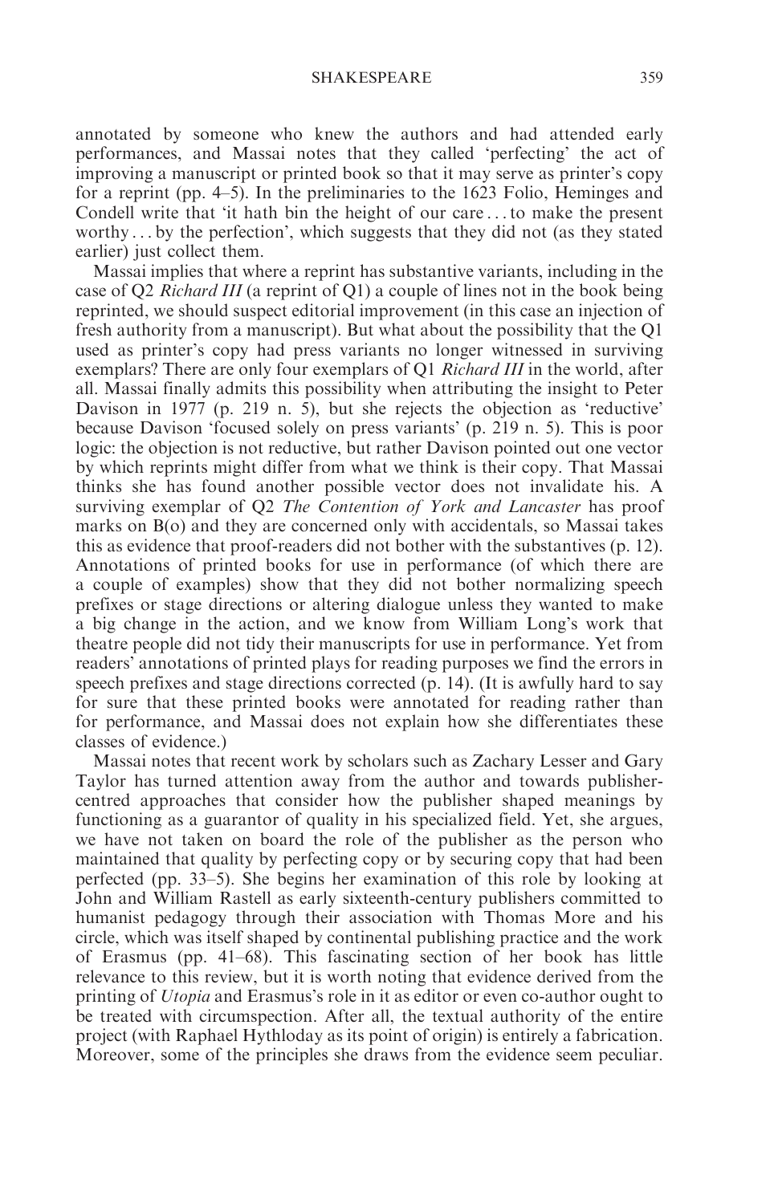annotated by someone who knew the authors and had attended early performances, and Massai notes that they called 'perfecting' the act of improving a manuscript or printed book so that it may serve as printer's copy for a reprint (pp. 4–5). In the preliminaries to the 1623 Folio, Heminges and Condell write that 'it hath bin the height of our care . . . to make the present worthy . . . by the perfection', which suggests that they did not (as they stated earlier) just collect them.

Massai implies that where a reprint has substantive variants, including in the case of Q2 *Richard III* (a reprint of Q1) a couple of lines not in the book being reprinted, we should suspect editorial improvement (in this case an injection of fresh authority from a manuscript). But what about the possibility that the Q1 used as printer's copy had press variants no longer witnessed in surviving exemplars? There are only four exemplars of Q1 *Richard III* in the world, after all. Massai finally admits this possibility when attributing the insight to Peter Davison in 1977 (p. 219 n. 5), but she rejects the objection as 'reductive' because Davison 'focused solely on press variants' (p. 219 n. 5). This is poor logic: the objection is not reductive, but rather Davison pointed out one vector by which reprints might differ from what we think is their copy. That Massai thinks she has found another possible vector does not invalidate his. A surviving exemplar of Q2 *The Contention of York and Lancaster* has proof marks on B(o) and they are concerned only with accidentals, so Massai takes this as evidence that proof-readers did not bother with the substantives (p. 12). Annotations of printed books for use in performance (of which there are a couple of examples) show that they did not bother normalizing speech prefixes or stage directions or altering dialogue unless they wanted to make a big change in the action, and we know from William Long's work that theatre people did not tidy their manuscripts for use in performance. Yet from readers' annotations of printed plays for reading purposes we find the errors in speech prefixes and stage directions corrected (p. 14). (It is awfully hard to say for sure that these printed books were annotated for reading rather than for performance, and Massai does not explain how she differentiates these classes of evidence.)

Massai notes that recent work by scholars such as Zachary Lesser and Gary Taylor has turned attention away from the author and towards publisher-centred approaches that consider how the publisher shaped meanings by functioning as a guarantor of quality in his specialized field. Yet, she argues, we have not taken on board the role of the publisher as the person who maintained that quality by perfecting copy or by securing copy that had been perfected (pp. 33–5). She begins her examination of this role by looking at John and William Rastell as early sixteenth-century publishers committed to humanist pedagogy through their association with Thomas More and his circle, which was itself shaped by continental publishing practice and the work of Erasmus (pp. 41–68). This fascinating section of her book has little relevance to this review, but it is worth noting that evidence derived from the printing of *Utopia* and Erasmus's role in it as editor or even co-author ought to be treated with circumspection. After all, the textual authority of the entire project (with Raphael Hythloday as its point of origin) is entirely a fabrication. Moreover, some of the principles she draws from the evidence seem peculiar.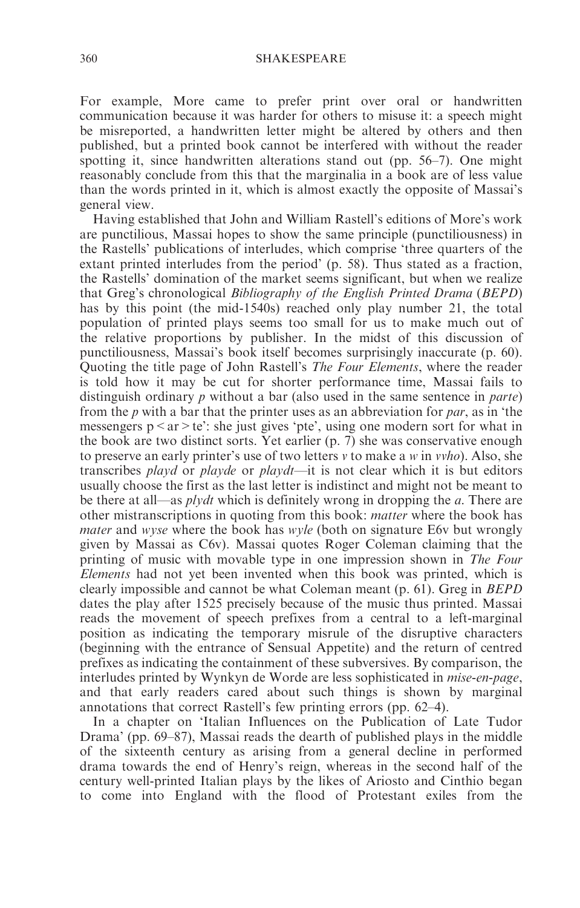For example, More came to prefer print over oral or handwritten communication because it was harder for others to misuse it: a speech might be misreported, a handwritten letter might be altered by others and then published, but a printed book cannot be interfered with without the reader spotting it, since handwritten alterations stand out (pp. 56–7). One might reasonably conclude from this that the marginalia in a book are of less value than the words printed in it, which is almost exactly the opposite of Massai's general view.

Having established that John and William Rastell's editions of More's work are punctilious, Massai hopes to show the same principle (punctiliousness) in the Rastells' publications of interludes, which comprise 'three quarters of the extant printed interludes from the period' (p. 58). Thus stated as a fraction, the Rastells' domination of the market seems significant, but when we realize that Greg's chronological *Bibliography of the English Printed Drama* (*BEPD*) has by this point (the mid-1540s) reached only play number 21, the total population of printed plays seems too small for us to make much out of the relative proportions by publisher. In the midst of this discussion of punctiliousness, Massai's book itself becomes surprisingly inaccurate (p. 60). Quoting the title page of John Rastell's *The Four Elements*, where the reader is told how it may be cut for shorter performance time, Massai fails to distinguish ordinary *p* without a bar (also used in the same sentence in *parte*) from the *p* with a bar that the printer uses as an abbreviation for *par*, as in 'the messengers p < ar > te': she just gives 'pte', using one modern sort for what in the book are two distinct sorts. Yet earlier (p. 7) she was conservative enough to preserve an early printer's use of two letters *v* to make a *w* in *vvho*). Also, she transcribes *playd* or *playde* or *playdt*—it is not clear which it is but editors usually choose the first as the last letter is indistinct and might not be meant to be there at all—as *plydt* which is definitely wrong in dropping the *a*. There are other mistranscriptions in quoting from this book: *matter* where the book has *mater* and *wyse* where the book has *wyle* (both on signature E6v but wrongly given by Massai as C6v). Massai quotes Roger Coleman claiming that the printing of music with movable type in one impression shown in *The Four Elements* had not yet been invented when this book was printed, which is clearly impossible and cannot be what Coleman meant (p. 61). Greg in *BEPD* dates the play after 1525 precisely because of the music thus printed. Massai reads the movement of speech prefixes from a central to a left-marginal position as indicating the temporary misrule of the disruptive characters (beginning with the entrance of Sensual Appetite) and the return of centred prefixes as indicating the containment of these subversives. By comparison, the interludes printed by Wynkyn de Worde are less sophisticated in *mise-en-page*, and that early readers cared about such things is shown by marginal annotations that correct Rastell's few printing errors (pp. 62–4).

In a chapter on 'Italian Influences on the Publication of Late Tudor Drama' (pp. 69–87), Massai reads the dearth of published plays in the middle of the sixteenth century as arising from a general decline in performed drama towards the end of Henry's reign, whereas in the second half of the century well-printed Italian plays by the likes of Ariosto and Cinthio began to come into England with the flood of Protestant exiles from the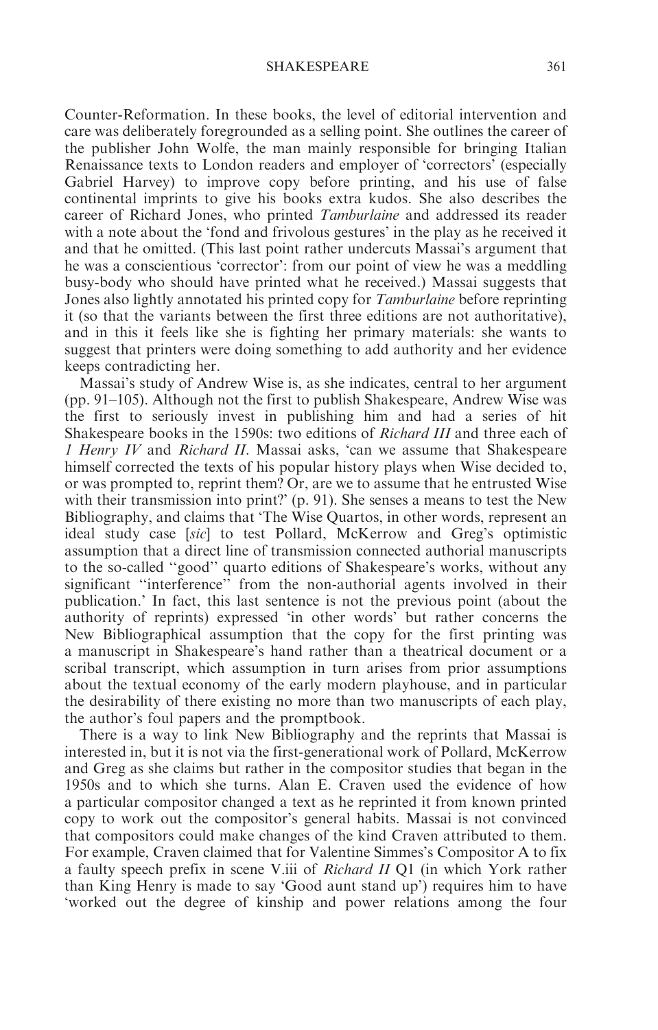Counter-Reformation. In these books, the level of editorial intervention and care was deliberately foregrounded as a selling point. She outlines the career of the publisher John Wolfe, the man mainly responsible for bringing Italian Renaissance texts to London readers and employer of 'correctors' (especially Gabriel Harvey) to improve copy before printing, and his use of false continental imprints to give his books extra kudos. She also describes the career of Richard Jones, who printed *Tamburlaine* and addressed its reader with a note about the 'fond and frivolous gestures' in the play as he received it and that he omitted. (This last point rather undercuts Massai's argument that he was a conscientious 'corrector': from our point of view he was a meddling busy-body who should have printed what he received.) Massai suggests that Jones also lightly annotated his printed copy for *Tamburlaine* before reprinting it (so that the variants between the first three editions are not authoritative), and in this it feels like she is fighting her primary materials: she wants to suggest that printers were doing something to add authority and her evidence keeps contradicting her.

Massai's study of Andrew Wise is, as she indicates, central to her argument (pp. 91–105). Although not the first to publish Shakespeare, Andrew Wise was the first to seriously invest in publishing him and had a series of hit Shakespeare books in the 1590s: two editions of *Richard III* and three each of *1 Henry IV* and *Richard II*. Massai asks, 'can we assume that Shakespeare himself corrected the texts of his popular history plays when Wise decided to, or was prompted to, reprint them? Or, are we to assume that he entrusted Wise with their transmission into print?' (p. 91). She senses a means to test the New Bibliography, and claims that 'The Wise Quartos, in other words, represent an ideal study case [*sic*] to test Pollard, McKerrow and Greg's optimistic assumption that a direct line of transmission connected authorial manuscripts to the so-called "good" quarto editions of Shakespeare's works, without any significant "interference" from the non-authorial agents involved in their publication.' In fact, this last sentence is not the previous point (about the authority of reprints) expressed 'in other words' but rather concerns the New Bibliographical assumption that the copy for the first printing was a manuscript in Shakespeare's hand rather than a theatrical document or a scribal transcript, which assumption in turn arises from prior assumptions about the textual economy of the early modern playhouse, and in particular the desirability of there existing no more than two manuscripts of each play, the author's foul papers and the promptbook.

There is a way to link New Bibliography and the reprints that Massai is interested in, but it is not via the first-generational work of Pollard, McKerrow and Greg as she claims but rather in the compositor studies that began in the 1950s and to which she turns. Alan E. Craven used the evidence of how a particular compositor changed a text as he reprinted it from known printed copy to work out the compositor's general habits. Massai is not convinced that compositors could make changes of the kind Craven attributed to them. For example, Craven claimed that for Valentine Simmes's Compositor A to fix a faulty speech prefix in scene V.iii of *Richard II* Q1 (in which York rather than King Henry is made to say 'Good aunt stand up') requires him to have 'worked out the degree of kinship and power relations among the four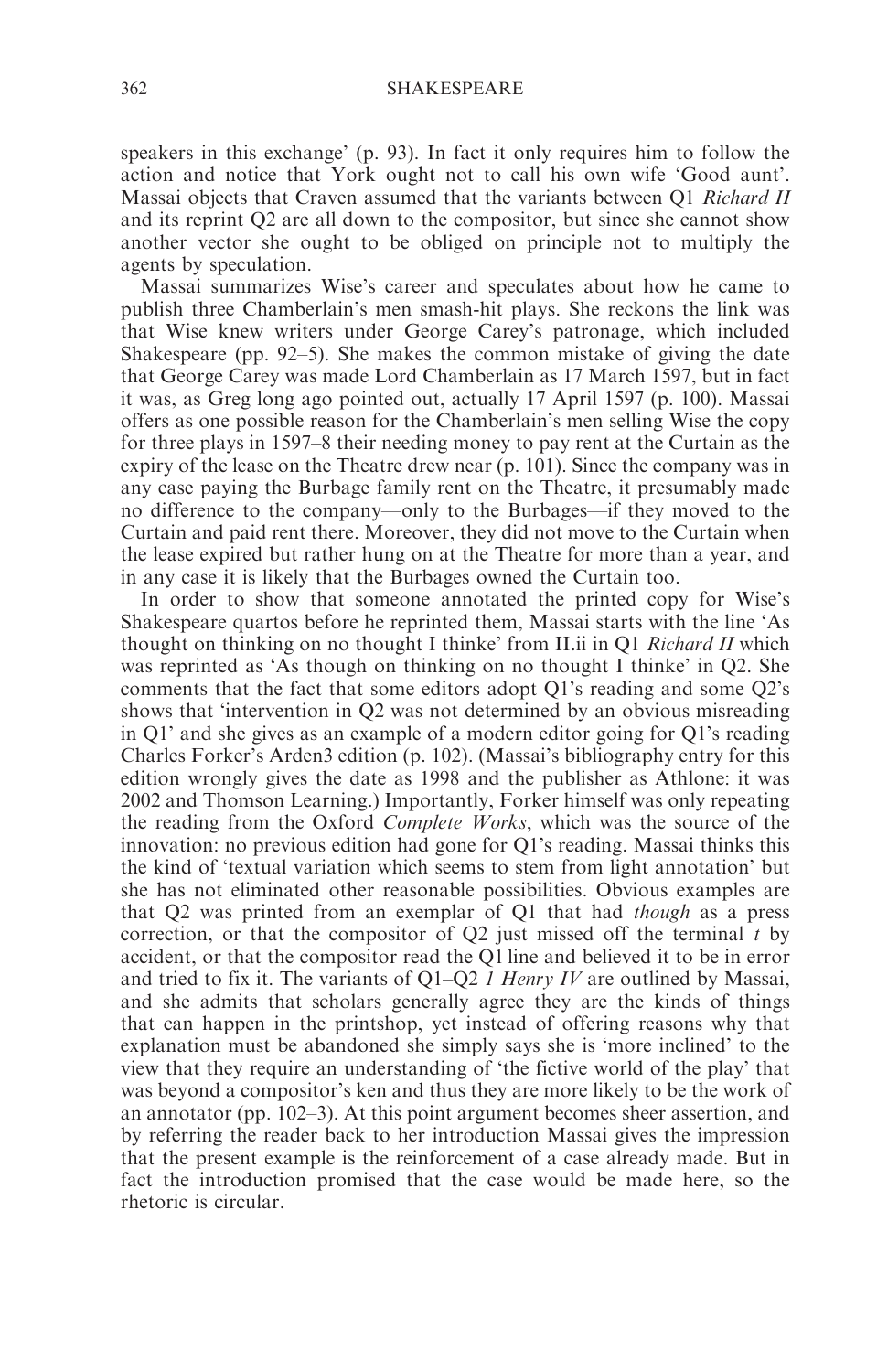speakers in this exchange' (p. 93). In fact it only requires him to follow the action and notice that York ought not to call his own wife 'Good aunt'. Massai objects that Craven assumed that the variants between Q1 *Richard II* and its reprint Q2 are all down to the compositor, but since she cannot show another vector she ought to be obliged on principle not to multiply the agents by speculation.

Massai summarizes Wise's career and speculates about how he came to publish three Chamberlain's men smash-hit plays. She reckons the link was that Wise knew writers under George Carey's patronage, which included Shakespeare (pp. 92–5). She makes the common mistake of giving the date that George Carey was made Lord Chamberlain as 17 March 1597, but in fact it was, as Greg long ago pointed out, actually 17 April 1597 (p. 100). Massai offers as one possible reason for the Chamberlain's men selling Wise the copy for three plays in 1597–8 their needing money to pay rent at the Curtain as the expiry of the lease on the Theatre drew near (p. 101). Since the company was in any case paying the Burbage family rent on the Theatre, it presumably made no difference to the company—only to the Burbages—if they moved to the Curtain and paid rent there. Moreover, they did not move to the Curtain when the lease expired but rather hung on at the Theatre for more than a year, and in any case it is likely that the Burbages owned the Curtain too.

In order to show that someone annotated the printed copy for Wise's Shakespeare quartos before he reprinted them, Massai starts with the line 'As thought on thinking on no thought I thinke' from II.ii in Q1 *Richard II* which was reprinted as 'As though on thinking on no thought I thinke' in Q2. She comments that the fact that some editors adopt Q1's reading and some Q2's shows that 'intervention in Q2 was not determined by an obvious misreading in Q1' and she gives as an example of a modern editor going for Q1's reading Charles Forker's Arden3 edition (p. 102). (Massai's bibliography entry for this edition wrongly gives the date as 1998 and the publisher as Athlone: it was 2002 and Thomson Learning.) Importantly, Forker himself was only repeating the reading from the Oxford *Complete Works*, which was the source of the innovation: no previous edition had gone for Q1's reading. Massai thinks this the kind of 'textual variation which seems to stem from light annotation' but she has not eliminated other reasonable possibilities. Obvious examples are that Q2 was printed from an exemplar of Q1 that had *though* as a press correction, or that the compositor of Q2 just missed off the terminal *t* by accident, or that the compositor read the Q1 line and believed it to be in error and tried to fix it. The variants of Q1–Q2 *1 Henry IV* are outlined by Massai, and she admits that scholars generally agree they are the kinds of things that can happen in the printshop, yet instead of offering reasons why that explanation must be abandoned she simply says she is 'more inclined' to the view that they require an understanding of 'the fictive world of the play' that was beyond a compositor's ken and thus they are more likely to be the work of an annotator (pp. 102–3). At this point argument becomes sheer assertion, and by referring the reader back to her introduction Massai gives the impression that the present example is the reinforcement of a case already made. But in fact the introduction promised that the case would be made here, so the rhetoric is circular.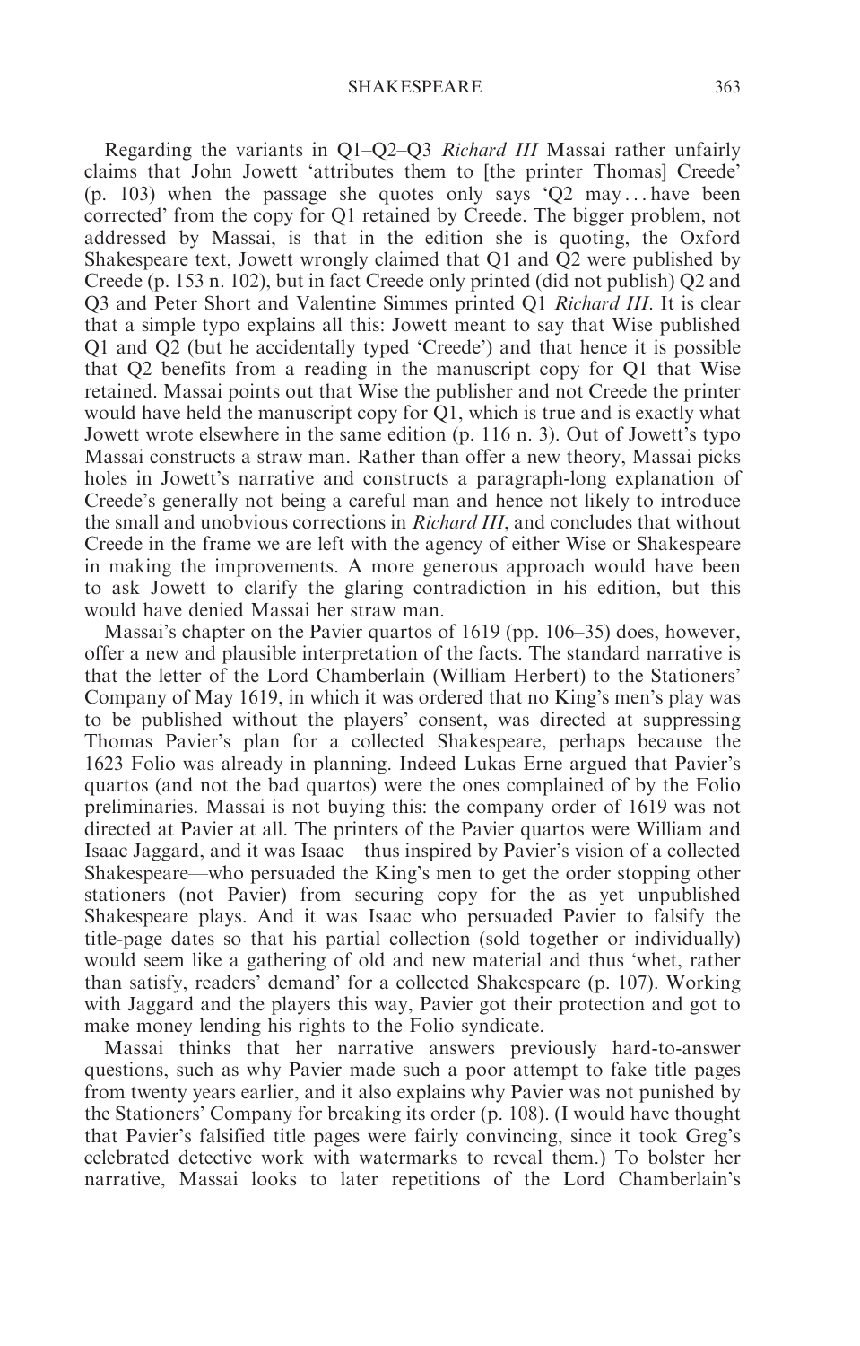Regarding the variants in Q1–Q2–Q3 *Richard III* Massai rather unfairly claims that John Jowett 'attributes them to [the printer Thomas] Creede' (p. 103) when the passage she quotes only says 'Q2 may . . . have been corrected' from the copy for Q1 retained by Creede. The bigger problem, not addressed by Massai, is that in the edition she is quoting, the Oxford Shakespeare text, Jowett wrongly claimed that Q1 and Q2 were published by Creede (p. 153 n. 102), but in fact Creede only printed (did not publish) Q2 and Q3 and Peter Short and Valentine Simmes printed Q1 *Richard III*. It is clear that a simple typo explains all this: Jowett meant to say that Wise published Q1 and Q2 (but he accidentally typed 'Creede') and that hence it is possible that Q2 benefits from a reading in the manuscript copy for Q1 that Wise retained. Massai points out that Wise the publisher and not Creede the printer would have held the manuscript copy for Q1, which is true and is exactly what Jowett wrote elsewhere in the same edition (p. 116 n. 3). Out of Jowett's typo Massai constructs a straw man. Rather than offer a new theory, Massai picks holes in Jowett's narrative and constructs a paragraph-long explanation of Creede's generally not being a careful man and hence not likely to introduce the small and unobvious corrections in *Richard III*, and concludes that without Creede in the frame we are left with the agency of either Wise or Shakespeare in making the improvements. A more generous approach would have been to ask Jowett to clarify the glaring contradiction in his edition, but this would have denied Massai her straw man.

Massai's chapter on the Pavier quartos of 1619 (pp. 106–35) does, however, offer a new and plausible interpretation of the facts. The standard narrative is that the letter of the Lord Chamberlain (William Herbert) to the Stationers' Company of May 1619, in which it was ordered that no King's men's play was to be published without the players' consent, was directed at suppressing Thomas Pavier's plan for a collected Shakespeare, perhaps because the 1623 Folio was already in planning. Indeed Lukas Erne argued that Pavier's quartos (and not the bad quartos) were the ones complained of by the Folio preliminaries. Massai is not buying this: the company order of 1619 was not directed at Pavier at all. The printers of the Pavier quartos were William and Isaac Jaggard, and it was Isaac—thus inspired by Pavier's vision of a collected Shakespeare—who persuaded the King's men to get the order stopping other stationers (not Pavier) from securing copy for the as yet unpublished Shakespeare plays. And it was Isaac who persuaded Pavier to falsify the title-page dates so that his partial collection (sold together or individually) would seem like a gathering of old and new material and thus 'whet, rather than satisfy, readers' demand' for a collected Shakespeare (p. 107). Working with Jaggard and the players this way, Pavier got their protection and got to make money lending his rights to the Folio syndicate.

Massai thinks that her narrative answers previously hard-to-answer questions, such as why Pavier made such a poor attempt to fake title pages from twenty years earlier, and it also explains why Pavier was not punished by the Stationers' Company for breaking its order (p. 108). (I would have thought that Pavier's falsified title pages were fairly convincing, since it took Greg's celebrated detective work with watermarks to reveal them.) To bolster her narrative, Massai looks to later repetitions of the Lord Chamberlain's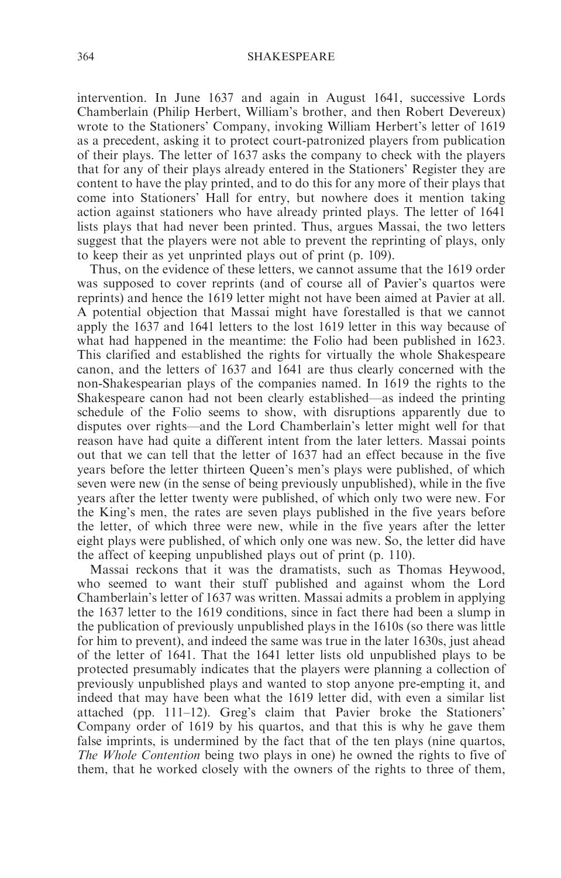intervention. In June 1637 and again in August 1641, successive Lords Chamberlain (Philip Herbert, William's brother, and then Robert Devereux) wrote to the Stationers' Company, invoking William Herbert's letter of 1619 as a precedent, asking it to protect court-patronized players from publication of their plays. The letter of 1637 asks the company to check with the players that for any of their plays already entered in the Stationers' Register they are content to have the play printed, and to do this for any more of their plays that come into Stationers' Hall for entry, but nowhere does it mention taking action against stationers who have already printed plays. The letter of 1641 lists plays that had never been printed. Thus, argues Massai, the two letters suggest that the players were not able to prevent the reprinting of plays, only to keep their as yet unprinted plays out of print (p. 109).

Thus, on the evidence of these letters, we cannot assume that the 1619 order was supposed to cover reprints (and of course all of Pavier's quartos were reprints) and hence the 1619 letter might not have been aimed at Pavier at all. A potential objection that Massai might have forestalled is that we cannot apply the 1637 and 1641 letters to the lost 1619 letter in this way because of what had happened in the meantime: the Folio had been published in 1623. This clarified and established the rights for virtually the whole Shakespeare canon, and the letters of 1637 and 1641 are thus clearly concerned with the non-Shakespearian plays of the companies named. In 1619 the rights to the Shakespeare canon had not been clearly established—as indeed the printing schedule of the Folio seems to show, with disruptions apparently due to disputes over rights—and the Lord Chamberlain's letter might well for that reason have had quite a different intent from the later letters. Massai points out that we can tell that the letter of 1637 had an effect because in the five years before the letter thirteen Queen's men's plays were published, of which seven were new (in the sense of being previously unpublished), while in the five years after the letter twenty were published, of which only two were new. For the King's men, the rates are seven plays published in the five years before the letter, of which three were new, while in the five years after the letter eight plays were published, of which only one was new. So, the letter did have the affect of keeping unpublished plays out of print (p. 110).

Massai reckons that it was the dramatists, such as Thomas Heywood, who seemed to want their stuff published and against whom the Lord Chamberlain's letter of 1637 was written. Massai admits a problem in applying the 1637 letter to the 1619 conditions, since in fact there had been a slump in the publication of previously unpublished plays in the 1610s (so there was little for him to prevent), and indeed the same was true in the later 1630s, just ahead of the letter of 1641. That the 1641 letter lists old unpublished plays to be protected presumably indicates that the players were planning a collection of previously unpublished plays and wanted to stop anyone pre-empting it, and indeed that may have been what the 1619 letter did, with even a similar list attached (pp. 111–12). Greg's claim that Pavier broke the Stationers' Company order of 1619 by his quartos, and that this is why he gave them false imprints, is undermined by the fact that of the ten plays (nine quartos, *The Whole Contention* being two plays in one) he owned the rights to five of them, that he worked closely with the owners of the rights to three of them,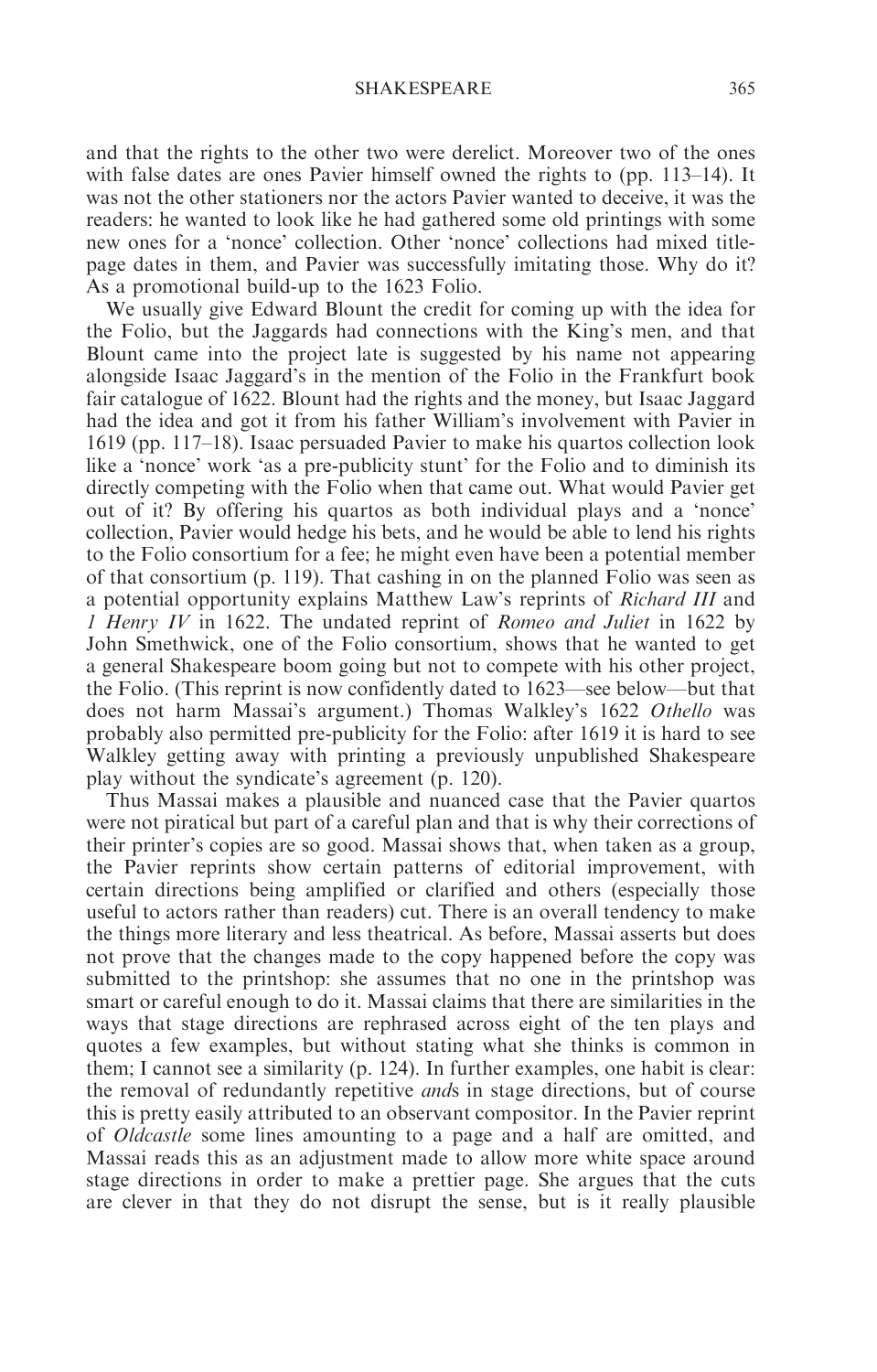and that the rights to the other two were derelict. Moreover two of the ones with false dates are ones Pavier himself owned the rights to (pp. 113–14). It was not the other stationers nor the actors Pavier wanted to deceive, it was the readers: he wanted to look like he had gathered some old printings with some new ones for a 'nonce' collection. Other 'nonce' collections had mixed title-page dates in them, and Pavier was successfully imitating those. Why do it? As a promotional build-up to the 1623 Folio.

We usually give Edward Blount the credit for coming up with the idea for the Folio, but the Jaggards had connections with the King's men, and that Blount came into the project late is suggested by his name not appearing alongside Isaac Jaggard's in the mention of the Folio in the Frankfurt book fair catalogue of 1622. Blount had the rights and the money, but Isaac Jaggard had the idea and got it from his father William's involvement with Pavier in 1619 (pp. 117–18). Isaac persuaded Pavier to make his quartos collection look like a 'nonce' work 'as a pre-publicity stunt' for the Folio and to diminish its directly competing with the Folio when that came out. What would Pavier get out of it? By offering his quartos as both individual plays and a 'nonce' collection, Pavier would hedge his bets, and he would be able to lend his rights to the Folio consortium for a fee; he might even have been a potential member of that consortium (p. 119). That cashing in on the planned Folio was seen as a potential opportunity explains Matthew Law's reprints of *Richard III* and *1 Henry IV* in 1622. The undated reprint of *Romeo and Juliet* in 1622 by John Smethwick, one of the Folio consortium, shows that he wanted to get a general Shakespeare boom going but not to compete with his other project, the Folio. (This reprint is now confidently dated to 1623—see below—but that does not harm Massai's argument.) Thomas Walkley's 1622 *Othello* was probably also permitted pre-publicity for the Folio: after 1619 it is hard to see Walkley getting away with printing a previously unpublished Shakespeare play without the syndicate's agreement (p. 120).

Thus Massai makes a plausible and nuanced case that the Pavier quartos were not piratical but part of a careful plan and that is why their corrections of their printer's copies are so good. Massai shows that, when taken as a group, the Pavier reprints show certain patterns of editorial improvement, with certain directions being amplified or clarified and others (especially those useful to actors rather than readers) cut. There is an overall tendency to make the things more literary and less theatrical. As before, Massai asserts but does not prove that the changes made to the copy happened before the copy was submitted to the printshop: she assumes that no one in the printshop was smart or careful enough to do it. Massai claims that there are similarities in the ways that stage directions are rephrased across eight of the ten plays and quotes a few examples, but without stating what she thinks is common in them; I cannot see a similarity (p. 124). In further examples, one habit is clear: the removal of redundantly repetitive *and*s in stage directions, but of course this is pretty easily attributed to an observant compositor. In the Pavier reprint of *Oldcastle* some lines amounting to a page and a half are omitted, and Massai reads this as an adjustment made to allow more white space around stage directions in order to make a prettier page. She argues that the cuts are clever in that they do not disrupt the sense, but is it really plausible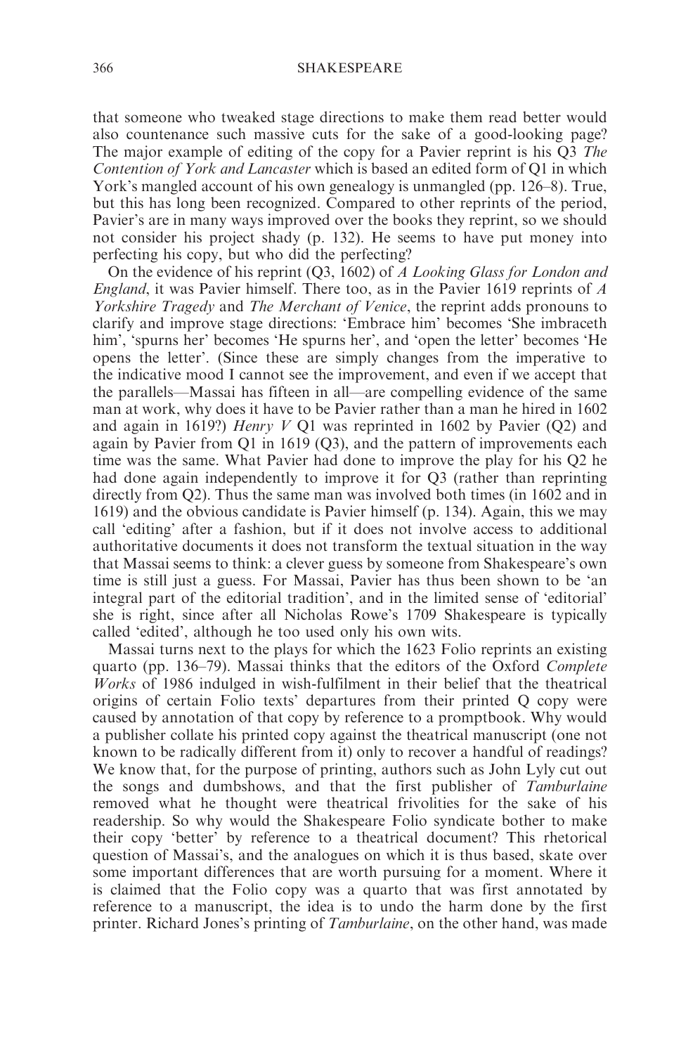that someone who tweaked stage directions to make them read better would also countenance such massive cuts for the sake of a good-looking page? The major example of editing of the copy for a Pavier reprint is his Q3 *The Contention of York and Lancaster* which is based an edited form of Q1 in which York's mangled account of his own genealogy is unmangled (pp. 126–8). True, but this has long been recognized. Compared to other reprints of the period, Pavier's are in many ways improved over the books they reprint, so we should not consider his project shady (p. 132). He seems to have put money into perfecting his copy, but who did the perfecting?

On the evidence of his reprint (Q3, 1602) of *A Looking Glass for London and England*, it was Pavier himself. There too, as in the Pavier 1619 reprints of *A Yorkshire Tragedy* and *The Merchant of Venice*, the reprint adds pronouns to clarify and improve stage directions: 'Embrace him' becomes 'She imbraceth him', 'spurns her' becomes 'He spurns her', and 'open the letter' becomes 'He opens the letter'. (Since these are simply changes from the imperative to the indicative mood I cannot see the improvement, and even if we accept that the parallels—Massai has fifteen in all—are compelling evidence of the same man at work, why does it have to be Pavier rather than a man he hired in 1602 and again in 1619?) *Henry V* Q1 was reprinted in 1602 by Pavier (Q2) and again by Pavier from Q1 in 1619 (Q3), and the pattern of improvements each time was the same. What Pavier had done to improve the play for his Q2 he had done again independently to improve it for Q3 (rather than reprinting directly from Q2). Thus the same man was involved both times (in 1602 and in 1619) and the obvious candidate is Pavier himself (p. 134). Again, this we may call 'editing' after a fashion, but if it does not involve access to additional authoritative documents it does not transform the textual situation in the way that Massai seems to think: a clever guess by someone from Shakespeare's own time is still just a guess. For Massai, Pavier has thus been shown to be 'an integral part of the editorial tradition', and in the limited sense of 'editorial' she is right, since after all Nicholas Rowe's 1709 Shakespeare is typically called 'edited', although he too used only his own wits.

Massai turns next to the plays for which the 1623 Folio reprints an existing quarto (pp. 136–79). Massai thinks that the editors of the Oxford *Complete Works* of 1986 indulged in wish-fulfilment in their belief that the theatrical origins of certain Folio texts' departures from their printed Q copy were caused by annotation of that copy by reference to a promptbook. Why would a publisher collate his printed copy against the theatrical manuscript (one not known to be radically different from it) only to recover a handful of readings? We know that, for the purpose of printing, authors such as John Lyly cut out the songs and dumbshows, and that the first publisher of *Tamburlaine* removed what he thought were theatrical frivolities for the sake of his readership. So why would the Shakespeare Folio syndicate bother to make their copy 'better' by reference to a theatrical document? This rhetorical question of Massai's, and the analogues on which it is thus based, skate over some important differences that are worth pursuing for a moment. Where it is claimed that the Folio copy was a quarto that was first annotated by reference to a manuscript, the idea is to undo the harm done by the first printer. Richard Jones's printing of *Tamburlaine*, on the other hand, was made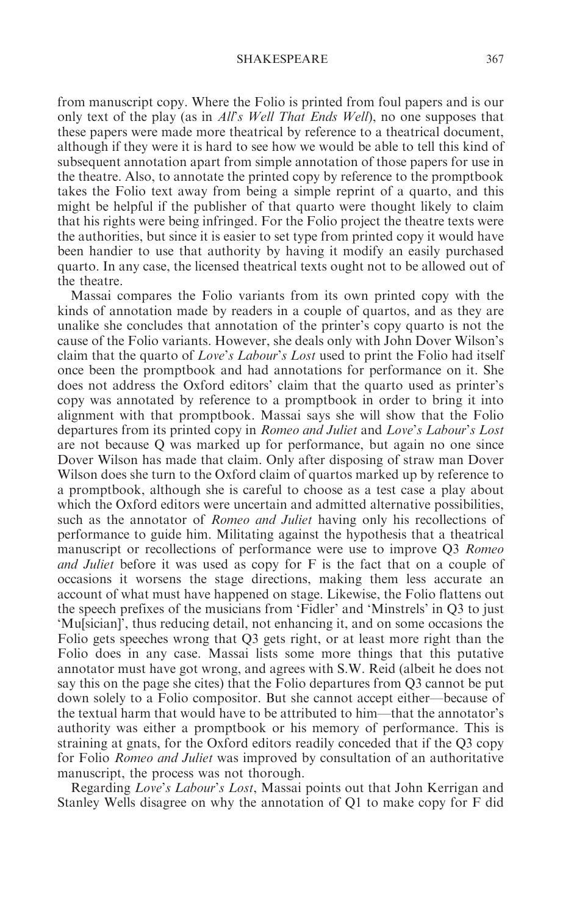from manuscript copy. Where the Folio is printed from foul papers and is our only text of the play (as in *All's Well That Ends Well*), no one supposes that these papers were made more theatrical by reference to a theatrical document, although if they were it is hard to see how we would be able to tell this kind of subsequent annotation apart from simple annotation of those papers for use in the theatre. Also, to annotate the printed copy by reference to the promptbook takes the Folio text away from being a simple reprint of a quarto, and this might be helpful if the publisher of that quarto were thought likely to claim that his rights were being infringed. For the Folio project the theatre texts were the authorities, but since it is easier to set type from printed copy it would have been handier to use that authority by having it modify an easily purchased quarto. In any case, the licensed theatrical texts ought not to be allowed out of the theatre.

Massai compares the Folio variants from its own printed copy with the kinds of annotation made by readers in a couple of quartos, and as they are unalike she concludes that annotation of the printer's copy quarto is not the cause of the Folio variants. However, she deals only with John Dover Wilson's claim that the quarto of *Love's Labour's Lost* used to print the Folio had itself once been the promptbook and had annotations for performance on it. She does not address the Oxford editors' claim that the quarto used as printer's copy was annotated by reference to a promptbook in order to bring it into alignment with that promptbook. Massai says she will show that the Folio departures from its printed copy in *Romeo and Juliet* and *Love's Labour's Lost* are not because Q was marked up for performance, but again no one since Dover Wilson has made that claim. Only after disposing of straw man Dover Wilson does she turn to the Oxford claim of quartos marked up by reference to a promptbook, although she is careful to choose as a test case a play about which the Oxford editors were uncertain and admitted alternative possibilities, such as the annotator of *Romeo and Juliet* having only his recollections of performance to guide him. Militating against the hypothesis that a theatrical manuscript or recollections of performance were use to improve Q3 *Romeo and Juliet* before it was used as copy for F is the fact that on a couple of occasions it worsens the stage directions, making them less accurate an account of what must have happened on stage. Likewise, the Folio flattens out the speech prefixes of the musicians from 'Fidler' and 'Minstrels' in Q3 to just 'Mu[sician]', thus reducing detail, not enhancing it, and on some occasions the Folio gets speeches wrong that Q3 gets right, or at least more right than the Folio does in any case. Massai lists some more things that this putative annotator must have got wrong, and agrees with S.W. Reid (albeit he does not say this on the page she cites) that the Folio departures from Q3 cannot be put down solely to a Folio compositor. But she cannot accept either—because of the textual harm that would have to be attributed to him—that the annotator's authority was either a promptbook or his memory of performance. This is straining at gnats, for the Oxford editors readily conceded that if the Q3 copy for Folio *Romeo and Juliet* was improved by consultation of an authoritative manuscript, the process was not thorough.

Regarding *Love's Labour's Lost*, Massai points out that John Kerrigan and Stanley Wells disagree on why the annotation of Q1 to make copy for F did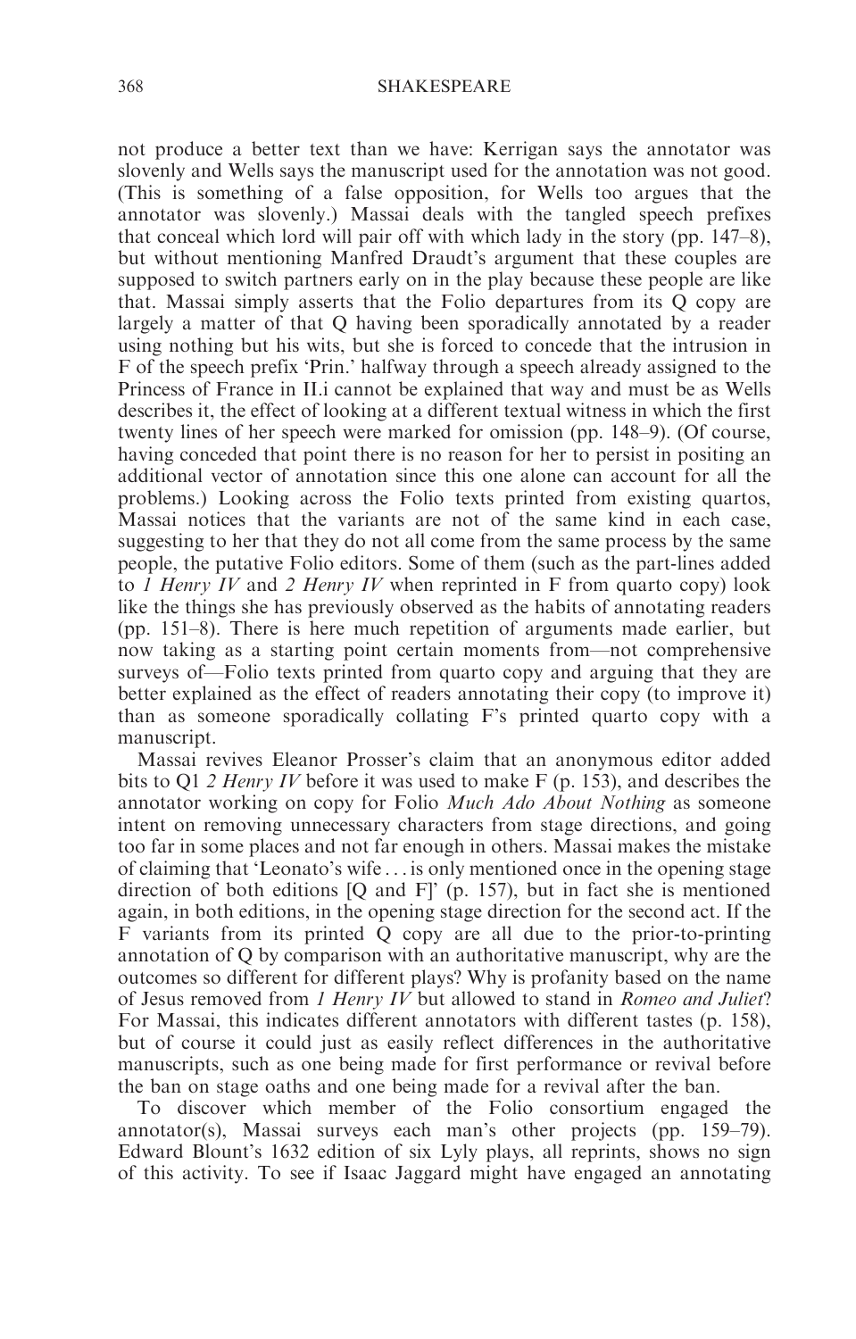not produce a better text than we have: Kerrigan says the annotator was slovenly and Wells says the manuscript used for the annotation was not good. (This is something of a false opposition, for Wells too argues that the annotator was slovenly.) Massai deals with the tangled speech prefixes that conceal which lord will pair off with which lady in the story (pp. 147–8), but without mentioning Manfred Draudt's argument that these couples are supposed to switch partners early on in the play because these people are like that. Massai simply asserts that the Folio departures from its Q copy are largely a matter of that Q having been sporadically annotated by a reader using nothing but his wits, but she is forced to concede that the intrusion in F of the speech prefix 'Prin.' halfway through a speech already assigned to the Princess of France in II.i cannot be explained that way and must be as Wells describes it, the effect of looking at a different textual witness in which the first twenty lines of her speech were marked for omission (pp. 148–9). (Of course, having conceded that point there is no reason for her to persist in positing an additional vector of annotation since this one alone can account for all the problems.) Looking across the Folio texts printed from existing quartos, Massai notices that the variants are not of the same kind in each case, suggesting to her that they do not all come from the same process by the same people, the putative Folio editors. Some of them (such as the part-lines added to *1 Henry IV* and *2 Henry IV* when reprinted in F from quarto copy) look like the things she has previously observed as the habits of annotating readers (pp. 151–8). There is here much repetition of arguments made earlier, but now taking as a starting point certain moments from—not comprehensive surveys of—Folio texts printed from quarto copy and arguing that they are better explained as the effect of readers annotating their copy (to improve it) than as someone sporadically collating F's printed quarto copy with a manuscript.

Massai revives Eleanor Prosser's claim that an anonymous editor added bits to Q1 *2 Henry IV* before it was used to make F (p. 153), and describes the annotator working on copy for Folio *Much Ado About Nothing* as someone intent on removing unnecessary characters from stage directions, and going too far in some places and not far enough in others. Massai makes the mistake of claiming that 'Leonato's wife . . . is only mentioned once in the opening stage direction of both editions [Q and F]' (p. 157), but in fact she is mentioned again, in both editions, in the opening stage direction for the second act. If the F variants from its printed Q copy are all due to the prior-to-printing annotation of Q by comparison with an authoritative manuscript, why are the outcomes so different for different plays? Why is profanity based on the name of Jesus removed from *1 Henry IV* but allowed to stand in *Romeo and Juliet*? For Massai, this indicates different annotators with different tastes (p. 158), but of course it could just as easily reflect differences in the authoritative manuscripts, such as one being made for first performance or revival before the ban on stage oaths and one being made for a revival after the ban.

To discover which member of the Folio consortium engaged the annotator(s), Massai surveys each man's other projects (pp. 159–79). Edward Blount's 1632 edition of six Lyly plays, all reprints, shows no sign of this activity. To see if Isaac Jaggard might have engaged an annotating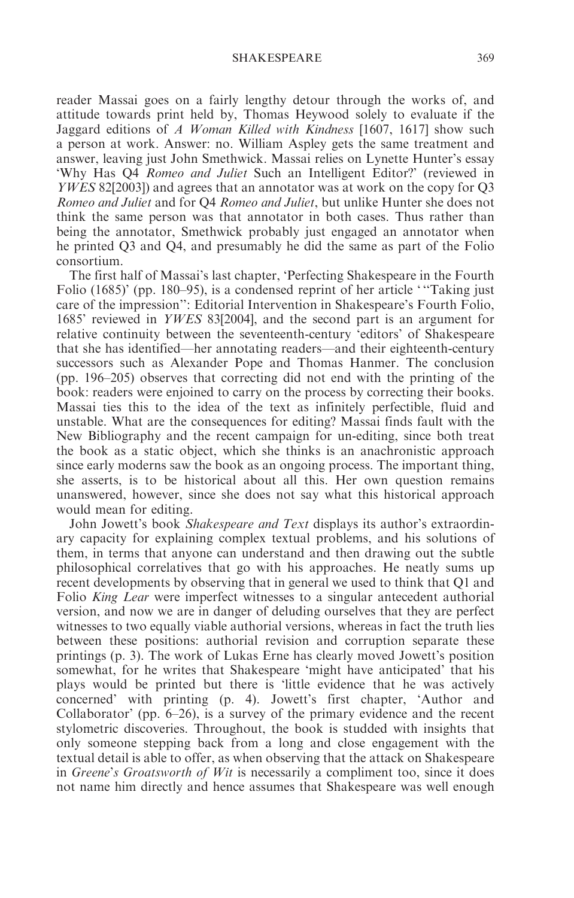reader Massai goes on a fairly lengthy detour through the works of, and attitude towards print held by, Thomas Heywood solely to evaluate if the Jaggard editions of *A Woman Killed with Kindness* [1607, 1617] show such a person at work. Answer: no. William Aspley gets the same treatment and answer, leaving just John Smethwick. Massai relies on Lynette Hunter's essay 'Why Has Q4 *Romeo and Juliet* Such an Intelligent Editor?' (reviewed in *YWES* 82[2003]) and agrees that an annotator was at work on the copy for Q3 *Romeo and Juliet* and for Q4 *Romeo and Juliet*, but unlike Hunter she does not think the same person was that annotator in both cases. Thus rather than being the annotator, Smethwick probably just engaged an annotator when he printed Q3 and Q4, and presumably he did the same as part of the Folio consortium.

The first half of Massai's last chapter, 'Perfecting Shakespeare in the Fourth Folio (1685)' (pp. 180–95), is a condensed reprint of her article '"Taking just care of the impression": Editorial Intervention in Shakespeare's Fourth Folio, 1685' reviewed in *YWES* 83[2004], and the second part is an argument for relative continuity between the seventeenth-century 'editors' of Shakespeare that she has identified—her annotating readers—and their eighteenth-century successors such as Alexander Pope and Thomas Hanmer. The conclusion (pp. 196–205) observes that correcting did not end with the printing of the book: readers were enjoined to carry on the process by correcting their books. Massai ties this to the idea of the text as infinitely perfectible, fluid and unstable. What are the consequences for editing? Massai finds fault with the New Bibliography and the recent campaign for un-editing, since both treat the book as a static object, which she thinks is an anachronistic approach since early moderns saw the book as an ongoing process. The important thing, she asserts, is to be historical about all this. Her own question remains unanswered, however, since she does not say what this historical approach would mean for editing.

John Jowett's book *Shakespeare and Text* displays its author's extraordinary capacity for explaining complex textual problems, and his solutions of them, in terms that anyone can understand and then drawing out the subtle philosophical correlatives that go with his approaches. He neatly sums up recent developments by observing that in general we used to think that Q1 and Folio *King Lear* were imperfect witnesses to a singular antecedent authorial version, and now we are in danger of deluding ourselves that they are perfect witnesses to two equally viable authorial versions, whereas in fact the truth lies between these positions: authorial revision and corruption separate these printings (p. 3). The work of Lukas Erne has clearly moved Jowett's position somewhat, for he writes that Shakespeare 'might have anticipated' that his plays would be printed but there is 'little evidence that he was actively concerned' with printing (p. 4). Jowett's first chapter, 'Author and Collaborator' (pp. 6–26), is a survey of the primary evidence and the recent stylometric discoveries. Throughout, the book is studded with insights that only someone stepping back from a long and close engagement with the textual detail is able to offer, as when observing that the attack on Shakespeare in *Greene's Groatsworth of Wit* is necessarily a compliment too, since it does not name him directly and hence assumes that Shakespeare was well enough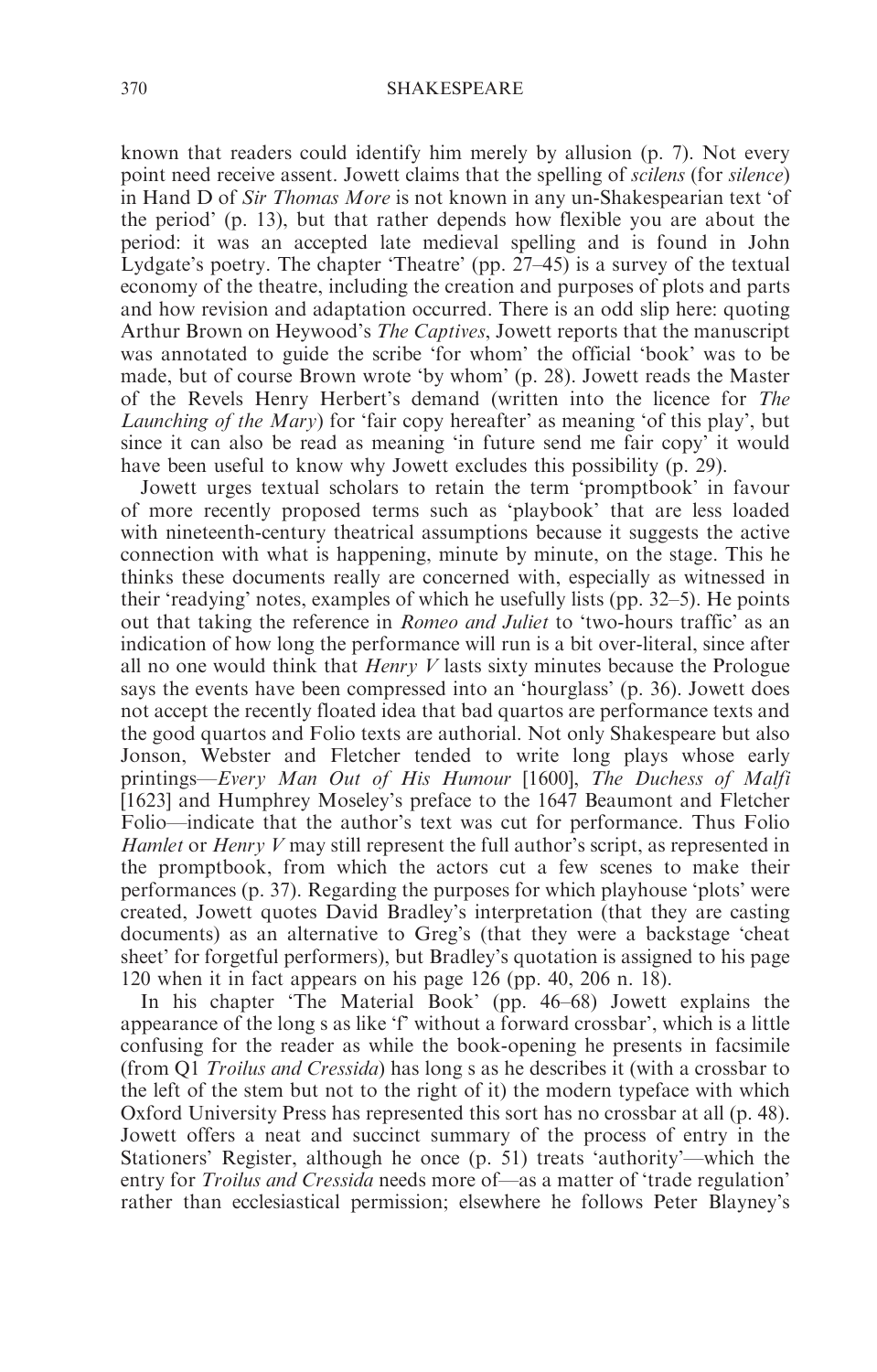known that readers could identify him merely by allusion (p. 7). Not every point need receive assent. Jowett claims that the spelling of *scilens* (for *silence*) in Hand D of *Sir Thomas More* is not known in any un-Shakespearian text 'of the period' (p. 13), but that rather depends how flexible you are about the period: it was an accepted late medieval spelling and is found in John Lydgate's poetry. The chapter 'Theatre' (pp. 27–45) is a survey of the textual economy of the theatre, including the creation and purposes of plots and parts and how revision and adaptation occurred. There is an odd slip here: quoting Arthur Brown on Heywood's *The Captives*, Jowett reports that the manuscript was annotated to guide the scribe 'for whom' the official 'book' was to be made, but of course Brown wrote 'by whom' (p. 28). Jowett reads the Master of the Revels Henry Herbert's demand (written into the licence for *The Launching of the Mary*) for 'fair copy hereafter' as meaning 'of this play', but since it can also be read as meaning 'in future send me fair copy' it would have been useful to know why Jowett excludes this possibility (p. 29).

Jowett urges textual scholars to retain the term 'promptbook' in favour of more recently proposed terms such as 'playbook' that are less loaded with nineteenth-century theatrical assumptions because it suggests the active connection with what is happening, minute by minute, on the stage. This he thinks these documents really are concerned with, especially as witnessed in their 'readying' notes, examples of which he usefully lists (pp. 32–5). He points out that taking the reference in *Romeo and Juliet* to 'two-hours traffic' as an indication of how long the performance will run is a bit over-literal, since after all no one would think that *Henry V* lasts sixty minutes because the Prologue says the events have been compressed into an 'hourglass' (p. 36). Jowett does not accept the recently floated idea that bad quartos are performance texts and the good quartos and Folio texts are authorial. Not only Shakespeare but also Jonson, Webster and Fletcher tended to write long plays whose early printings—*Every Man Out of His Humour* [1600], *The Duchess of Malfi* [1623] and Humphrey Moseley's preface to the 1647 Beaumont and Fletcher Folio—indicate that the author's text was cut for performance. Thus Folio *Hamlet* or *Henry V* may still represent the full author's script, as represented in the promptbook, from which the actors cut a few scenes to make their performances (p. 37). Regarding the purposes for which playhouse 'plots' were created, Jowett quotes David Bradley's interpretation (that they are casting documents) as an alternative to Greg's (that they were a backstage 'cheat sheet' for forgetful performers), but Bradley's quotation is assigned to his page 120 when it in fact appears on his page 126 (pp. 40, 206 n. 18).

In his chapter 'The Material Book' (pp. 46–68) Jowett explains the appearance of the long s as like 'f' without a forward crossbar', which is a little confusing for the reader as while the book-opening he presents in facsimile (from Q1 *Troilus and Cressida*) has long s as he describes it (with a crossbar to the left of the stem but not to the right of it) the modern typeface with which Oxford University Press has represented this sort has no crossbar at all (p. 48). Jowett offers a neat and succinct summary of the process of entry in the Stationers' Register, although he once (p. 51) treats 'authority'—which the entry for *Troilus and Cressida* needs more of—as a matter of 'trade regulation' rather than ecclesiastical permission; elsewhere he follows Peter Blayney's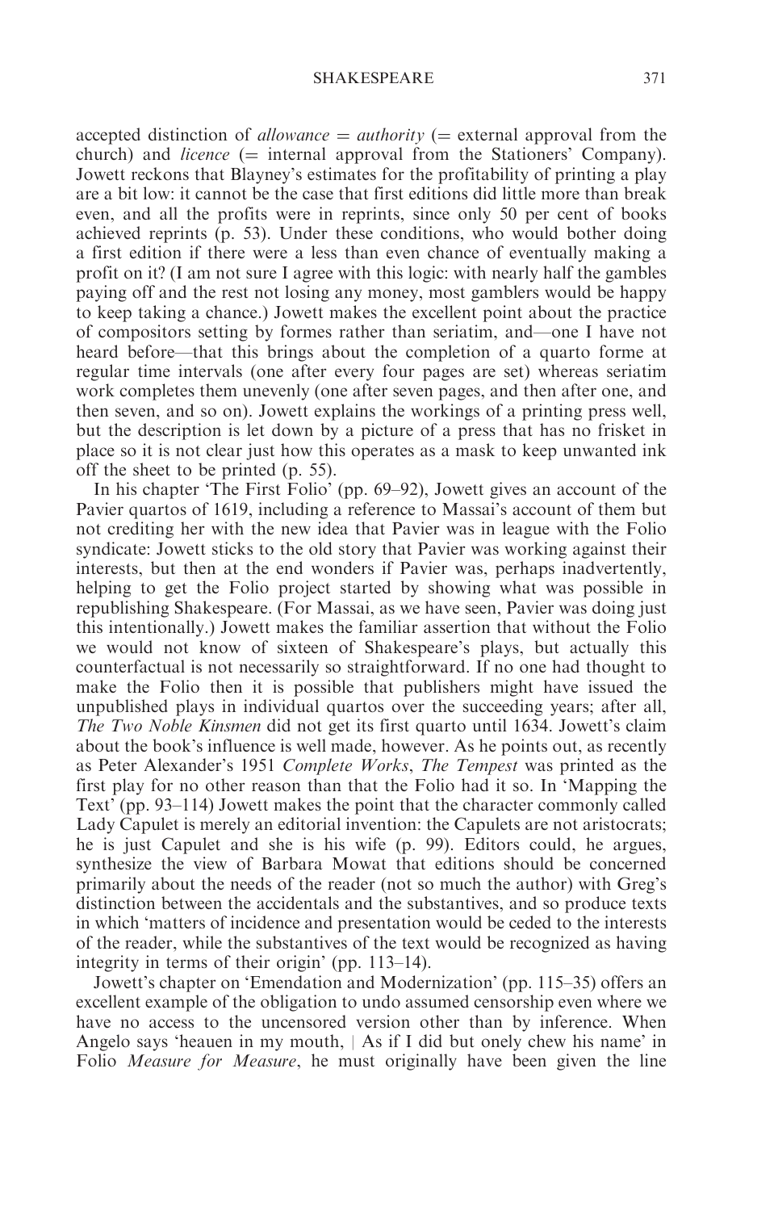accepted distinction of *allowance* = *authority* (= external approval from the church) and *licence* (= internal approval from the Stationers' Company). Jowett reckons that Blayney's estimates for the profitability of printing a play are a bit low: it cannot be the case that first editions did little more than break even, and all the profits were in reprints, since only 50 per cent of books achieved reprints (p. 53). Under these conditions, who would bother doing a first edition if there were a less than even chance of eventually making a profit on it? (I am not sure I agree with this logic: with nearly half the gambles paying off and the rest not losing any money, most gamblers would be happy to keep taking a chance.) Jowett makes the excellent point about the practice of compositors setting by formes rather than seriatim, and—one I have not heard before—that this brings about the completion of a quarto forme at regular time intervals (one after every four pages are set) whereas seriatim work completes them unevenly (one after seven pages, and then after one, and then seven, and so on). Jowett explains the workings of a printing press well, but the description is let down by a picture of a press that has no frisket in place so it is not clear just how this operates as a mask to keep unwanted ink off the sheet to be printed (p. 55).

In his chapter 'The First Folio' (pp. 69–92), Jowett gives an account of the Pavier quartos of 1619, including a reference to Massai's account of them but not crediting her with the new idea that Pavier was in league with the Folio syndicate: Jowett sticks to the old story that Pavier was working against their interests, but then at the end wonders if Pavier was, perhaps inadvertently, helping to get the Folio project started by showing what was possible in republishing Shakespeare. (For Massai, as we have seen, Pavier was doing just this intentionally.) Jowett makes the familiar assertion that without the Folio we would not know of sixteen of Shakespeare's plays, but actually this counterfactual is not necessarily so straightforward. If no one had thought to make the Folio then it is possible that publishers might have issued the unpublished plays in individual quartos over the succeeding years; after all, *The Two Noble Kinsmen* did not get its first quarto until 1634. Jowett's claim about the book's influence is well made, however. As he points out, as recently as Peter Alexander's 1951 *Complete Works*, *The Tempest* was printed as the first play for no other reason than that the Folio had it so. In 'Mapping the Text' (pp. 93–114) Jowett makes the point that the character commonly called Lady Capulet is merely an editorial invention: the Capulets are not aristocrats; he is just Capulet and she is his wife (p. 99). Editors could, he argues, synthesize the view of Barbara Mowat that editions should be concerned primarily about the needs of the reader (not so much the author) with Greg's distinction between the accidentals and the substantives, and so produce texts in which 'matters of incidence and presentation would be ceded to the interests of the reader, while the substantives of the text would be recognized as having integrity in terms of their origin' (pp. 113–14).

Jowett's chapter on 'Emendation and Modernization' (pp. 115–35) offers an excellent example of the obligation to undo assumed censorship even where we have no access to the uncensored version other than by inference. When Angelo says 'heauen in my mouth, | As if I did but onely chew his name' in Folio *Measure for Measure*, he must originally have been given the line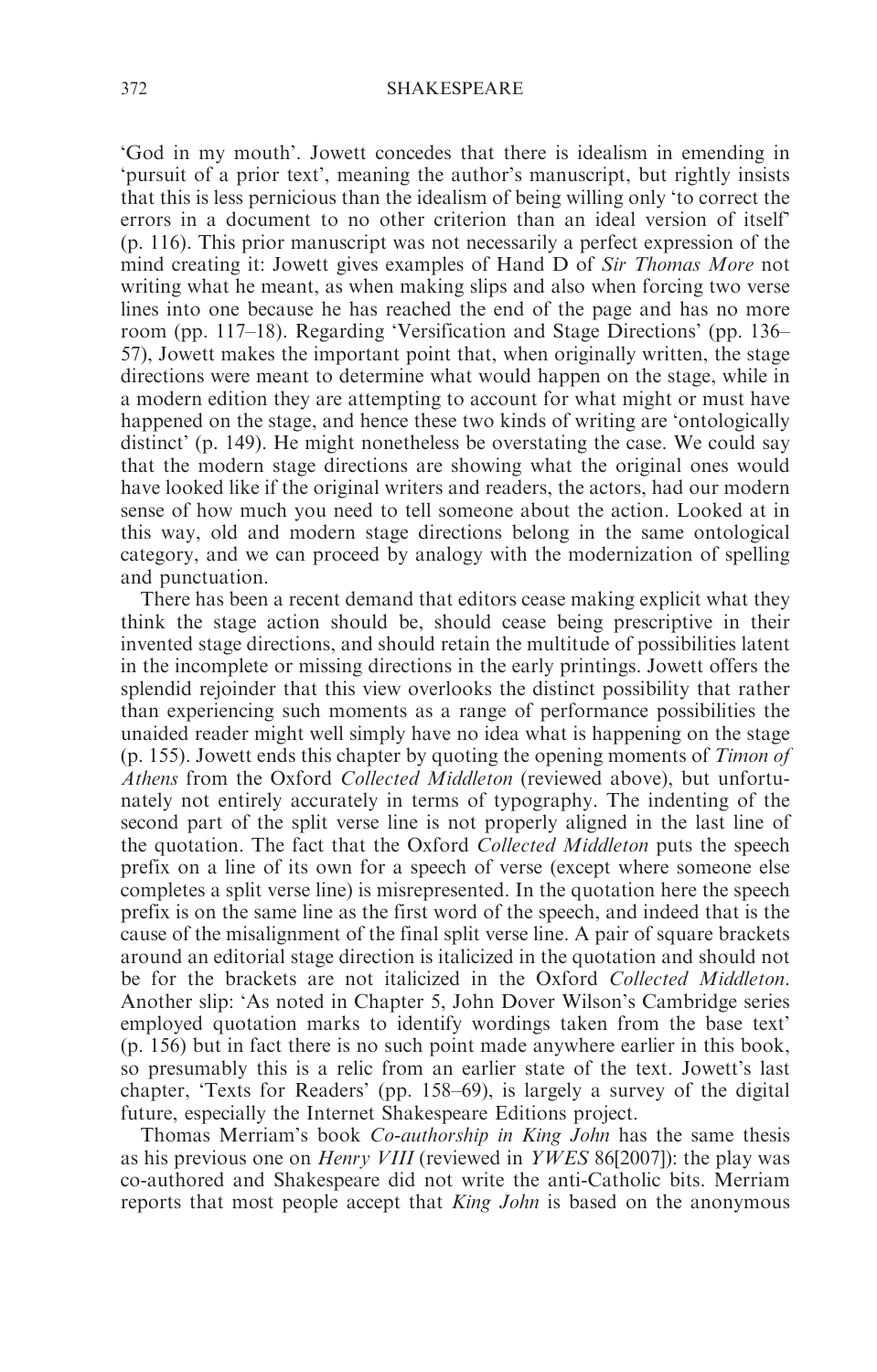'God in my mouth'. Jowett concedes that there is idealism in emending in 'pursuit of a prior text', meaning the author's manuscript, but rightly insists that this is less pernicious than the idealism of being willing only 'to correct the errors in a document to no other criterion than an ideal version of itself' (p. 116). This prior manuscript was not necessarily a perfect expression of the mind creating it: Jowett gives examples of Hand D of *Sir Thomas More* not writing what he meant, as when making slips and also when forcing two verse lines into one because he has reached the end of the page and has no more room (pp. 117–18). Regarding 'Versification and Stage Directions' (pp. 136–57), Jowett makes the important point that, when originally written, the stage directions were meant to determine what would happen on the stage, while in a modern edition they are attempting to account for what might or must have happened on the stage, and hence these two kinds of writing are 'ontologically distinct' (p. 149). He might nonetheless be overstating the case. We could say that the modern stage directions are showing what the original ones would have looked like if the original writers and readers, the actors, had our modern sense of how much you need to tell someone about the action. Looked at in this way, old and modern stage directions belong in the same ontological category, and we can proceed by analogy with the modernization of spelling and punctuation.

There has been a recent demand that editors cease making explicit what they think the stage action should be, should cease being prescriptive in their invented stage directions, and should retain the multitude of possibilities latent in the incomplete or missing directions in the early printings. Jowett offers the splendid rejoinder that this view overlooks the distinct possibility that rather than experiencing such moments as a range of performance possibilities the unaided reader might well simply have no idea what is happening on the stage (p. 155). Jowett ends this chapter by quoting the opening moments of *Timon of Athens* from the Oxford *Collected Middleton* (reviewed above), but unfortunately not entirely accurately in terms of typography. The indenting of the second part of the split verse line is not properly aligned in the last line of the quotation. The fact that the Oxford *Collected Middleton* puts the speech prefix on a line of its own for a speech of verse (except where someone else completes a split verse line) is misrepresented. In the quotation here the speech prefix is on the same line as the first word of the speech, and indeed that is the cause of the misalignment of the final split verse line. A pair of square brackets around an editorial stage direction is italicized in the quotation and should not be for the brackets are not italicized in the Oxford *Collected Middleton*. Another slip: 'As noted in Chapter 5, John Dover Wilson's Cambridge series employed quotation marks to identify wordings taken from the base text' (p. 156) but in fact there is no such point made anywhere earlier in this book, so presumably this is a relic from an earlier state of the text. Jowett's last chapter, 'Texts for Readers' (pp. 158–69), is largely a survey of the digital future, especially the Internet Shakespeare Editions project.

Thomas Merriam's book *Co-authorship in King John* has the same thesis as his previous one on *Henry VIII* (reviewed in *YWES* 86[2007]): the play was co-authored and Shakespeare did not write the anti-Catholic bits. Merriam reports that most people accept that *King John* is based on the anonymous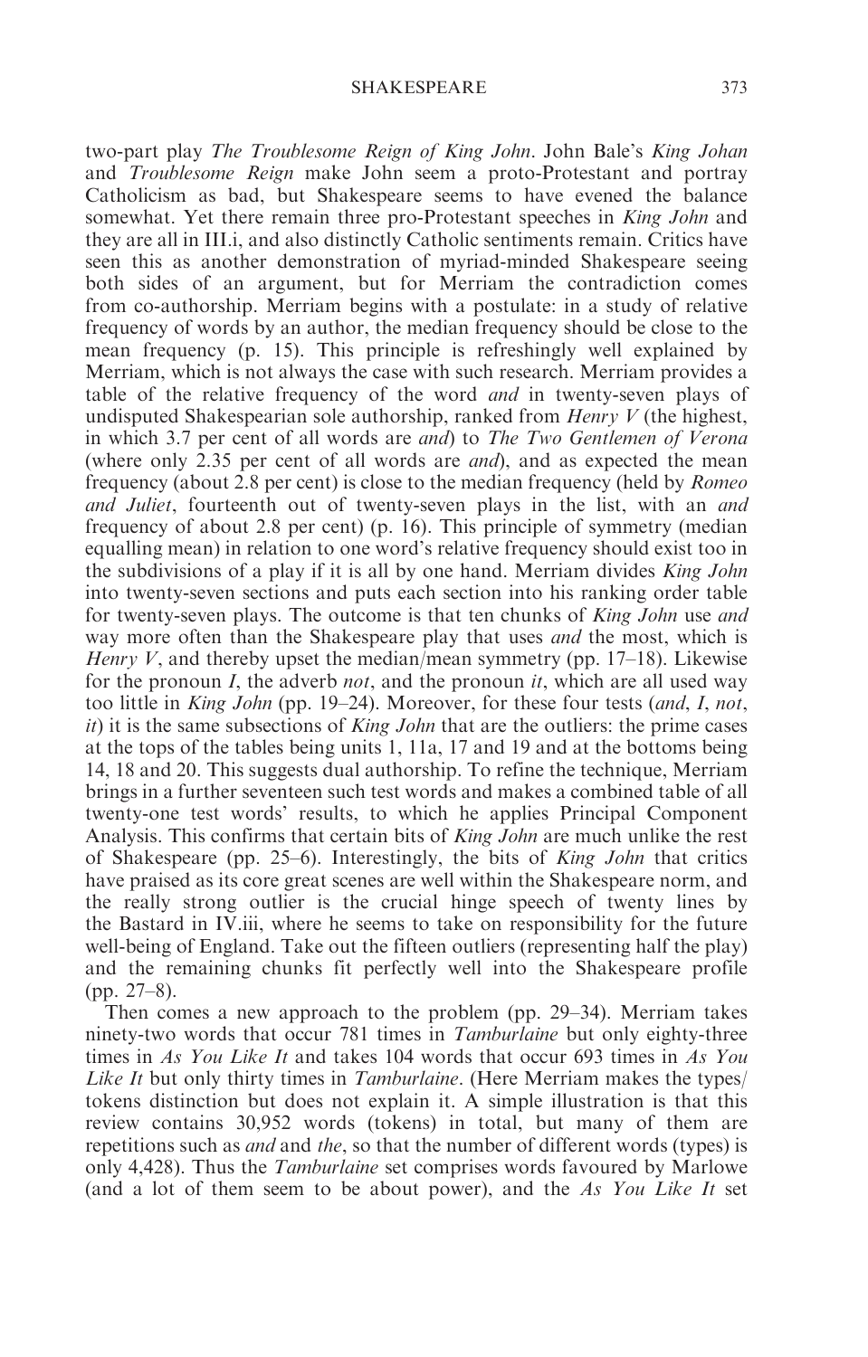two-part play *The Troublesome Reign of King John*. John Bale's *King Johan* and *Troublesome Reign* make John seem a proto-Protestant and portray Catholicism as bad, but Shakespeare seems to have evened the balance somewhat. Yet there remain three pro-Protestant speeches in *King John* and they are all in III.i, and also distinctly Catholic sentiments remain. Critics have seen this as another demonstration of myriad-minded Shakespeare seeing both sides of an argument, but for Merriam the contradiction comes from co-authorship. Merriam begins with a postulate: in a study of relative frequency of words by an author, the median frequency should be close to the mean frequency (p. 15). This principle is refreshingly well explained by Merriam, which is not always the case with such research. Merriam provides a table of the relative frequency of the word *and* in twenty-seven plays of undisputed Shakespearian sole authorship, ranked from *Henry V* (the highest, in which 3.7 per cent of all words are *and*) to *The Two Gentlemen of Verona* (where only 2.35 per cent of all words are *and*), and as expected the mean frequency (about 2.8 per cent) is close to the median frequency (held by *Romeo and Juliet*, fourteenth out of twenty-seven plays in the list, with an *and* frequency of about 2.8 per cent) (p. 16). This principle of symmetry (median equalling mean) in relation to one word's relative frequency should exist too in the subdivisions of a play if it is all by one hand. Merriam divides *King John* into twenty-seven sections and puts each section into his ranking order table for twenty-seven plays. The outcome is that ten chunks of *King John* use *and* way more often than the Shakespeare play that uses *and* the most, which is *Henry V*, and thereby upset the median/mean symmetry (pp. 17–18). Likewise for the pronoun *I*, the adverb *not*, and the pronoun *it*, which are all used way too little in *King John* (pp. 19–24). Moreover, for these four tests (*and*, *I*, *not*, *it*) it is the same subsections of *King John* that are the outliers: the prime cases at the tops of the tables being units 1, 11a, 17 and 19 and at the bottoms being 14, 18 and 20. This suggests dual authorship. To refine the technique, Merriam brings in a further seventeen such test words and makes a combined table of all twenty-one test words' results, to which he applies Principal Component Analysis. This confirms that certain bits of *King John* are much unlike the rest of Shakespeare (pp. 25–6). Interestingly, the bits of *King John* that critics have praised as its core great scenes are well within the Shakespeare norm, and the really strong outlier is the crucial hinge speech of twenty lines by the Bastard in IV.iii, where he seems to take on responsibility for the future well-being of England. Take out the fifteen outliers (representing half the play) and the remaining chunks fit perfectly well into the Shakespeare profile (pp. 27–8).

Then comes a new approach to the problem (pp. 29–34). Merriam takes ninety-two words that occur 781 times in *Tamburlaine* but only eighty-three times in *As You Like It* and takes 104 words that occur 693 times in *As You Like It* but only thirty times in *Tamburlaine*. (Here Merriam makes the types/tokens distinction but does not explain it. A simple illustration is that this review contains 30,952 words (tokens) in total, but many of them are repetitions such as *and* and *the*, so that the number of different words (types) is only 4,428). Thus the *Tamburlaine* set comprises words favoured by Marlowe (and a lot of them seem to be about power), and the *As You Like It* set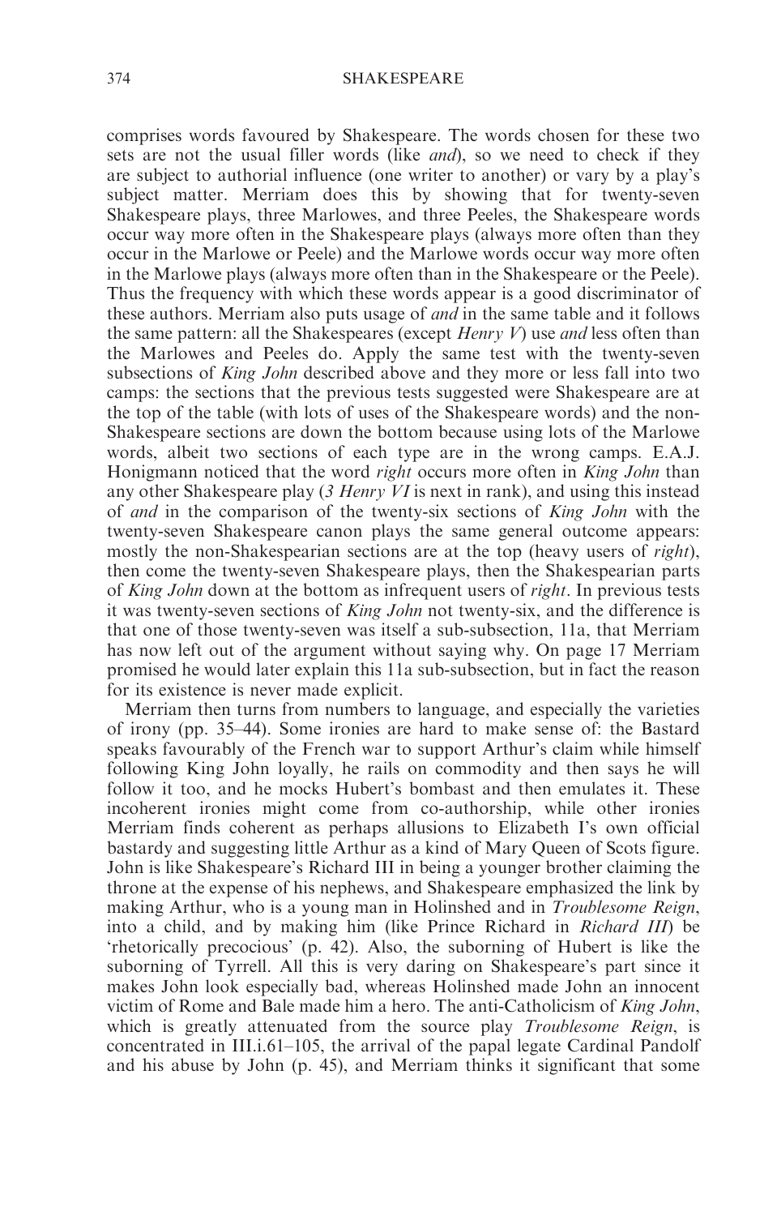comprises words favoured by Shakespeare. The words chosen for these two sets are not the usual filler words (like *and*), so we need to check if they are subject to authorial influence (one writer to another) or vary by a play's subject matter. Merriam does this by showing that for twenty-seven Shakespeare plays, three Marlowes, and three Peeles, the Shakespeare words occur way more often in the Shakespeare plays (always more often than they occur in the Marlowe or Peele) and the Marlowe words occur way more often in the Marlowe plays (always more often than in the Shakespeare or the Peele). Thus the frequency with which these words appear is a good discriminator of these authors. Merriam also puts usage of *and* in the same table and it follows the same pattern: all the Shakespeares (except *Henry V*) use *and* less often than the Marlowes and Peeles do. Apply the same test with the twenty-seven subsections of *King John* described above and they more or less fall into two camps: the sections that the previous tests suggested were Shakespeare are at the top of the table (with lots of uses of the Shakespeare words) and the non-Shakespeare sections are down the bottom because using lots of the Marlowe words, albeit two sections of each type are in the wrong camps. E.A.J. Honigmann noticed that the word *right* occurs more often in *King John* than any other Shakespeare play (*3 Henry VI* is next in rank), and using this instead of *and* in the comparison of the twenty-six sections of *King John* with the twenty-seven Shakespeare canon plays the same general outcome appears: mostly the non-Shakespearian sections are at the top (heavy users of *right*), then come the twenty-seven Shakespeare plays, then the Shakespearian parts of *King John* down at the bottom as infrequent users of *right*. In previous tests it was twenty-seven sections of *King John* not twenty-six, and the difference is that one of those twenty-seven was itself a sub-subsection, 11a, that Merriam has now left out of the argument without saying why. On page 17 Merriam promised he would later explain this 11a sub-subsection, but in fact the reason for its existence is never made explicit.

Merriam then turns from numbers to language, and especially the varieties of irony (pp. 35–44). Some ironies are hard to make sense of: the Bastard speaks favourably of the French war to support Arthur's claim while himself following King John loyally, he rails on commodity and then says he will follow it too, and he mocks Hubert's bombast and then emulates it. These incoherent ironies might come from co-authorship, while other ironies Merriam finds coherent as perhaps allusions to Elizabeth I's own official bastardy and suggesting little Arthur as a kind of Mary Queen of Scots figure. John is like Shakespeare's Richard III in being a younger brother claiming the throne at the expense of his nephews, and Shakespeare emphasized the link by making Arthur, who is a young man in Holinshed and in *Troublesome Reign*, into a child, and by making him (like Prince Richard in *Richard III*) be 'rhetorically precocious' (p. 42). Also, the suborning of Hubert is like the suborning of Tyrrell. All this is very daring on Shakespeare's part since it makes John look especially bad, whereas Holinshed made John an innocent victim of Rome and Bale made him a hero. The anti-Catholicism of *King John*, which is greatly attenuated from the source play *Troublesome Reign*, is concentrated in III.i.61–105, the arrival of the papal legate Cardinal Pandolf and his abuse by John (p. 45), and Merriam thinks it significant that some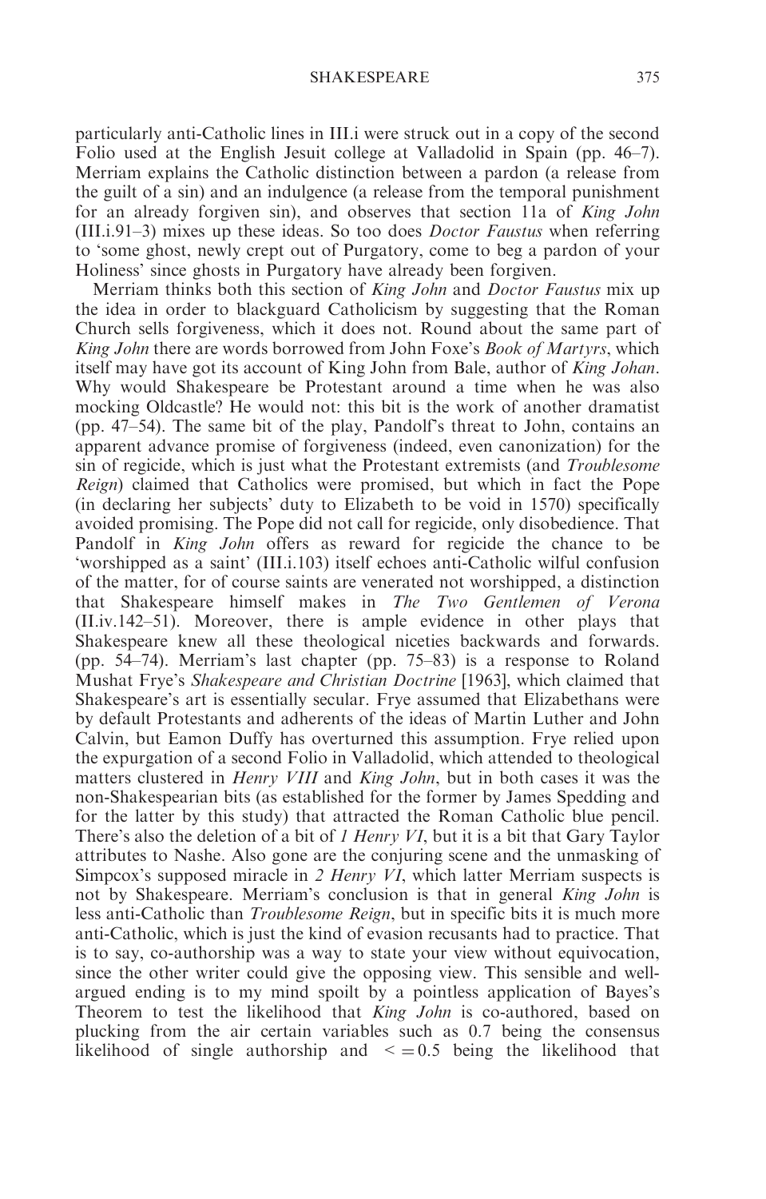particularly anti-Catholic lines in III.i were struck out in a copy of the second Folio used at the English Jesuit college at Valladolid in Spain (pp. 46–7). Merriam explains the Catholic distinction between a pardon (a release from the guilt of a sin) and an indulgence (a release from the temporal punishment for an already forgiven sin), and observes that section 11a of *King John* (III.i.91–3) mixes up these ideas. So too does *Doctor Faustus* when referring to 'some ghost, newly crept out of Purgatory, come to beg a pardon of your Holiness' since ghosts in Purgatory have already been forgiven.

Merriam thinks both this section of *King John* and *Doctor Faustus* mix up the idea in order to blackguard Catholicism by suggesting that the Roman Church sells forgiveness, which it does not. Round about the same part of *King John* there are words borrowed from John Foxe's *Book of Martyrs*, which itself may have got its account of King John from Bale, author of *King Johan*. Why would Shakespeare be Protestant around a time when he was also mocking Oldcastle? He would not: this bit is the work of another dramatist (pp. 47–54). The same bit of the play, Pandolf's threat to John, contains an apparent advance promise of forgiveness (indeed, even canonization) for the sin of regicide, which is just what the Protestant extremists (and *Troublesome Reign*) claimed that Catholics were promised, but which in fact the Pope (in declaring her subjects' duty to Elizabeth to be void in 1570) specifically avoided promising. The Pope did not call for regicide, only disobedience. That Pandolf in *King John* offers as reward for regicide the chance to be 'worshipped as a saint' (III.i.103) itself echoes anti-Catholic wilful confusion of the matter, for of course saints are venerated not worshipped, a distinction that Shakespeare himself makes in *The Two Gentlemen of Verona* (II.iv.142–51). Moreover, there is ample evidence in other plays that Shakespeare knew all these theological niceties backwards and forwards. (pp. 54–74). Merriam's last chapter (pp. 75–83) is a response to Roland Mushat Frye's *Shakespeare and Christian Doctrine* [1963], which claimed that Shakespeare's art is essentially secular. Frye assumed that Elizabethans were by default Protestants and adherents of the ideas of Martin Luther and John Calvin, but Eamon Duffy has overturned this assumption. Frye relied upon the expurgation of a second Folio in Valladolid, which attended to theological matters clustered in *Henry VIII* and *King John*, but in both cases it was the non-Shakespearian bits (as established for the former by James Spedding and for the latter by this study) that attracted the Roman Catholic blue pencil. There's also the deletion of a bit of *1 Henry VI*, but it is a bit that Gary Taylor attributes to Nashe. Also gone are the conjuring scene and the unmasking of Simpcox's supposed miracle in *2 Henry VI*, which latter Merriam suspects is not by Shakespeare. Merriam's conclusion is that in general *King John* is less anti-Catholic than *Troublesome Reign*, but in specific bits it is much more anti-Catholic, which is just the kind of evasion recusants had to practice. That is to say, co-authorship was a way to state your view without equivocation, since the other writer could give the opposing view. This sensible and well-argued ending is to my mind spoilt by a pointless application of Bayes's Theorem to test the likelihood that *King John* is co-authored, based on plucking from the air certain variables such as 0.7 being the consensus likelihood of single authorship and $<=0.5$ being the likelihood that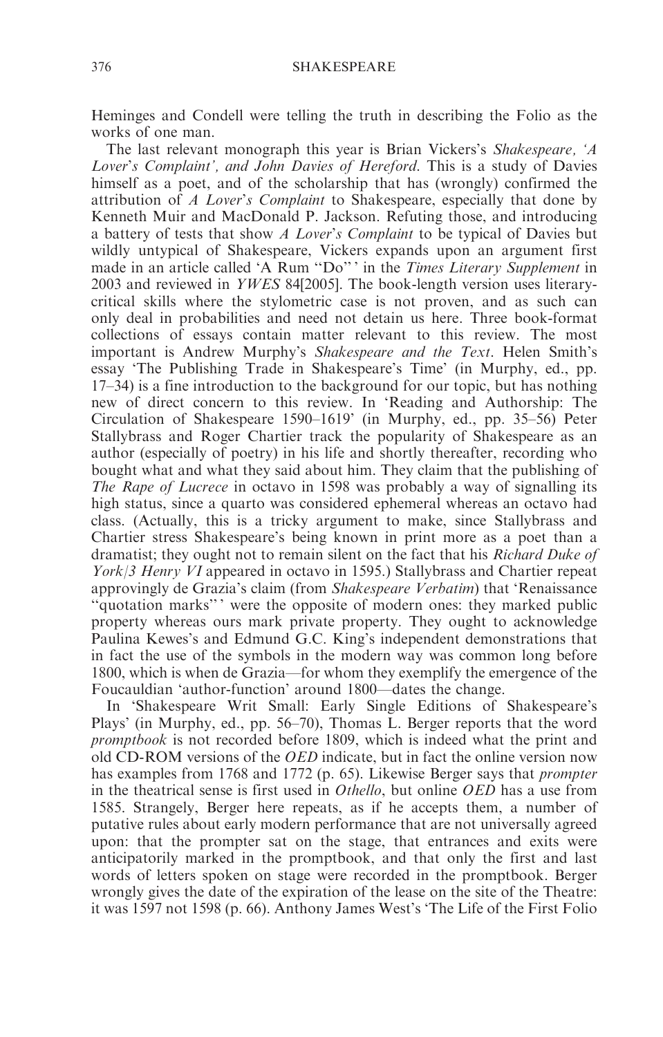Heminges and Condell were telling the truth in describing the Folio as the works of one man.

The last relevant monograph this year is Brian Vickers's *Shakespeare, 'A Lover's Complaint', and John Davies of Hereford*. This is a study of Davies himself as a poet, and of the scholarship that has (wrongly) confirmed the attribution of *A Lover's Complaint* to Shakespeare, especially that done by Kenneth Muir and MacDonald P. Jackson. Refuting those, and introducing a battery of tests that show *A Lover's Complaint* to be typical of Davies but wildly untypical of Shakespeare, Vickers expands upon an argument first made in an article called 'A Rum "Do"' in the *Times Literary Supplement* in 2003 and reviewed in *YWES* 84[2005]. The book-length version uses literary-critical skills where the stylometric case is not proven, and as such can only deal in probabilities and need not detain us here. Three book-format collections of essays contain matter relevant to this review. The most important is Andrew Murphy's *Shakespeare and the Text*. Helen Smith's essay 'The Publishing Trade in Shakespeare's Time' (in Murphy, ed., pp. 17–34) is a fine introduction to the background for our topic, but has nothing new of direct concern to this review. In 'Reading and Authorship: The Circulation of Shakespeare 1590–1619' (in Murphy, ed., pp. 35–56) Peter Stallybrass and Roger Chartier track the popularity of Shakespeare as an author (especially of poetry) in his life and shortly thereafter, recording who bought what and what they said about him. They claim that the publishing of *The Rape of Lucrece* in octavo in 1598 was probably a way of signalling its high status, since a quarto was considered ephemeral whereas an octavo had class. (Actually, this is a tricky argument to make, since Stallybrass and Chartier stress Shakespeare's being known in print more as a poet than a dramatist; they ought not to remain silent on the fact that his *Richard Duke of York/3 Henry VI* appeared in octavo in 1595.) Stallybrass and Chartier repeat approvingly de Grazia's claim (from *Shakespeare Verbatim*) that 'Renaissance "quotation marks"' were the opposite of modern ones: they marked public property whereas ours mark private property. They ought to acknowledge Paulina Kewes's and Edmund G.C. King's independent demonstrations that in fact the use of the symbols in the modern way was common long before 1800, which is when de Grazia—for whom they exemplify the emergence of the Foucauldian 'author-function' around 1800—dates the change.

In 'Shakespeare Writ Small: Early Single Editions of Shakespeare's Plays' (in Murphy, ed., pp. 56–70), Thomas L. Berger reports that the word *promptbook* is not recorded before 1809, which is indeed what the print and old CD-ROM versions of the *OED* indicate, but in fact the online version now has examples from 1768 and 1772 (p. 65). Likewise Berger says that *prompter* in the theatrical sense is first used in *Othello*, but online *OED* has a use from 1585. Strangely, Berger here repeats, as if he accepts them, a number of putative rules about early modern performance that are not universally agreed upon: that the prompter sat on the stage, that entrances and exits were anticipatorily marked in the promptbook, and that only the first and last words of letters spoken on stage were recorded in the promptbook. Berger wrongly gives the date of the expiration of the lease on the site of the Theatre: it was 1597 not 1598 (p. 66). Anthony James West's 'The Life of the First Folio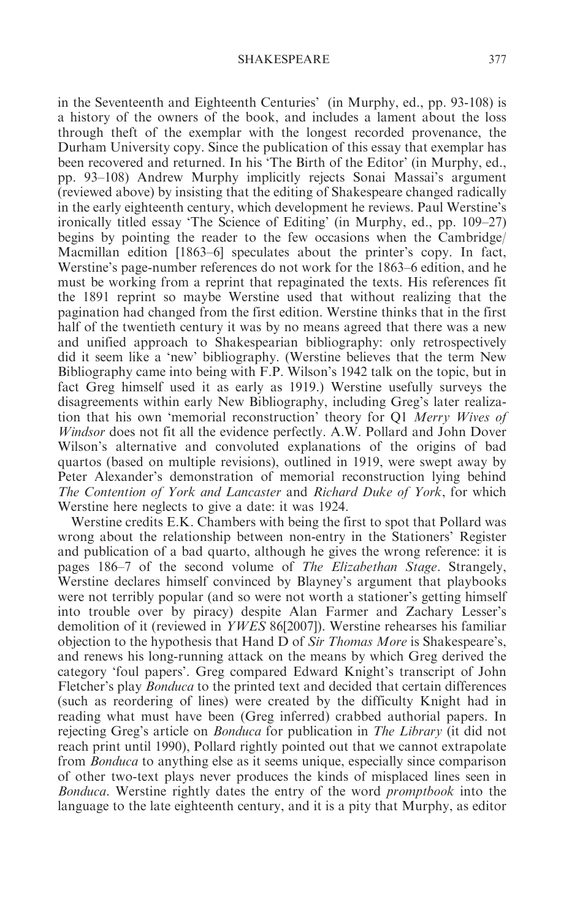in the Seventeenth and Eighteenth Centuries' (in Murphy, ed., pp. 93-108) is a history of the owners of the book, and includes a lament about the loss through theft of the exemplar with the longest recorded provenance, the Durham University copy. Since the publication of this essay that exemplar has been recovered and returned. In his 'The Birth of the Editor' (in Murphy, ed., pp. 93–108) Andrew Murphy implicitly rejects Sonai Massai's argument (reviewed above) by insisting that the editing of Shakespeare changed radically in the early eighteenth century, which development he reviews. Paul Werstine's ironically titled essay 'The Science of Editing' (in Murphy, ed., pp. 109–27) begins by pointing the reader to the few occasions when the Cambridge/Macmillan edition [1863–6] speculates about the printer's copy. In fact, Werstine's page-number references do not work for the 1863–6 edition, and he must be working from a reprint that repaginated the texts. His references fit the 1891 reprint so maybe Werstine used that without realizing that the pagination had changed from the first edition. Werstine thinks that in the first half of the twentieth century it was by no means agreed that there was a new and unified approach to Shakespearian bibliography: only retrospectively did it seem like a 'new' bibliography. (Werstine believes that the term New Bibliography came into being with F.P. Wilson's 1942 talk on the topic, but in fact Greg himself used it as early as 1919.) Werstine usefully surveys the disagreements within early New Bibliography, including Greg's later realization that his own 'memorial reconstruction' theory for Q1 *Merry Wives of Windsor* does not fit all the evidence perfectly. A.W. Pollard and John Dover Wilson's alternative and convoluted explanations of the origins of bad quartos (based on multiple revisions), outlined in 1919, were swept away by Peter Alexander's demonstration of memorial reconstruction lying behind *The Contention of York and Lancaster* and *Richard Duke of York*, for which Werstine here neglects to give a date: it was 1924.

Werstine credits E.K. Chambers with being the first to spot that Pollard was wrong about the relationship between non-entry in the Stationers' Register and publication of a bad quarto, although he gives the wrong reference: it is pages 186–7 of the second volume of *The Elizabethan Stage*. Strangely, Werstine declares himself convinced by Blayney's argument that playbooks were not terribly popular (and so were not worth a stationer's getting himself into trouble over by piracy) despite Alan Farmer and Zachary Lesser's demolition of it (reviewed in *YWES* 86[2007]). Werstine rehearses his familiar objection to the hypothesis that Hand D of *Sir Thomas More* is Shakespeare's, and renews his long-running attack on the means by which Greg derived the category 'foul papers'. Greg compared Edward Knight's transcript of John Fletcher's play *Bonduca* to the printed text and decided that certain differences (such as reordering of lines) were created by the difficulty Knight had in reading what must have been (Greg inferred) crabbed authorial papers. In rejecting Greg's article on *Bonduca* for publication in *The Library* (it did not reach print until 1990), Pollard rightly pointed out that we cannot extrapolate from *Bonduca* to anything else as it seems unique, especially since comparison of other two-text plays never produces the kinds of misplaced lines seen in *Bonduca*. Werstine rightly dates the entry of the word *promptbook* into the language to the late eighteenth century, and it is a pity that Murphy, as editor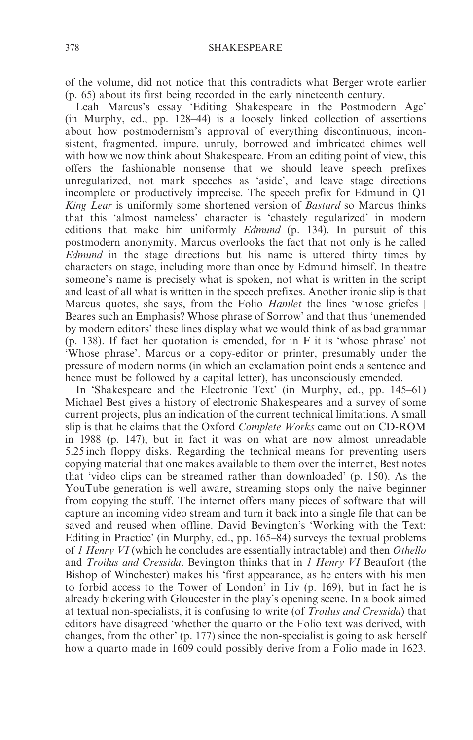of the volume, did not notice that this contradicts what Berger wrote earlier (p. 65) about its first being recorded in the early nineteenth century.

Leah Marcus's essay 'Editing Shakespeare in the Postmodern Age' (in Murphy, ed., pp. 128–44) is a loosely linked collection of assertions about how postmodernism's approval of everything discontinuous, inconsistent, fragmented, impure, unruly, borrowed and imbricated chimes well with how we now think about Shakespeare. From an editing point of view, this offers the fashionable nonsense that we should leave speech prefixes unregularized, not mark speeches as 'aside', and leave stage directions incomplete or productively imprecise. The speech prefix for Edmund in Q1 *King Lear* is uniformly some shortened version of *Bastard* so Marcus thinks that this 'almost nameless' character is 'chastely regularized' in modern editions that make him uniformly *Edmund* (p. 134). In pursuit of this postmodern anonymity, Marcus overlooks the fact that not only is he called *Edmund* in the stage directions but his name is uttered thirty times by characters on stage, including more than once by Edmund himself. In theatre someone's name is precisely what is spoken, not what is written in the script and least of all what is written in the speech prefixes. Another ironic slip is that Marcus quotes, she says, from the Folio *Hamlet* the lines 'whose griefes | Beares such an Emphasis? Whose phrase of Sorrow' and that thus 'unemended by modern editors' these lines display what we would think of as bad grammar (p. 138). If fact her quotation is emended, for in F it is 'whose phrase' not 'Whose phrase'. Marcus or a copy-editor or printer, presumably under the pressure of modern norms (in which an exclamation point ends a sentence and hence must be followed by a capital letter), has unconsciously emended.

In 'Shakespeare and the Electronic Text' (in Murphy, ed., pp. 145–61) Michael Best gives a history of electronic Shakespeares and a survey of some current projects, plus an indication of the current technical limitations. A small slip is that he claims that the Oxford *Complete Works* came out on CD-ROM in 1988 (p. 147), but in fact it was on what are now almost unreadable 5.25 inch floppy disks. Regarding the technical means for preventing users copying material that one makes available to them over the internet, Best notes that 'video clips can be streamed rather than downloaded' (p. 150). As the YouTube generation is well aware, streaming stops only the naive beginner from copying the stuff. The internet offers many pieces of software that will capture an incoming video stream and turn it back into a single file that can be saved and reused when offline. David Bevington's 'Working with the Text: Editing in Practice' (in Murphy, ed., pp. 165–84) surveys the textual problems of *1 Henry VI* (which he concludes are essentially intractable) and then *Othello* and *Troilus and Cressida*. Bevington thinks that in *1 Henry VI* Beaufort (the Bishop of Winchester) makes his 'first appearance, as he enters with his men to forbid access to the Tower of London' in I.iv (p. 169), but in fact he is already bickering with Gloucester in the play's opening scene. In a book aimed at textual non-specialists, it is confusing to write (of *Troilus and Cressida*) that editors have disagreed 'whether the quarto or the Folio text was derived, with changes, from the other' (p. 177) since the non-specialist is going to ask herself how a quarto made in 1609 could possibly derive from a Folio made in 1623.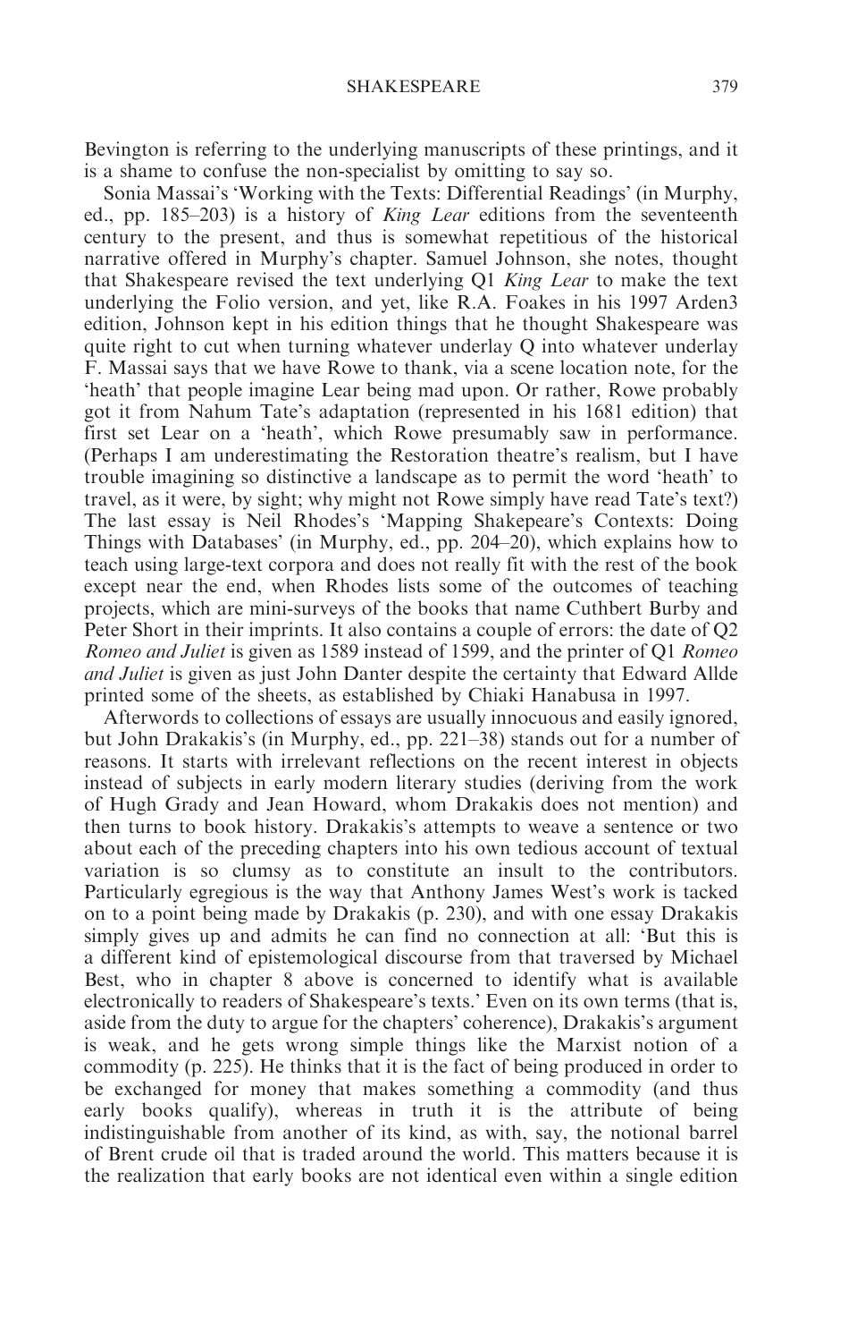Bevington is referring to the underlying manuscripts of these printings, and it is a shame to confuse the non-specialist by omitting to say so.

Sonia Massai's 'Working with the Texts: Differential Readings' (in Murphy, ed., pp. 185–203) is a history of *King Lear* editions from the seventeenth century to the present, and thus is somewhat repetitious of the historical narrative offered in Murphy's chapter. Samuel Johnson, she notes, thought that Shakespeare revised the text underlying Q1 *King Lear* to make the text underlying the Folio version, and yet, like R.A. Foakes in his 1997 Arden3 edition, Johnson kept in his edition things that he thought Shakespeare was quite right to cut when turning whatever underlay Q into whatever underlay F. Massai says that we have Rowe to thank, via a scene location note, for the 'heath' that people imagine Lear being mad upon. Or rather, Rowe probably got it from Nahum Tate's adaptation (represented in his 1681 edition) that first set Lear on a 'heath', which Rowe presumably saw in performance. (Perhaps I am underestimating the Restoration theatre's realism, but I have trouble imagining so distinctive a landscape as to permit the word 'heath' to travel, as it were, by sight; why might not Rowe simply have read Tate's text?) The last essay is Neil Rhodes's 'Mapping Shakepeare's Contexts: Doing Things with Databases' (in Murphy, ed., pp. 204–20), which explains how to teach using large-text corpora and does not really fit with the rest of the book except near the end, when Rhodes lists some of the outcomes of teaching projects, which are mini-surveys of the books that name Cuthbert Burby and Peter Short in their imprints. It also contains a couple of errors: the date of Q2 *Romeo and Juliet* is given as 1589 instead of 1599, and the printer of Q1 *Romeo and Juliet* is given as just John Danter despite the certainty that Edward Allde printed some of the sheets, as established by Chiaki Hanabusa in 1997.

Afterwords to collections of essays are usually innocuous and easily ignored, but John Drakakis's (in Murphy, ed., pp. 221–38) stands out for a number of reasons. It starts with irrelevant reflections on the recent interest in objects instead of subjects in early modern literary studies (deriving from the work of Hugh Grady and Jean Howard, whom Drakakis does not mention) and then turns to book history. Drakakis's attempts to weave a sentence or two about each of the preceding chapters into his own tedious account of textual variation is so clumsy as to constitute an insult to the contributors. Particularly egregious is the way that Anthony James West's work is tacked on to a point being made by Drakakis (p. 230), and with one essay Drakakis simply gives up and admits he can find no connection at all: 'But this is a different kind of epistemological discourse from that traversed by Michael Best, who in chapter 8 above is concerned to identify what is available electronically to readers of Shakespeare's texts.' Even on its own terms (that is, aside from the duty to argue for the chapters' coherence), Drakakis's argument is weak, and he gets wrong simple things like the Marxist notion of a commodity (p. 225). He thinks that it is the fact of being produced in order to be exchanged for money that makes something a commodity (and thus early books qualify), whereas in truth it is the attribute of being indistinguishable from another of its kind, as with, say, the notional barrel of Brent crude oil that is traded around the world. This matters because it is the realization that early books are not identical even within a single edition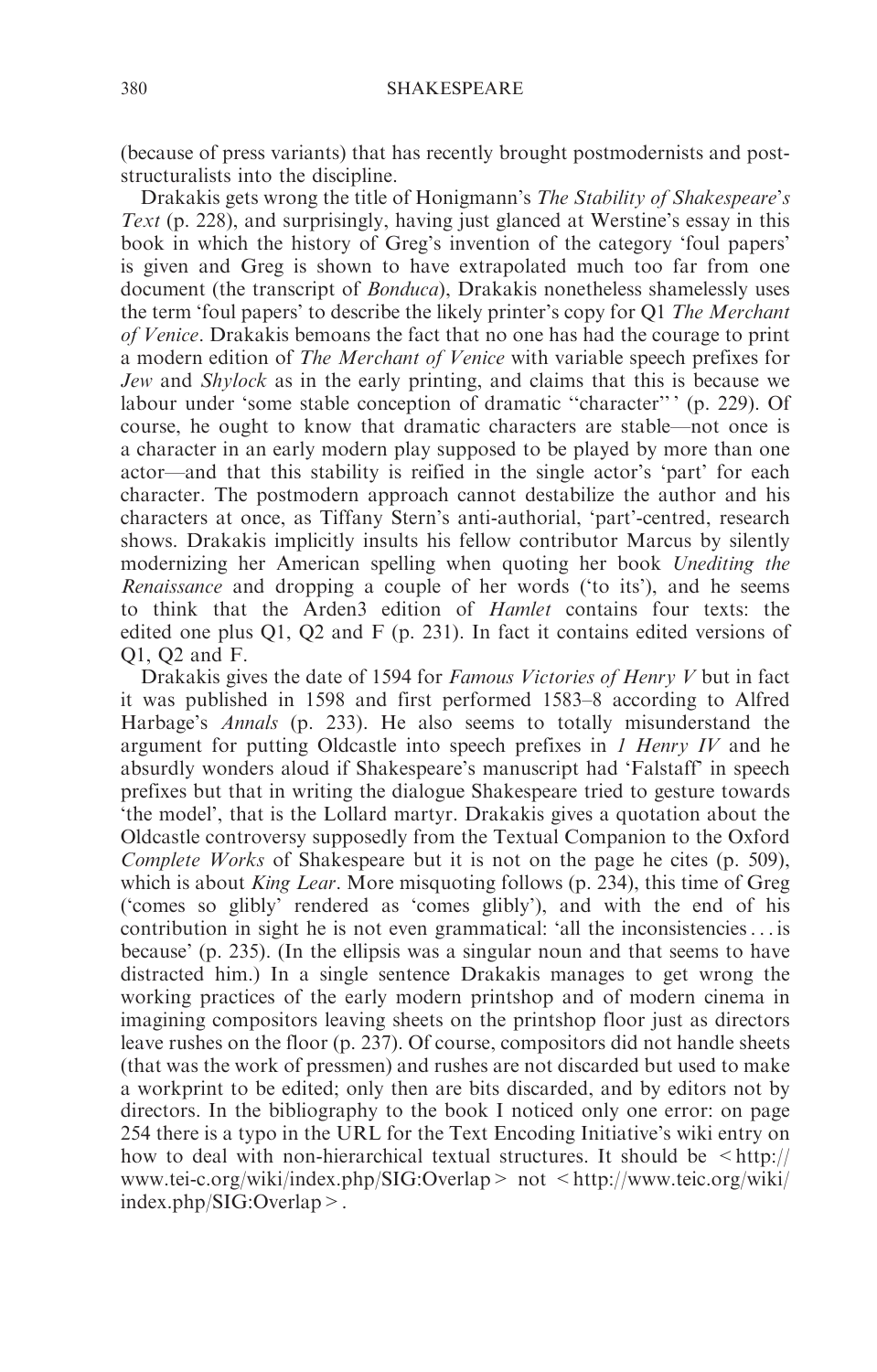(because of press variants) that has recently brought postmodernists and post-structuralists into the discipline.

Drakakis gets wrong the title of Honigmann's *The Stability of Shakespeare's Text* (p. 228), and surprisingly, having just glanced at Werstine's essay in this book in which the history of Greg's invention of the category 'foul papers' is given and Greg is shown to have extrapolated much too far from one document (the transcript of *Bonduca*), Drakakis nonetheless shamelessly uses the term 'foul papers' to describe the likely printer's copy for Q1 *The Merchant of Venice*. Drakakis bemoans the fact that no one has had the courage to print a modern edition of *The Merchant of Venice* with variable speech prefixes for *Jew* and *Shylock* as in the early printing, and claims that this is because we labour under 'some stable conception of dramatic "character"' (p. 229). Of course, he ought to know that dramatic characters are stable—not once is a character in an early modern play supposed to be played by more than one actor—and that this stability is reified in the single actor's 'part' for each character. The postmodern approach cannot destabilize the author and his characters at once, as Tiffany Stern's anti-authorial, 'part'-centred, research shows. Drakakis implicitly insults his fellow contributor Marcus by silently modernizing her American spelling when quoting her book *Unediting the Renaissance* and dropping a couple of her words ('to its'), and he seems to think that the Arden3 edition of *Hamlet* contains four texts: the edited one plus Q1, Q2 and F (p. 231). In fact it contains edited versions of Q1, Q2 and F.

Drakakis gives the date of 1594 for *Famous Victories of Henry V* but in fact it was published in 1598 and first performed 1583–8 according to Alfred Harbage's *Annals* (p. 233). He also seems to totally misunderstand the argument for putting Oldcastle into speech prefixes in *1 Henry IV* and he absurdly wonders aloud if Shakespeare's manuscript had 'Falstaff' in speech prefixes but that in writing the dialogue Shakespeare tried to gesture towards 'the model', that is the Lollard martyr. Drakakis gives a quotation about the Oldcastle controversy supposedly from the Textual Companion to the Oxford *Complete Works* of Shakespeare but it is not on the page he cites (p. 509), which is about *King Lear*. More misquoting follows (p. 234), this time of Greg ('comes so glibly' rendered as 'comes glibly'), and with the end of his contribution in sight he is not even grammatical: 'all the inconsistencies . . . is because' (p. 235). (In the ellipsis was a singular noun and that seems to have distracted him.) In a single sentence Drakakis manages to get wrong the working practices of the early modern printshop and of modern cinema in imagining compositors leaving sheets on the printshop floor just as directors leave rushes on the floor (p. 237). Of course, compositors did not handle sheets (that was the work of pressmen) and rushes are not discarded but used to make a workprint to be edited; only then are bits discarded, and by editors not by directors. In the bibliography to the book I noticed only one error: on page 254 there is a typo in the URL for the Text Encoding Initiative's wiki entry on how to deal with non-hierarchical textual structures. It should be <http://www.tei-c.org/wiki/index.php/SIG:Overlap> not <http://www.teic.org/wiki/index.php/SIG:Overlap>.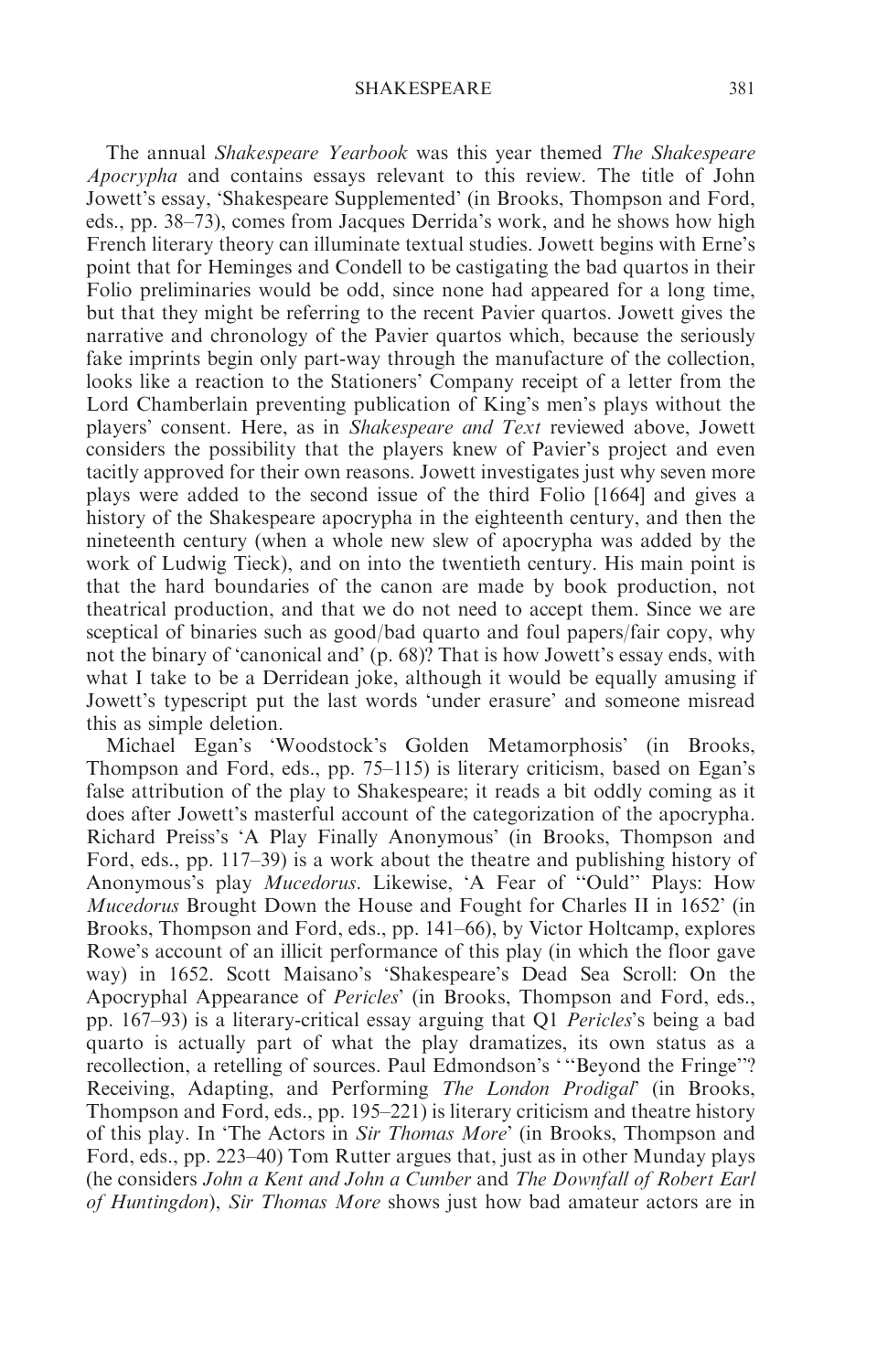The annual *Shakespeare Yearbook* was this year themed *The Shakespeare Apocrypha* and contains essays relevant to this review. The title of John Jowett's essay, 'Shakespeare Supplemented' (in Brooks, Thompson and Ford, eds., pp. 38–73), comes from Jacques Derrida's work, and he shows how high French literary theory can illuminate textual studies. Jowett begins with Erne's point that for Heminges and Condell to be castigating the bad quartos in their Folio preliminaries would be odd, since none had appeared for a long time, but that they might be referring to the recent Pavier quartos. Jowett gives the narrative and chronology of the Pavier quartos which, because the seriously fake imprints begin only part-way through the manufacture of the collection, looks like a reaction to the Stationers' Company receipt of a letter from the Lord Chamberlain preventing publication of King's men's plays without the players' consent. Here, as in *Shakespeare and Text* reviewed above, Jowett considers the possibility that the players knew of Pavier's project and even tacitly approved for their own reasons. Jowett investigates just why seven more plays were added to the second issue of the third Folio [1664] and gives a history of the Shakespeare apocrypha in the eighteenth century, and then the nineteenth century (when a whole new slew of apocrypha was added by the work of Ludwig Tieck), and on into the twentieth century. His main point is that the hard boundaries of the canon are made by book production, not theatrical production, and that we do not need to accept them. Since we are sceptical of binaries such as good/bad quarto and foul papers/fair copy, why not the binary of 'canonical and' (p. 68)? That is how Jowett's essay ends, with what I take to be a Derridean joke, although it would be equally amusing if Jowett's typescript put the last words 'under erasure' and someone misread this as simple deletion.

Michael Egan's 'Woodstock's Golden Metamorphosis' (in Brooks, Thompson and Ford, eds., pp. 75–115) is literary criticism, based on Egan's false attribution of the play to Shakespeare; it reads a bit oddly coming as it does after Jowett's masterful account of the categorization of the apocrypha. Richard Preiss's 'A Play Finally Anonymous' (in Brooks, Thompson and Ford, eds., pp. 117–39) is a work about the theatre and publishing history of Anonymous's play *Mucedorus*. Likewise, 'A Fear of "Ould" Plays: How *Mucedorus* Brought Down the House and Fought for Charles II in 1652' (in Brooks, Thompson and Ford, eds., pp. 141–66), by Victor Holtcamp, explores Rowe's account of an illicit performance of this play (in which the floor gave way) in 1652. Scott Maisano's 'Shakespeare's Dead Sea Scroll: On the Apocryphal Appearance of *Pericles*' (in Brooks, Thompson and Ford, eds., pp. 167–93) is a literary-critical essay arguing that Q1 *Pericles*'s being a bad quarto is actually part of what the play dramatizes, its own status as a recollection, a retelling of sources. Paul Edmondson's '"Beyond the Fringe"? Receiving, Adapting, and Performing *The London Prodigal*' (in Brooks, Thompson and Ford, eds., pp. 195–221) is literary criticism and theatre history of this play. In 'The Actors in *Sir Thomas More*' (in Brooks, Thompson and Ford, eds., pp. 223–40) Tom Rutter argues that, just as in other Munday plays (he considers *John a Kent and John a Cumber* and *The Downfall of Robert Earl of Huntingdon*), *Sir Thomas More* shows just how bad amateur actors are in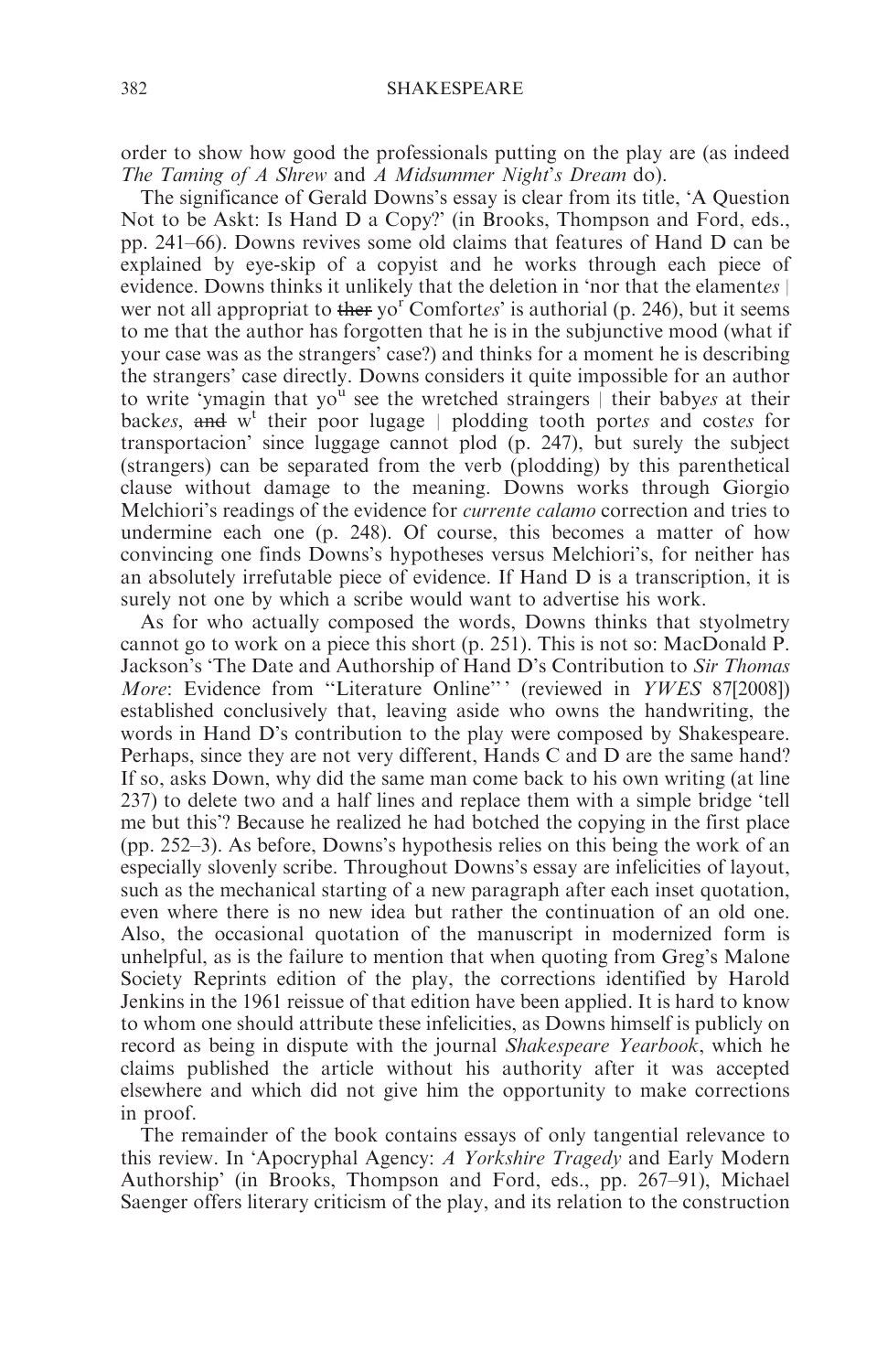order to show how good the professionals putting on the play are (as indeed *The Taming of A Shrew* and *A Midsummer Night's Dream* do).

The significance of Gerald Downs's essay is clear from its title, 'A Question Not to be Askt: Is Hand D a Copy?' (in Brooks, Thompson and Ford, eds., pp. 241–66). Downs revives some old claims that features of Hand D can be explained by eye-skip of a copyist and he works through each piece of evidence. Downs thinks it unlikely that the deletion in 'nor that the elament*es* | wer not all appropriat to ~~ther~~ yo[r] Comfort*es*' is authorial (p. 246), but it seems to me that the author has forgotten that he is in the subjunctive mood (what if your case was as the strangers' case?) and thinks for a moment he is describing the strangers' case directly. Downs considers it quite impossible for an author to write 'ymagin that yo[u] see the wretched straingers | their baby*es* at their back*es*, ~~and~~ w[t] their poor lugage | plodding tooth port*es* and cost*es* for transportacion' since luggage cannot plod (p. 247), but surely the subject (strangers) can be separated from the verb (plodding) by this parenthetical clause without damage to the meaning. Downs works through Giorgio Melchiori's readings of the evidence for *currente calamo* correction and tries to undermine each one (p. 248). Of course, this becomes a matter of how convincing one finds Downs's hypotheses versus Melchiori's, for neither has an absolutely irrefutable piece of evidence. If Hand D is a transcription, it is surely not one by which a scribe would want to advertise his work.

As for who actually composed the words, Downs thinks that styolmetry cannot go to work on a piece this short (p. 251). This is not so: MacDonald P. Jackson's 'The Date and Authorship of Hand D's Contribution to *Sir Thomas More*: Evidence from "Literature Online"' (reviewed in *YWES* 87[2008]) established conclusively that, leaving aside who owns the handwriting, the words in Hand D's contribution to the play were composed by Shakespeare. Perhaps, since they are not very different, Hands C and D are the same hand? If so, asks Down, why did the same man come back to his own writing (at line 237) to delete two and a half lines and replace them with a simple bridge 'tell me but this'? Because he realized he had botched the copying in the first place (pp. 252–3). As before, Downs's hypothesis relies on this being the work of an especially slovenly scribe. Throughout Downs's essay are infelicities of layout, such as the mechanical starting of a new paragraph after each inset quotation, even where there is no new idea but rather the continuation of an old one. Also, the occasional quotation of the manuscript in modernized form is unhelpful, as is the failure to mention that when quoting from Greg's Malone Society Reprints edition of the play, the corrections identified by Harold Jenkins in the 1961 reissue of that edition have been applied. It is hard to know to whom one should attribute these infelicities, as Downs himself is publicly on record as being in dispute with the journal *Shakespeare Yearbook*, which he claims published the article without his authority after it was accepted elsewhere and which did not give him the opportunity to make corrections in proof.

The remainder of the book contains essays of only tangential relevance to this review. In 'Apocryphal Agency: *A Yorkshire Tragedy* and Early Modern Authorship' (in Brooks, Thompson and Ford, eds., pp. 267–91), Michael Saenger offers literary criticism of the play, and its relation to the construction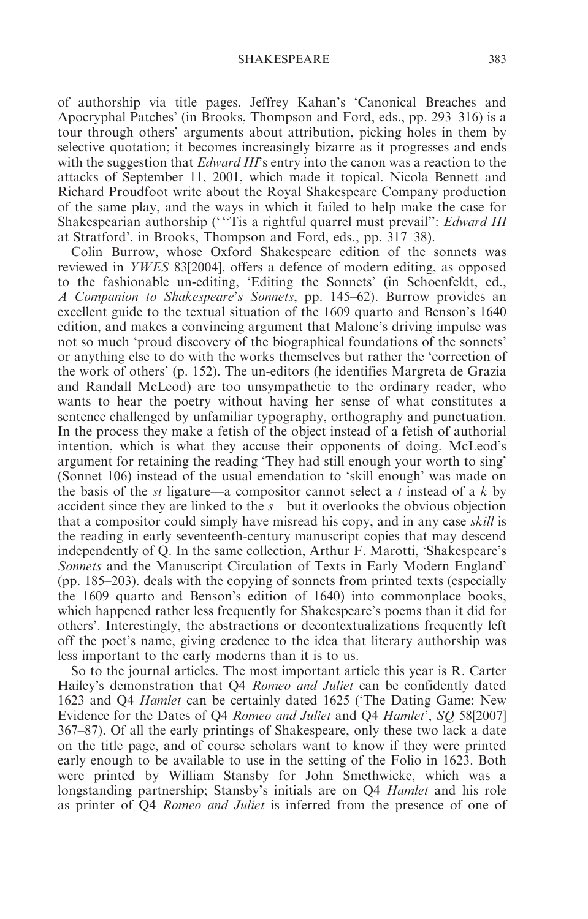of authorship via title pages. Jeffrey Kahan's 'Canonical Breaches and Apocryphal Patches' (in Brooks, Thompson and Ford, eds., pp. 293–316) is a tour through others' arguments about attribution, picking holes in them by selective quotation; it becomes increasingly bizarre as it progresses and ends with the suggestion that *Edward III*'s entry into the canon was a reaction to the attacks of September 11, 2001, which made it topical. Nicola Bennett and Richard Proudfoot write about the Royal Shakespeare Company production of the same play, and the ways in which it failed to help make the case for Shakespearian authorship (' "Tis a rightful quarrel must prevail": *Edward III* at Stratford', in Brooks, Thompson and Ford, eds., pp. 317–38).

Colin Burrow, whose Oxford Shakespeare edition of the sonnets was reviewed in *YWES* 83[2004], offers a defence of modern editing, as opposed to the fashionable un-editing, 'Editing the Sonnets' (in Schoenfeldt, ed., *A Companion to Shakespeare's Sonnets*, pp. 145–62). Burrow provides an excellent guide to the textual situation of the 1609 quarto and Benson's 1640 edition, and makes a convincing argument that Malone's driving impulse was not so much 'proud discovery of the biographical foundations of the sonnets' or anything else to do with the works themselves but rather the 'correction of the work of others' (p. 152). The un-editors (he identifies Margreta de Grazia and Randall McLeod) are too unsympathetic to the ordinary reader, who wants to hear the poetry without having her sense of what constitutes a sentence challenged by unfamiliar typography, orthography and punctuation. In the process they make a fetish of the object instead of a fetish of authorial intention, which is what they accuse their opponents of doing. McLeod's argument for retaining the reading 'They had still enough your worth to sing' (Sonnet 106) instead of the usual emendation to 'skill enough' was made on the basis of the *st* ligature—a compositor cannot select a *t* instead of a *k* by accident since they are linked to the *s*—but it overlooks the obvious objection that a compositor could simply have misread his copy, and in any case *skill* is the reading in early seventeenth-century manuscript copies that may descend independently of Q. In the same collection, Arthur F. Marotti, 'Shakespeare's *Sonnets* and the Manuscript Circulation of Texts in Early Modern England' (pp. 185–203). deals with the copying of sonnets from printed texts (especially the 1609 quarto and Benson's edition of 1640) into commonplace books, which happened rather less frequently for Shakespeare's poems than it did for others'. Interestingly, the abstractions or decontextualizations frequently left off the poet's name, giving credence to the idea that literary authorship was less important to the early moderns than it is to us.

So to the journal articles. The most important article this year is R. Carter Hailey's demonstration that Q4 *Romeo and Juliet* can be confidently dated 1623 and Q4 *Hamlet* can be certainly dated 1625 ('The Dating Game: New Evidence for the Dates of Q4 *Romeo and Juliet* and Q4 *Hamlet*', *SQ* 58[2007] 367–87). Of all the early printings of Shakespeare, only these two lack a date on the title page, and of course scholars want to know if they were printed early enough to be available to use in the setting of the Folio in 1623. Both were printed by William Stansby for John Smethwicke, which was a longstanding partnership; Stansby's initials are on Q4 *Hamlet* and his role as printer of Q4 *Romeo and Juliet* is inferred from the presence of one of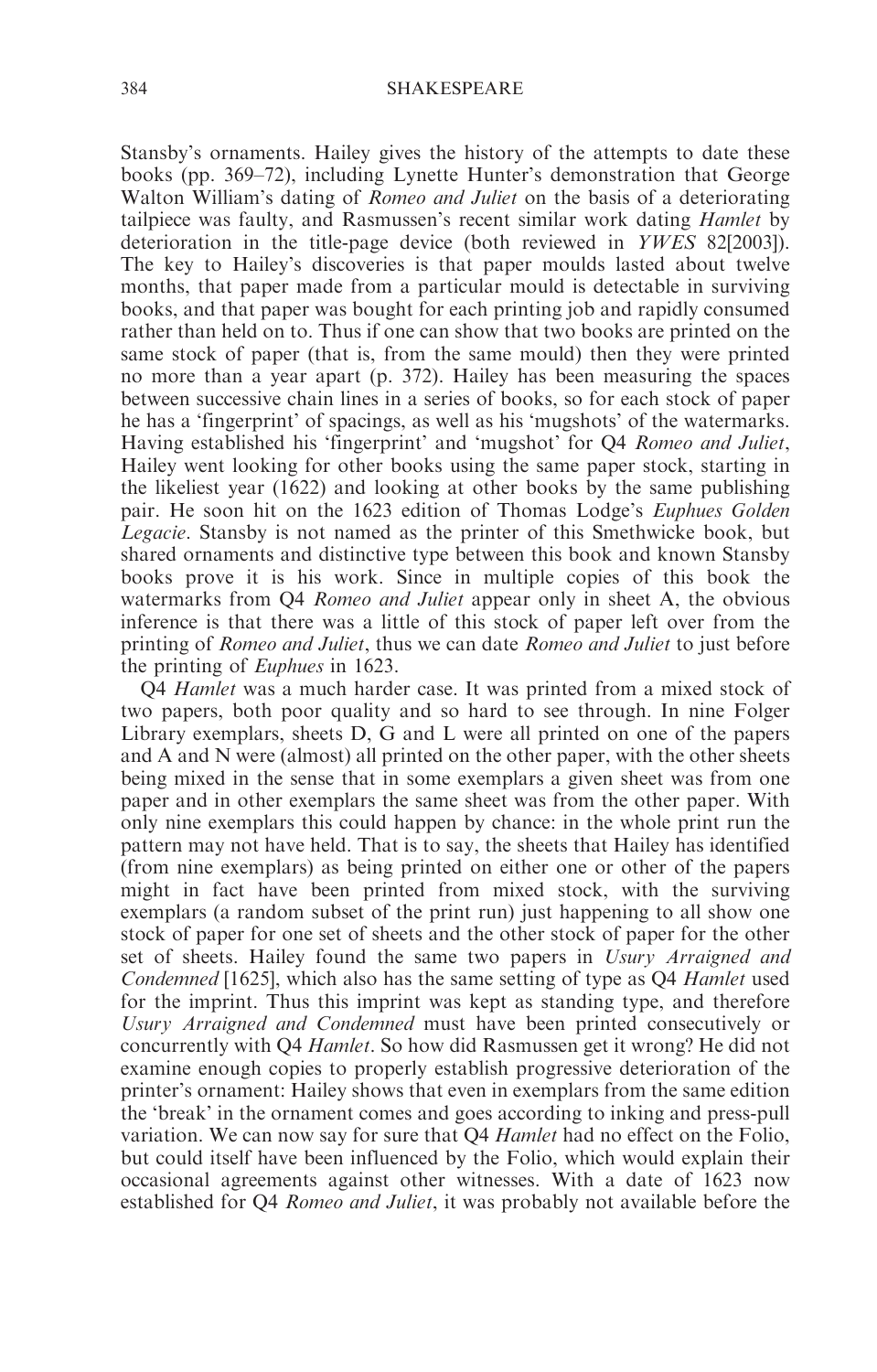Stansby's ornaments. Hailey gives the history of the attempts to date these books (pp. 369–72), including Lynette Hunter's demonstration that George Walton William's dating of *Romeo and Juliet* on the basis of a deteriorating tailpiece was faulty, and Rasmussen's recent similar work dating *Hamlet* by deterioration in the title-page device (both reviewed in *YWES* 82[2003]). The key to Hailey's discoveries is that paper moulds lasted about twelve months, that paper made from a particular mould is detectable in surviving books, and that paper was bought for each printing job and rapidly consumed rather than held on to. Thus if one can show that two books are printed on the same stock of paper (that is, from the same mould) then they were printed no more than a year apart (p. 372). Hailey has been measuring the spaces between successive chain lines in a series of books, so for each stock of paper he has a 'fingerprint' of spacings, as well as his 'mugshots' of the watermarks. Having established his 'fingerprint' and 'mugshot' for Q4 *Romeo and Juliet*, Hailey went looking for other books using the same paper stock, starting in the likeliest year (1622) and looking at other books by the same publishing pair. He soon hit on the 1623 edition of Thomas Lodge's *Euphues Golden Legacie*. Stansby is not named as the printer of this Smethwicke book, but shared ornaments and distinctive type between this book and known Stansby books prove it is his work. Since in multiple copies of this book the watermarks from Q4 *Romeo and Juliet* appear only in sheet A, the obvious inference is that there was a little of this stock of paper left over from the printing of *Romeo and Juliet*, thus we can date *Romeo and Juliet* to just before the printing of *Euphues* in 1623.

Q4 *Hamlet* was a much harder case. It was printed from a mixed stock of two papers, both poor quality and so hard to see through. In nine Folger Library exemplars, sheets D, G and L were all printed on one of the papers and A and N were (almost) all printed on the other paper, with the other sheets being mixed in the sense that in some exemplars a given sheet was from one paper and in other exemplars the same sheet was from the other paper. With only nine exemplars this could happen by chance: in the whole print run the pattern may not have held. That is to say, the sheets that Hailey has identified (from nine exemplars) as being printed on either one or other of the papers might in fact have been printed from mixed stock, with the surviving exemplars (a random subset of the print run) just happening to all show one stock of paper for one set of sheets and the other stock of paper for the other set of sheets. Hailey found the same two papers in *Usury Arraigned and Condemned* [1625], which also has the same setting of type as Q4 *Hamlet* used for the imprint. Thus this imprint was kept as standing type, and therefore *Usury Arraigned and Condemned* must have been printed consecutively or concurrently with Q4 *Hamlet*. So how did Rasmussen get it wrong? He did not examine enough copies to properly establish progressive deterioration of the printer's ornament: Hailey shows that even in exemplars from the same edition the 'break' in the ornament comes and goes according to inking and press-pull variation. We can now say for sure that Q4 *Hamlet* had no effect on the Folio, but could itself have been influenced by the Folio, which would explain their occasional agreements against other witnesses. With a date of 1623 now established for Q4 *Romeo and Juliet*, it was probably not available before the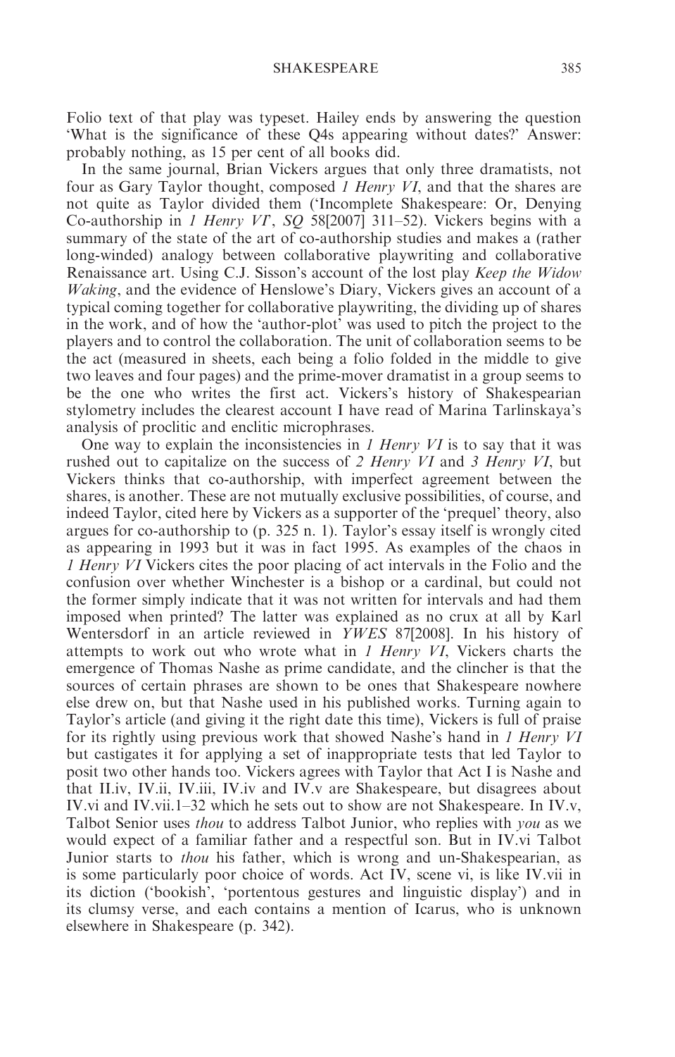Folio text of that play was typeset. Hailey ends by answering the question 'What is the significance of these Q4s appearing without dates?' Answer: probably nothing, as 15 per cent of all books did.

In the same journal, Brian Vickers argues that only three dramatists, not four as Gary Taylor thought, composed *1 Henry VI*, and that the shares are not quite as Taylor divided them ('Incomplete Shakespeare: Or, Denying Co-authorship in *1 Henry VI*', *SQ* 58[2007] 311–52). Vickers begins with a summary of the state of the art of co-authorship studies and makes a (rather long-winded) analogy between collaborative playwriting and collaborative Renaissance art. Using C.J. Sisson's account of the lost play *Keep the Widow Waking*, and the evidence of Henslowe's Diary, Vickers gives an account of a typical coming together for collaborative playwriting, the dividing up of shares in the work, and of how the 'author-plot' was used to pitch the project to the players and to control the collaboration. The unit of collaboration seems to be the act (measured in sheets, each being a folio folded in the middle to give two leaves and four pages) and the prime-mover dramatist in a group seems to be the one who writes the first act. Vickers's history of Shakespearian stylometry includes the clearest account I have read of Marina Tarlinskaya's analysis of proclitic and enclitic microphrases.

One way to explain the inconsistencies in *1 Henry VI* is to say that it was rushed out to capitalize on the success of *2 Henry VI* and *3 Henry VI*, but Vickers thinks that co-authorship, with imperfect agreement between the shares, is another. These are not mutually exclusive possibilities, of course, and indeed Taylor, cited here by Vickers as a supporter of the 'prequel' theory, also argues for co-authorship to (p. 325 n. 1). Taylor's essay itself is wrongly cited as appearing in 1993 but it was in fact 1995. As examples of the chaos in *1 Henry VI* Vickers cites the poor placing of act intervals in the Folio and the confusion over whether Winchester is a bishop or a cardinal, but could not the former simply indicate that it was not written for intervals and had them imposed when printed? The latter was explained as no crux at all by Karl Wentersdorf in an article reviewed in *YWES* 87[2008]. In his history of attempts to work out who wrote what in *1 Henry VI*, Vickers charts the emergence of Thomas Nashe as prime candidate, and the clincher is that the sources of certain phrases are shown to be ones that Shakespeare nowhere else drew on, but that Nashe used in his published works. Turning again to Taylor's article (and giving it the right date this time), Vickers is full of praise for its rightly using previous work that showed Nashe's hand in *1 Henry VI* but castigates it for applying a set of inappropriate tests that led Taylor to posit two other hands too. Vickers agrees with Taylor that Act I is Nashe and that II.iv, IV.ii, IV.iii, IV.iv and IV.v are Shakespeare, but disagrees about IV.vi and IV.vii.1–32 which he sets out to show are not Shakespeare. In IV.v, Talbot Senior uses *thou* to address Talbot Junior, who replies with *you* as we would expect of a familiar father and a respectful son. But in IV.vi Talbot Junior starts to *thou* his father, which is wrong and un-Shakespearian, as is some particularly poor choice of words. Act IV, scene vi, is like IV.vii in its diction ('bookish', 'portentous gestures and linguistic display') and in its clumsy verse, and each contains a mention of Icarus, who is unknown elsewhere in Shakespeare (p. 342).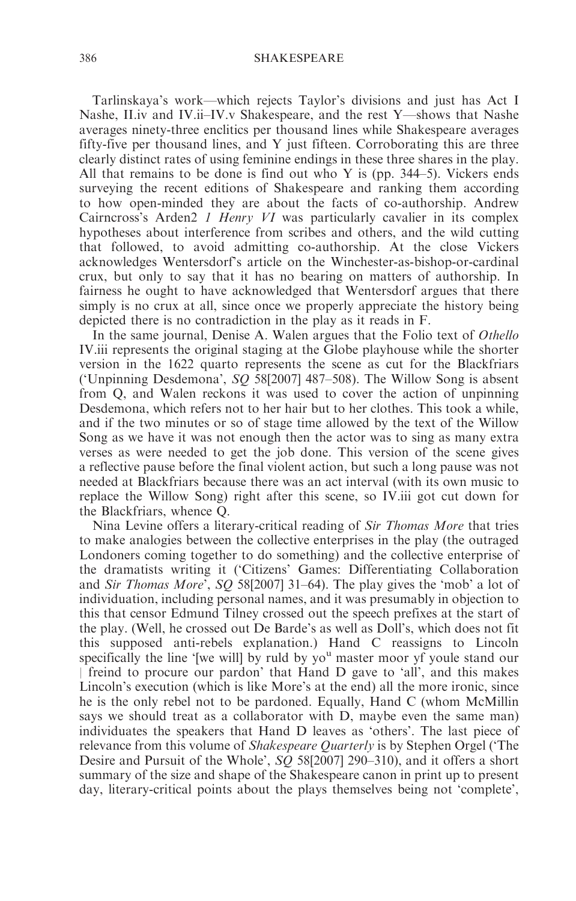Tarlinskaya's work—which rejects Taylor's divisions and just has Act I Nashe, II.iv and IV.ii–IV.v Shakespeare, and the rest Y—shows that Nashe averages ninety-three enclitics per thousand lines while Shakespeare averages fifty-five per thousand lines, and Y just fifteen. Corroborating this are three clearly distinct rates of using feminine endings in these three shares in the play. All that remains to be done is find out who Y is (pp. 344–5). Vickers ends surveying the recent editions of Shakespeare and ranking them according to how open-minded they are about the facts of co-authorship. Andrew Cairncross's Arden2 *1 Henry VI* was particularly cavalier in its complex hypotheses about interference from scribes and others, and the wild cutting that followed, to avoid admitting co-authorship. At the close Vickers acknowledges Wentersdorf's article on the Winchester-as-bishop-or-cardinal crux, but only to say that it has no bearing on matters of authorship. In fairness he ought to have acknowledged that Wentersdorf argues that there simply is no crux at all, since once we properly appreciate the history being depicted there is no contradiction in the play as it reads in F.

In the same journal, Denise A. Walen argues that the Folio text of *Othello* IV.iii represents the original staging at the Globe playhouse while the shorter version in the 1622 quarto represents the scene as cut for the Blackfriars ('Unpinning Desdemona', *SQ* 58[2007] 487–508). The Willow Song is absent from Q, and Walen reckons it was used to cover the action of unpinning Desdemona, which refers not to her hair but to her clothes. This took a while, and if the two minutes or so of stage time allowed by the text of the Willow Song as we have it was not enough then the actor was to sing as many extra verses as were needed to get the job done. This version of the scene gives a reflective pause before the final violent action, but such a long pause was not needed at Blackfriars because there was an act interval (with its own music to replace the Willow Song) right after this scene, so IV.iii got cut down for the Blackfriars, whence Q.

Nina Levine offers a literary-critical reading of *Sir Thomas More* that tries to make analogies between the collective enterprises in the play (the outraged Londoners coming together to do something) and the collective enterprise of the dramatists writing it ('Citizens' Games: Differentiating Collaboration and *Sir Thomas More*', *SQ* 58[2007] 31–64). The play gives the 'mob' a lot of individuation, including personal names, and it was presumably in objection to this that censor Edmund Tilney crossed out the speech prefixes at the start of the play. (Well, he crossed out De Barde's as well as Doll's, which does not fit this supposed anti-rebels explanation.) Hand C reassigns to Lincoln specifically the line '[we will] by ruld by yo$^{u}$ master moor yf youle stand our | freind to procure our pardon' that Hand D gave to 'all', and this makes Lincoln's execution (which is like More's at the end) all the more ironic, since he is the only rebel not to be pardoned. Equally, Hand C (whom McMillin says we should treat as a collaborator with D, maybe even the same man) individuates the speakers that Hand D leaves as 'others'. The last piece of relevance from this volume of *Shakespeare Quarterly* is by Stephen Orgel ('The Desire and Pursuit of the Whole', *SQ* 58[2007] 290–310), and it offers a short summary of the size and shape of the Shakespeare canon in print up to present day, literary-critical points about the plays themselves being not 'complete',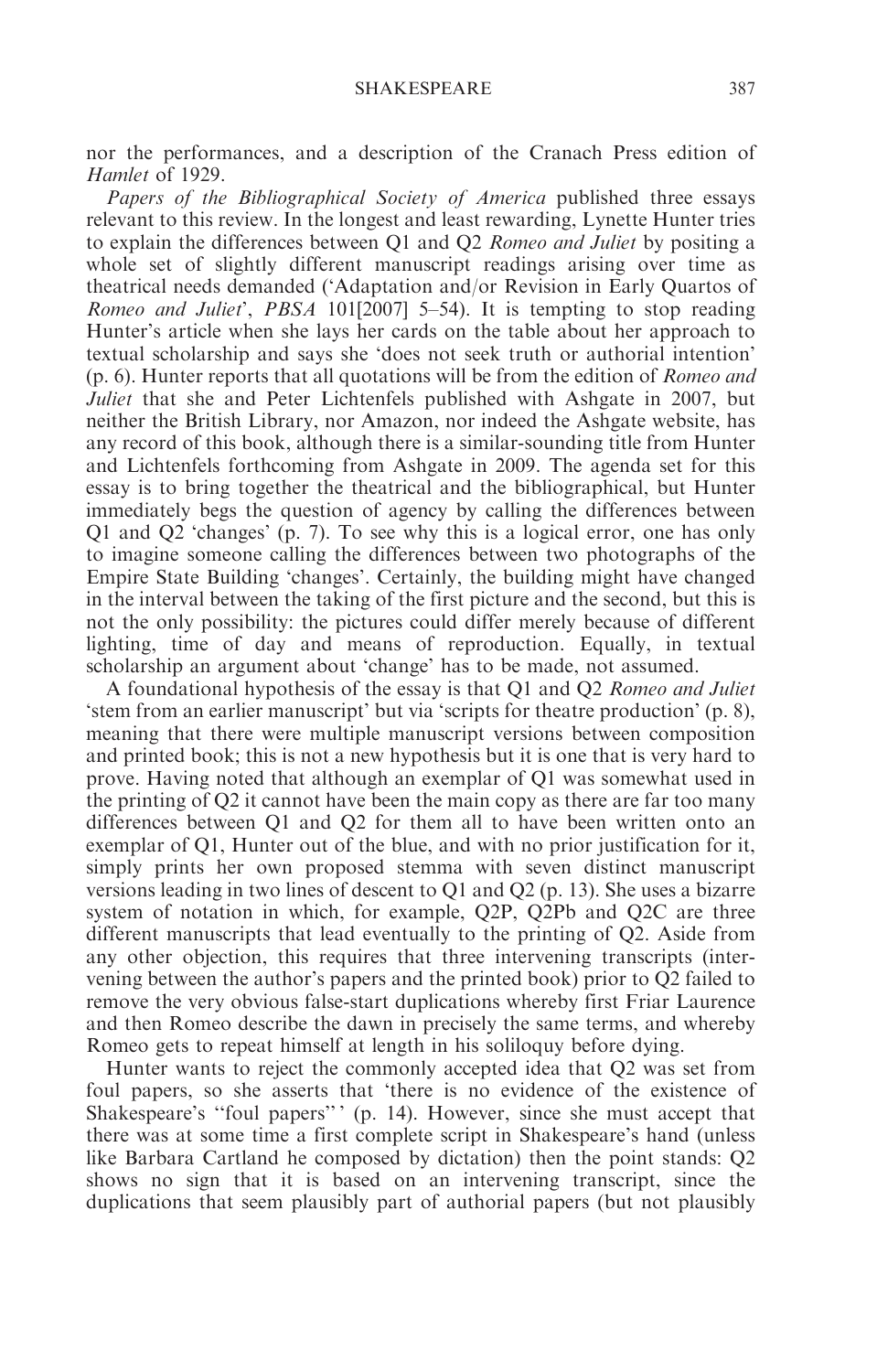nor the performances, and a description of the Cranach Press edition of *Hamlet* of 1929.

*Papers of the Bibliographical Society of America* published three essays relevant to this review. In the longest and least rewarding, Lynette Hunter tries to explain the differences between Q1 and Q2 *Romeo and Juliet* by positing a whole set of slightly different manuscript readings arising over time as theatrical needs demanded ('Adaptation and/or Revision in Early Quartos of *Romeo and Juliet*', *PBSA* 101[2007] 5–54). It is tempting to stop reading Hunter's article when she lays her cards on the table about her approach to textual scholarship and says she 'does not seek truth or authorial intention' (p. 6). Hunter reports that all quotations will be from the edition of *Romeo and Juliet* that she and Peter Lichtenfels published with Ashgate in 2007, but neither the British Library, nor Amazon, nor indeed the Ashgate website, has any record of this book, although there is a similar-sounding title from Hunter and Lichtenfels forthcoming from Ashgate in 2009. The agenda set for this essay is to bring together the theatrical and the bibliographical, but Hunter immediately begs the question of agency by calling the differences between Q1 and Q2 'changes' (p. 7). To see why this is a logical error, one has only to imagine someone calling the differences between two photographs of the Empire State Building 'changes'. Certainly, the building might have changed in the interval between the taking of the first picture and the second, but this is not the only possibility: the pictures could differ merely because of different lighting, time of day and means of reproduction. Equally, in textual scholarship an argument about 'change' has to be made, not assumed.

A foundational hypothesis of the essay is that Q1 and Q2 *Romeo and Juliet* 'stem from an earlier manuscript' but via 'scripts for theatre production' (p. 8), meaning that there were multiple manuscript versions between composition and printed book; this is not a new hypothesis but it is one that is very hard to prove. Having noted that although an exemplar of Q1 was somewhat used in the printing of Q2 it cannot have been the main copy as there are far too many differences between Q1 and Q2 for them all to have been written onto an exemplar of Q1, Hunter out of the blue, and with no prior justification for it, simply prints her own proposed stemma with seven distinct manuscript versions leading in two lines of descent to Q1 and Q2 (p. 13). She uses a bizarre system of notation in which, for example, Q2P, Q2Pb and Q2C are three different manuscripts that lead eventually to the printing of Q2. Aside from any other objection, this requires that three intervening transcripts (intervening between the author's papers and the printed book) prior to Q2 failed to remove the very obvious false-start duplications whereby first Friar Laurence and then Romeo describe the dawn in precisely the same terms, and whereby Romeo gets to repeat himself at length in his soliloquy before dying.

Hunter wants to reject the commonly accepted idea that Q2 was set from foul papers, so she asserts that 'there is no evidence of the existence of Shakespeare's "foul papers"' (p. 14). However, since she must accept that there was at some time a first complete script in Shakespeare's hand (unless like Barbara Cartland he composed by dictation) then the point stands: Q2 shows no sign that it is based on an intervening transcript, since the duplications that seem plausibly part of authorial papers (but not plausibly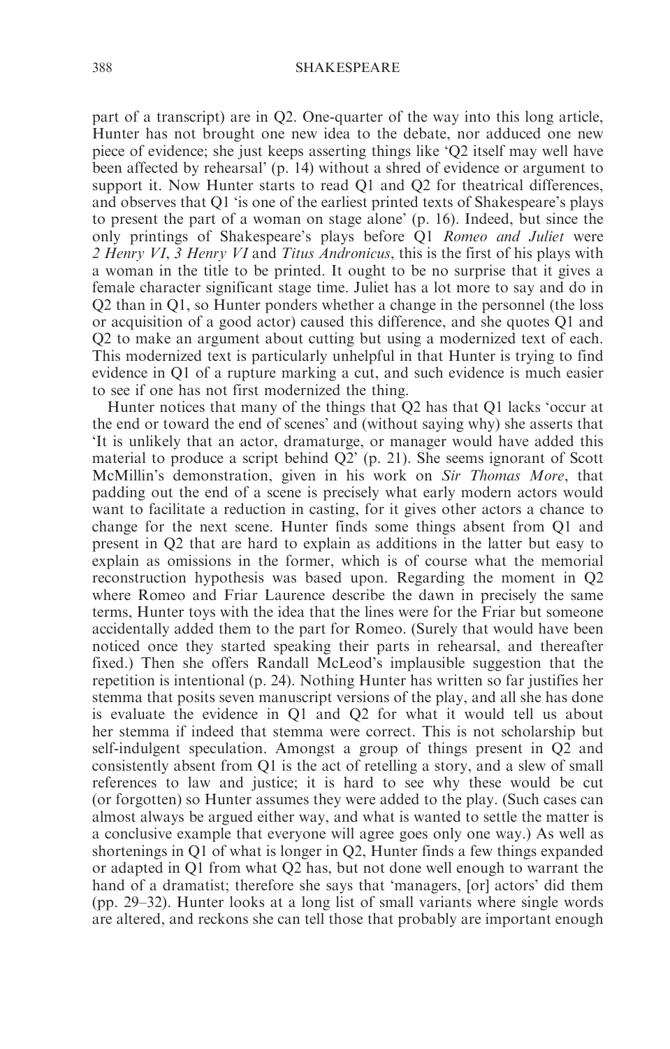part of a transcript) are in Q2. One-quarter of the way into this long article, Hunter has not brought one new idea to the debate, nor adduced one new piece of evidence; she just keeps asserting things like 'Q2 itself may well have been affected by rehearsal' (p. 14) without a shred of evidence or argument to support it. Now Hunter starts to read Q1 and Q2 for theatrical differences, and observes that Q1 'is one of the earliest printed texts of Shakespeare's plays to present the part of a woman on stage alone' (p. 16). Indeed, but since the only printings of Shakespeare's plays before Q1 *Romeo and Juliet* were *2 Henry VI*, *3 Henry VI* and *Titus Andronicus*, this is the first of his plays with a woman in the title to be printed. It ought to be no surprise that it gives a female character significant stage time. Juliet has a lot more to say and do in Q2 than in Q1, so Hunter ponders whether a change in the personnel (the loss or acquisition of a good actor) caused this difference, and she quotes Q1 and Q2 to make an argument about cutting but using a modernized text of each. This modernized text is particularly unhelpful in that Hunter is trying to find evidence in Q1 of a rupture marking a cut, and such evidence is much easier to see if one has not first modernized the thing.

Hunter notices that many of the things that Q2 has that Q1 lacks 'occur at the end or toward the end of scenes' and (without saying why) she asserts that 'It is unlikely that an actor, dramaturge, or manager would have added this material to produce a script behind Q2' (p. 21). She seems ignorant of Scott McMillin's demonstration, given in his work on *Sir Thomas More*, that padding out the end of a scene is precisely what early modern actors would want to facilitate a reduction in casting, for it gives other actors a chance to change for the next scene. Hunter finds some things absent from Q1 and present in Q2 that are hard to explain as additions in the latter but easy to explain as omissions in the former, which is of course what the memorial reconstruction hypothesis was based upon. Regarding the moment in Q2 where Romeo and Friar Laurence describe the dawn in precisely the same terms, Hunter toys with the idea that the lines were for the Friar but someone accidentally added them to the part for Romeo. (Surely that would have been noticed once they started speaking their parts in rehearsal, and thereafter fixed.) Then she offers Randall McLeod's implausible suggestion that the repetition is intentional (p. 24). Nothing Hunter has written so far justifies her stemma that posits seven manuscript versions of the play, and all she has done is evaluate the evidence in Q1 and Q2 for what it would tell us about her stemma if indeed that stemma were correct. This is not scholarship but self-indulgent speculation. Amongst a group of things present in Q2 and consistently absent from Q1 is the act of retelling a story, and a slew of small references to law and justice; it is hard to see why these would be cut (or forgotten) so Hunter assumes they were added to the play. (Such cases can almost always be argued either way, and what is wanted to settle the matter is a conclusive example that everyone will agree goes only one way.) As well as shortenings in Q1 of what is longer in Q2, Hunter finds a few things expanded or adapted in Q1 from what Q2 has, but not done well enough to warrant the hand of a dramatist; therefore she says that 'managers, [or] actors' did them (pp. 29–32). Hunter looks at a long list of small variants where single words are altered, and reckons she can tell those that probably are important enough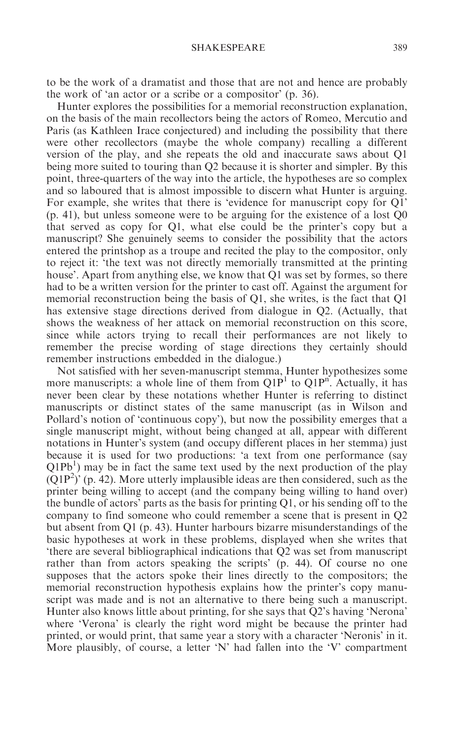to be the work of a dramatist and those that are not and hence are probably the work of 'an actor or a scribe or a compositor' (p. 36).

Hunter explores the possibilities for a memorial reconstruction explanation, on the basis of the main recollectors being the actors of Romeo, Mercutio and Paris (as Kathleen Irace conjectured) and including the possibility that there were other recollectors (maybe the whole company) recalling a different version of the play, and she repeats the old and inaccurate saws about Q1 being more suited to touring than Q2 because it is shorter and simpler. By this point, three-quarters of the way into the article, the hypotheses are so complex and so laboured that is almost impossible to discern what Hunter is arguing. For example, she writes that there is 'evidence for manuscript copy for Q1' (p. 41), but unless someone were to be arguing for the existence of a lost Q0 that served as copy for Q1, what else could be the printer's copy but a manuscript? She genuinely seems to consider the possibility that the actors entered the printshop as a troupe and recited the play to the compositor, only to reject it: 'the text was not directly memorially transmitted at the printing house'. Apart from anything else, we know that Q1 was set by formes, so there had to be a written version for the printer to cast off. Against the argument for memorial reconstruction being the basis of Q1, she writes, is the fact that Q1 has extensive stage directions derived from dialogue in Q2. (Actually, that shows the weakness of her attack on memorial reconstruction on this score, since while actors trying to recall their performances are not likely to remember the precise wording of stage directions they certainly should remember instructions embedded in the dialogue.)

Not satisfied with her seven-manuscript stemma, Hunter hypothesizes some more manuscripts: a whole line of them from $Q1P^1$ to $Q1P^n$. Actually, it has never been clear by these notations whether Hunter is referring to distinct manuscripts or distinct states of the same manuscript (as in Wilson and Pollard's notion of 'continuous copy'), but now the possibility emerges that a single manuscript might, without being changed at all, appear with different notations in Hunter's system (and occupy different places in her stemma) just because it is used for two productions: 'a text from one performance (say $Q1Pb^1$) may be in fact the same text used by the next production of the play ($Q1P^2$)' (p. 42). More utterly implausible ideas are then considered, such as the printer being willing to accept (and the company being willing to hand over) the bundle of actors' parts as the basis for printing Q1, or his sending off to the company to find someone who could remember a scene that is present in Q2 but absent from Q1 (p. 43). Hunter harbours bizarre misunderstandings of the basic hypotheses at work in these problems, displayed when she writes that 'there are several bibliographical indications that Q2 was set from manuscript rather than from actors speaking the scripts' (p. 44). Of course no one supposes that the actors spoke their lines directly to the compositors; the memorial reconstruction hypothesis explains how the printer's copy manuscript was made and is not an alternative to there being such a manuscript. Hunter also knows little about printing, for she says that Q2's having 'Nerona' where 'Verona' is clearly the right word might be because the printer had printed, or would print, that same year a story with a character 'Neronis' in it. More plausibly, of course, a letter 'N' had fallen into the 'V' compartment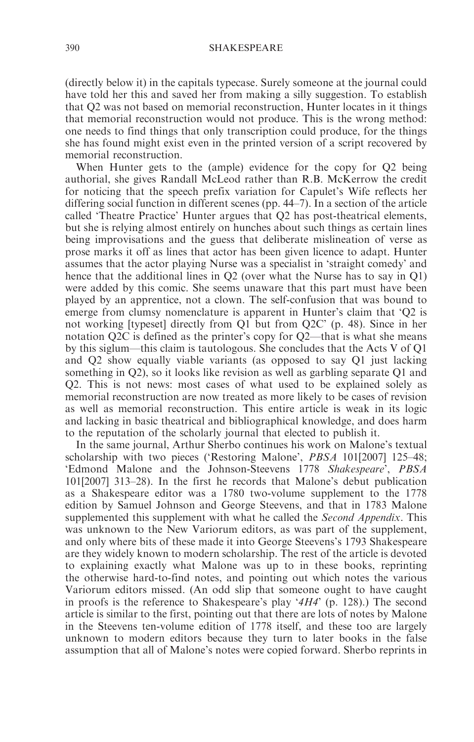(directly below it) in the capitals typecase. Surely someone at the journal could have told her this and saved her from making a silly suggestion. To establish that Q2 was not based on memorial reconstruction, Hunter locates in it things that memorial reconstruction would not produce. This is the wrong method: one needs to find things that only transcription could produce, for the things she has found might exist even in the printed version of a script recovered by memorial reconstruction.

When Hunter gets to the (ample) evidence for the copy for Q2 being authorial, she gives Randall McLeod rather than R.B. McKerrow the credit for noticing that the speech prefix variation for Capulet's Wife reflects her differing social function in different scenes (pp. 44–7). In a section of the article called 'Theatre Practice' Hunter argues that Q2 has post-theatrical elements, but she is relying almost entirely on hunches about such things as certain lines being improvisations and the guess that deliberate mislineation of verse as prose marks it off as lines that actor has been given licence to adapt. Hunter assumes that the actor playing Nurse was a specialist in 'straight comedy' and hence that the additional lines in Q2 (over what the Nurse has to say in Q1) were added by this comic. She seems unaware that this part must have been played by an apprentice, not a clown. The self-confusion that was bound to emerge from clumsy nomenclature is apparent in Hunter's claim that 'Q2 is not working [typeset] directly from Q1 but from Q2C' (p. 48). Since in her notation Q2C is defined as the printer's copy for Q2—that is what she means by this siglum—this claim is tautologous. She concludes that the Acts V of Q1 and Q2 show equally viable variants (as opposed to say Q1 just lacking something in Q2), so it looks like revision as well as garbling separate Q1 and Q2. This is not news: most cases of what used to be explained solely as memorial reconstruction are now treated as more likely to be cases of revision as well as memorial reconstruction. This entire article is weak in its logic and lacking in basic theatrical and bibliographical knowledge, and does harm to the reputation of the scholarly journal that elected to publish it.

In the same journal, Arthur Sherbo continues his work on Malone's textual scholarship with two pieces ('Restoring Malone', *PBSA* 101[2007] 125–48; 'Edmond Malone and the Johnson-Steevens 1778 *Shakespeare*', *PBSA* 101[2007] 313–28). In the first he records that Malone's debut publication as a Shakespeare editor was a 1780 two-volume supplement to the 1778 edition by Samuel Johnson and George Steevens, and that in 1783 Malone supplemented this supplement with what he called the *Second Appendix*. This was unknown to the New Variorum editors, as was part of the supplement, and only where bits of these made it into George Steevens's 1793 Shakespeare are they widely known to modern scholarship. The rest of the article is devoted to explaining exactly what Malone was up to in these books, reprinting the otherwise hard-to-find notes, and pointing out which notes the various Variorum editors missed. (An odd slip that someone ought to have caught in proofs is the reference to Shakespeare's play '*4H4*' (p. 128).) The second article is similar to the first, pointing out that there are lots of notes by Malone in the Steevens ten-volume edition of 1778 itself, and these too are largely unknown to modern editors because they turn to later books in the false assumption that all of Malone's notes were copied forward. Sherbo reprints in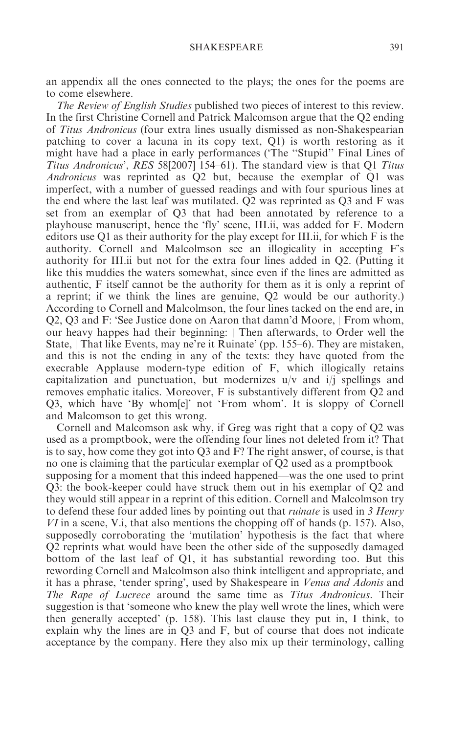an appendix all the ones connected to the plays; the ones for the poems are to come elsewhere.

*The Review of English Studies* published two pieces of interest to this review. In the first Christine Cornell and Patrick Malcomson argue that the Q2 ending of *Titus Andronicus* (four extra lines usually dismissed as non-Shakespearian patching to cover a lacuna in its copy text, Q1) is worth restoring as it might have had a place in early performances ('The "Stupid" Final Lines of *Titus Andronicus*', *RES* 58[2007] 154–61). The standard view is that Q1 *Titus Andronicus* was reprinted as Q2 but, because the exemplar of Q1 was imperfect, with a number of guessed readings and with four spurious lines at the end where the last leaf was mutilated. Q2 was reprinted as Q3 and F was set from an exemplar of Q3 that had been annotated by reference to a playhouse manuscript, hence the 'fly' scene, III.ii, was added for F. Modern editors use Q1 as their authority for the play except for III.ii, for which F is the authority. Cornell and Malcolmson see an illogicality in accepting F's authority for III.ii but not for the extra four lines added in Q2. (Putting it like this muddies the waters somewhat, since even if the lines are admitted as authentic, F itself cannot be the authority for them as it is only a reprint of a reprint; if we think the lines are genuine, Q2 would be our authority.) According to Cornell and Malcolmson, the four lines tacked on the end are, in Q2, Q3 and F: 'See Justice done on Aaron that damn'd Moore, | From whom, our heavy happes had their beginning: | Then afterwards, to Order well the State, | That like Events, may ne're it Ruinate' (pp. 155–6). They are mistaken, and this is not the ending in any of the texts: they have quoted from the execrable Applause modern-type edition of F, which illogically retains capitalization and punctuation, but modernizes u/v and i/j spellings and removes emphatic italics. Moreover, F is substantively different from Q2 and Q3, which have 'By whom[e]' not 'From whom'. It is sloppy of Cornell and Malcomson to get this wrong.

Cornell and Malcomson ask why, if Greg was right that a copy of Q2 was used as a promptbook, were the offending four lines not deleted from it? That is to say, how come they got into Q3 and F? The right answer, of course, is that no one is claiming that the particular exemplar of Q2 used as a promptbook—supposing for a moment that this indeed happened—was the one used to print Q3: the book-keeper could have struck them out in his exemplar of Q2 and they would still appear in a reprint of this edition. Cornell and Malcolmson try to defend these four added lines by pointing out that *ruinate* is used in *3 Henry VI* in a scene, V.i, that also mentions the chopping off of hands (p. 157). Also, supposedly corroborating the 'mutilation' hypothesis is the fact that where Q2 reprints what would have been the other side of the supposedly damaged bottom of the last leaf of Q1, it has substantial rewording too. But this rewording Cornell and Malcolmson also think intelligent and appropriate, and it has a phrase, 'tender spring', used by Shakespeare in *Venus and Adonis* and *The Rape of Lucrece* around the same time as *Titus Andronicus*. Their suggestion is that 'someone who knew the play well wrote the lines, which were then generally accepted' (p. 158). This last clause they put in, I think, to explain why the lines are in Q3 and F, but of course that does not indicate acceptance by the company. Here they also mix up their terminology, calling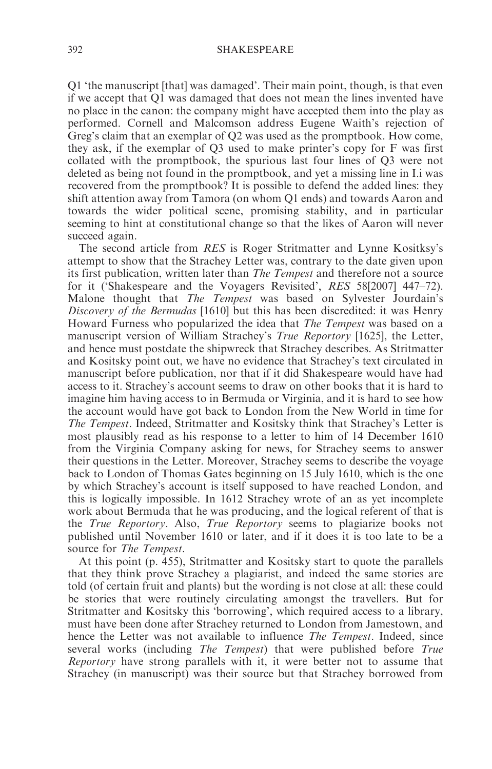Q1 'the manuscript [that] was damaged'. Their main point, though, is that even if we accept that Q1 was damaged that does not mean the lines invented have no place in the canon: the company might have accepted them into the play as performed. Cornell and Malcomson address Eugene Waith's rejection of Greg's claim that an exemplar of Q2 was used as the promptbook. How come, they ask, if the exemplar of Q3 used to make printer's copy for F was first collated with the promptbook, the spurious last four lines of Q3 were not deleted as being not found in the promptbook, and yet a missing line in I.i was recovered from the promptbook? It is possible to defend the added lines: they shift attention away from Tamora (on whom Q1 ends) and towards Aaron and towards the wider political scene, promising stability, and in particular seeming to hint at constitutional change so that the likes of Aaron will never succeed again.

The second article from *RES* is Roger Stritmatter and Lynne Kositksy's attempt to show that the Strachey Letter was, contrary to the date given upon its first publication, written later than *The Tempest* and therefore not a source for it ('Shakespeare and the Voyagers Revisited', *RES* 58[2007] 447–72). Malone thought that *The Tempest* was based on Sylvester Jourdain's *Discovery of the Bermudas* [1610] but this has been discredited: it was Henry Howard Furness who popularized the idea that *The Tempest* was based on a manuscript version of William Strachey's *True Reportory* [1625], the Letter, and hence must postdate the shipwreck that Strachey describes. As Stritmatter and Kositsky point out, we have no evidence that Strachey's text circulated in manuscript before publication, nor that if it did Shakespeare would have had access to it. Strachey's account seems to draw on other books that it is hard to imagine him having access to in Bermuda or Virginia, and it is hard to see how the account would have got back to London from the New World in time for *The Tempest*. Indeed, Stritmatter and Kositsky think that Strachey's Letter is most plausibly read as his response to a letter to him of 14 December 1610 from the Virginia Company asking for news, for Strachey seems to answer their questions in the Letter. Moreover, Strachey seems to describe the voyage back to London of Thomas Gates beginning on 15 July 1610, which is the one by which Strachey's account is itself supposed to have reached London, and this is logically impossible. In 1612 Strachey wrote of an as yet incomplete work about Bermuda that he was producing, and the logical referent of that is the *True Reportory*. Also, *True Reportory* seems to plagiarize books not published until November 1610 or later, and if it does it is too late to be a source for *The Tempest*.

At this point (p. 455), Stritmatter and Kositsky start to quote the parallels that they think prove Strachey a plagiarist, and indeed the same stories are told (of certain fruit and plants) but the wording is not close at all: these could be stories that were routinely circulating amongst the travellers. But for Stritmatter and Kositsky this 'borrowing', which required access to a library, must have been done after Strachey returned to London from Jamestown, and hence the Letter was not available to influence *The Tempest*. Indeed, since several works (including *The Tempest*) that were published before *True Reportory* have strong parallels with it, it were better not to assume that Strachey (in manuscript) was their source but that Strachey borrowed from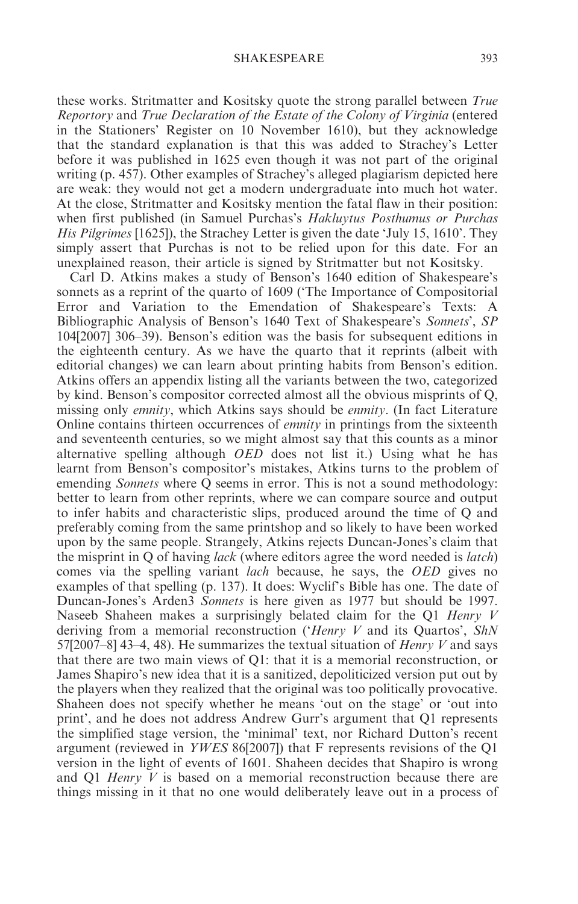these works. Stritmatter and Kositsky quote the strong parallel between *True Reportory* and *True Declaration of the Estate of the Colony of Virginia* (entered in the Stationers' Register on 10 November 1610), but they acknowledge that the standard explanation is that this was added to Strachey's Letter before it was published in 1625 even though it was not part of the original writing (p. 457). Other examples of Strachey's alleged plagiarism depicted here are weak: they would not get a modern undergraduate into much hot water. At the close, Stritmatter and Kositsky mention the fatal flaw in their position: when first published (in Samuel Purchas's *Hakluytus Posthumus or Purchas His Pilgrimes* [1625]), the Strachey Letter is given the date 'July 15, 1610'. They simply assert that Purchas is not to be relied upon for this date. For an unexplained reason, their article is signed by Stritmatter but not Kositsky.

Carl D. Atkins makes a study of Benson's 1640 edition of Shakespeare's sonnets as a reprint of the quarto of 1609 ('The Importance of Compositorial Error and Variation to the Emendation of Shakespeare's Texts: A Bibliographic Analysis of Benson's 1640 Text of Shakespeare's *Sonnets*', *SP* 104[2007] 306–39). Benson's edition was the basis for subsequent editions in the eighteenth century. As we have the quarto that it reprints (albeit with editorial changes) we can learn about printing habits from Benson's edition. Atkins offers an appendix listing all the variants between the two, categorized by kind. Benson's compositor corrected almost all the obvious misprints of Q, missing only *emnity*, which Atkins says should be *enmity*. (In fact Literature Online contains thirteen occurrences of *emnity* in printings from the sixteenth and seventeenth centuries, so we might almost say that this counts as a minor alternative spelling although *OED* does not list it.) Using what he has learnt from Benson's compositor's mistakes, Atkins turns to the problem of emending *Sonnets* where Q seems in error. This is not a sound methodology: better to learn from other reprints, where we can compare source and output to infer habits and characteristic slips, produced around the time of Q and preferably coming from the same printshop and so likely to have been worked upon by the same people. Strangely, Atkins rejects Duncan-Jones's claim that the misprint in Q of having *lack* (where editors agree the word needed is *latch*) comes via the spelling variant *lach* because, he says, the *OED* gives no examples of that spelling (p. 137). It does: Wyclif's Bible has one. The date of Duncan-Jones's Arden3 *Sonnets* is here given as 1977 but should be 1997. Naseeb Shaheen makes a surprisingly belated claim for the Q1 *Henry V* deriving from a memorial reconstruction ('*Henry V* and its Quartos', *ShN* 57[2007–8] 43–4, 48). He summarizes the textual situation of *Henry V* and says that there are two main views of Q1: that it is a memorial reconstruction, or James Shapiro's new idea that it is a sanitized, depoliticized version put out by the players when they realized that the original was too politically provocative. Shaheen does not specify whether he means 'out on the stage' or 'out into print', and he does not address Andrew Gurr's argument that Q1 represents the simplified stage version, the 'minimal' text, nor Richard Dutton's recent argument (reviewed in *YWES* 86[2007]) that F represents revisions of the Q1 version in the light of events of 1601. Shaheen decides that Shapiro is wrong and Q1 *Henry V* is based on a memorial reconstruction because there are things missing in it that no one would deliberately leave out in a process of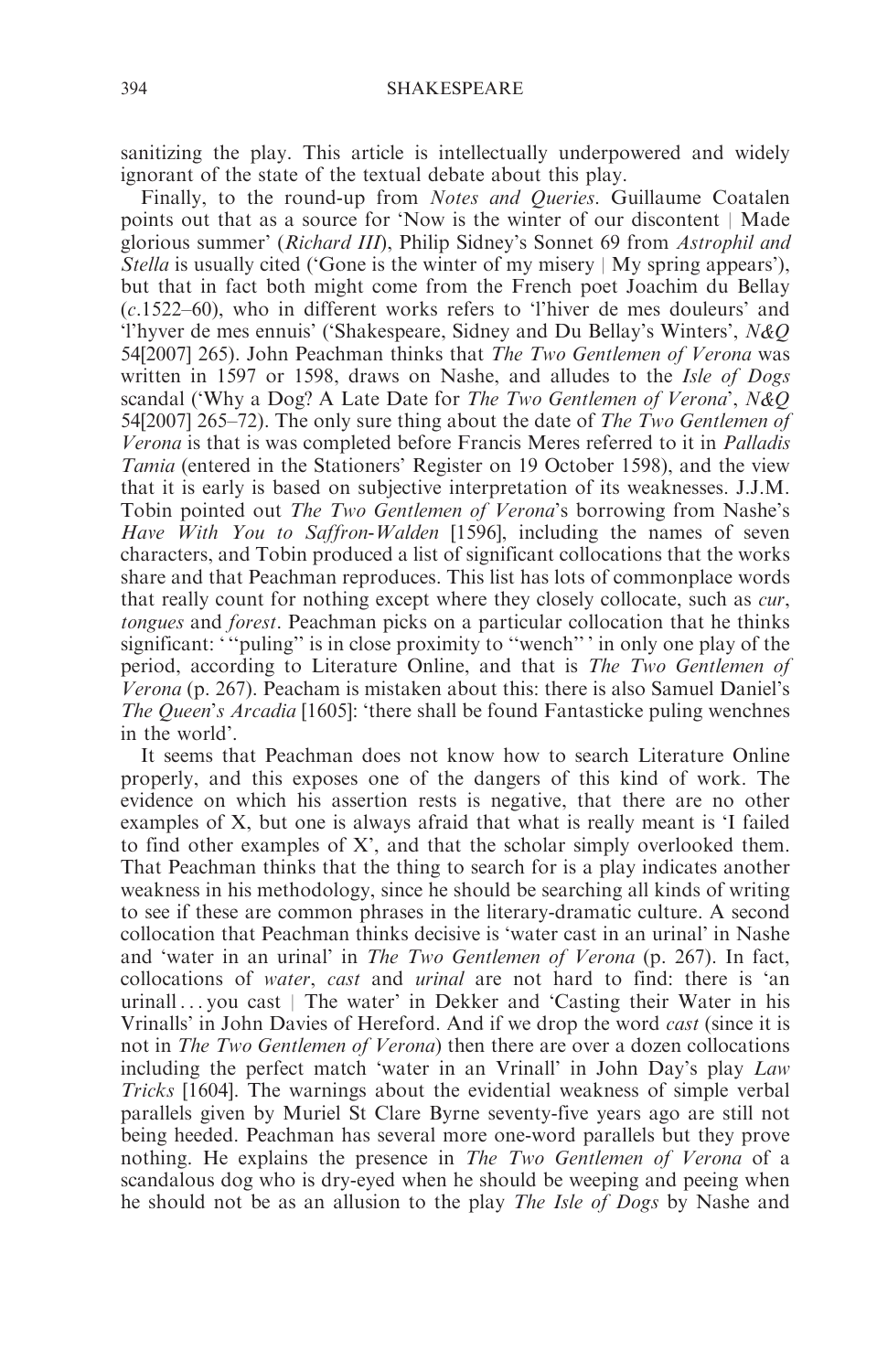sanitizing the play. This article is intellectually underpowered and widely ignorant of the state of the textual debate about this play.

Finally, to the round-up from *Notes and Queries*. Guillaume Coatalen points out that as a source for 'Now is the winter of our discontent | Made glorious summer' (*Richard III*), Philip Sidney's Sonnet 69 from *Astrophil and Stella* is usually cited ('Gone is the winter of my misery | My spring appears'), but that in fact both might come from the French poet Joachim du Bellay (*c*.1522–60), who in different works refers to 'l'hiver de mes douleurs' and 'l'hyver de mes ennuis' ('Shakespeare, Sidney and Du Bellay's Winters', *N&Q* 54[2007] 265). John Peachman thinks that *The Two Gentlemen of Verona* was written in 1597 or 1598, draws on Nashe, and alludes to the *Isle of Dogs* scandal ('Why a Dog? A Late Date for *The Two Gentlemen of Verona*', *N&Q* 54[2007] 265–72). The only sure thing about the date of *The Two Gentlemen of Verona* is that is was completed before Francis Meres referred to it in *Palladis Tamia* (entered in the Stationers' Register on 19 October 1598), and the view that it is early is based on subjective interpretation of its weaknesses. J.J.M. Tobin pointed out *The Two Gentlemen of Verona*'s borrowing from Nashe's *Have With You to Saffron-Walden* [1596], including the names of seven characters, and Tobin produced a list of significant collocations that the works share and that Peachman reproduces. This list has lots of commonplace words that really count for nothing except where they closely collocate, such as *cur*, *tongues* and *forest*. Peachman picks on a particular collocation that he thinks significant: '"puling" is in close proximity to "wench"' in only one play of the period, according to Literature Online, and that is *The Two Gentlemen of Verona* (p. 267). Peacham is mistaken about this: there is also Samuel Daniel's *The Queen's Arcadia* [1605]: 'there shall be found Fantasticke puling wenchnes in the world'.

It seems that Peachman does not know how to search Literature Online properly, and this exposes one of the dangers of this kind of work. The evidence on which his assertion rests is negative, that there are no other examples of X, but one is always afraid that what is really meant is 'I failed to find other examples of X', and that the scholar simply overlooked them. That Peachman thinks that the thing to search for is a play indicates another weakness in his methodology, since he should be searching all kinds of writing to see if these are common phrases in the literary-dramatic culture. A second collocation that Peachman thinks decisive is 'water cast in an urinal' in Nashe and 'water in an urinal' in *The Two Gentlemen of Verona* (p. 267). In fact, collocations of *water*, *cast* and *urinal* are not hard to find: there is 'an urinall ... you cast | The water' in Dekker and 'Casting their Water in his Vrinalls' in John Davies of Hereford. And if we drop the word *cast* (since it is not in *The Two Gentlemen of Verona*) then there are over a dozen collocations including the perfect match 'water in an Vrinall' in John Day's play *Law Tricks* [1604]. The warnings about the evidential weakness of simple verbal parallels given by Muriel St Clare Byrne seventy-five years ago are still not being heeded. Peachman has several more one-word parallels but they prove nothing. He explains the presence in *The Two Gentlemen of Verona* of a scandalous dog who is dry-eyed when he should be weeping and peeing when he should not be as an allusion to the play *The Isle of Dogs* by Nashe and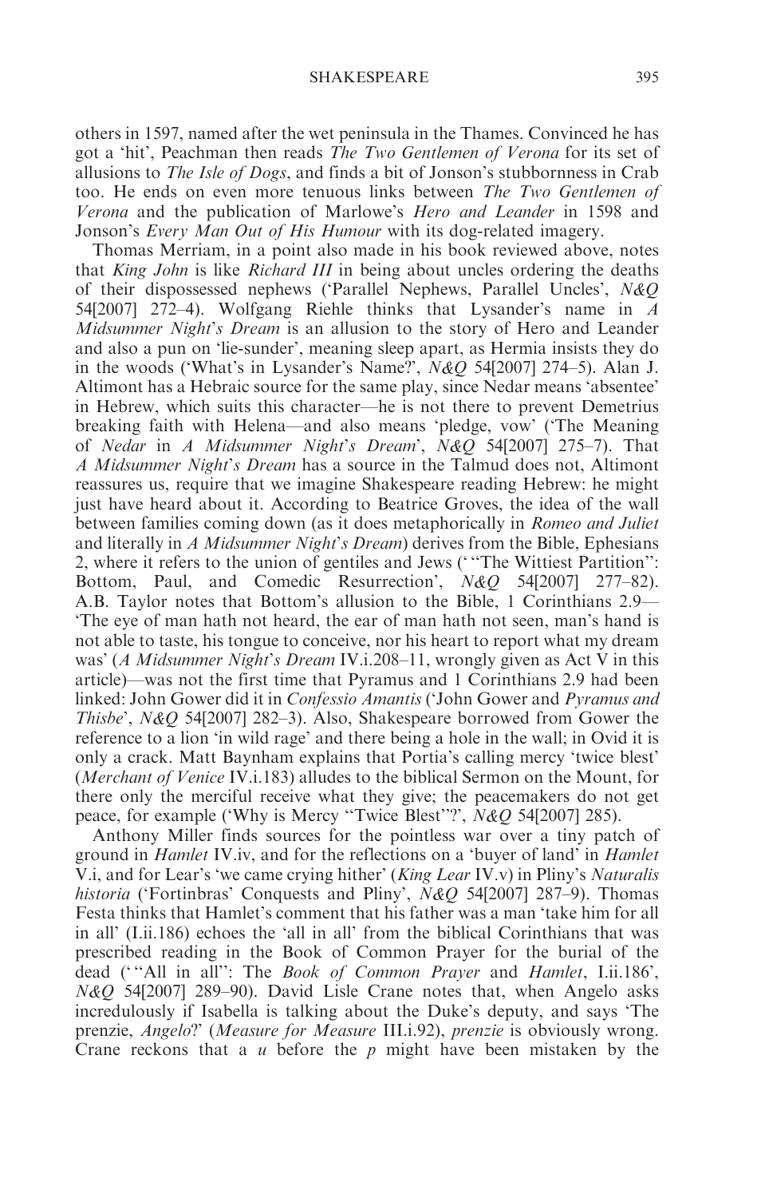others in 1597, named after the wet peninsula in the Thames. Convinced he has got a 'hit', Peachman then reads *The Two Gentlemen of Verona* for its set of allusions to *The Isle of Dogs*, and finds a bit of Jonson's stubbornness in Crab too. He ends on even more tenuous links between *The Two Gentlemen of Verona* and the publication of Marlowe's *Hero and Leander* in 1598 and Jonson's *Every Man Out of His Humour* with its dog-related imagery.

Thomas Merriam, in a point also made in his book reviewed above, notes that *King John* is like *Richard III* in being about uncles ordering the deaths of their dispossessed nephews ('Parallel Nephews, Parallel Uncles', *N&Q* 54[2007] 272–4). Wolfgang Riehle thinks that Lysander's name in *A Midsummer Night's Dream* is an allusion to the story of Hero and Leander and also a pun on 'lie-sunder', meaning sleep apart, as Hermia insists they do in the woods ('What's in Lysander's Name?', *N&Q* 54[2007] 274–5). Alan J. Altimont has a Hebraic source for the same play, since Nedar means 'absentee' in Hebrew, which suits this character—he is not there to prevent Demetrius breaking faith with Helena—and also means 'pledge, vow' ('The Meaning of *Nedar* in *A Midsummer Night's Dream*', *N&Q* 54[2007] 275–7). That *A Midsummer Night's Dream* has a source in the Talmud does not, Altimont reassures us, require that we imagine Shakespeare reading Hebrew: he might just have heard about it. According to Beatrice Groves, the idea of the wall between families coming down (as it does metaphorically in *Romeo and Juliet* and literally in *A Midsummer Night's Dream*) derives from the Bible, Ephesians 2, where it refers to the union of gentiles and Jews (' "The Wittiest Partition": Bottom, Paul, and Comedic Resurrection', *N&Q* 54[2007] 277–82). A.B. Taylor notes that Bottom's allusion to the Bible, 1 Corinthians 2.9—'The eye of man hath not heard, the ear of man hath not seen, man's hand is not able to taste, his tongue to conceive, nor his heart to report what my dream was' (*A Midsummer Night's Dream* IV.i.208–11, wrongly given as Act V in this article)—was not the first time that Pyramus and 1 Corinthians 2.9 had been linked: John Gower did it in *Confessio Amantis* ('John Gower and *Pyramus and Thisbe*', *N&Q* 54[2007] 282–3). Also, Shakespeare borrowed from Gower the reference to a lion 'in wild rage' and there being a hole in the wall; in Ovid it is only a crack. Matt Baynham explains that Portia's calling mercy 'twice blest' (*Merchant of Venice* IV.i.183) alludes to the biblical Sermon on the Mount, for there only the merciful receive what they give; the peacemakers do not get peace, for example ('Why is Mercy "Twice Blest"?', *N&Q* 54[2007] 285).

Anthony Miller finds sources for the pointless war over a tiny patch of ground in *Hamlet* IV.iv, and for the reflections on a 'buyer of land' in *Hamlet* V.i, and for Lear's 'we came crying hither' (*King Lear* IV.v) in Pliny's *Naturalis historia* ('Fortinbras' Conquests and Pliny', *N&Q* 54[2007] 287–9). Thomas Festa thinks that Hamlet's comment that his father was a man 'take him for all in all' (I.ii.186) echoes the 'all in all' from the biblical Corinthians that was prescribed reading in the Book of Common Prayer for the burial of the dead (' "All in all": The *Book of Common Prayer* and *Hamlet*, I.ii.186', *N&Q* 54[2007] 289–90). David Lisle Crane notes that, when Angelo asks incredulously if Isabella is talking about the Duke's deputy, and says 'The prenzie, *Angelo*?' (*Measure for Measure* III.i.92), *prenzie* is obviously wrong. Crane reckons that a *u* before the *p* might have been mistaken by the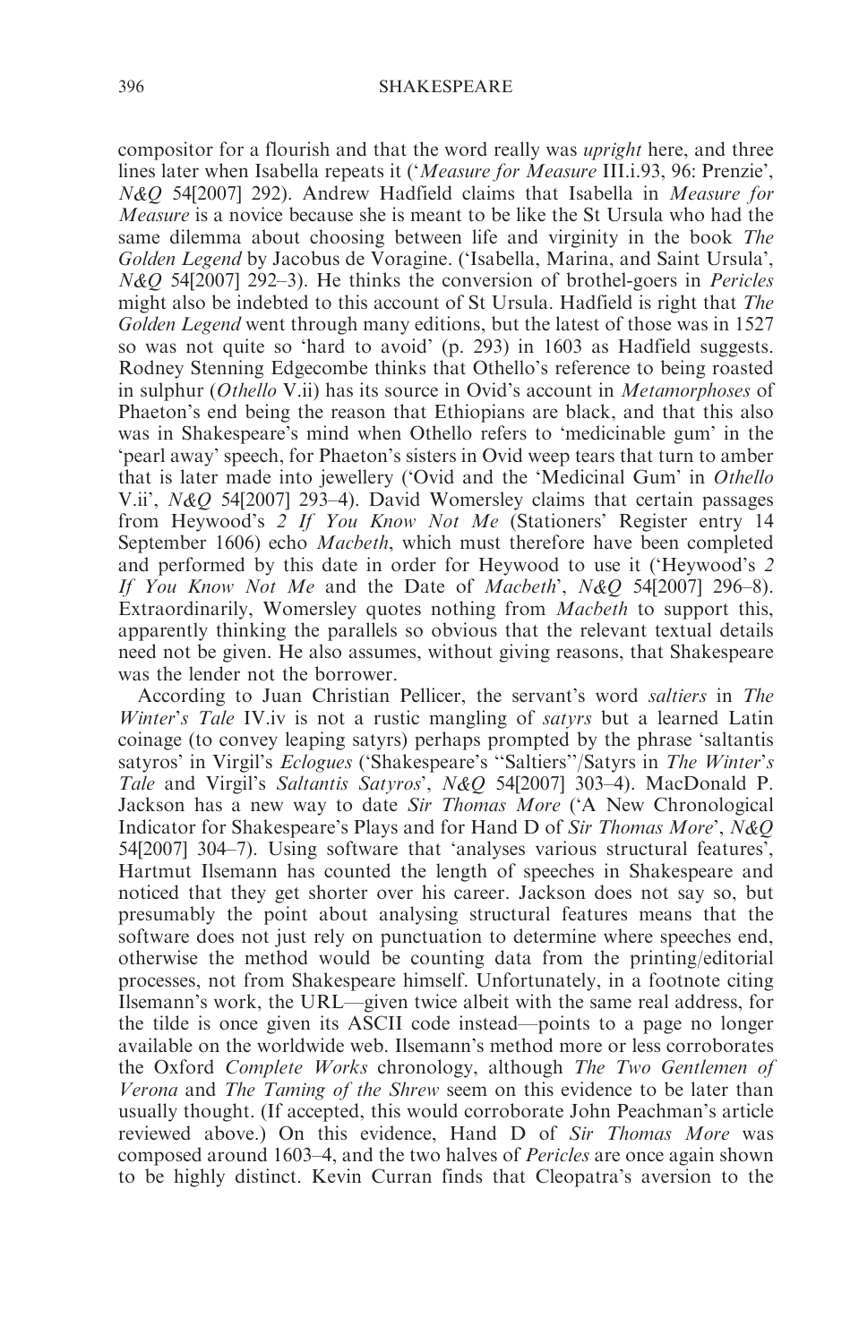compositor for a flourish and that the word really was *upright* here, and three lines later when Isabella repeats it ('*Measure for Measure* III.i.93, 96: Prenzie', *N&Q* 54[2007] 292). Andrew Hadfield claims that Isabella in *Measure for Measure* is a novice because she is meant to be like the St Ursula who had the same dilemma about choosing between life and virginity in the book *The Golden Legend* by Jacobus de Voragine. ('Isabella, Marina, and Saint Ursula', *N&Q* 54[2007] 292–3). He thinks the conversion of brothel-goers in *Pericles* might also be indebted to this account of St Ursula. Hadfield is right that *The Golden Legend* went through many editions, but the latest of those was in 1527 so was not quite so 'hard to avoid' (p. 293) in 1603 as Hadfield suggests. Rodney Stenning Edgecombe thinks that Othello's reference to being roasted in sulphur (*Othello* V.ii) has its source in Ovid's account in *Metamorphoses* of Phaeton's end being the reason that Ethiopians are black, and that this also was in Shakespeare's mind when Othello refers to 'medicinable gum' in the 'pearl away' speech, for Phaeton's sisters in Ovid weep tears that turn to amber that is later made into jewellery ('Ovid and the 'Medicinal Gum' in *Othello* V.ii', *N&Q* 54[2007] 293–4). David Womersley claims that certain passages from Heywood's *2 If You Know Not Me* (Stationers' Register entry 14 September 1606) echo *Macbeth*, which must therefore have been completed and performed by this date in order for Heywood to use it ('Heywood's *2 If You Know Not Me* and the Date of *Macbeth*', *N&Q* 54[2007] 296–8). Extraordinarily, Womersley quotes nothing from *Macbeth* to support this, apparently thinking the parallels so obvious that the relevant textual details need not be given. He also assumes, without giving reasons, that Shakespeare was the lender not the borrower.

According to Juan Christian Pellicer, the servant's word *saltiers* in *The Winter's Tale* IV.iv is not a rustic mangling of *satyrs* but a learned Latin coinage (to convey leaping satyrs) perhaps prompted by the phrase 'saltantis satyros' in Virgil's *Eclogues* ('Shakespeare's "Saltiers"/Satyrs in *The Winter's Tale* and Virgil's *Saltantis Satyros*', *N&Q* 54[2007] 303–4). MacDonald P. Jackson has a new way to date *Sir Thomas More* ('A New Chronological Indicator for Shakespeare's Plays and for Hand D of *Sir Thomas More*', *N&Q* 54[2007] 304–7). Using software that 'analyses various structural features', Hartmut Ilsemann has counted the length of speeches in Shakespeare and noticed that they get shorter over his career. Jackson does not say so, but presumably the point about analysing structural features means that the software does not just rely on punctuation to determine where speeches end, otherwise the method would be counting data from the printing/editorial processes, not from Shakespeare himself. Unfortunately, in a footnote citing Ilsemann's work, the URL—given twice albeit with the same real address, for the tilde is once given its ASCII code instead—points to a page no longer available on the worldwide web. Ilsemann's method more or less corroborates the Oxford *Complete Works* chronology, although *The Two Gentlemen of Verona* and *The Taming of the Shrew* seem on this evidence to be later than usually thought. (If accepted, this would corroborate John Peachman's article reviewed above.) On this evidence, Hand D of *Sir Thomas More* was composed around 1603–4, and the two halves of *Pericles* are once again shown to be highly distinct. Kevin Curran finds that Cleopatra's aversion to the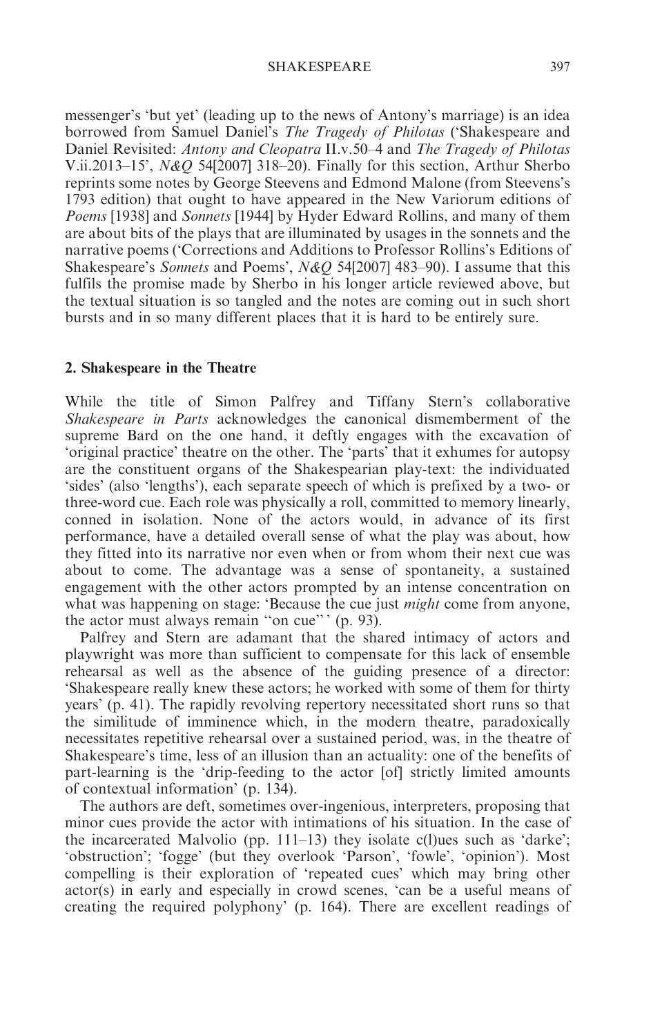messenger's 'but yet' (leading up to the news of Antony's marriage) is an idea borrowed from Samuel Daniel's *The Tragedy of Philotas* ('Shakespeare and Daniel Revisited: *Antony and Cleopatra* II.v.50–4 and *The Tragedy of Philotas* V.ii.2013–15', *N&Q* 54[2007] 318–20). Finally for this section, Arthur Sherbo reprints some notes by George Steevens and Edmond Malone (from Steevens's 1793 edition) that ought to have appeared in the New Variorum editions of *Poems* [1938] and *Sonnets* [1944] by Hyder Edward Rollins, and many of them are about bits of the plays that are illuminated by usages in the sonnets and the narrative poems ('Corrections and Additions to Professor Rollins's Editions of Shakespeare's *Sonnets* and Poems', *N&Q* 54[2007] 483–90). I assume that this fulfils the promise made by Sherbo in his longer article reviewed above, but the textual situation is so tangled and the notes are coming out in such short bursts and in so many different places that it is hard to be entirely sure.

## 2. Shakespeare in the Theatre

While the title of Simon Palfrey and Tiffany Stern's collaborative *Shakespeare in Parts* acknowledges the canonical dismemberment of the supreme Bard on the one hand, it deftly engages with the excavation of 'original practice' theatre on the other. The 'parts' that it exhumes for autopsy are the constituent organs of the Shakespearian play-text: the individuated 'sides' (also 'lengths'), each separate speech of which is prefixed by a two- or three-word cue. Each role was physically a roll, committed to memory linearly, conned in isolation. None of the actors would, in advance of its first performance, have a detailed overall sense of what the play was about, how they fitted into its narrative nor even when or from whom their next cue was about to come. The advantage was a sense of spontaneity, a sustained engagement with the other actors prompted by an intense concentration on what was happening on stage: 'Because the cue just *might* come from anyone, the actor must always remain "on cue"' (p. 93).

Palfrey and Stern are adamant that the shared intimacy of actors and playwright was more than sufficient to compensate for this lack of ensemble rehearsal as well as the absence of the guiding presence of a director: 'Shakespeare really knew these actors; he worked with some of them for thirty years' (p. 41). The rapidly revolving repertory necessitated short runs so that the similitude of imminence which, in the modern theatre, paradoxically necessitates repetitive rehearsal over a sustained period, was, in the theatre of Shakespeare's time, less of an illusion than an actuality: one of the benefits of part-learning is the 'drip-feeding to the actor [of] strictly limited amounts of contextual information' (p. 134).

The authors are deft, sometimes over-ingenious, interpreters, proposing that minor cues provide the actor with intimations of his situation. In the case of the incarcerated Malvolio (pp. 111–13) they isolate c(l)ues such as 'darke'; 'obstruction'; 'fogge' (but they overlook 'Parson', 'fowle', 'opinion'). Most compelling is their exploration of 'repeated cues' which may bring other actor(s) in early and especially in crowd scenes, 'can be a useful means of creating the required polyphony' (p. 164). There are excellent readings of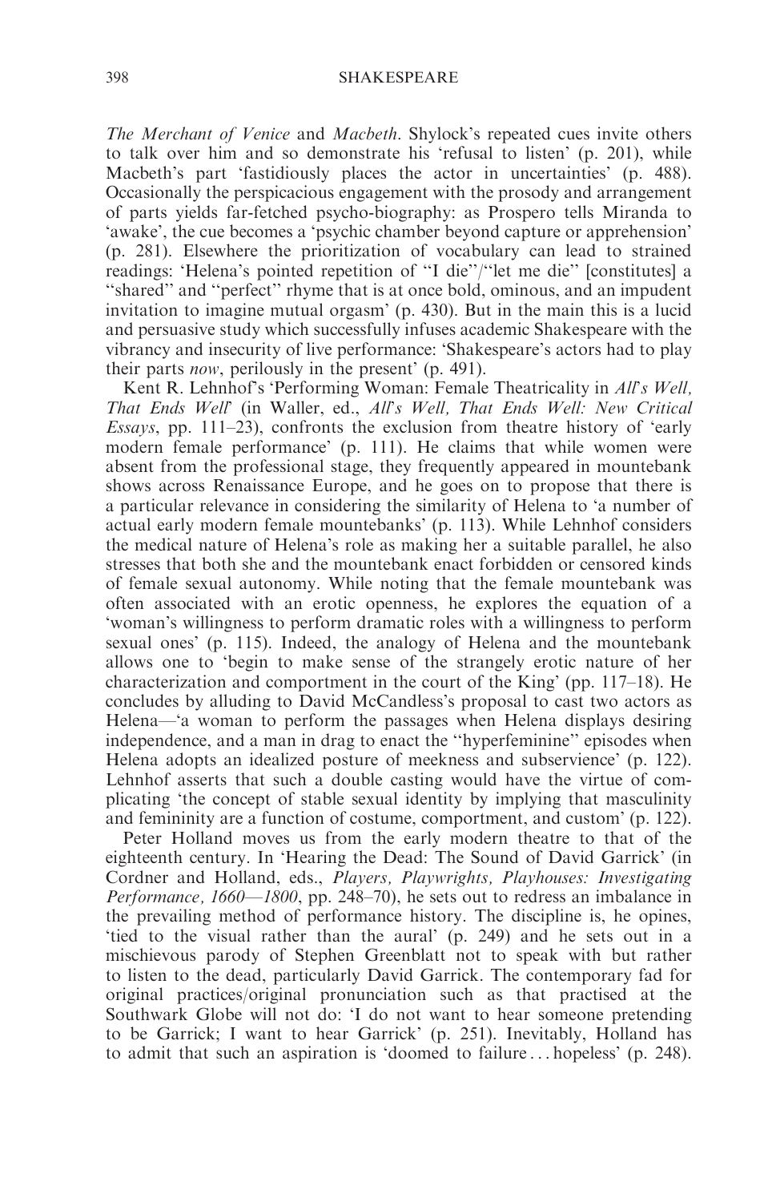*The Merchant of Venice* and *Macbeth*. Shylock's repeated cues invite others to talk over him and so demonstrate his 'refusal to listen' (p. 201), while Macbeth's part 'fastidiously places the actor in uncertainties' (p. 488). Occasionally the perspicacious engagement with the prosody and arrangement of parts yields far-fetched psycho-biography: as Prospero tells Miranda to 'awake', the cue becomes a 'psychic chamber beyond capture or apprehension' (p. 281). Elsewhere the prioritization of vocabulary can lead to strained readings: 'Helena's pointed repetition of "I die"/"let me die" [constitutes] a "shared" and "perfect" rhyme that is at once bold, ominous, and an impudent invitation to imagine mutual orgasm' (p. 430). But in the main this is a lucid and persuasive study which successfully infuses academic Shakespeare with the vibrancy and insecurity of live performance: 'Shakespeare's actors had to play their parts *now*, perilously in the present' (p. 491).

Kent R. Lehnhof's 'Performing Woman: Female Theatricality in *All's Well, That Ends Well*' (in Waller, ed., *All's Well, That Ends Well: New Critical Essays*, pp. 111–23), confronts the exclusion from theatre history of 'early modern female performance' (p. 111). He claims that while women were absent from the professional stage, they frequently appeared in mountebank shows across Renaissance Europe, and he goes on to propose that there is a particular relevance in considering the similarity of Helena to 'a number of actual early modern female mountebanks' (p. 113). While Lehnhof considers the medical nature of Helena's role as making her a suitable parallel, he also stresses that both she and the mountebank enact forbidden or censored kinds of female sexual autonomy. While noting that the female mountebank was often associated with an erotic openness, he explores the equation of a 'woman's willingness to perform dramatic roles with a willingness to perform sexual ones' (p. 115). Indeed, the analogy of Helena and the mountebank allows one to 'begin to make sense of the strangely erotic nature of her characterization and comportment in the court of the King' (pp. 117–18). He concludes by alluding to David McCandless's proposal to cast two actors as Helena—'a woman to perform the passages when Helena displays desiring independence, and a man in drag to enact the "hyperfeminine" episodes when Helena adopts an idealized posture of meekness and subservience' (p. 122). Lehnhof asserts that such a double casting would have the virtue of complicating 'the concept of stable sexual identity by implying that masculinity and femininity are a function of costume, comportment, and custom' (p. 122).

Peter Holland moves us from the early modern theatre to that of the eighteenth century. In 'Hearing the Dead: The Sound of David Garrick' (in Cordner and Holland, eds., *Players, Playwrights, Playhouses: Investigating Performance, 1660—1800*, pp. 248–70), he sets out to redress an imbalance in the prevailing method of performance history. The discipline is, he opines, 'tied to the visual rather than the aural' (p. 249) and he sets out in a mischievous parody of Stephen Greenblatt not to speak with but rather to listen to the dead, particularly David Garrick. The contemporary fad for original practices/original pronunciation such as that practised at the Southwark Globe will not do: 'I do not want to hear someone pretending to be Garrick; I want to hear Garrick' (p. 251). Inevitably, Holland has to admit that such an aspiration is 'doomed to failure . . . hopeless' (p. 248).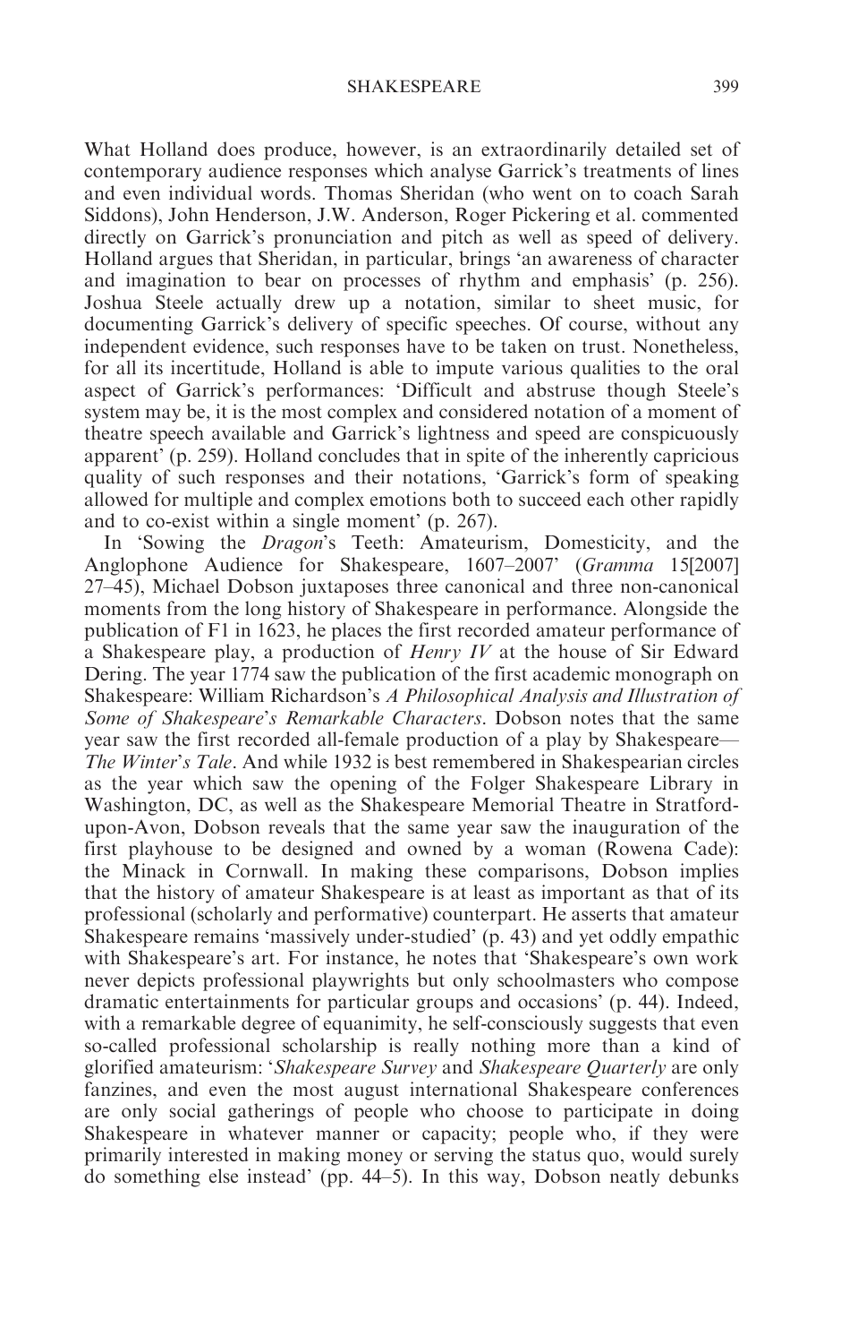What Holland does produce, however, is an extraordinarily detailed set of contemporary audience responses which analyse Garrick's treatments of lines and even individual words. Thomas Sheridan (who went on to coach Sarah Siddons), John Henderson, J.W. Anderson, Roger Pickering et al. commented directly on Garrick's pronunciation and pitch as well as speed of delivery. Holland argues that Sheridan, in particular, brings 'an awareness of character and imagination to bear on processes of rhythm and emphasis' (p. 256). Joshua Steele actually drew up a notation, similar to sheet music, for documenting Garrick's delivery of specific speeches. Of course, without any independent evidence, such responses have to be taken on trust. Nonetheless, for all its incertitude, Holland is able to impute various qualities to the oral aspect of Garrick's performances: 'Difficult and abstruse though Steele's system may be, it is the most complex and considered notation of a moment of theatre speech available and Garrick's lightness and speed are conspicuously apparent' (p. 259). Holland concludes that in spite of the inherently capricious quality of such responses and their notations, 'Garrick's form of speaking allowed for multiple and complex emotions both to succeed each other rapidly and to co-exist within a single moment' (p. 267).

In 'Sowing the *Dragon*'s Teeth: Amateurism, Domesticity, and the Anglophone Audience for Shakespeare, 1607–2007' (*Gramma* 15[2007] 27–45), Michael Dobson juxtaposes three canonical and three non-canonical moments from the long history of Shakespeare in performance. Alongside the publication of F1 in 1623, he places the first recorded amateur performance of a Shakespeare play, a production of *Henry IV* at the house of Sir Edward Dering. The year 1774 saw the publication of the first academic monograph on Shakespeare: William Richardson's *A Philosophical Analysis and Illustration of Some of Shakespeare*'s *Remarkable Characters*. Dobson notes that the same year saw the first recorded all-female production of a play by Shakespeare—*The Winter*'s *Tale*. And while 1932 is best remembered in Shakespearian circles as the year which saw the opening of the Folger Shakespeare Library in Washington, DC, as well as the Shakespeare Memorial Theatre in Stratford-upon-Avon, Dobson reveals that the same year saw the inauguration of the first playhouse to be designed and owned by a woman (Rowena Cade): the Minack in Cornwall. In making these comparisons, Dobson implies that the history of amateur Shakespeare is at least as important as that of its professional (scholarly and performative) counterpart. He asserts that amateur Shakespeare remains 'massively under-studied' (p. 43) and yet oddly empathic with Shakespeare's art. For instance, he notes that 'Shakespeare's own work never depicts professional playwrights but only schoolmasters who compose dramatic entertainments for particular groups and occasions' (p. 44). Indeed, with a remarkable degree of equanimity, he self-consciously suggests that even so-called professional scholarship is really nothing more than a kind of glorified amateurism: '*Shakespeare Survey* and *Shakespeare Quarterly* are only fanzines, and even the most august international Shakespeare conferences are only social gatherings of people who choose to participate in doing Shakespeare in whatever manner or capacity; people who, if they were primarily interested in making money or serving the status quo, would surely do something else instead' (pp. 44–5). In this way, Dobson neatly debunks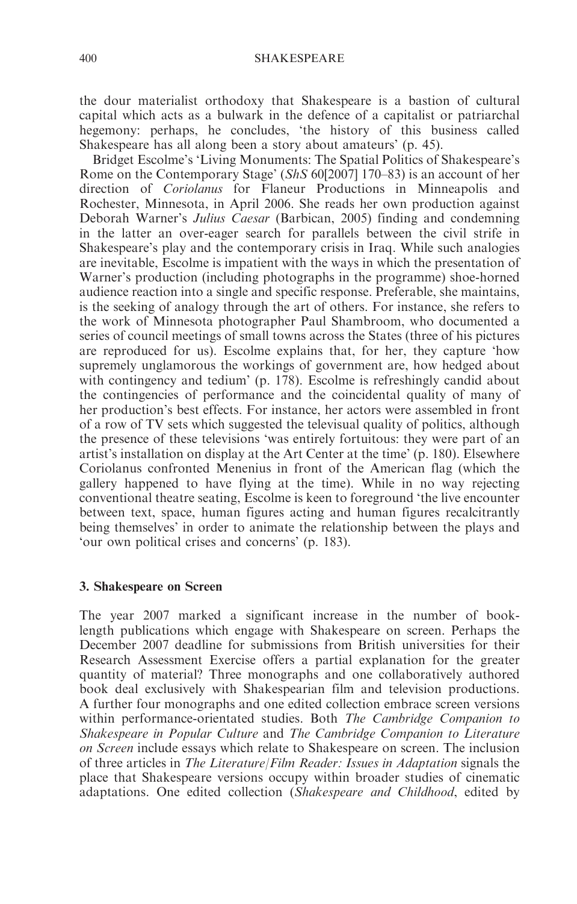the dour materialist orthodoxy that Shakespeare is a bastion of cultural capital which acts as a bulwark in the defence of a capitalist or patriarchal hegemony: perhaps, he concludes, 'the history of this business called Shakespeare has all along been a story about amateurs' (p. 45).

Bridget Escolme's 'Living Monuments: The Spatial Politics of Shakespeare's Rome on the Contemporary Stage' (*ShS* 60[2007] 170–83) is an account of her direction of *Coriolanus* for Flaneur Productions in Minneapolis and Rochester, Minnesota, in April 2006. She reads her own production against Deborah Warner's *Julius Caesar* (Barbican, 2005) finding and condemning in the latter an over-eager search for parallels between the civil strife in Shakespeare's play and the contemporary crisis in Iraq. While such analogies are inevitable, Escolme is impatient with the ways in which the presentation of Warner's production (including photographs in the programme) shoe-horned audience reaction into a single and specific response. Preferable, she maintains, is the seeking of analogy through the art of others. For instance, she refers to the work of Minnesota photographer Paul Shambroom, who documented a series of council meetings of small towns across the States (three of his pictures are reproduced for us). Escolme explains that, for her, they capture 'how supremely unglamorous the workings of government are, how hedged about with contingency and tedium' (p. 178). Escolme is refreshingly candid about the contingencies of performance and the coincidental quality of many of her production's best effects. For instance, her actors were assembled in front of a row of TV sets which suggested the televisual quality of politics, although the presence of these televisions 'was entirely fortuitous: they were part of an artist's installation on display at the Art Center at the time' (p. 180). Elsewhere Coriolanus confronted Menenius in front of the American flag (which the gallery happened to have flying at the time). While in no way rejecting conventional theatre seating, Escolme is keen to foreground 'the live encounter between text, space, human figures acting and human figures recalcitrantly being themselves' in order to animate the relationship between the plays and 'our own political crises and concerns' (p. 183).

### 3. Shakespeare on Screen

The year 2007 marked a significant increase in the number of book-length publications which engage with Shakespeare on screen. Perhaps the December 2007 deadline for submissions from British universities for their Research Assessment Exercise offers a partial explanation for the greater quantity of material? Three monographs and one collaboratively authored book deal exclusively with Shakespearian film and television productions. A further four monographs and one edited collection embrace screen versions within performance-orientated studies. Both *The Cambridge Companion to Shakespeare in Popular Culture* and *The Cambridge Companion to Literature on Screen* include essays which relate to Shakespeare on screen. The inclusion of three articles in *The Literature/Film Reader: Issues in Adaptation* signals the place that Shakespeare versions occupy within broader studies of cinematic adaptations. One edited collection (*Shakespeare and Childhood*, edited by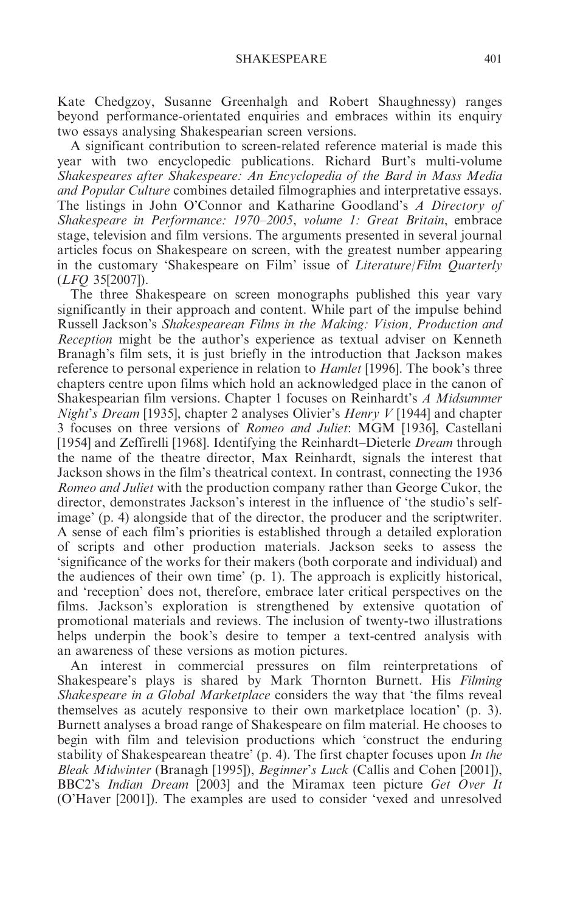Kate Chedgzoy, Susanne Greenhalgh and Robert Shaughnessy) ranges beyond performance-orientated enquiries and embraces within its enquiry two essays analysing Shakespearian screen versions.

A significant contribution to screen-related reference material is made this year with two encyclopedic publications. Richard Burt's multi-volume *Shakespeares after Shakespeare: An Encyclopedia of the Bard in Mass Media and Popular Culture* combines detailed filmographies and interpretative essays. The listings in John O'Connor and Katharine Goodland's *A Directory of Shakespeare in Performance: 1970–2005, volume 1: Great Britain*, embrace stage, television and film versions. The arguments presented in several journal articles focus on Shakespeare on screen, with the greatest number appearing in the customary 'Shakespeare on Film' issue of *Literature/Film Quarterly* (*LFQ* 35[2007]).

The three Shakespeare on screen monographs published this year vary significantly in their approach and content. While part of the impulse behind Russell Jackson's *Shakespearean Films in the Making: Vision, Production and Reception* might be the author's experience as textual adviser on Kenneth Branagh's film sets, it is just briefly in the introduction that Jackson makes reference to personal experience in relation to *Hamlet* [1996]. The book's three chapters centre upon films which hold an acknowledged place in the canon of Shakespearian film versions. Chapter 1 focuses on Reinhardt's *A Midsummer Night's Dream* [1935], chapter 2 analyses Olivier's *Henry V* [1944] and chapter 3 focuses on three versions of *Romeo and Juliet*: MGM [1936], Castellani [1954] and Zeffirelli [1968]. Identifying the Reinhardt–Dieterle *Dream* through the name of the theatre director, Max Reinhardt, signals the interest that Jackson shows in the film's theatrical context. In contrast, connecting the 1936 *Romeo and Juliet* with the production company rather than George Cukor, the director, demonstrates Jackson's interest in the influence of 'the studio's self-image' (p. 4) alongside that of the director, the producer and the scriptwriter. A sense of each film's priorities is established through a detailed exploration of scripts and other production materials. Jackson seeks to assess the 'significance of the works for their makers (both corporate and individual) and the audiences of their own time' (p. 1). The approach is explicitly historical, and 'reception' does not, therefore, embrace later critical perspectives on the films. Jackson's exploration is strengthened by extensive quotation of promotional materials and reviews. The inclusion of twenty-two illustrations helps underpin the book's desire to temper a text-centred analysis with an awareness of these versions as motion pictures.

An interest in commercial pressures on film reinterpretations of Shakespeare's plays is shared by Mark Thornton Burnett. His *Filming Shakespeare in a Global Marketplace* considers the way that 'the films reveal themselves as acutely responsive to their own marketplace location' (p. 3). Burnett analyses a broad range of Shakespeare on film material. He chooses to begin with film and television productions which 'construct the enduring stability of Shakespearean theatre' (p. 4). The first chapter focuses upon *In the Bleak Midwinter* (Branagh [1995]), *Beginner's Luck* (Callis and Cohen [2001]), BBC2's *Indian Dream* [2003] and the Miramax teen picture *Get Over It* (O'Haver [2001]). The examples are used to consider 'vexed and unresolved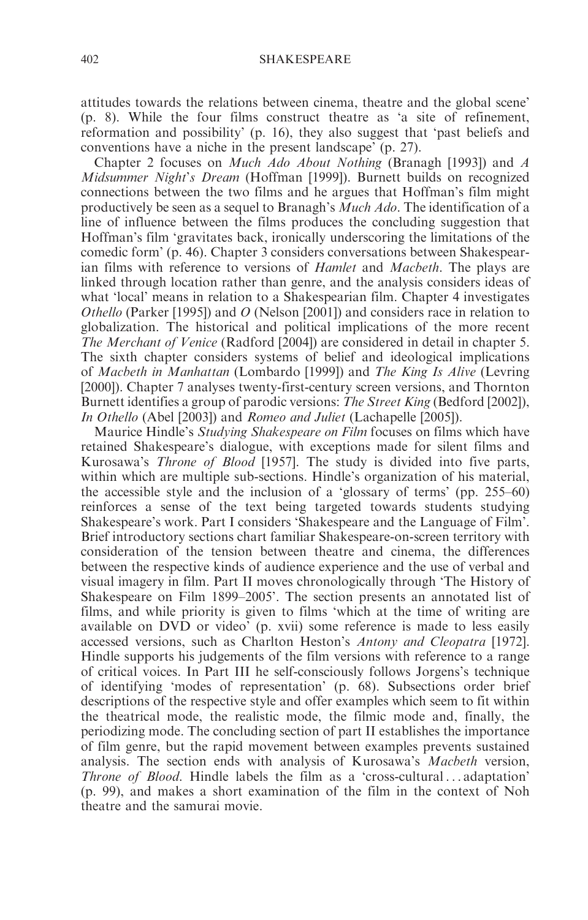attitudes towards the relations between cinema, theatre and the global scene' (p. 8). While the four films construct theatre as 'a site of refinement, reformation and possibility' (p. 16), they also suggest that 'past beliefs and conventions have a niche in the present landscape' (p. 27).

Chapter 2 focuses on *Much Ado About Nothing* (Branagh [1993]) and *A Midsummer Night's Dream* (Hoffman [1999]). Burnett builds on recognized connections between the two films and he argues that Hoffman's film might productively be seen as a sequel to Branagh's *Much Ado*. The identification of a line of influence between the films produces the concluding suggestion that Hoffman's film 'gravitates back, ironically underscoring the limitations of the comedic form' (p. 46). Chapter 3 considers conversations between Shakespearian films with reference to versions of *Hamlet* and *Macbeth*. The plays are linked through location rather than genre, and the analysis considers ideas of what 'local' means in relation to a Shakespearian film. Chapter 4 investigates *Othello* (Parker [1995]) and *O* (Nelson [2001]) and considers race in relation to globalization. The historical and political implications of the more recent *The Merchant of Venice* (Radford [2004]) are considered in detail in chapter 5. The sixth chapter considers systems of belief and ideological implications of *Macbeth in Manhattan* (Lombardo [1999]) and *The King Is Alive* (Levring [2000]). Chapter 7 analyses twenty-first-century screen versions, and Thornton Burnett identifies a group of parodic versions: *The Street King* (Bedford [2002]), *In Othello* (Abel [2003]) and *Romeo and Juliet* (Lachapelle [2005]).

Maurice Hindle's *Studying Shakespeare on Film* focuses on films which have retained Shakespeare's dialogue, with exceptions made for silent films and Kurosawa's *Throne of Blood* [1957]. The study is divided into five parts, within which are multiple sub-sections. Hindle's organization of his material, the accessible style and the inclusion of a 'glossary of terms' (pp. 255–60) reinforces a sense of the text being targeted towards students studying Shakespeare's work. Part I considers 'Shakespeare and the Language of Film'. Brief introductory sections chart familiar Shakespeare-on-screen territory with consideration of the tension between theatre and cinema, the differences between the respective kinds of audience experience and the use of verbal and visual imagery in film. Part II moves chronologically through 'The History of Shakespeare on Film 1899–2005'. The section presents an annotated list of films, and while priority is given to films 'which at the time of writing are available on DVD or video' (p. xvii) some reference is made to less easily accessed versions, such as Charlton Heston's *Antony and Cleopatra* [1972]. Hindle supports his judgements of the film versions with reference to a range of critical voices. In Part III he self-consciously follows Jorgens's technique of identifying 'modes of representation' (p. 68). Subsections order brief descriptions of the respective style and offer examples which seem to fit within the theatrical mode, the realistic mode, the filmic mode and, finally, the periodizing mode. The concluding section of part II establishes the importance of film genre, but the rapid movement between examples prevents sustained analysis. The section ends with analysis of Kurosawa's *Macbeth* version, *Throne of Blood*. Hindle labels the film as a 'cross-cultural . . . adaptation' (p. 99), and makes a short examination of the film in the context of Noh theatre and the samurai movie.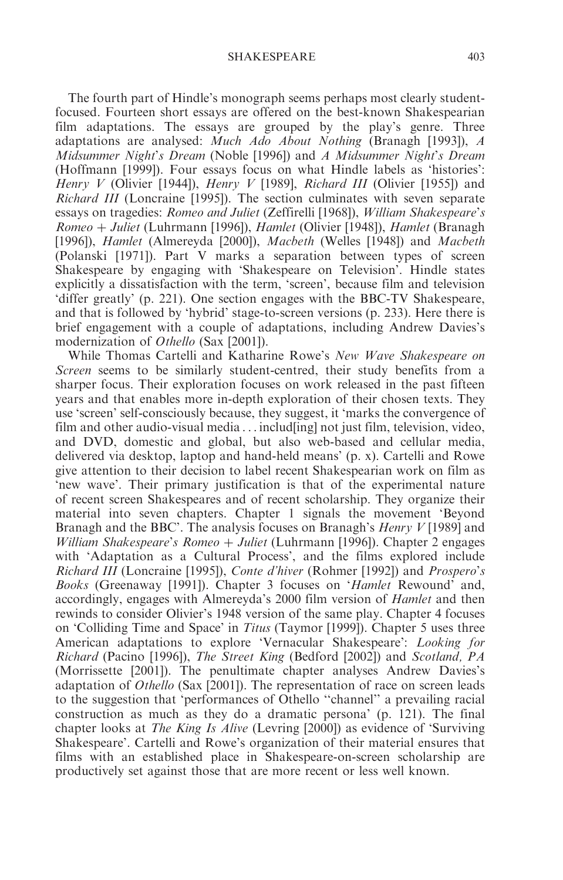The fourth part of Hindle's monograph seems perhaps most clearly student-focused. Fourteen short essays are offered on the best-known Shakespearian film adaptations. The essays are grouped by the play's genre. Three adaptations are analysed: *Much Ado About Nothing* (Branagh [1993]), *A Midsummer Night's Dream* (Noble [1996]) and *A Midsummer Night's Dream* (Hoffmann [1999]). Four essays focus on what Hindle labels as 'histories': *Henry V* (Olivier [1944]), *Henry V* [1989], *Richard III* (Olivier [1955]) and *Richard III* (Loncraine [1995]). The section culminates with seven separate essays on tragedies: *Romeo and Juliet* (Zeffirelli [1968]), *William Shakespeare's Romeo + Juliet* (Luhrmann [1996]), *Hamlet* (Olivier [1948]), *Hamlet* (Branagh [1996]), *Hamlet* (Almereyda [2000]), *Macbeth* (Welles [1948]) and *Macbeth* (Polanski [1971]). Part V marks a separation between types of screen Shakespeare by engaging with 'Shakespeare on Television'. Hindle states explicitly a dissatisfaction with the term, 'screen', because film and television 'differ greatly' (p. 221). One section engages with the BBC-TV Shakespeare, and that is followed by 'hybrid' stage-to-screen versions (p. 233). Here there is brief engagement with a couple of adaptations, including Andrew Davies's modernization of *Othello* (Sax [2001]).

While Thomas Cartelli and Katharine Rowe's *New Wave Shakespeare on Screen* seems to be similarly student-centred, their study benefits from a sharper focus. Their exploration focuses on work released in the past fifteen years and that enables more in-depth exploration of their chosen texts. They use 'screen' self-consciously because, they suggest, it 'marks the convergence of film and other audio-visual media . . . includ[ing] not just film, television, video, and DVD, domestic and global, but also web-based and cellular media, delivered via desktop, laptop and hand-held means' (p. x). Cartelli and Rowe give attention to their decision to label recent Shakespearian work on film as 'new wave'. Their primary justification is that of the experimental nature of recent screen Shakespeares and of recent scholarship. They organize their material into seven chapters. Chapter 1 signals the movement 'Beyond Branagh and the BBC'. The analysis focuses on Branagh's *Henry V* [1989] and *William Shakespeare's Romeo + Juliet* (Luhrmann [1996]). Chapter 2 engages with 'Adaptation as a Cultural Process', and the films explored include *Richard III* (Loncraine [1995]), *Conte d'hiver* (Rohmer [1992]) and *Prospero's Books* (Greenaway [1991]). Chapter 3 focuses on '*Hamlet* Rewound' and, accordingly, engages with Almereyda's 2000 film version of *Hamlet* and then rewinds to consider Olivier's 1948 version of the same play. Chapter 4 focuses on 'Colliding Time and Space' in *Titus* (Taymor [1999]). Chapter 5 uses three American adaptations to explore 'Vernacular Shakespeare': *Looking for Richard* (Pacino [1996]), *The Street King* (Bedford [2002]) and *Scotland, PA* (Morrissette [2001]). The penultimate chapter analyses Andrew Davies's adaptation of *Othello* (Sax [2001]). The representation of race on screen leads to the suggestion that 'performances of Othello "channel" a prevailing racial construction as much as they do a dramatic persona' (p. 121). The final chapter looks at *The King Is Alive* (Levring [2000]) as evidence of 'Surviving Shakespeare'. Cartelli and Rowe's organization of their material ensures that films with an established place in Shakespeare-on-screen scholarship are productively set against those that are more recent or less well known.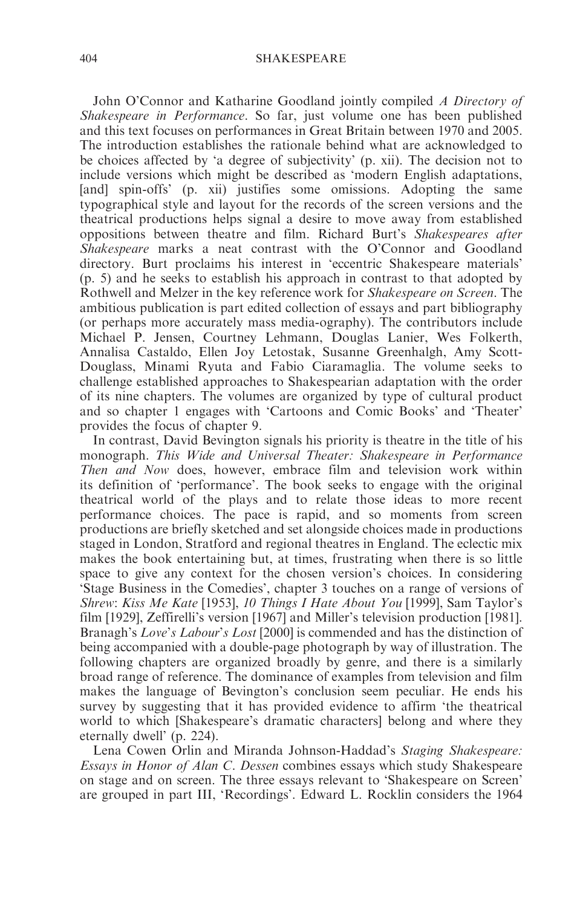John O'Connor and Katharine Goodland jointly compiled *A Directory of Shakespeare in Performance*. So far, just volume one has been published and this text focuses on performances in Great Britain between 1970 and 2005. The introduction establishes the rationale behind what are acknowledged to be choices affected by 'a degree of subjectivity' (p. xii). The decision not to include versions which might be described as 'modern English adaptations, [and] spin-offs' (p. xii) justifies some omissions. Adopting the same typographical style and layout for the records of the screen versions and the theatrical productions helps signal a desire to move away from established oppositions between theatre and film. Richard Burt's *Shakespeares after Shakespeare* marks a neat contrast with the O'Connor and Goodland directory. Burt proclaims his interest in 'eccentric Shakespeare materials' (p. 5) and he seeks to establish his approach in contrast to that adopted by Rothwell and Melzer in the key reference work for *Shakespeare on Screen*. The ambitious publication is part edited collection of essays and part bibliography (or perhaps more accurately mass media-ography). The contributors include Michael P. Jensen, Courtney Lehmann, Douglas Lanier, Wes Folkerth, Annalisa Castaldo, Ellen Joy Letostak, Susanne Greenhalgh, Amy Scott-Douglass, Minami Ryuta and Fabio Ciaramaglia. The volume seeks to challenge established approaches to Shakespearian adaptation with the order of its nine chapters. The volumes are organized by type of cultural product and so chapter 1 engages with 'Cartoons and Comic Books' and 'Theater' provides the focus of chapter 9.

In contrast, David Bevington signals his priority is theatre in the title of his monograph. *This Wide and Universal Theater: Shakespeare in Performance Then and Now* does, however, embrace film and television work within its definition of 'performance'. The book seeks to engage with the original theatrical world of the plays and to relate those ideas to more recent performance choices. The pace is rapid, and so moments from screen productions are briefly sketched and set alongside choices made in productions staged in London, Stratford and regional theatres in England. The eclectic mix makes the book entertaining but, at times, frustrating when there is so little space to give any context for the chosen version's choices. In considering 'Stage Business in the Comedies', chapter 3 touches on a range of versions of *Shrew*: *Kiss Me Kate* [1953], *10 Things I Hate About You* [1999], Sam Taylor's film [1929], Zeffirelli's version [1967] and Miller's television production [1981]. Branagh's *Love's Labour's Lost* [2000] is commended and has the distinction of being accompanied with a double-page photograph by way of illustration. The following chapters are organized broadly by genre, and there is a similarly broad range of reference. The dominance of examples from television and film makes the language of Bevington's conclusion seem peculiar. He ends his survey by suggesting that it has provided evidence to affirm 'the theatrical world to which [Shakespeare's dramatic characters] belong and where they eternally dwell' (p. 224).

Lena Cowen Orlin and Miranda Johnson-Haddad's *Staging Shakespeare: Essays in Honor of Alan C. Dessen* combines essays which study Shakespeare on stage and on screen. The three essays relevant to 'Shakespeare on Screen' are grouped in part III, 'Recordings'. Edward L. Rocklin considers the 1964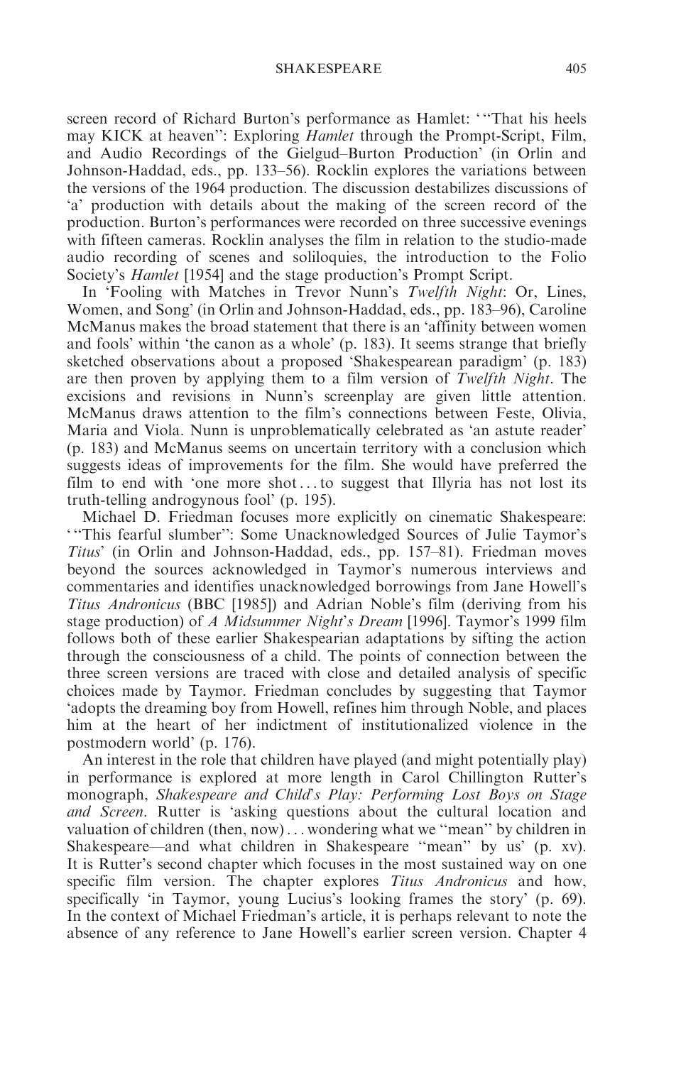screen record of Richard Burton's performance as Hamlet: '"That his heels may KICK at heaven": Exploring *Hamlet* through the Prompt-Script, Film, and Audio Recordings of the Gielgud–Burton Production' (in Orlin and Johnson-Haddad, eds., pp. 133–56). Rocklin explores the variations between the versions of the 1964 production. The discussion destabilizes discussions of 'a' production with details about the making of the screen record of the production. Burton's performances were recorded on three successive evenings with fifteen cameras. Rocklin analyses the film in relation to the studio-made audio recording of scenes and soliloquies, the introduction to the Folio Society's *Hamlet* [1954] and the stage production's Prompt Script.

In 'Fooling with Matches in Trevor Nunn's *Twelfth Night*: Or, Lines, Women, and Song' (in Orlin and Johnson-Haddad, eds., pp. 183–96), Caroline McManus makes the broad statement that there is an 'affinity between women and fools' within 'the canon as a whole' (p. 183). It seems strange that briefly sketched observations about a proposed 'Shakespearean paradigm' (p. 183) are then proven by applying them to a film version of *Twelfth Night*. The excisions and revisions in Nunn's screenplay are given little attention. McManus draws attention to the film's connections between Feste, Olivia, Maria and Viola. Nunn is unproblematically celebrated as 'an astute reader' (p. 183) and McManus seems on uncertain territory with a conclusion which suggests ideas of improvements for the film. She would have preferred the film to end with 'one more shot . . . to suggest that Illyria has not lost its truth-telling androgynous fool' (p. 195).

Michael D. Friedman focuses more explicitly on cinematic Shakespeare: '"This fearful slumber": Some Unacknowledged Sources of Julie Taymor's *Titus*' (in Orlin and Johnson-Haddad, eds., pp. 157–81). Friedman moves beyond the sources acknowledged in Taymor's numerous interviews and commentaries and identifies unacknowledged borrowings from Jane Howell's *Titus Andronicus* (BBC [1985]) and Adrian Noble's film (deriving from his stage production) of *A Midsummer Night's Dream* [1996]. Taymor's 1999 film follows both of these earlier Shakespearian adaptations by sifting the action through the consciousness of a child. The points of connection between the three screen versions are traced with close and detailed analysis of specific choices made by Taymor. Friedman concludes by suggesting that Taymor 'adopts the dreaming boy from Howell, refines him through Noble, and places him at the heart of her indictment of institutionalized violence in the postmodern world' (p. 176).

An interest in the role that children have played (and might potentially play) in performance is explored at more length in Carol Chillington Rutter's monograph, *Shakespeare and Child's Play: Performing Lost Boys on Stage and Screen*. Rutter is 'asking questions about the cultural location and valuation of children (then, now) . . . wondering what we "mean" by children in Shakespeare—and what children in Shakespeare "mean" by us' (p. xv). It is Rutter's second chapter which focuses in the most sustained way on one specific film version. The chapter explores *Titus Andronicus* and how, specifically 'in Taymor, young Lucius's looking frames the story' (p. 69). In the context of Michael Friedman's article, it is perhaps relevant to note the absence of any reference to Jane Howell's earlier screen version. Chapter 4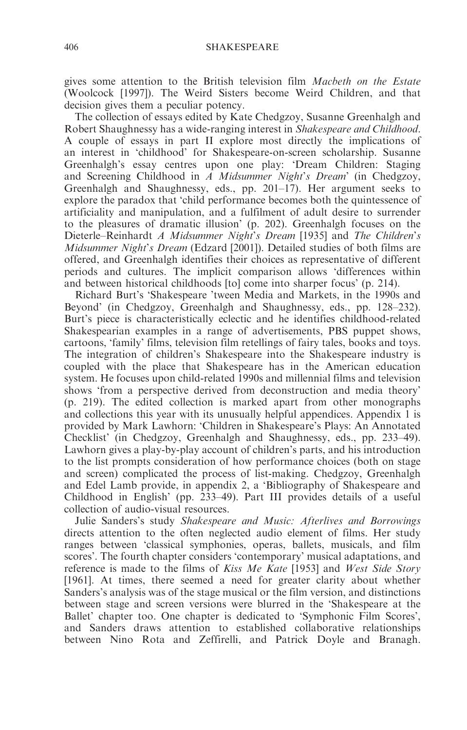gives some attention to the British television film *Macbeth on the Estate* (Woolcock [1997]). The Weird Sisters become Weird Children, and that decision gives them a peculiar potency.

The collection of essays edited by Kate Chedgzoy, Susanne Greenhalgh and Robert Shaughnessy has a wide-ranging interest in *Shakespeare and Childhood*. A couple of essays in part II explore most directly the implications of an interest in 'childhood' for Shakespeare-on-screen scholarship. Susanne Greenhalgh's essay centres upon one play: 'Dream Children: Staging and Screening Childhood in *A Midsummer Night's Dream*' (in Chedgzoy, Greenhalgh and Shaughnessy, eds., pp. 201–17). Her argument seeks to explore the paradox that 'child performance becomes both the quintessence of artificiality and manipulation, and a fulfilment of adult desire to surrender to the pleasures of dramatic illusion' (p. 202). Greenhalgh focuses on the Dieterle–Reinhardt *A Midsummer Night's Dream* [1935] and *The Children's Midsummer Night's Dream* (Edzard [2001]). Detailed studies of both films are offered, and Greenhalgh identifies their choices as representative of different periods and cultures. The implicit comparison allows 'differences within and between historical childhoods [to] come into sharper focus' (p. 214).

Richard Burt's 'Shakespeare 'tween Media and Markets, in the 1990s and Beyond' (in Chedgzoy, Greenhalgh and Shaughnessy, eds., pp. 128–232). Burt's piece is characteristically eclectic and he identifies childhood-related Shakespearian examples in a range of advertisements, PBS puppet shows, cartoons, 'family' films, television film retellings of fairy tales, books and toys. The integration of children's Shakespeare into the Shakespeare industry is coupled with the place that Shakespeare has in the American education system. He focuses upon child-related 1990s and millennial films and television shows 'from a perspective derived from deconstruction and media theory' (p. 219). The edited collection is marked apart from other monographs and collections this year with its unusually helpful appendices. Appendix 1 is provided by Mark Lawhorn: 'Children in Shakespeare's Plays: An Annotated Checklist' (in Chedgzoy, Greenhalgh and Shaughnessy, eds., pp. 233–49). Lawhorn gives a play-by-play account of children's parts, and his introduction to the list prompts consideration of how performance choices (both on stage and screen) complicated the process of list-making. Chedgzoy, Greenhalgh and Edel Lamb provide, in appendix 2, a 'Bibliography of Shakespeare and Childhood in English' (pp. 233–49). Part III provides details of a useful collection of audio-visual resources.

Julie Sanders's study *Shakespeare and Music: Afterlives and Borrowings* directs attention to the often neglected audio element of films. Her study ranges between 'classical symphonies, operas, ballets, musicals, and film scores'. The fourth chapter considers 'contemporary' musical adaptations, and reference is made to the films of *Kiss Me Kate* [1953] and *West Side Story* [1961]. At times, there seemed a need for greater clarity about whether Sanders's analysis was of the stage musical or the film version, and distinctions between stage and screen versions were blurred in the 'Shakespeare at the Ballet' chapter too. One chapter is dedicated to 'Symphonic Film Scores', and Sanders draws attention to established collaborative relationships between Nino Rota and Zeffirelli, and Patrick Doyle and Branagh.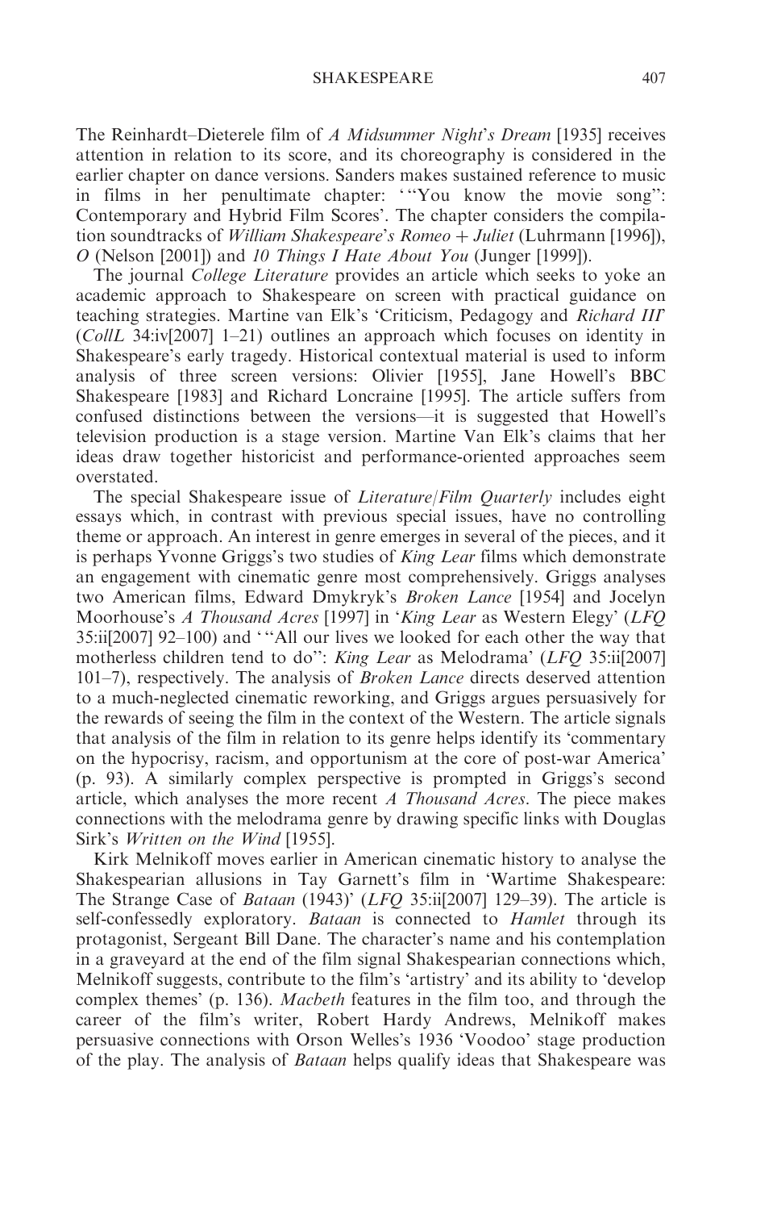The Reinhardt–Dieterele film of *A Midsummer Night's Dream* [1935] receives attention in relation to its score, and its choreography is considered in the earlier chapter on dance versions. Sanders makes sustained reference to music in films in her penultimate chapter: '"You know the movie song": Contemporary and Hybrid Film Scores'. The chapter considers the compilation soundtracks of *William Shakespeare's Romeo + Juliet* (Luhrmann [1996]), *O* (Nelson [2001]) and *10 Things I Hate About You* (Junger [1999]).

The journal *College Literature* provides an article which seeks to yoke an academic approach to Shakespeare on screen with practical guidance on teaching strategies. Martine van Elk's 'Criticism, Pedagogy and *Richard III*' (*CollL* 34:iv[2007] 1–21) outlines an approach which focuses on identity in Shakespeare's early tragedy. Historical contextual material is used to inform analysis of three screen versions: Olivier [1955], Jane Howell's BBC Shakespeare [1983] and Richard Loncraine [1995]. The article suffers from confused distinctions between the versions—it is suggested that Howell's television production is a stage version. Martine Van Elk's claims that her ideas draw together historicist and performance-oriented approaches seem overstated.

The special Shakespeare issue of *Literature/Film Quarterly* includes eight essays which, in contrast with previous special issues, have no controlling theme or approach. An interest in genre emerges in several of the pieces, and it is perhaps Yvonne Griggs's two studies of *King Lear* films which demonstrate an engagement with cinematic genre most comprehensively. Griggs analyses two American films, Edward Dmykryk's *Broken Lance* [1954] and Jocelyn Moorhouse's *A Thousand Acres* [1997] in '*King Lear* as Western Elegy' (*LFQ* 35:ii[2007] 92–100) and '"All our lives we looked for each other the way that motherless children tend to do": *King Lear* as Melodrama' (*LFQ* 35:ii[2007] 101–7), respectively. The analysis of *Broken Lance* directs deserved attention to a much-neglected cinematic reworking, and Griggs argues persuasively for the rewards of seeing the film in the context of the Western. The article signals that analysis of the film in relation to its genre helps identify its 'commentary on the hypocrisy, racism, and opportunism at the core of post-war America' (p. 93). A similarly complex perspective is prompted in Griggs's second article, which analyses the more recent *A Thousand Acres*. The piece makes connections with the melodrama genre by drawing specific links with Douglas Sirk's *Written on the Wind* [1955].

Kirk Melnikoff moves earlier in American cinematic history to analyse the Shakespearian allusions in Tay Garnett's film in 'Wartime Shakespeare: The Strange Case of *Bataan* (1943)' (*LFQ* 35:ii[2007] 129–39). The article is self-confessedly exploratory. *Bataan* is connected to *Hamlet* through its protagonist, Sergeant Bill Dane. The character's name and his contemplation in a graveyard at the end of the film signal Shakespearian connections which, Melnikoff suggests, contribute to the film's 'artistry' and its ability to 'develop complex themes' (p. 136). *Macbeth* features in the film too, and through the career of the film's writer, Robert Hardy Andrews, Melnikoff makes persuasive connections with Orson Welles's 1936 'Voodoo' stage production of the play. The analysis of *Bataan* helps qualify ideas that Shakespeare was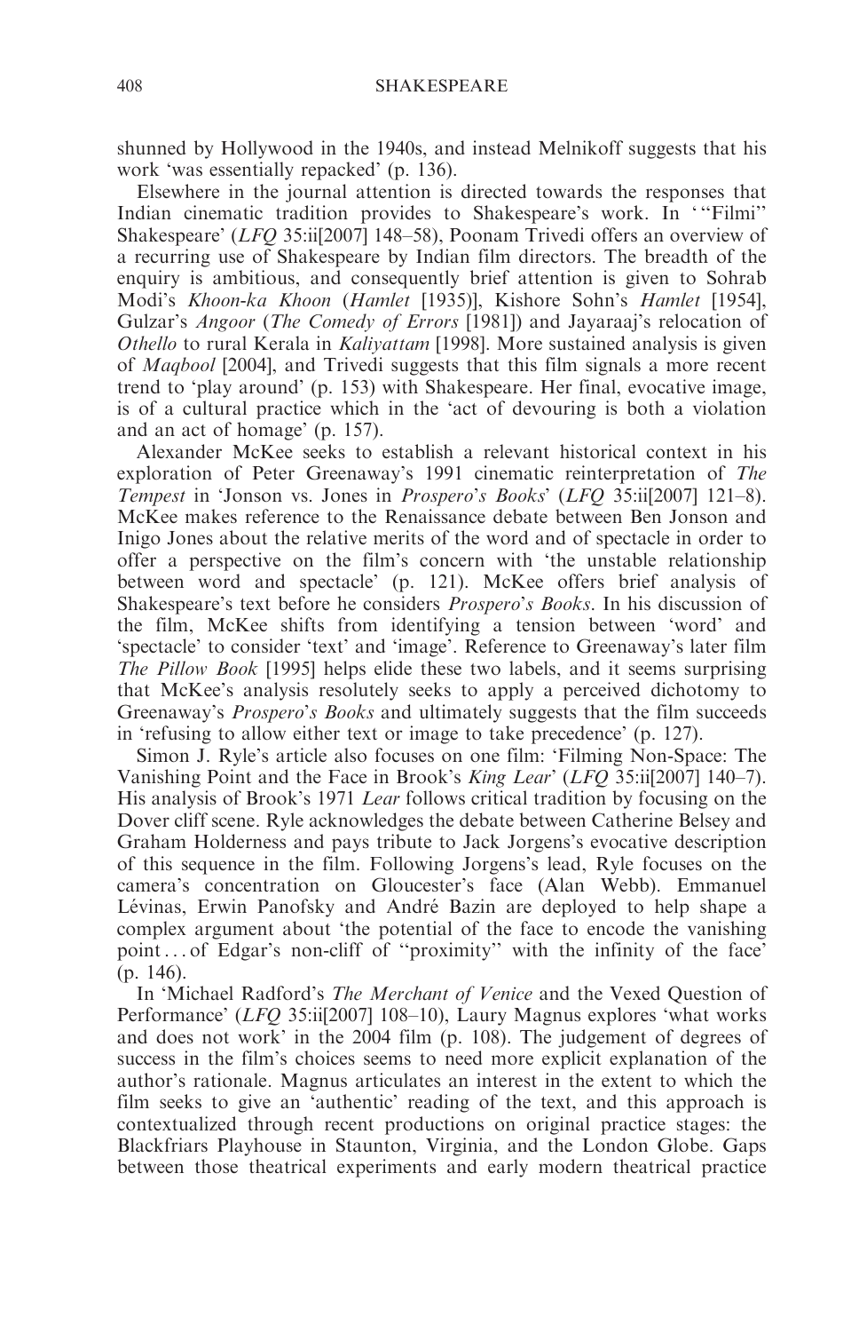shunned by Hollywood in the 1940s, and instead Melnikoff suggests that his work 'was essentially repacked' (p. 136).

Elsewhere in the journal attention is directed towards the responses that Indian cinematic tradition provides to Shakespeare's work. In '"Filmi" Shakespeare' (*LFQ* 35:ii[2007] 148–58), Poonam Trivedi offers an overview of a recurring use of Shakespeare by Indian film directors. The breadth of the enquiry is ambitious, and consequently brief attention is given to Sohrab Modi's *Khoon-ka Khoon* (*Hamlet* [1935)], Kishore Sohn's *Hamlet* [1954], Gulzar's *Angoor* (*The Comedy of Errors* [1981]) and Jayaraaj's relocation of *Othello* to rural Kerala in *Kaliyattam* [1998]. More sustained analysis is given of *Maqbool* [2004], and Trivedi suggests that this film signals a more recent trend to 'play around' (p. 153) with Shakespeare. Her final, evocative image, is of a cultural practice which in the 'act of devouring is both a violation and an act of homage' (p. 157).

Alexander McKee seeks to establish a relevant historical context in his exploration of Peter Greenaway's 1991 cinematic reinterpretation of *The Tempest* in 'Jonson vs. Jones in *Prospero's Books*' (*LFQ* 35:ii[2007] 121–8). McKee makes reference to the Renaissance debate between Ben Jonson and Inigo Jones about the relative merits of the word and of spectacle in order to offer a perspective on the film's concern with 'the unstable relationship between word and spectacle' (p. 121). McKee offers brief analysis of Shakespeare's text before he considers *Prospero's Books*. In his discussion of the film, McKee shifts from identifying a tension between 'word' and 'spectacle' to consider 'text' and 'image'. Reference to Greenaway's later film *The Pillow Book* [1995] helps elide these two labels, and it seems surprising that McKee's analysis resolutely seeks to apply a perceived dichotomy to Greenaway's *Prospero's Books* and ultimately suggests that the film succeeds in 'refusing to allow either text or image to take precedence' (p. 127).

Simon J. Ryle's article also focuses on one film: 'Filming Non-Space: The Vanishing Point and the Face in Brook's *King Lear*' (*LFQ* 35:ii[2007] 140–7). His analysis of Brook's 1971 *Lear* follows critical tradition by focusing on the Dover cliff scene. Ryle acknowledges the debate between Catherine Belsey and Graham Holderness and pays tribute to Jack Jorgens's evocative description of this sequence in the film. Following Jorgens's lead, Ryle focuses on the camera's concentration on Gloucester's face (Alan Webb). Emmanuel Lévinas, Erwin Panofsky and André Bazin are deployed to help shape a complex argument about 'the potential of the face to encode the vanishing point . . . of Edgar's non-cliff of "proximity" with the infinity of the face' (p. 146).

In 'Michael Radford's *The Merchant of Venice* and the Vexed Question of Performance' (*LFQ* 35:ii[2007] 108–10), Laury Magnus explores 'what works and does not work' in the 2004 film (p. 108). The judgement of degrees of success in the film's choices seems to need more explicit explanation of the author's rationale. Magnus articulates an interest in the extent to which the film seeks to give an 'authentic' reading of the text, and this approach is contextualized through recent productions on original practice stages: the Blackfriars Playhouse in Staunton, Virginia, and the London Globe. Gaps between those theatrical experiments and early modern theatrical practice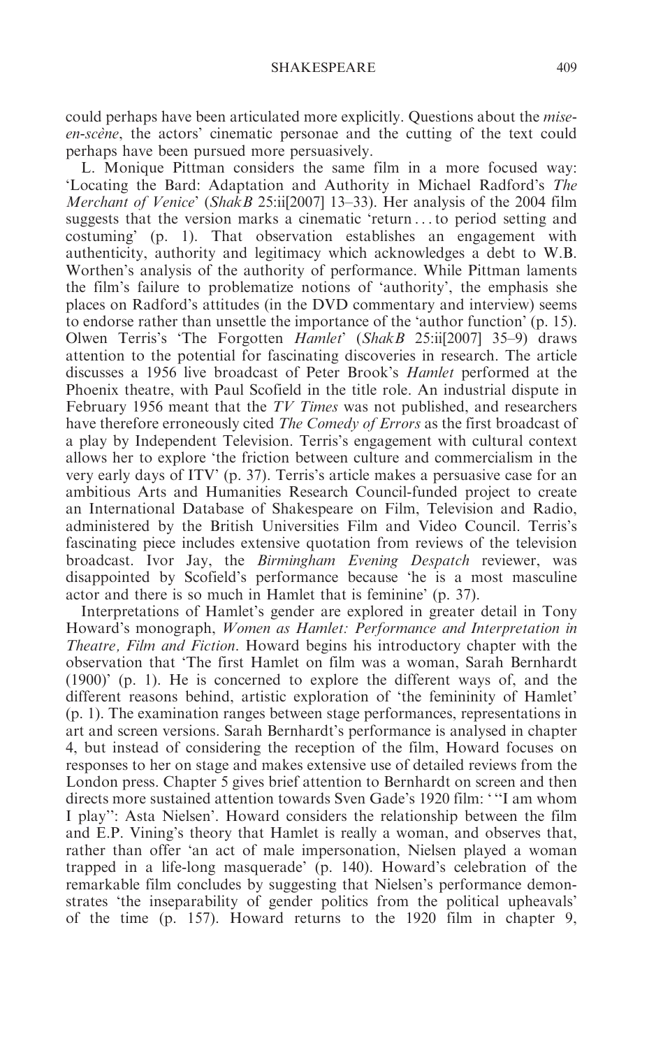could perhaps have been articulated more explicitly. Questions about the *mise-en-scène*, the actors' cinematic personae and the cutting of the text could perhaps have been pursued more persuasively.

L. Monique Pittman considers the same film in a more focused way: 'Locating the Bard: Adaptation and Authority in Michael Radford's *The Merchant of Venice*' (*ShakB* 25:ii[2007] 13–33). Her analysis of the 2004 film suggests that the version marks a cinematic 'return . . . to period setting and costuming' (p. 1). That observation establishes an engagement with authenticity, authority and legitimacy which acknowledges a debt to W.B. Worthen's analysis of the authority of performance. While Pittman laments the film's failure to problematize notions of 'authority', the emphasis she places on Radford's attitudes (in the DVD commentary and interview) seems to endorse rather than unsettle the importance of the 'author function' (p. 15). Olwen Terris's 'The Forgotten *Hamlet*' (*ShakB* 25:ii[2007] 35–9) draws attention to the potential for fascinating discoveries in research. The article discusses a 1956 live broadcast of Peter Brook's *Hamlet* performed at the Phoenix theatre, with Paul Scofield in the title role. An industrial dispute in February 1956 meant that the *TV Times* was not published, and researchers have therefore erroneously cited *The Comedy of Errors* as the first broadcast of a play by Independent Television. Terris's engagement with cultural context allows her to explore 'the friction between culture and commercialism in the very early days of ITV' (p. 37). Terris's article makes a persuasive case for an ambitious Arts and Humanities Research Council-funded project to create an International Database of Shakespeare on Film, Television and Radio, administered by the British Universities Film and Video Council. Terris's fascinating piece includes extensive quotation from reviews of the television broadcast. Ivor Jay, the *Birmingham Evening Despatch* reviewer, was disappointed by Scofield's performance because 'he is a most masculine actor and there is so much in Hamlet that is feminine' (p. 37).

Interpretations of Hamlet's gender are explored in greater detail in Tony Howard's monograph, *Women as Hamlet: Performance and Interpretation in Theatre, Film and Fiction*. Howard begins his introductory chapter with the observation that 'The first Hamlet on film was a woman, Sarah Bernhardt (1900)' (p. 1). He is concerned to explore the different ways of, and the different reasons behind, artistic exploration of 'the femininity of Hamlet' (p. 1). The examination ranges between stage performances, representations in art and screen versions. Sarah Bernhardt's performance is analysed in chapter 4, but instead of considering the reception of the film, Howard focuses on responses to her on stage and makes extensive use of detailed reviews from the London press. Chapter 5 gives brief attention to Bernhardt on screen and then directs more sustained attention towards Sven Gade's 1920 film: ' "I am whom I play": Asta Nielsen'. Howard considers the relationship between the film and E.P. Vining's theory that Hamlet is really a woman, and observes that, rather than offer 'an act of male impersonation, Nielsen played a woman trapped in a life-long masquerade' (p. 140). Howard's celebration of the remarkable film concludes by suggesting that Nielsen's performance demonstrates 'the inseparability of gender politics from the political upheavals' of the time (p. 157). Howard returns to the 1920 film in chapter 9,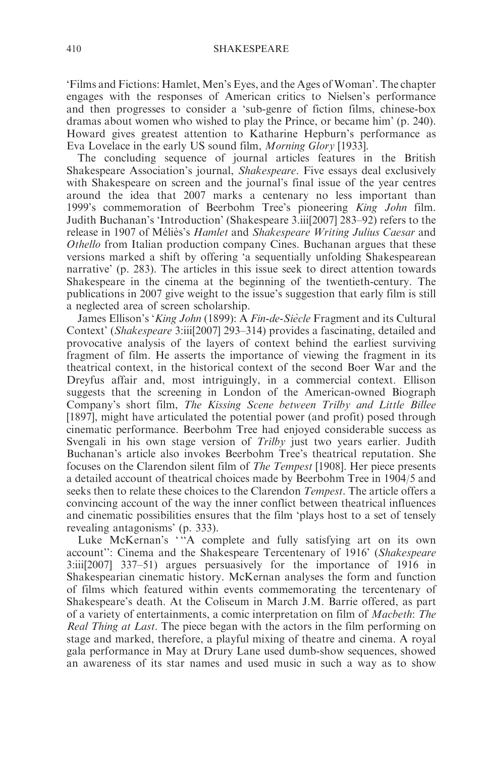'Films and Fictions: Hamlet, Men's Eyes, and the Ages of Woman'. The chapter engages with the responses of American critics to Nielsen's performance and then progresses to consider a 'sub-genre of fiction films, chinese-box dramas about women who wished to play the Prince, or became him' (p. 240). Howard gives greatest attention to Katharine Hepburn's performance as Eva Lovelace in the early US sound film, *Morning Glory* [1933].

The concluding sequence of journal articles features in the British Shakespeare Association's journal, *Shakespeare*. Five essays deal exclusively with Shakespeare on screen and the journal's final issue of the year centres around the idea that 2007 marks a centenary no less important than 1999's commemoration of Beerbohm Tree's pioneering *King John* film. Judith Buchanan's 'Introduction' (Shakespeare 3.iii[2007] 283–92) refers to the release in 1907 of Méliès's *Hamlet* and *Shakespeare Writing Julius Caesar* and *Othello* from Italian production company Cines. Buchanan argues that these versions marked a shift by offering 'a sequentially unfolding Shakespearean narrative' (p. 283). The articles in this issue seek to direct attention towards Shakespeare in the cinema at the beginning of the twentieth-century. The publications in 2007 give weight to the issue's suggestion that early film is still a neglected area of screen scholarship.

James Ellison's '*King John* (1899): A *Fin-de-Siècle* Fragment and its Cultural Context' (*Shakespeare* 3:iii[2007] 293–314) provides a fascinating, detailed and provocative analysis of the layers of context behind the earliest surviving fragment of film. He asserts the importance of viewing the fragment in its theatrical context, in the historical context of the second Boer War and the Dreyfus affair and, most intriguingly, in a commercial context. Ellison suggests that the screening in London of the American-owned Biograph Company's short film, *The Kissing Scene between Trilby and Little Billee* [1897], might have articulated the potential power (and profit) posed through cinematic performance. Beerbohm Tree had enjoyed considerable success as Svengali in his own stage version of *Trilby* just two years earlier. Judith Buchanan's article also invokes Beerbohm Tree's theatrical reputation. She focuses on the Clarendon silent film of *The Tempest* [1908]. Her piece presents a detailed account of theatrical choices made by Beerbohm Tree in 1904/5 and seeks then to relate these choices to the Clarendon *Tempest*. The article offers a convincing account of the way the inner conflict between theatrical influences and cinematic possibilities ensures that the film 'plays host to a set of tensely revealing antagonisms' (p. 333).

Luke McKernan's '"A complete and fully satisfying art on its own account": Cinema and the Shakespeare Tercentenary of 1916' (*Shakespeare* 3:iii[2007] 337–51) argues persuasively for the importance of 1916 in Shakespearian cinematic history. McKernan analyses the form and function of films which featured within events commemorating the tercentenary of Shakespeare's death. At the Coliseum in March J.M. Barrie offered, as part of a variety of entertainments, a comic interpretation on film of *Macbeth*: *The Real Thing at Last*. The piece began with the actors in the film performing on stage and marked, therefore, a playful mixing of theatre and cinema. A royal gala performance in May at Drury Lane used dumb-show sequences, showed an awareness of its star names and used music in such a way as to show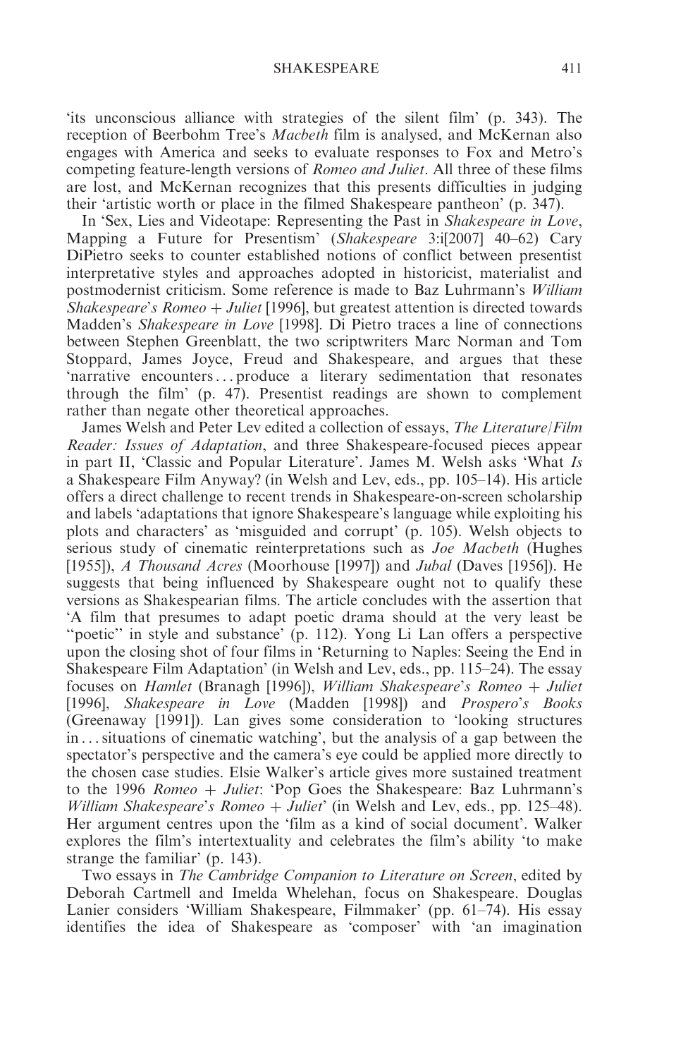'its unconscious alliance with strategies of the silent film' (p. 343). The reception of Beerbohm Tree's *Macbeth* film is analysed, and McKernan also engages with America and seeks to evaluate responses to Fox and Metro's competing feature-length versions of *Romeo and Juliet*. All three of these films are lost, and McKernan recognizes that this presents difficulties in judging their 'artistic worth or place in the filmed Shakespeare pantheon' (p. 347).

In 'Sex, Lies and Videotape: Representing the Past in *Shakespeare in Love*, Mapping a Future for Presentism' (*Shakespeare* 3:i[2007] 40–62) Cary DiPietro seeks to counter established notions of conflict between presentist interpretative styles and approaches adopted in historicist, materialist and postmodernist criticism. Some reference is made to Baz Luhrmann's *William Shakespeare's Romeo + Juliet* [1996], but greatest attention is directed towards Madden's *Shakespeare in Love* [1998]. Di Pietro traces a line of connections between Stephen Greenblatt, the two scriptwriters Marc Norman and Tom Stoppard, James Joyce, Freud and Shakespeare, and argues that these 'narrative encounters . . . produce a literary sedimentation that resonates through the film' (p. 47). Presentist readings are shown to complement rather than negate other theoretical approaches.

James Welsh and Peter Lev edited a collection of essays, *The Literature/Film Reader: Issues of Adaptation*, and three Shakespeare-focused pieces appear in part II, 'Classic and Popular Literature'. James M. Welsh asks 'What *Is* a Shakespeare Film Anyway? (in Welsh and Lev, eds., pp. 105–14). His article offers a direct challenge to recent trends in Shakespeare-on-screen scholarship and labels 'adaptations that ignore Shakespeare's language while exploiting his plots and characters' as 'misguided and corrupt' (p. 105). Welsh objects to serious study of cinematic reinterpretations such as *Joe Macbeth* (Hughes [1955]), *A Thousand Acres* (Moorhouse [1997]) and *Jubal* (Daves [1956]). He suggests that being influenced by Shakespeare ought not to qualify these versions as Shakespearian films. The article concludes with the assertion that 'A film that presumes to adapt poetic drama should at the very least be "poetic" in style and substance' (p. 112). Yong Li Lan offers a perspective upon the closing shot of four films in 'Returning to Naples: Seeing the End in Shakespeare Film Adaptation' (in Welsh and Lev, eds., pp. 115–24). The essay focuses on *Hamlet* (Branagh [1996]), *William Shakespeare's Romeo + Juliet* [1996], *Shakespeare in Love* (Madden [1998]) and *Prospero's Books* (Greenaway [1991]). Lan gives some consideration to 'looking structures in . . . situations of cinematic watching', but the analysis of a gap between the spectator's perspective and the camera's eye could be applied more directly to the chosen case studies. Elsie Walker's article gives more sustained treatment to the 1996 *Romeo + Juliet*: 'Pop Goes the Shakespeare: Baz Luhrmann's *William Shakespeare's Romeo + Juliet*' (in Welsh and Lev, eds., pp. 125–48). Her argument centres upon the 'film as a kind of social document'. Walker explores the film's intertextuality and celebrates the film's ability 'to make strange the familiar' (p. 143).

Two essays in *The Cambridge Companion to Literature on Screen*, edited by Deborah Cartmell and Imelda Whelehan, focus on Shakespeare. Douglas Lanier considers 'William Shakespeare, Filmmaker' (pp. 61–74). His essay identifies the idea of Shakespeare as 'composer' with 'an imagination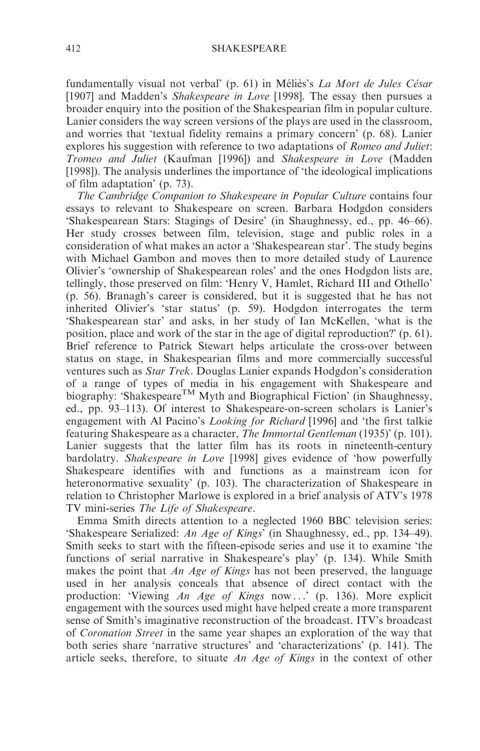fundamentally visual not verbal' (p. 61) in Méliès's *La Mort de Jules César* [1907] and Madden's *Shakespeare in Love* [1998]. The essay then pursues a broader enquiry into the position of the Shakespearian film in popular culture. Lanier considers the way screen versions of the plays are used in the classroom, and worries that 'textual fidelity remains a primary concern' (p. 68). Lanier explores his suggestion with reference to two adaptations of *Romeo and Juliet*: *Tromeo and Juliet* (Kaufman [1996]) and *Shakespeare in Love* (Madden [1998]). The analysis underlines the importance of 'the ideological implications of film adaptation' (p. 73).

*The Cambridge Companion to Shakespeare in Popular Culture* contains four essays to relevant to Shakespeare on screen. Barbara Hodgdon considers 'Shakespearean Stars: Stagings of Desire' (in Shaughnessy, ed., pp. 46–66). Her study crosses between film, television, stage and public roles in a consideration of what makes an actor a 'Shakespearean star'. The study begins with Michael Gambon and moves then to more detailed study of Laurence Olivier's 'ownership of Shakespearean roles' and the ones Hodgdon lists are, tellingly, those preserved on film: 'Henry V, Hamlet, Richard III and Othello' (p. 56). Branagh's career is considered, but it is suggested that he has not inherited Olivier's 'star status' (p. 59). Hodgdon interrogates the term 'Shakespearean star' and asks, in her study of Ian McKellen, 'what is the position, place and work of the star in the age of digital reproduction?' (p. 61). Brief reference to Patrick Stewart helps articulate the cross-over between status on stage, in Shakespearian films and more commercially successful ventures such as *Star Trek*. Douglas Lanier expands Hodgdon's consideration of a range of types of media in his engagement with Shakespeare and biography: 'Shakespeare™ Myth and Biographical Fiction' (in Shaughnessy, ed., pp. 93–113). Of interest to Shakespeare-on-screen scholars is Lanier's engagement with Al Pacino's *Looking for Richard* [1996] and 'the first talkie featuring Shakespeare as a character, *The Immortal Gentleman* (1935)' (p. 101). Lanier suggests that the latter film has its roots in nineteenth-century bardolatry. *Shakespeare in Love* [1998] gives evidence of 'how powerfully Shakespeare identifies with and functions as a mainstream icon for heteronormative sexuality' (p. 103). The characterization of Shakespeare in relation to Christopher Marlowe is explored in a brief analysis of ATV's 1978 TV mini-series *The Life of Shakespeare*.

Emma Smith directs attention to a neglected 1960 BBC television series: 'Shakespeare Serialized: *An Age of Kings*' (in Shaughnessy, ed., pp. 134–49). Smith seeks to start with the fifteen-episode series and use it to examine 'the functions of serial narrative in Shakespeare's play' (p. 134). While Smith makes the point that *An Age of Kings* has not been preserved, the language used in her analysis conceals that absence of direct contact with the production: 'Viewing *An Age of Kings* now...' (p. 136). More explicit engagement with the sources used might have helped create a more transparent sense of Smith's imaginative reconstruction of the broadcast. ITV's broadcast of *Coronation Street* in the same year shapes an exploration of the way that both series share 'narrative structures' and 'characterizations' (p. 141). The article seeks, therefore, to situate *An Age of Kings* in the context of other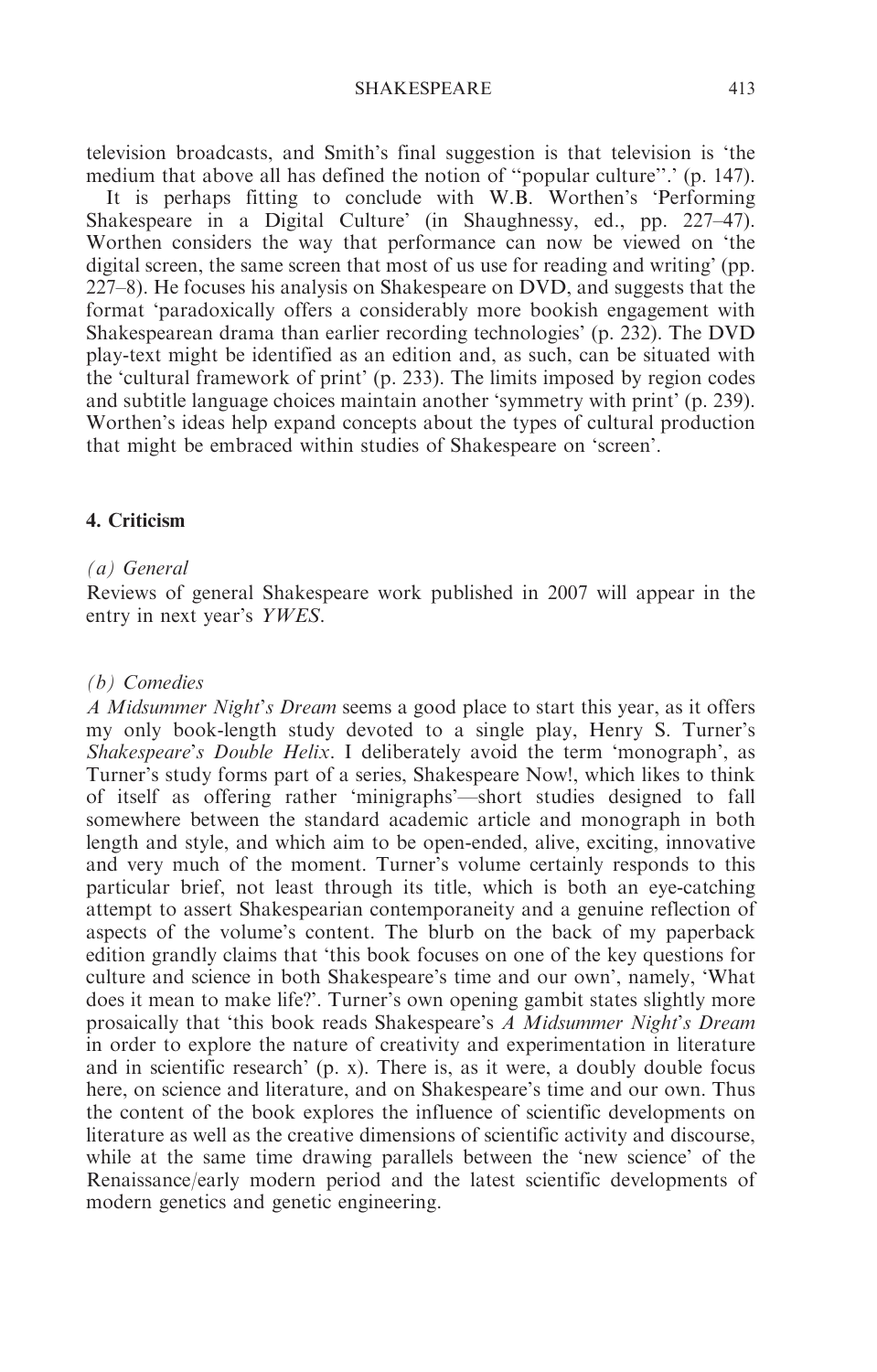television broadcasts, and Smith's final suggestion is that television is 'the medium that above all has defined the notion of ''popular culture''.' (p. 147).

It is perhaps fitting to conclude with W.B. Worthen's 'Performing Shakespeare in a Digital Culture' (in Shaughnessy, ed., pp. 227–47). Worthen considers the way that performance can now be viewed on 'the digital screen, the same screen that most of us use for reading and writing' (pp. 227–8). He focuses his analysis on Shakespeare on DVD, and suggests that the format 'paradoxically offers a considerably more bookish engagement with Shakespearean drama than earlier recording technologies' (p. 232). The DVD play-text might be identified as an edition and, as such, can be situated with the 'cultural framework of print' (p. 233). The limits imposed by region codes and subtitle language choices maintain another 'symmetry with print' (p. 239). Worthen's ideas help expand concepts about the types of cultural production that might be embraced within studies of Shakespeare on 'screen'.

## 4. Criticism

### *(a) General*

Reviews of general Shakespeare work published in 2007 will appear in the entry in next year's *YWES*.

### *(b) Comedies*

*A Midsummer Night's Dream* seems a good place to start this year, as it offers my only book-length study devoted to a single play, Henry S. Turner's *Shakespeare's Double Helix*. I deliberately avoid the term 'monograph', as Turner's study forms part of a series, Shakespeare Now!, which likes to think of itself as offering rather 'minigraphs'—short studies designed to fall somewhere between the standard academic article and monograph in both length and style, and which aim to be open-ended, alive, exciting, innovative and very much of the moment. Turner's volume certainly responds to this particular brief, not least through its title, which is both an eye-catching attempt to assert Shakespearian contemporaneity and a genuine reflection of aspects of the volume's content. The blurb on the back of my paperback edition grandly claims that 'this book focuses on one of the key questions for culture and science in both Shakespeare's time and our own', namely, 'What does it mean to make life?'. Turner's own opening gambit states slightly more prosaically that 'this book reads Shakespeare's *A Midsummer Night's Dream* in order to explore the nature of creativity and experimentation in literature and in scientific research' (p. x). There is, as it were, a doubly double focus here, on science and literature, and on Shakespeare's time and our own. Thus the content of the book explores the influence of scientific developments on literature as well as the creative dimensions of scientific activity and discourse, while at the same time drawing parallels between the 'new science' of the Renaissance/early modern period and the latest scientific developments of modern genetics and genetic engineering.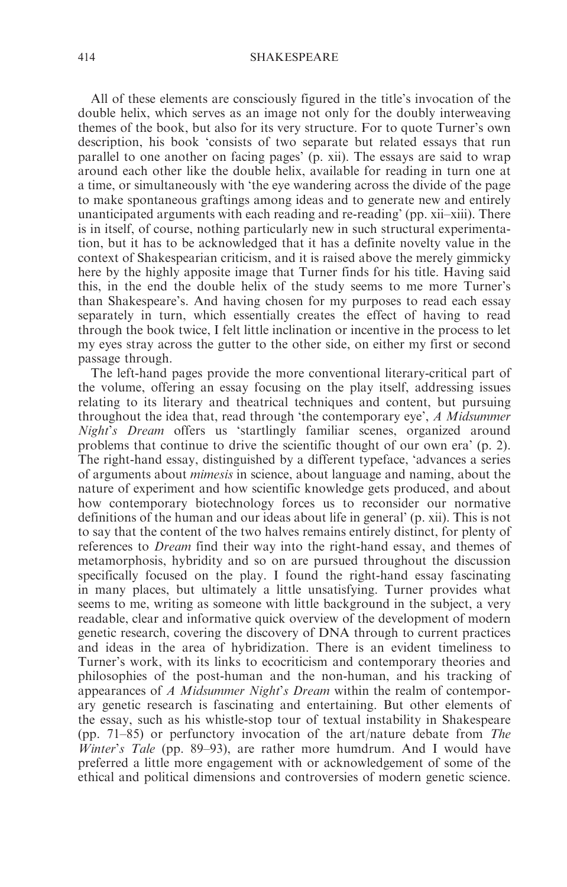All of these elements are consciously figured in the title's invocation of the double helix, which serves as an image not only for the doubly interweaving themes of the book, but also for its very structure. For to quote Turner's own description, his book 'consists of two separate but related essays that run parallel to one another on facing pages' (p. xii). The essays are said to wrap around each other like the double helix, available for reading in turn one at a time, or simultaneously with 'the eye wandering across the divide of the page to make spontaneous graftings among ideas and to generate new and entirely unanticipated arguments with each reading and re-reading' (pp. xii–xiii). There is in itself, of course, nothing particularly new in such structural experimentation, but it has to be acknowledged that it has a definite novelty value in the context of Shakespearian criticism, and it is raised above the merely gimmicky here by the highly apposite image that Turner finds for his title. Having said this, in the end the double helix of the study seems to me more Turner's than Shakespeare's. And having chosen for my purposes to read each essay separately in turn, which essentially creates the effect of having to read through the book twice, I felt little inclination or incentive in the process to let my eyes stray across the gutter to the other side, on either my first or second passage through.

The left-hand pages provide the more conventional literary-critical part of the volume, offering an essay focusing on the play itself, addressing issues relating to its literary and theatrical techniques and content, but pursuing throughout the idea that, read through 'the contemporary eye', *A Midsummer Night's Dream* offers us 'startlingly familiar scenes, organized around problems that continue to drive the scientific thought of our own era' (p. 2). The right-hand essay, distinguished by a different typeface, 'advances a series of arguments about *mimesis* in science, about language and naming, about the nature of experiment and how scientific knowledge gets produced, and about how contemporary biotechnology forces us to reconsider our normative definitions of the human and our ideas about life in general' (p. xii). This is not to say that the content of the two halves remains entirely distinct, for plenty of references to *Dream* find their way into the right-hand essay, and themes of metamorphosis, hybridity and so on are pursued throughout the discussion specifically focused on the play. I found the right-hand essay fascinating in many places, but ultimately a little unsatisfying. Turner provides what seems to me, writing as someone with little background in the subject, a very readable, clear and informative quick overview of the development of modern genetic research, covering the discovery of DNA through to current practices and ideas in the area of hybridization. There is an evident timeliness to Turner's work, with its links to ecocriticism and contemporary theories and philosophies of the post-human and the non-human, and his tracking of appearances of *A Midsummer Night's Dream* within the realm of contemporary genetic research is fascinating and entertaining. But other elements of the essay, such as his whistle-stop tour of textual instability in Shakespeare (pp. 71–85) or perfunctory invocation of the art/nature debate from *The Winter's Tale* (pp. 89–93), are rather more humdrum. And I would have preferred a little more engagement with or acknowledgement of some of the ethical and political dimensions and controversies of modern genetic science.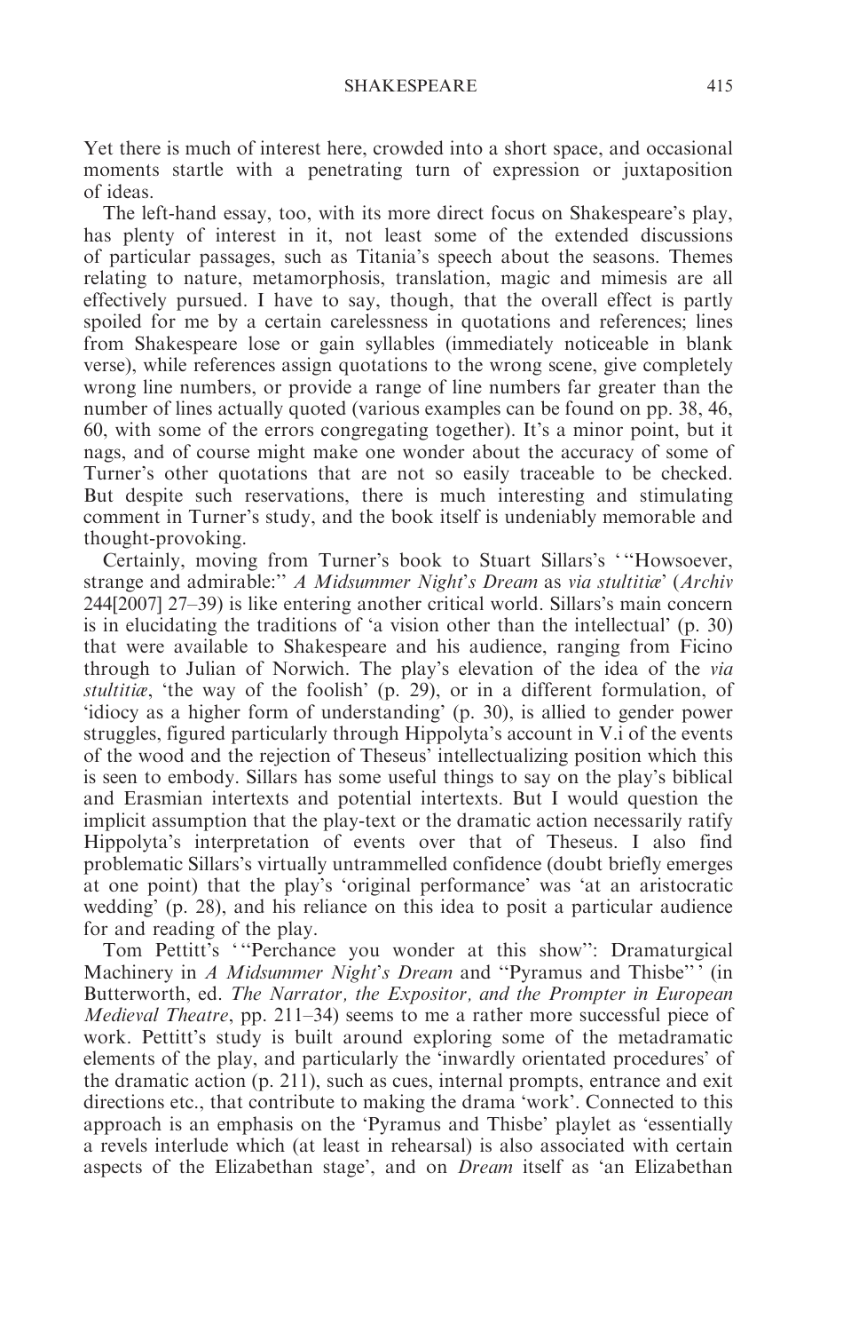Yet there is much of interest here, crowded into a short space, and occasional moments startle with a penetrating turn of expression or juxtaposition of ideas.

The left-hand essay, too, with its more direct focus on Shakespeare's play, has plenty of interest in it, not least some of the extended discussions of particular passages, such as Titania's speech about the seasons. Themes relating to nature, metamorphosis, translation, magic and mimesis are all effectively pursued. I have to say, though, that the overall effect is partly spoiled for me by a certain carelessness in quotations and references; lines from Shakespeare lose or gain syllables (immediately noticeable in blank verse), while references assign quotations to the wrong scene, give completely wrong line numbers, or provide a range of line numbers far greater than the number of lines actually quoted (various examples can be found on pp. 38, 46, 60, with some of the errors congregating together). It's a minor point, but it nags, and of course might make one wonder about the accuracy of some of Turner's other quotations that are not so easily traceable to be checked. But despite such reservations, there is much interesting and stimulating comment in Turner's study, and the book itself is undeniably memorable and thought-provoking.

Certainly, moving from Turner's book to Stuart Sillars's '"Howsoever, strange and admirable:" *A Midsummer Night's Dream* as *via stultitiæ*' (*Archiv* 244[2007] 27–39) is like entering another critical world. Sillars's main concern is in elucidating the traditions of 'a vision other than the intellectual' (p. 30) that were available to Shakespeare and his audience, ranging from Ficino through to Julian of Norwich. The play's elevation of the idea of the *via stultitiæ*, 'the way of the foolish' (p. 29), or in a different formulation, of 'idiocy as a higher form of understanding' (p. 30), is allied to gender power struggles, figured particularly through Hippolyta's account in V.i of the events of the wood and the rejection of Theseus' intellectualizing position which this is seen to embody. Sillars has some useful things to say on the play's biblical and Erasmian intertexts and potential intertexts. But I would question the implicit assumption that the play-text or the dramatic action necessarily ratify Hippolyta's interpretation of events over that of Theseus. I also find problematic Sillars's virtually untrammelled confidence (doubt briefly emerges at one point) that the play's 'original performance' was 'at an aristocratic wedding' (p. 28), and his reliance on this idea to posit a particular audience for and reading of the play.

Tom Pettitt's '"Perchance you wonder at this show": Dramaturgical Machinery in *A Midsummer Night's Dream* and "Pyramus and Thisbe"' (in Butterworth, ed. *The Narrator, the Expositor, and the Prompter in European Medieval Theatre*, pp. 211–34) seems to me a rather more successful piece of work. Pettitt's study is built around exploring some of the metadramatic elements of the play, and particularly the 'inwardly orientated procedures' of the dramatic action (p. 211), such as cues, internal prompts, entrance and exit directions etc., that contribute to making the drama 'work'. Connected to this approach is an emphasis on the 'Pyramus and Thisbe' playlet as 'essentially a revels interlude which (at least in rehearsal) is also associated with certain aspects of the Elizabethan stage', and on *Dream* itself as 'an Elizabethan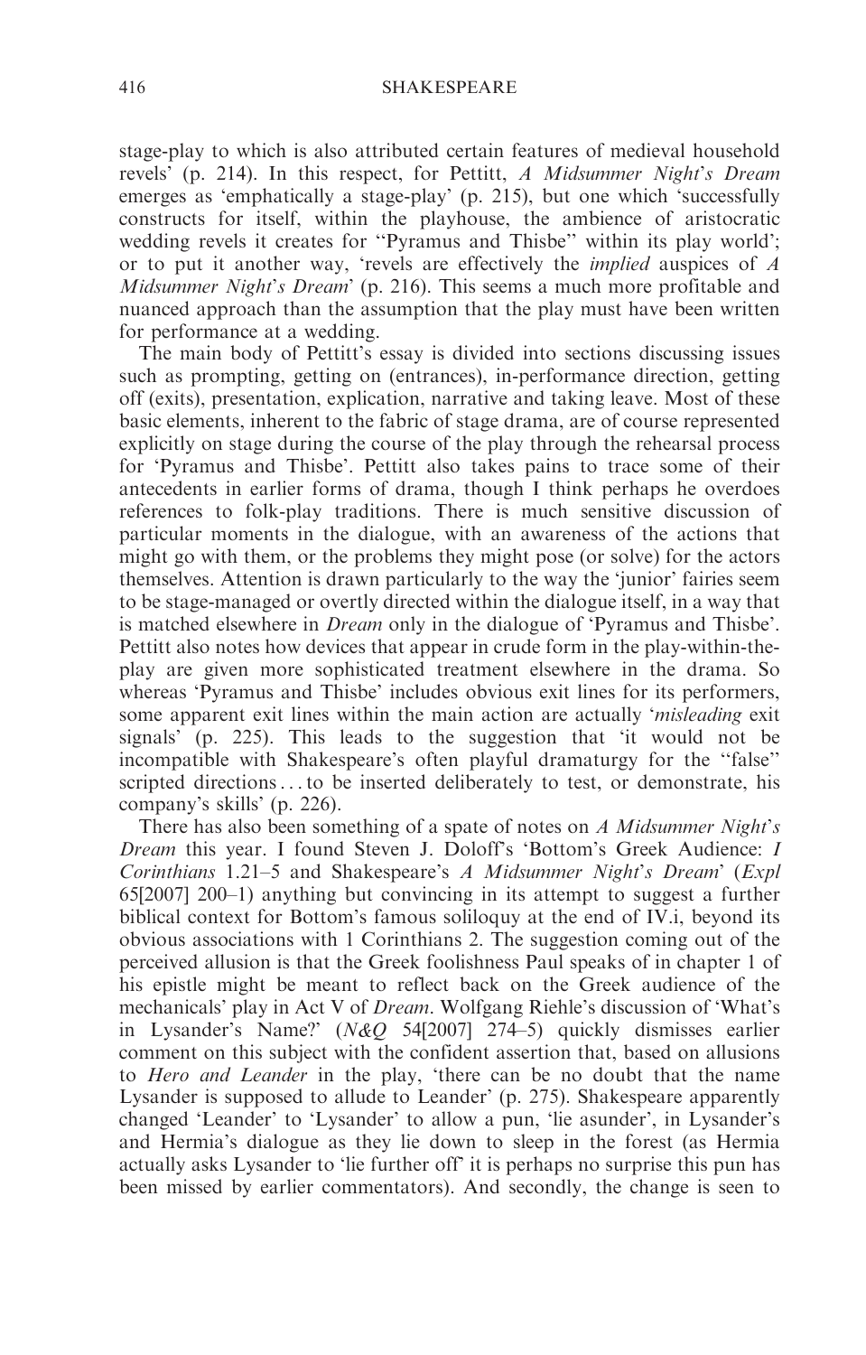stage-play to which is also attributed certain features of medieval household revels' (p. 214). In this respect, for Pettitt, *A Midsummer Night's Dream* emerges as 'emphatically a stage-play' (p. 215), but one which 'successfully constructs for itself, within the playhouse, the ambience of aristocratic wedding revels it creates for "Pyramus and Thisbe" within its play world'; or to put it another way, 'revels are effectively the *implied* auspices of *A Midsummer Night's Dream*' (p. 216). This seems a much more profitable and nuanced approach than the assumption that the play must have been written for performance at a wedding.

The main body of Pettitt's essay is divided into sections discussing issues such as prompting, getting on (entrances), in-performance direction, getting off (exits), presentation, explication, narrative and taking leave. Most of these basic elements, inherent to the fabric of stage drama, are of course represented explicitly on stage during the course of the play through the rehearsal process for 'Pyramus and Thisbe'. Pettitt also takes pains to trace some of their antecedents in earlier forms of drama, though I think perhaps he overdoes references to folk-play traditions. There is much sensitive discussion of particular moments in the dialogue, with an awareness of the actions that might go with them, or the problems they might pose (or solve) for the actors themselves. Attention is drawn particularly to the way the 'junior' fairies seem to be stage-managed or overtly directed within the dialogue itself, in a way that is matched elsewhere in *Dream* only in the dialogue of 'Pyramus and Thisbe'. Pettitt also notes how devices that appear in crude form in the play-within-the-play are given more sophisticated treatment elsewhere in the drama. So whereas 'Pyramus and Thisbe' includes obvious exit lines for its performers, some apparent exit lines within the main action are actually '*misleading* exit signals' (p. 225). This leads to the suggestion that 'it would not be incompatible with Shakespeare's often playful dramaturgy for the "false" scripted directions . . . to be inserted deliberately to test, or demonstrate, his company's skills' (p. 226).

There has also been something of a spate of notes on *A Midsummer Night's Dream* this year. I found Steven J. Doloff's 'Bottom's Greek Audience: *I Corinthians* 1.21–5 and Shakespeare's *A Midsummer Night's Dream*' (*Expl* 65[2007] 200–1) anything but convincing in its attempt to suggest a further biblical context for Bottom's famous soliloquy at the end of IV.i, beyond its obvious associations with 1 Corinthians 2. The suggestion coming out of the perceived allusion is that the Greek foolishness Paul speaks of in chapter 1 of his epistle might be meant to reflect back on the Greek audience of the mechanicals' play in Act V of *Dream*. Wolfgang Riehle's discussion of 'What's in Lysander's Name?' (*N&Q* 54[2007] 274–5) quickly dismisses earlier comment on this subject with the confident assertion that, based on allusions to *Hero and Leander* in the play, 'there can be no doubt that the name Lysander is supposed to allude to Leander' (p. 275). Shakespeare apparently changed 'Leander' to 'Lysander' to allow a pun, 'lie asunder', in Lysander's and Hermia's dialogue as they lie down to sleep in the forest (as Hermia actually asks Lysander to 'lie further off' it is perhaps no surprise this pun has been missed by earlier commentators). And secondly, the change is seen to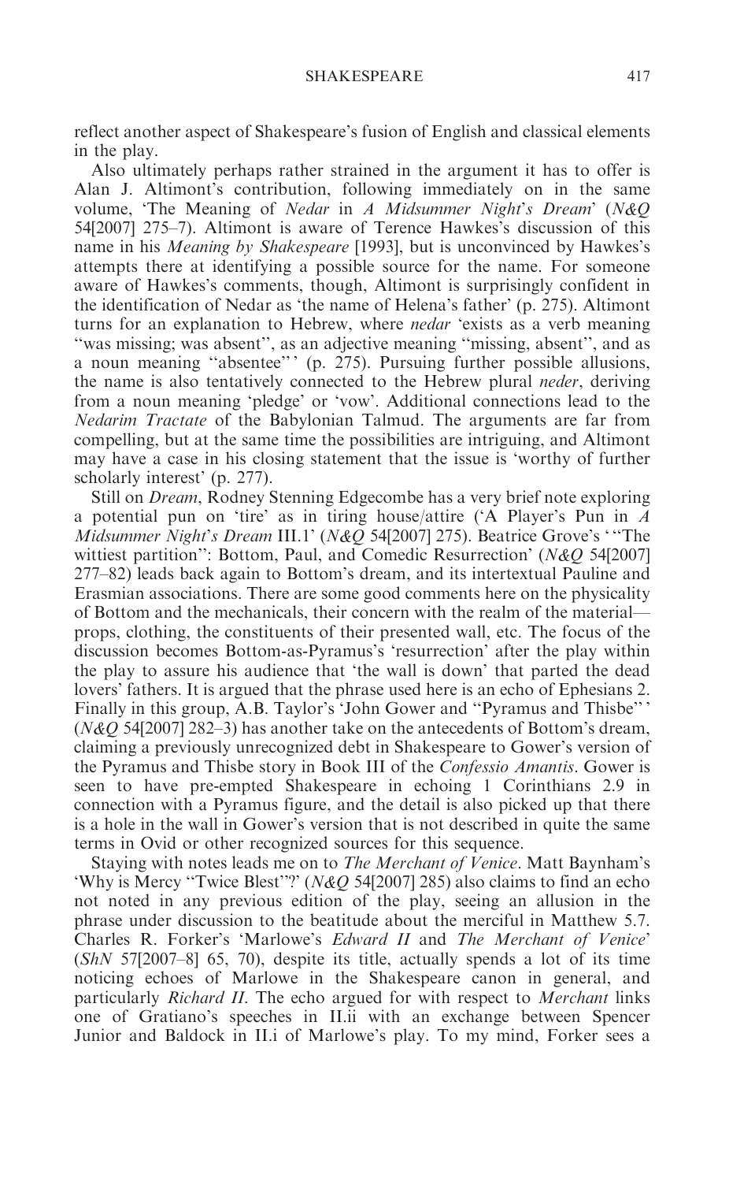reflect another aspect of Shakespeare's fusion of English and classical elements in the play.

Also ultimately perhaps rather strained in the argument it has to offer is Alan J. Altimont's contribution, following immediately on in the same volume, 'The Meaning of *Nedar* in *A Midsummer Night's Dream*' (*N&Q* 54[2007] 275–7). Altimont is aware of Terence Hawkes's discussion of this name in his *Meaning by Shakespeare* [1993], but is unconvinced by Hawkes's attempts there at identifying a possible source for the name. For someone aware of Hawkes's comments, though, Altimont is surprisingly confident in the identification of Nedar as 'the name of Helena's father' (p. 275). Altimont turns for an explanation to Hebrew, where *nedar* 'exists as a verb meaning "was missing; was absent", as an adjective meaning "missing, absent", and as a noun meaning "absentee"' (p. 275). Pursuing further possible allusions, the name is also tentatively connected to the Hebrew plural *neder*, deriving from a noun meaning 'pledge' or 'vow'. Additional connections lead to the *Nedarim Tractate* of the Babylonian Talmud. The arguments are far from compelling, but at the same time the possibilities are intriguing, and Altimont may have a case in his closing statement that the issue is 'worthy of further scholarly interest' (p. 277).

Still on *Dream*, Rodney Stenning Edgecombe has a very brief note exploring a potential pun on 'tire' as in tiring house/attire ('A Player's Pun in *A Midsummer Night's Dream* III.1' (*N&Q* 54[2007] 275). Beatrice Grove's '"The wittiest partition": Bottom, Paul, and Comedic Resurrection' (*N&Q* 54[2007] 277–82) leads back again to Bottom's dream, and its intertextual Pauline and Erasmian associations. There are some good comments here on the physicality of Bottom and the mechanicals, their concern with the realm of the material—props, clothing, the constituents of their presented wall, etc. The focus of the discussion becomes Bottom-as-Pyramus's 'resurrection' after the play within the play to assure his audience that 'the wall is down' that parted the dead lovers' fathers. It is argued that the phrase used here is an echo of Ephesians 2. Finally in this group, A.B. Taylor's 'John Gower and "Pyramus and Thisbe"' (*N&Q* 54[2007] 282–3) has another take on the antecedents of Bottom's dream, claiming a previously unrecognized debt in Shakespeare to Gower's version of the Pyramus and Thisbe story in Book III of the *Confessio Amantis*. Gower is seen to have pre-empted Shakespeare in echoing 1 Corinthians 2.9 in connection with a Pyramus figure, and the detail is also picked up that there is a hole in the wall in Gower's version that is not described in quite the same terms in Ovid or other recognized sources for this sequence.

Staying with notes leads me on to *The Merchant of Venice*. Matt Baynham's 'Why is Mercy "Twice Blest"?' (*N&Q* 54[2007] 285) also claims to find an echo not noted in any previous edition of the play, seeing an allusion in the phrase under discussion to the beatitude about the merciful in Matthew 5.7. Charles R. Forker's 'Marlowe's *Edward II* and *The Merchant of Venice*' (*ShN* 57[2007–8] 65, 70), despite its title, actually spends a lot of its time noticing echoes of Marlowe in the Shakespeare canon in general, and particularly *Richard II*. The echo argued for with respect to *Merchant* links one of Gratiano's speeches in II.ii with an exchange between Spencer Junior and Baldock in II.i of Marlowe's play. To my mind, Forker sees a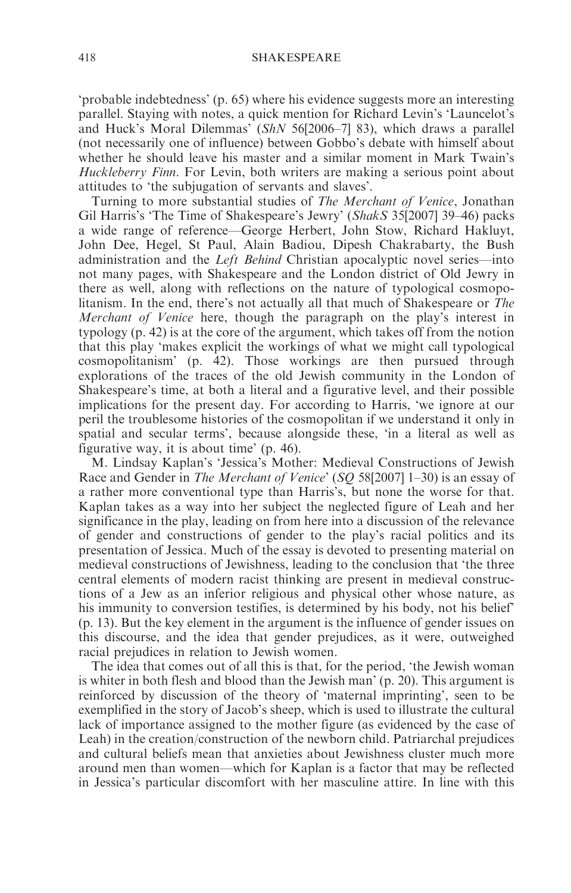'probable indebtedness' (p. 65) where his evidence suggests more an interesting parallel. Staying with notes, a quick mention for Richard Levin's 'Launcelot's and Huck's Moral Dilemmas' (*ShN* 56[2006–7] 83), which draws a parallel (not necessarily one of influence) between Gobbo's debate with himself about whether he should leave his master and a similar moment in Mark Twain's *Huckleberry Finn*. For Levin, both writers are making a serious point about attitudes to 'the subjugation of servants and slaves'.

Turning to more substantial studies of *The Merchant of Venice*, Jonathan Gil Harris's 'The Time of Shakespeare's Jewry' (*ShakS* 35[2007] 39–46) packs a wide range of reference—George Herbert, John Stow, Richard Hakluyt, John Dee, Hegel, St Paul, Alain Badiou, Dipesh Chakrabarty, the Bush administration and the *Left Behind* Christian apocalyptic novel series—into not many pages, with Shakespeare and the London district of Old Jewry in there as well, along with reflections on the nature of typological cosmopolitanism. In the end, there's not actually all that much of Shakespeare or *The Merchant of Venice* here, though the paragraph on the play's interest in typology (p. 42) is at the core of the argument, which takes off from the notion that this play 'makes explicit the workings of what we might call typological cosmopolitanism' (p. 42). Those workings are then pursued through explorations of the traces of the old Jewish community in the London of Shakespeare's time, at both a literal and a figurative level, and their possible implications for the present day. For according to Harris, 'we ignore at our peril the troublesome histories of the cosmopolitan if we understand it only in spatial and secular terms', because alongside these, 'in a literal as well as figurative way, it is about time' (p. 46).

M. Lindsay Kaplan's 'Jessica's Mother: Medieval Constructions of Jewish Race and Gender in *The Merchant of Venice*' (*SQ* 58[2007] 1–30) is an essay of a rather more conventional type than Harris's, but none the worse for that. Kaplan takes as a way into her subject the neglected figure of Leah and her significance in the play, leading on from here into a discussion of the relevance of gender and constructions of gender to the play's racial politics and its presentation of Jessica. Much of the essay is devoted to presenting material on medieval constructions of Jewishness, leading to the conclusion that 'the three central elements of modern racist thinking are present in medieval constructions of a Jew as an inferior religious and physical other whose nature, as his immunity to conversion testifies, is determined by his body, not his belief' (p. 13). But the key element in the argument is the influence of gender issues on this discourse, and the idea that gender prejudices, as it were, outweighed racial prejudices in relation to Jewish women.

The idea that comes out of all this is that, for the period, 'the Jewish woman is whiter in both flesh and blood than the Jewish man' (p. 20). This argument is reinforced by discussion of the theory of 'maternal imprinting', seen to be exemplified in the story of Jacob's sheep, which is used to illustrate the cultural lack of importance assigned to the mother figure (as evidenced by the case of Leah) in the creation/construction of the newborn child. Patriarchal prejudices and cultural beliefs mean that anxieties about Jewishness cluster much more around men than women—which for Kaplan is a factor that may be reflected in Jessica's particular discomfort with her masculine attire. In line with this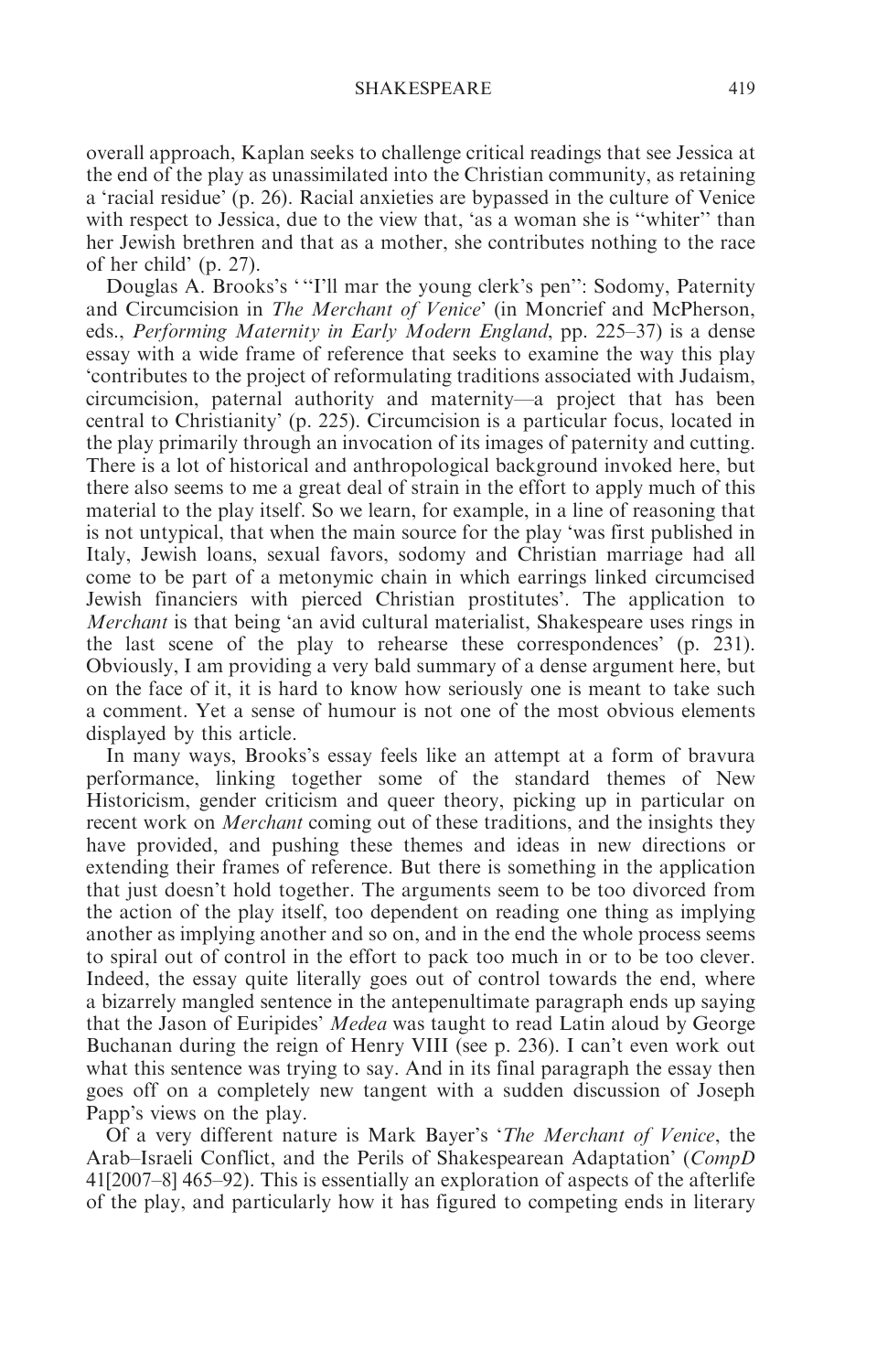overall approach, Kaplan seeks to challenge critical readings that see Jessica at the end of the play as unassimilated into the Christian community, as retaining a 'racial residue' (p. 26). Racial anxieties are bypassed in the culture of Venice with respect to Jessica, due to the view that, 'as a woman she is "whiter" than her Jewish brethren and that as a mother, she contributes nothing to the race of her child' (p. 27).

Douglas A. Brooks's '"I'll mar the young clerk's pen": Sodomy, Paternity and Circumcision in *The Merchant of Venice*' (in Moncrief and McPherson, eds., *Performing Maternity in Early Modern England*, pp. 225–37) is a dense essay with a wide frame of reference that seeks to examine the way this play 'contributes to the project of reformulating traditions associated with Judaism, circumcision, paternal authority and maternity—a project that has been central to Christianity' (p. 225). Circumcision is a particular focus, located in the play primarily through an invocation of its images of paternity and cutting. There is a lot of historical and anthropological background invoked here, but there also seems to me a great deal of strain in the effort to apply much of this material to the play itself. So we learn, for example, in a line of reasoning that is not untypical, that when the main source for the play 'was first published in Italy, Jewish loans, sexual favors, sodomy and Christian marriage had all come to be part of a metonymic chain in which earrings linked circumcised Jewish financiers with pierced Christian prostitutes'. The application to *Merchant* is that being 'an avid cultural materialist, Shakespeare uses rings in the last scene of the play to rehearse these correspondences' (p. 231). Obviously, I am providing a very bald summary of a dense argument here, but on the face of it, it is hard to know how seriously one is meant to take such a comment. Yet a sense of humour is not one of the most obvious elements displayed by this article.

In many ways, Brooks's essay feels like an attempt at a form of bravura performance, linking together some of the standard themes of New Historicism, gender criticism and queer theory, picking up in particular on recent work on *Merchant* coming out of these traditions, and the insights they have provided, and pushing these themes and ideas in new directions or extending their frames of reference. But there is something in the application that just doesn't hold together. The arguments seem to be too divorced from the action of the play itself, too dependent on reading one thing as implying another as implying another and so on, and in the end the whole process seems to spiral out of control in the effort to pack too much in or to be too clever. Indeed, the essay quite literally goes out of control towards the end, where a bizarrely mangled sentence in the antepenultimate paragraph ends up saying that the Jason of Euripides' *Medea* was taught to read Latin aloud by George Buchanan during the reign of Henry VIII (see p. 236). I can't even work out what this sentence was trying to say. And in its final paragraph the essay then goes off on a completely new tangent with a sudden discussion of Joseph Papp's views on the play.

Of a very different nature is Mark Bayer's '*The Merchant of Venice*, the Arab–Israeli Conflict, and the Perils of Shakespearean Adaptation' (*CompD* 41[2007–8] 465–92). This is essentially an exploration of aspects of the afterlife of the play, and particularly how it has figured to competing ends in literary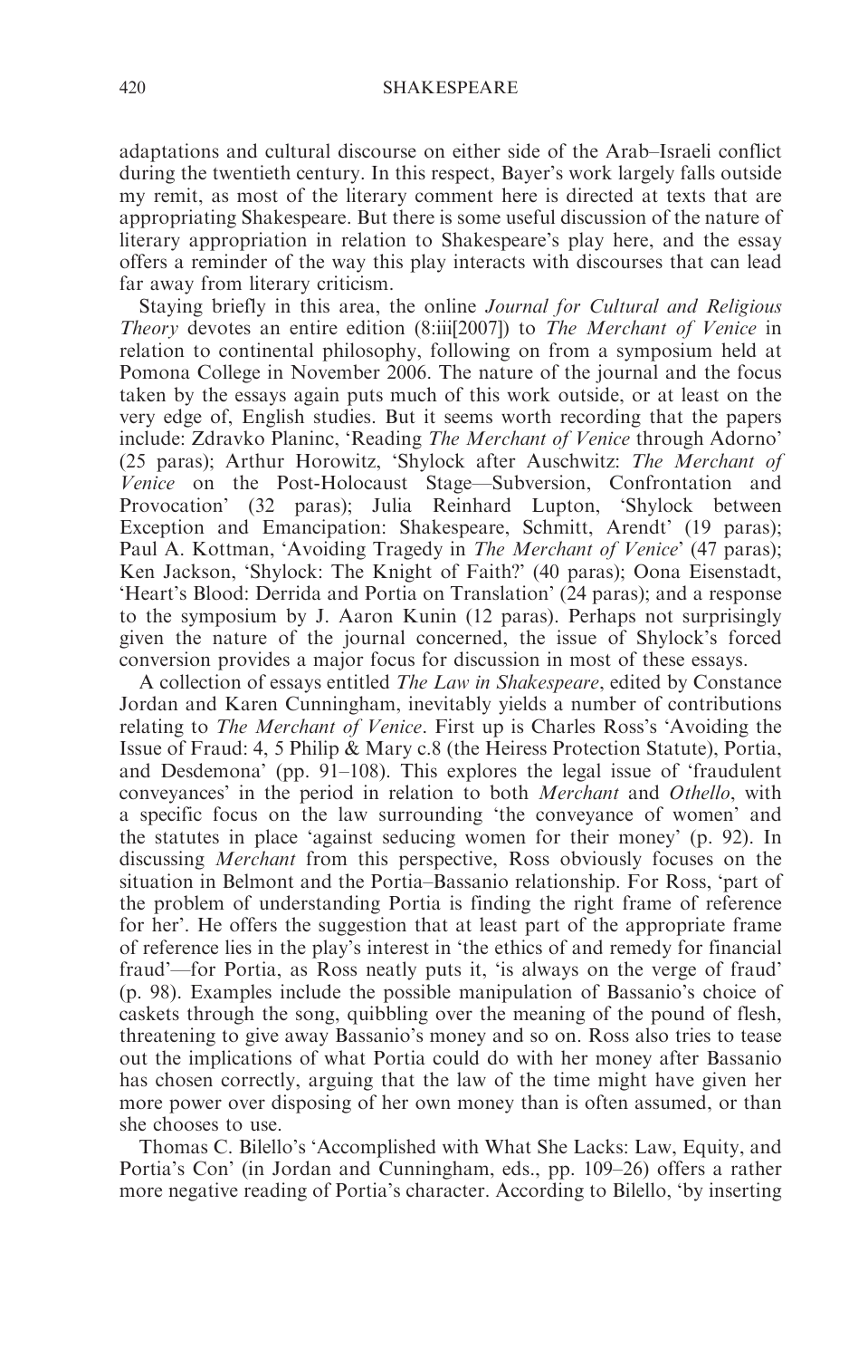adaptations and cultural discourse on either side of the Arab–Israeli conflict during the twentieth century. In this respect, Bayer's work largely falls outside my remit, as most of the literary comment here is directed at texts that are appropriating Shakespeare. But there is some useful discussion of the nature of literary appropriation in relation to Shakespeare's play here, and the essay offers a reminder of the way this play interacts with discourses that can lead far away from literary criticism.

Staying briefly in this area, the online *Journal for Cultural and Religious Theory* devotes an entire edition (8:iii[2007]) to *The Merchant of Venice* in relation to continental philosophy, following on from a symposium held at Pomona College in November 2006. The nature of the journal and the focus taken by the essays again puts much of this work outside, or at least on the very edge of, English studies. But it seems worth recording that the papers include: Zdravko Planinc, 'Reading *The Merchant of Venice* through Adorno' (25 paras); Arthur Horowitz, 'Shylock after Auschwitz: *The Merchant of Venice* on the Post-Holocaust Stage—Subversion, Confrontation and Provocation' (32 paras); Julia Reinhard Lupton, 'Shylock between Exception and Emancipation: Shakespeare, Schmitt, Arendt' (19 paras); Paul A. Kottman, 'Avoiding Tragedy in *The Merchant of Venice*' (47 paras); Ken Jackson, 'Shylock: The Knight of Faith?' (40 paras); Oona Eisenstadt, 'Heart's Blood: Derrida and Portia on Translation' (24 paras); and a response to the symposium by J. Aaron Kunin (12 paras). Perhaps not surprisingly given the nature of the journal concerned, the issue of Shylock's forced conversion provides a major focus for discussion in most of these essays.

A collection of essays entitled *The Law in Shakespeare*, edited by Constance Jordan and Karen Cunningham, inevitably yields a number of contributions relating to *The Merchant of Venice*. First up is Charles Ross's 'Avoiding the Issue of Fraud: 4, 5 Philip & Mary c.8 (the Heiress Protection Statute), Portia, and Desdemona' (pp. 91–108). This explores the legal issue of 'fraudulent conveyances' in the period in relation to both *Merchant* and *Othello*, with a specific focus on the law surrounding 'the conveyance of women' and the statutes in place 'against seducing women for their money' (p. 92). In discussing *Merchant* from this perspective, Ross obviously focuses on the situation in Belmont and the Portia–Bassanio relationship. For Ross, 'part of the problem of understanding Portia is finding the right frame of reference for her'. He offers the suggestion that at least part of the appropriate frame of reference lies in the play's interest in 'the ethics of and remedy for financial fraud'—for Portia, as Ross neatly puts it, 'is always on the verge of fraud' (p. 98). Examples include the possible manipulation of Bassanio's choice of caskets through the song, quibbling over the meaning of the pound of flesh, threatening to give away Bassanio's money and so on. Ross also tries to tease out the implications of what Portia could do with her money after Bassanio has chosen correctly, arguing that the law of the time might have given her more power over disposing of her own money than is often assumed, or than she chooses to use.

Thomas C. Bilello's 'Accomplished with What She Lacks: Law, Equity, and Portia's Con' (in Jordan and Cunningham, eds., pp. 109–26) offers a rather more negative reading of Portia's character. According to Bilello, 'by inserting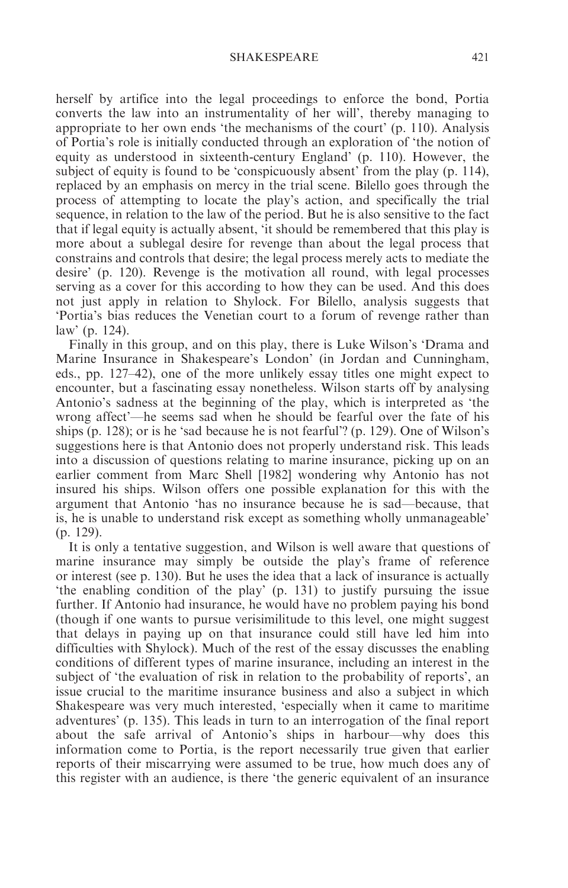herself by artifice into the legal proceedings to enforce the bond, Portia converts the law into an instrumentality of her will', thereby managing to appropriate to her own ends 'the mechanisms of the court' (p. 110). Analysis of Portia's role is initially conducted through an exploration of 'the notion of equity as understood in sixteenth-century England' (p. 110). However, the subject of equity is found to be 'conspicuously absent' from the play (p. 114), replaced by an emphasis on mercy in the trial scene. Bilello goes through the process of attempting to locate the play's action, and specifically the trial sequence, in relation to the law of the period. But he is also sensitive to the fact that if legal equity is actually absent, 'it should be remembered that this play is more about a sublegal desire for revenge than about the legal process that constrains and controls that desire; the legal process merely acts to mediate the desire' (p. 120). Revenge is the motivation all round, with legal processes serving as a cover for this according to how they can be used. And this does not just apply in relation to Shylock. For Bilello, analysis suggests that 'Portia's bias reduces the Venetian court to a forum of revenge rather than law' (p. 124).

Finally in this group, and on this play, there is Luke Wilson's 'Drama and Marine Insurance in Shakespeare's London' (in Jordan and Cunningham, eds., pp. 127–42), one of the more unlikely essay titles one might expect to encounter, but a fascinating essay nonetheless. Wilson starts off by analysing Antonio's sadness at the beginning of the play, which is interpreted as 'the wrong affect'—he seems sad when he should be fearful over the fate of his ships (p. 128); or is he 'sad because he is not fearful'? (p. 129). One of Wilson's suggestions here is that Antonio does not properly understand risk. This leads into a discussion of questions relating to marine insurance, picking up on an earlier comment from Marc Shell [1982] wondering why Antonio has not insured his ships. Wilson offers one possible explanation for this with the argument that Antonio 'has no insurance because he is sad—because, that is, he is unable to understand risk except as something wholly unmanageable' (p. 129).

It is only a tentative suggestion, and Wilson is well aware that questions of marine insurance may simply be outside the play's frame of reference or interest (see p. 130). But he uses the idea that a lack of insurance is actually 'the enabling condition of the play' (p. 131) to justify pursuing the issue further. If Antonio had insurance, he would have no problem paying his bond (though if one wants to pursue verisimilitude to this level, one might suggest that delays in paying up on that insurance could still have led him into difficulties with Shylock). Much of the rest of the essay discusses the enabling conditions of different types of marine insurance, including an interest in the subject of 'the evaluation of risk in relation to the probability of reports', an issue crucial to the maritime insurance business and also a subject in which Shakespeare was very much interested, 'especially when it came to maritime adventures' (p. 135). This leads in turn to an interrogation of the final report about the safe arrival of Antonio's ships in harbour—why does this information come to Portia, is the report necessarily true given that earlier reports of their miscarrying were assumed to be true, how much does any of this register with an audience, is there 'the generic equivalent of an insurance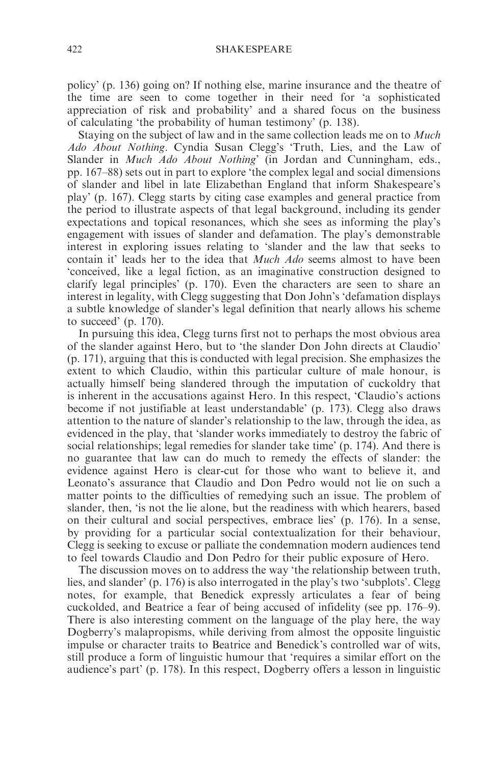policy' (p. 136) going on? If nothing else, marine insurance and the theatre of the time are seen to come together in their need for 'a sophisticated appreciation of risk and probability' and a shared focus on the business of calculating 'the probability of human testimony' (p. 138).

Staying on the subject of law and in the same collection leads me on to *Much Ado About Nothing*. Cyndia Susan Clegg's 'Truth, Lies, and the Law of Slander in *Much Ado About Nothing*' (in Jordan and Cunningham, eds., pp. 167–88) sets out in part to explore 'the complex legal and social dimensions of slander and libel in late Elizabethan England that inform Shakespeare's play' (p. 167). Clegg starts by citing case examples and general practice from the period to illustrate aspects of that legal background, including its gender expectations and topical resonances, which she sees as informing the play's engagement with issues of slander and defamation. The play's demonstrable interest in exploring issues relating to 'slander and the law that seeks to contain it' leads her to the idea that *Much Ado* seems almost to have been 'conceived, like a legal fiction, as an imaginative construction designed to clarify legal principles' (p. 170). Even the characters are seen to share an interest in legality, with Clegg suggesting that Don John's 'defamation displays a subtle knowledge of slander's legal definition that nearly allows his scheme to succeed' (p. 170).

In pursuing this idea, Clegg turns first not to perhaps the most obvious area of the slander against Hero, but to 'the slander Don John directs at Claudio' (p. 171), arguing that this is conducted with legal precision. She emphasizes the extent to which Claudio, within this particular culture of male honour, is actually himself being slandered through the imputation of cuckoldry that is inherent in the accusations against Hero. In this respect, 'Claudio's actions become if not justifiable at least understandable' (p. 173). Clegg also draws attention to the nature of slander's relationship to the law, through the idea, as evidenced in the play, that 'slander works immediately to destroy the fabric of social relationships; legal remedies for slander take time' (p. 174). And there is no guarantee that law can do much to remedy the effects of slander: the evidence against Hero is clear-cut for those who want to believe it, and Leonato's assurance that Claudio and Don Pedro would not lie on such a matter points to the difficulties of remedying such an issue. The problem of slander, then, 'is not the lie alone, but the readiness with which hearers, based on their cultural and social perspectives, embrace lies' (p. 176). In a sense, by providing for a particular social contextualization for their behaviour, Clegg is seeking to excuse or palliate the condemnation modern audiences tend to feel towards Claudio and Don Pedro for their public exposure of Hero.

The discussion moves on to address the way 'the relationship between truth, lies, and slander' (p. 176) is also interrogated in the play's two 'subplots'. Clegg notes, for example, that Benedick expressly articulates a fear of being cuckolded, and Beatrice a fear of being accused of infidelity (see pp. 176–9). There is also interesting comment on the language of the play here, the way Dogberry's malapropisms, while deriving from almost the opposite linguistic impulse or character traits to Beatrice and Benedick's controlled war of wits, still produce a form of linguistic humour that 'requires a similar effort on the audience's part' (p. 178). In this respect, Dogberry offers a lesson in linguistic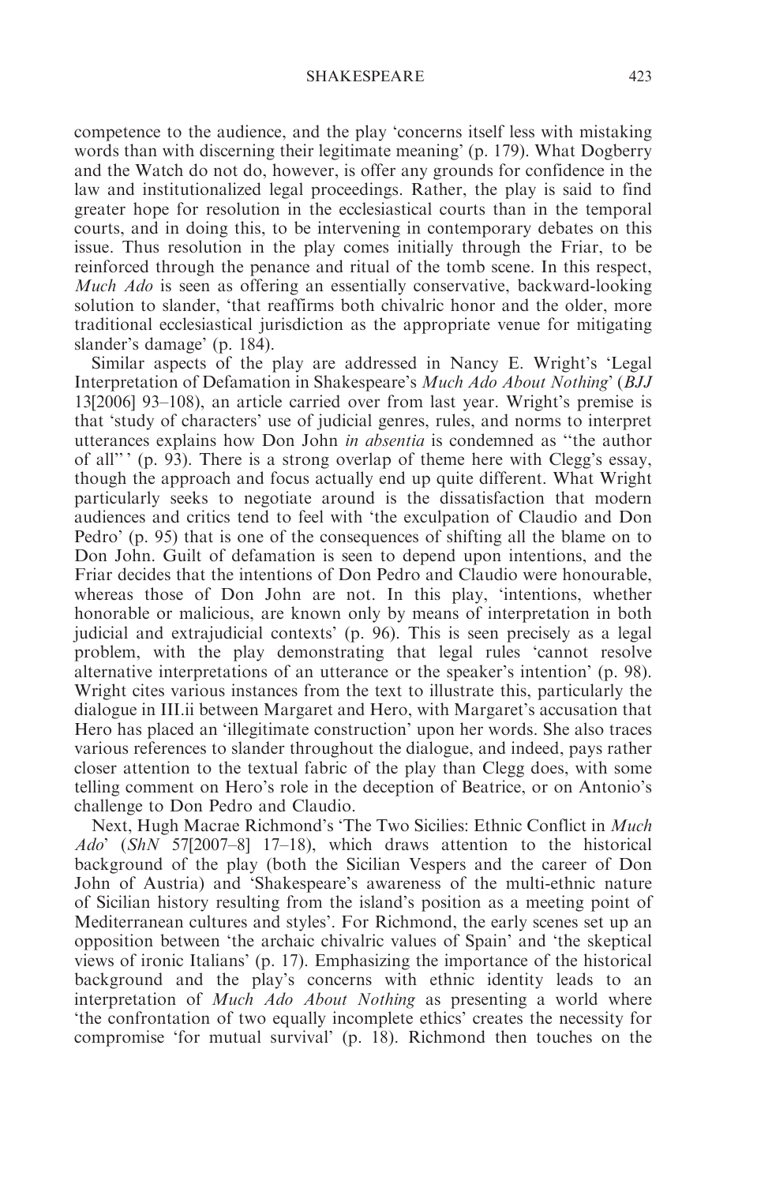competence to the audience, and the play 'concerns itself less with mistaking words than with discerning their legitimate meaning' (p. 179). What Dogberry and the Watch do not do, however, is offer any grounds for confidence in the law and institutionalized legal proceedings. Rather, the play is said to find greater hope for resolution in the ecclesiastical courts than in the temporal courts, and in doing this, to be intervening in contemporary debates on this issue. Thus resolution in the play comes initially through the Friar, to be reinforced through the penance and ritual of the tomb scene. In this respect, *Much Ado* is seen as offering an essentially conservative, backward-looking solution to slander, 'that reaffirms both chivalric honor and the older, more traditional ecclesiastical jurisdiction as the appropriate venue for mitigating slander's damage' (p. 184).

Similar aspects of the play are addressed in Nancy E. Wright's 'Legal Interpretation of Defamation in Shakespeare's *Much Ado About Nothing*' (*BJJ* 13[2006] 93–108), an article carried over from last year. Wright's premise is that 'study of characters' use of judicial genres, rules, and norms to interpret utterances explains how Don John *in absentia* is condemned as "the author of all"' (p. 93). There is a strong overlap of theme here with Clegg's essay, though the approach and focus actually end up quite different. What Wright particularly seeks to negotiate around is the dissatisfaction that modern audiences and critics tend to feel with 'the exculpation of Claudio and Don Pedro' (p. 95) that is one of the consequences of shifting all the blame on to Don John. Guilt of defamation is seen to depend upon intentions, and the Friar decides that the intentions of Don Pedro and Claudio were honourable, whereas those of Don John are not. In this play, 'intentions, whether honorable or malicious, are known only by means of interpretation in both judicial and extrajudicial contexts' (p. 96). This is seen precisely as a legal problem, with the play demonstrating that legal rules 'cannot resolve alternative interpretations of an utterance or the speaker's intention' (p. 98). Wright cites various instances from the text to illustrate this, particularly the dialogue in III.ii between Margaret and Hero, with Margaret's accusation that Hero has placed an 'illegitimate construction' upon her words. She also traces various references to slander throughout the dialogue, and indeed, pays rather closer attention to the textual fabric of the play than Clegg does, with some telling comment on Hero's role in the deception of Beatrice, or on Antonio's challenge to Don Pedro and Claudio.

Next, Hugh Macrae Richmond's 'The Two Sicilies: Ethnic Conflict in *Much Ado*' (*ShN* 57[2007–8] 17–18), which draws attention to the historical background of the play (both the Sicilian Vespers and the career of Don John of Austria) and 'Shakespeare's awareness of the multi-ethnic nature of Sicilian history resulting from the island's position as a meeting point of Mediterranean cultures and styles'. For Richmond, the early scenes set up an opposition between 'the archaic chivalric values of Spain' and 'the skeptical views of ironic Italians' (p. 17). Emphasizing the importance of the historical background and the play's concerns with ethnic identity leads to an interpretation of *Much Ado About Nothing* as presenting a world where 'the confrontation of two equally incomplete ethics' creates the necessity for compromise 'for mutual survival' (p. 18). Richmond then touches on the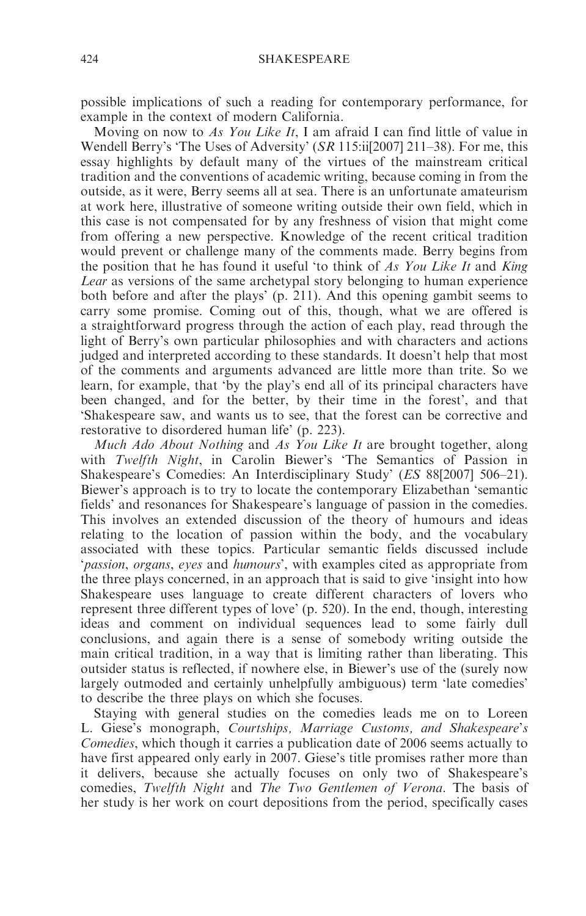possible implications of such a reading for contemporary performance, for example in the context of modern California.

Moving on now to *As You Like It*, I am afraid I can find little of value in Wendell Berry's 'The Uses of Adversity' (*SR* 115:ii[2007] 211–38). For me, this essay highlights by default many of the virtues of the mainstream critical tradition and the conventions of academic writing, because coming in from the outside, as it were, Berry seems all at sea. There is an unfortunate amateurism at work here, illustrative of someone writing outside their own field, which in this case is not compensated for by any freshness of vision that might come from offering a new perspective. Knowledge of the recent critical tradition would prevent or challenge many of the comments made. Berry begins from the position that he has found it useful 'to think of *As You Like It* and *King Lear* as versions of the same archetypal story belonging to human experience both before and after the plays' (p. 211). And this opening gambit seems to carry some promise. Coming out of this, though, what we are offered is a straightforward progress through the action of each play, read through the light of Berry's own particular philosophies and with characters and actions judged and interpreted according to these standards. It doesn't help that most of the comments and arguments advanced are little more than trite. So we learn, for example, that 'by the play's end all of its principal characters have been changed, and for the better, by their time in the forest', and that 'Shakespeare saw, and wants us to see, that the forest can be corrective and restorative to disordered human life' (p. 223).

*Much Ado About Nothing* and *As You Like It* are brought together, along with *Twelfth Night*, in Carolin Biewer's 'The Semantics of Passion in Shakespeare's Comedies: An Interdisciplinary Study' (*ES* 88[2007] 506–21). Biewer's approach is to try to locate the contemporary Elizabethan 'semantic fields' and resonances for Shakespeare's language of passion in the comedies. This involves an extended discussion of the theory of humours and ideas relating to the location of passion within the body, and the vocabulary associated with these topics. Particular semantic fields discussed include '*passion*, *organs*, *eyes* and *humours*', with examples cited as appropriate from the three plays concerned, in an approach that is said to give 'insight into how Shakespeare uses language to create different characters of lovers who represent three different types of love' (p. 520). In the end, though, interesting ideas and comment on individual sequences lead to some fairly dull conclusions, and again there is a sense of somebody writing outside the main critical tradition, in a way that is limiting rather than liberating. This outsider status is reflected, if nowhere else, in Biewer's use of the (surely now largely outmoded and certainly unhelpfully ambiguous) term 'late comedies' to describe the three plays on which she focuses.

Staying with general studies on the comedies leads me on to Loreen L. Giese's monograph, *Courtships, Marriage Customs, and Shakespeare's Comedies*, which though it carries a publication date of 2006 seems actually to have first appeared only early in 2007. Giese's title promises rather more than it delivers, because she actually focuses on only two of Shakespeare's comedies, *Twelfth Night* and *The Two Gentlemen of Verona*. The basis of her study is her work on court depositions from the period, specifically cases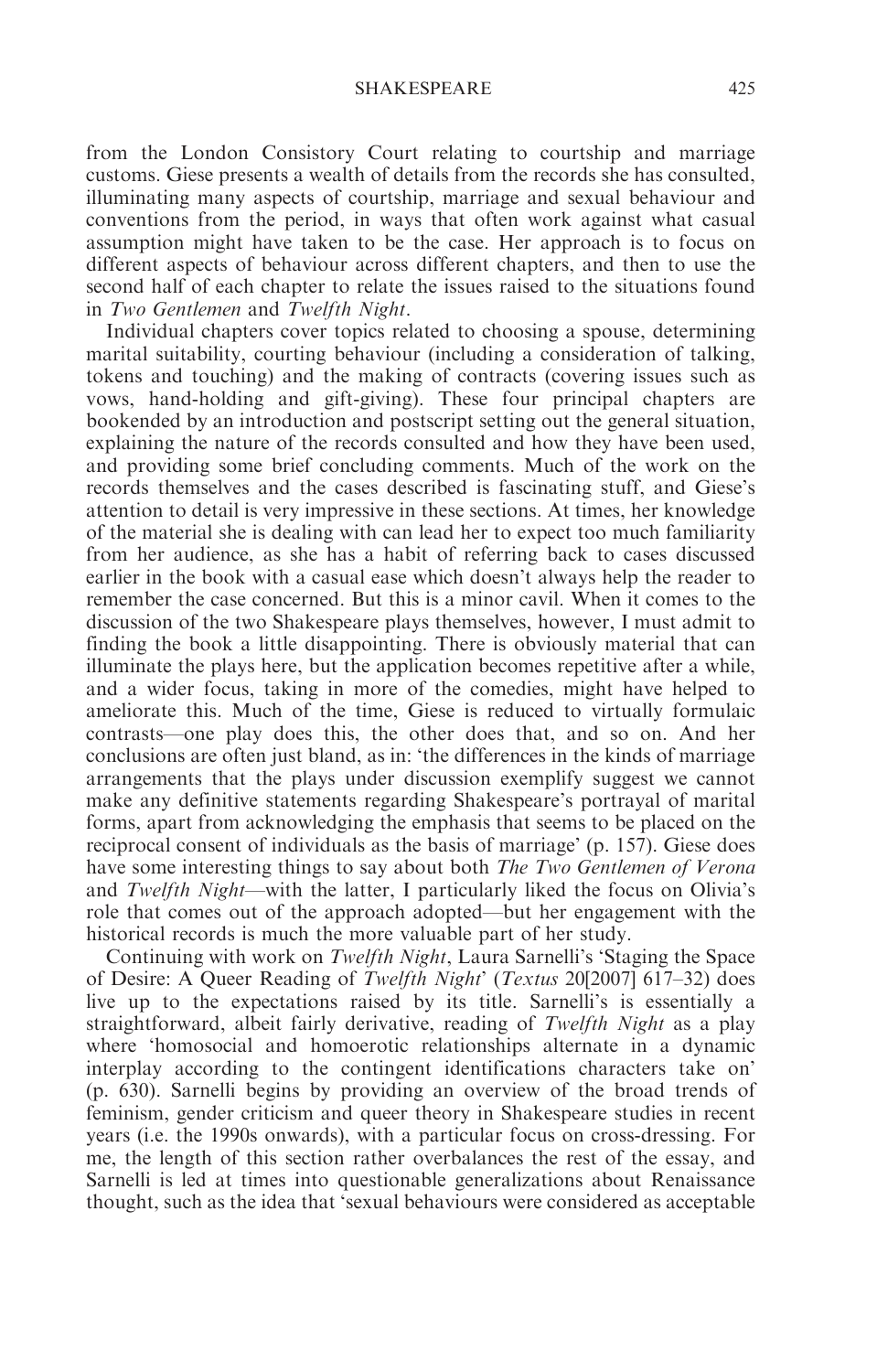from the London Consistory Court relating to courtship and marriage customs. Giese presents a wealth of details from the records she has consulted, illuminating many aspects of courtship, marriage and sexual behaviour and conventions from the period, in ways that often work against what casual assumption might have taken to be the case. Her approach is to focus on different aspects of behaviour across different chapters, and then to use the second half of each chapter to relate the issues raised to the situations found in *Two Gentlemen* and *Twelfth Night*.

Individual chapters cover topics related to choosing a spouse, determining marital suitability, courting behaviour (including a consideration of talking, tokens and touching) and the making of contracts (covering issues such as vows, hand-holding and gift-giving). These four principal chapters are bookended by an introduction and postscript setting out the general situation, explaining the nature of the records consulted and how they have been used, and providing some brief concluding comments. Much of the work on the records themselves and the cases described is fascinating stuff, and Giese's attention to detail is very impressive in these sections. At times, her knowledge of the material she is dealing with can lead her to expect too much familiarity from her audience, as she has a habit of referring back to cases discussed earlier in the book with a casual ease which doesn't always help the reader to remember the case concerned. But this is a minor cavil. When it comes to the discussion of the two Shakespeare plays themselves, however, I must admit to finding the book a little disappointing. There is obviously material that can illuminate the plays here, but the application becomes repetitive after a while, and a wider focus, taking in more of the comedies, might have helped to ameliorate this. Much of the time, Giese is reduced to virtually formulaic contrasts—one play does this, the other does that, and so on. And her conclusions are often just bland, as in: 'the differences in the kinds of marriage arrangements that the plays under discussion exemplify suggest we cannot make any definitive statements regarding Shakespeare's portrayal of marital forms, apart from acknowledging the emphasis that seems to be placed on the reciprocal consent of individuals as the basis of marriage' (p. 157). Giese does have some interesting things to say about both *The Two Gentlemen of Verona* and *Twelfth Night*—with the latter, I particularly liked the focus on Olivia's role that comes out of the approach adopted—but her engagement with the historical records is much the more valuable part of her study.

Continuing with work on *Twelfth Night*, Laura Sarnelli's 'Staging the Space of Desire: A Queer Reading of *Twelfth Night*' (*Textus* 20[2007] 617–32) does live up to the expectations raised by its title. Sarnelli's is essentially a straightforward, albeit fairly derivative, reading of *Twelfth Night* as a play where 'homosocial and homoerotic relationships alternate in a dynamic interplay according to the contingent identifications characters take on' (p. 630). Sarnelli begins by providing an overview of the broad trends of feminism, gender criticism and queer theory in Shakespeare studies in recent years (i.e. the 1990s onwards), with a particular focus on cross-dressing. For me, the length of this section rather overbalances the rest of the essay, and Sarnelli is led at times into questionable generalizations about Renaissance thought, such as the idea that 'sexual behaviours were considered as acceptable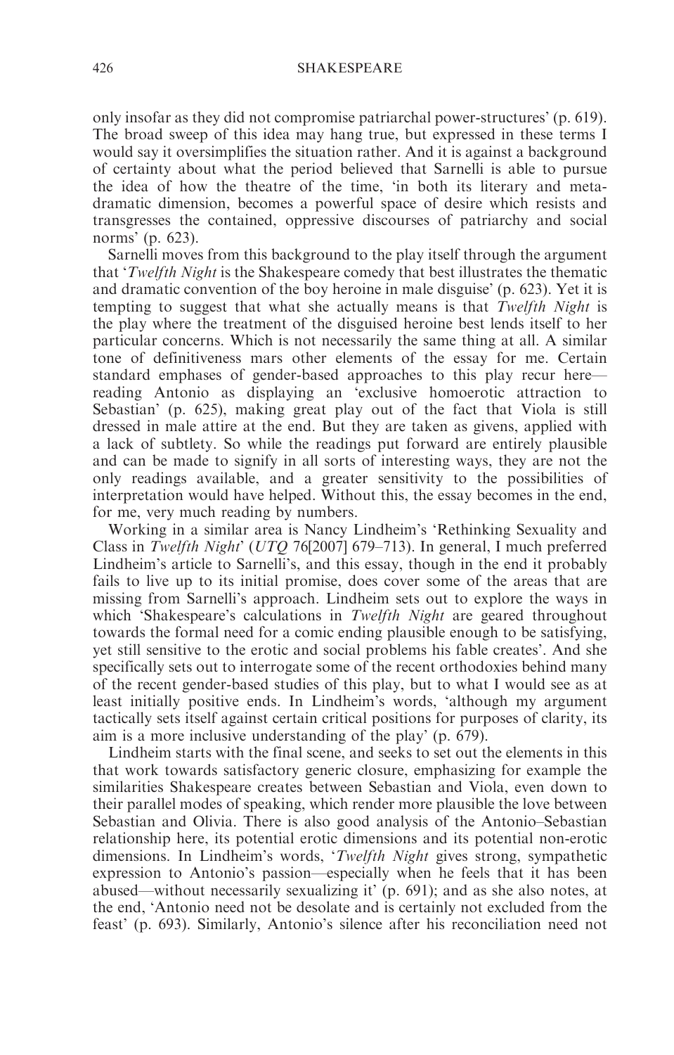only insofar as they did not compromise patriarchal power-structures' (p. 619). The broad sweep of this idea may hang true, but expressed in these terms I would say it oversimplifies the situation rather. And it is against a background of certainty about what the period believed that Sarnelli is able to pursue the idea of how the theatre of the time, 'in both its literary and meta-dramatic dimension, becomes a powerful space of desire which resists and transgresses the contained, oppressive discourses of patriarchy and social norms' (p. 623).

Sarnelli moves from this background to the play itself through the argument that '*Twelfth Night* is the Shakespeare comedy that best illustrates the thematic and dramatic convention of the boy heroine in male disguise' (p. 623). Yet it is tempting to suggest that what she actually means is that *Twelfth Night* is the play where the treatment of the disguised heroine best lends itself to her particular concerns. Which is not necessarily the same thing at all. A similar tone of definitiveness mars other elements of the essay for me. Certain standard emphases of gender-based approaches to this play recur here—reading Antonio as displaying an 'exclusive homoerotic attraction to Sebastian' (p. 625), making great play out of the fact that Viola is still dressed in male attire at the end. But they are taken as givens, applied with a lack of subtlety. So while the readings put forward are entirely plausible and can be made to signify in all sorts of interesting ways, they are not the only readings available, and a greater sensitivity to the possibilities of interpretation would have helped. Without this, the essay becomes in the end, for me, very much reading by numbers.

Working in a similar area is Nancy Lindheim's 'Rethinking Sexuality and Class in *Twelfth Night*' (*UTQ* 76[2007] 679–713). In general, I much preferred Lindheim's article to Sarnelli's, and this essay, though in the end it probably fails to live up to its initial promise, does cover some of the areas that are missing from Sarnelli's approach. Lindheim sets out to explore the ways in which 'Shakespeare's calculations in *Twelfth Night* are geared throughout towards the formal need for a comic ending plausible enough to be satisfying, yet still sensitive to the erotic and social problems his fable creates'. And she specifically sets out to interrogate some of the recent orthodoxies behind many of the recent gender-based studies of this play, but to what I would see as at least initially positive ends. In Lindheim's words, 'although my argument tactically sets itself against certain critical positions for purposes of clarity, its aim is a more inclusive understanding of the play' (p. 679).

Lindheim starts with the final scene, and seeks to set out the elements in this that work towards satisfactory generic closure, emphasizing for example the similarities Shakespeare creates between Sebastian and Viola, even down to their parallel modes of speaking, which render more plausible the love between Sebastian and Olivia. There is also good analysis of the Antonio–Sebastian relationship here, its potential erotic dimensions and its potential non-erotic dimensions. In Lindheim's words, '*Twelfth Night* gives strong, sympathetic expression to Antonio's passion—especially when he feels that it has been abused—without necessarily sexualizing it' (p. 691); and as she also notes, at the end, 'Antonio need not be desolate and is certainly not excluded from the feast' (p. 693). Similarly, Antonio's silence after his reconciliation need not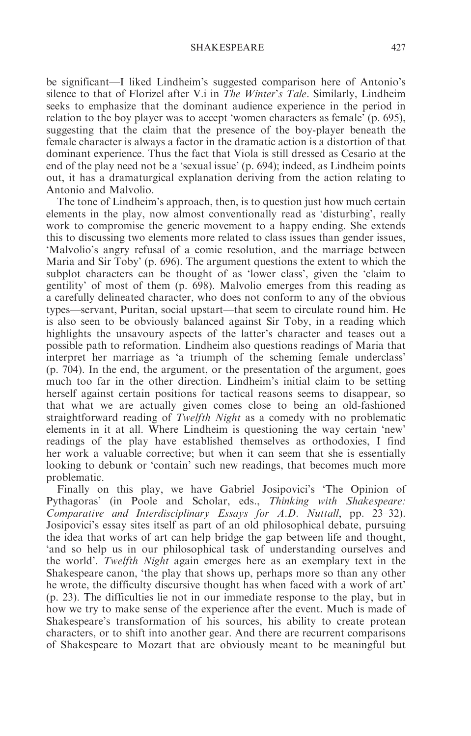be significant—I liked Lindheim's suggested comparison here of Antonio's silence to that of Florizel after V.i in *The Winter's Tale*. Similarly, Lindheim seeks to emphasize that the dominant audience experience in the period in relation to the boy player was to accept 'women characters as female' (p. 695), suggesting that the claim that the presence of the boy-player beneath the female character is always a factor in the dramatic action is a distortion of that dominant experience. Thus the fact that Viola is still dressed as Cesario at the end of the play need not be a 'sexual issue' (p. 694); indeed, as Lindheim points out, it has a dramaturgical explanation deriving from the action relating to Antonio and Malvolio.

The tone of Lindheim's approach, then, is to question just how much certain elements in the play, now almost conventionally read as 'disturbing', really work to compromise the generic movement to a happy ending. She extends this to discussing two elements more related to class issues than gender issues, 'Malvolio's angry refusal of a comic resolution, and the marriage between Maria and Sir Toby' (p. 696). The argument questions the extent to which the subplot characters can be thought of as 'lower class', given the 'claim to gentility' of most of them (p. 698). Malvolio emerges from this reading as a carefully delineated character, who does not conform to any of the obvious types—servant, Puritan, social upstart—that seem to circulate round him. He is also seen to be obviously balanced against Sir Toby, in a reading which highlights the unsavoury aspects of the latter's character and teases out a possible path to reformation. Lindheim also questions readings of Maria that interpret her marriage as 'a triumph of the scheming female underclass' (p. 704). In the end, the argument, or the presentation of the argument, goes much too far in the other direction. Lindheim's initial claim to be setting herself against certain positions for tactical reasons seems to disappear, so that what we are actually given comes close to being an old-fashioned straightforward reading of *Twelfth Night* as a comedy with no problematic elements in it at all. Where Lindheim is questioning the way certain 'new' readings of the play have established themselves as orthodoxies, I find her work a valuable corrective; but when it can seem that she is essentially looking to debunk or 'contain' such new readings, that becomes much more problematic.

Finally on this play, we have Gabriel Josipovici's 'The Opinion of Pythagoras' (in Poole and Scholar, eds., *Thinking with Shakespeare: Comparative and Interdisciplinary Essays for A.D. Nuttall*, pp. 23–32). Josipovici's essay sites itself as part of an old philosophical debate, pursuing the idea that works of art can help bridge the gap between life and thought, 'and so help us in our philosophical task of understanding ourselves and the world'. *Twelfth Night* again emerges here as an exemplary text in the Shakespeare canon, 'the play that shows up, perhaps more so than any other he wrote, the difficulty discursive thought has when faced with a work of art' (p. 23). The difficulties lie not in our immediate response to the play, but in how we try to make sense of the experience after the event. Much is made of Shakespeare's transformation of his sources, his ability to create protean characters, or to shift into another gear. And there are recurrent comparisons of Shakespeare to Mozart that are obviously meant to be meaningful but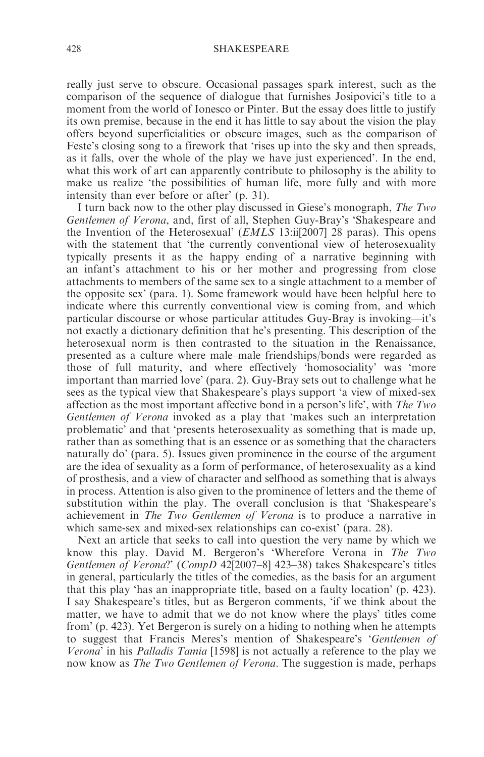really just serve to obscure. Occasional passages spark interest, such as the comparison of the sequence of dialogue that furnishes Josipovici's title to a moment from the world of Ionesco or Pinter. But the essay does little to justify its own premise, because in the end it has little to say about the vision the play offers beyond superficialities or obscure images, such as the comparison of Feste's closing song to a firework that 'rises up into the sky and then spreads, as it falls, over the whole of the play we have just experienced'. In the end, what this work of art can apparently contribute to philosophy is the ability to make us realize 'the possibilities of human life, more fully and with more intensity than ever before or after' (p. 31).

I turn back now to the other play discussed in Giese's monograph, *The Two Gentlemen of Verona*, and, first of all, Stephen Guy-Bray's 'Shakespeare and the Invention of the Heterosexual' (*EMLS* 13:ii[2007] 28 paras). This opens with the statement that 'the currently conventional view of heterosexuality typically presents it as the happy ending of a narrative beginning with an infant's attachment to his or her mother and progressing from close attachments to members of the same sex to a single attachment to a member of the opposite sex' (para. 1). Some framework would have been helpful here to indicate where this currently conventional view is coming from, and which particular discourse or whose particular attitudes Guy-Bray is invoking—it's not exactly a dictionary definition that he's presenting. This description of the heterosexual norm is then contrasted to the situation in the Renaissance, presented as a culture where male–male friendships/bonds were regarded as those of full maturity, and where effectively 'homosociality' was 'more important than married love' (para. 2). Guy-Bray sets out to challenge what he sees as the typical view that Shakespeare's plays support 'a view of mixed-sex affection as the most important affective bond in a person's life', with *The Two Gentlemen of Verona* invoked as a play that 'makes such an interpretation problematic' and that 'presents heterosexuality as something that is made up, rather than as something that is an essence or as something that the characters naturally do' (para. 5). Issues given prominence in the course of the argument are the idea of sexuality as a form of performance, of heterosexuality as a kind of prosthesis, and a view of character and selfhood as something that is always in process. Attention is also given to the prominence of letters and the theme of substitution within the play. The overall conclusion is that 'Shakespeare's achievement in *The Two Gentlemen of Verona* is to produce a narrative in which same-sex and mixed-sex relationships can co-exist' (para. 28).

Next an article that seeks to call into question the very name by which we know this play. David M. Bergeron's 'Wherefore Verona in *The Two Gentlemen of Verona*?' (*CompD* 42[2007–8] 423–38) takes Shakespeare's titles in general, particularly the titles of the comedies, as the basis for an argument that this play 'has an inappropriate title, based on a faulty location' (p. 423). I say Shakespeare's titles, but as Bergeron comments, 'if we think about the matter, we have to admit that we do not know where the plays' titles come from' (p. 423). Yet Bergeron is surely on a hiding to nothing when he attempts to suggest that Francis Meres's mention of Shakespeare's '*Gentlemen of Verona*' in his *Palladis Tamia* [1598] is not actually a reference to the play we now know as *The Two Gentlemen of Verona*. The suggestion is made, perhaps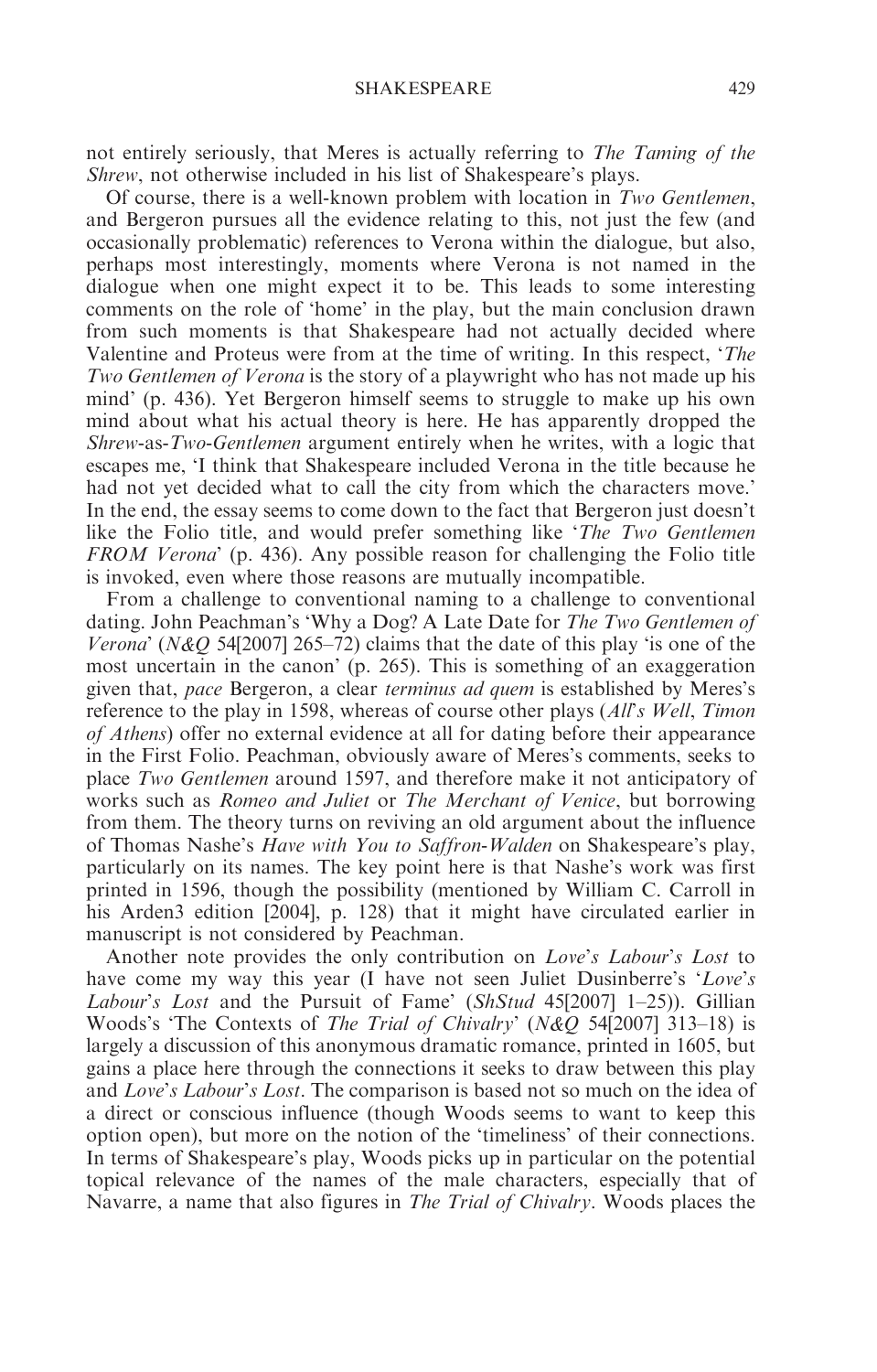not entirely seriously, that Meres is actually referring to *The Taming of the Shrew*, not otherwise included in his list of Shakespeare's plays.

Of course, there is a well-known problem with location in *Two Gentlemen*, and Bergeron pursues all the evidence relating to this, not just the few (and occasionally problematic) references to Verona within the dialogue, but also, perhaps most interestingly, moments where Verona is not named in the dialogue when one might expect it to be. This leads to some interesting comments on the role of 'home' in the play, but the main conclusion drawn from such moments is that Shakespeare had not actually decided where Valentine and Proteus were from at the time of writing. In this respect, '*The Two Gentlemen of Verona* is the story of a playwright who has not made up his mind' (p. 436). Yet Bergeron himself seems to struggle to make up his own mind about what his actual theory is here. He has apparently dropped the *Shrew*-as-*Two-Gentlemen* argument entirely when he writes, with a logic that escapes me, 'I think that Shakespeare included Verona in the title because he had not yet decided what to call the city from which the characters move.' In the end, the essay seems to come down to the fact that Bergeron just doesn't like the Folio title, and would prefer something like '*The Two Gentlemen FROM Verona*' (p. 436). Any possible reason for challenging the Folio title is invoked, even where those reasons are mutually incompatible.

From a challenge to conventional naming to a challenge to conventional dating. John Peachman's 'Why a Dog? A Late Date for *The Two Gentlemen of Verona*' (*N&Q* 54[2007] 265–72) claims that the date of this play 'is one of the most uncertain in the canon' (p. 265). This is something of an exaggeration given that, *pace* Bergeron, a clear *terminus ad quem* is established by Meres's reference to the play in 1598, whereas of course other plays (*All's Well*, *Timon of Athens*) offer no external evidence at all for dating before their appearance in the First Folio. Peachman, obviously aware of Meres's comments, seeks to place *Two Gentlemen* around 1597, and therefore make it not anticipatory of works such as *Romeo and Juliet* or *The Merchant of Venice*, but borrowing from them. The theory turns on reviving an old argument about the influence of Thomas Nashe's *Have with You to Saffron-Walden* on Shakespeare's play, particularly on its names. The key point here is that Nashe's work was first printed in 1596, though the possibility (mentioned by William C. Carroll in his Arden3 edition [2004], p. 128) that it might have circulated earlier in manuscript is not considered by Peachman.

Another note provides the only contribution on *Love's Labour's Lost* to have come my way this year (I have not seen Juliet Dusinberre's '*Love's Labour's Lost* and the Pursuit of Fame' (*ShStud* 45[2007] 1–25)). Gillian Woods's 'The Contexts of *The Trial of Chivalry*' (*N&Q* 54[2007] 313–18) is largely a discussion of this anonymous dramatic romance, printed in 1605, but gains a place here through the connections it seeks to draw between this play and *Love's Labour's Lost*. The comparison is based not so much on the idea of a direct or conscious influence (though Woods seems to want to keep this option open), but more on the notion of the 'timeliness' of their connections. In terms of Shakespeare's play, Woods picks up in particular on the potential topical relevance of the names of the male characters, especially that of Navarre, a name that also figures in *The Trial of Chivalry*. Woods places the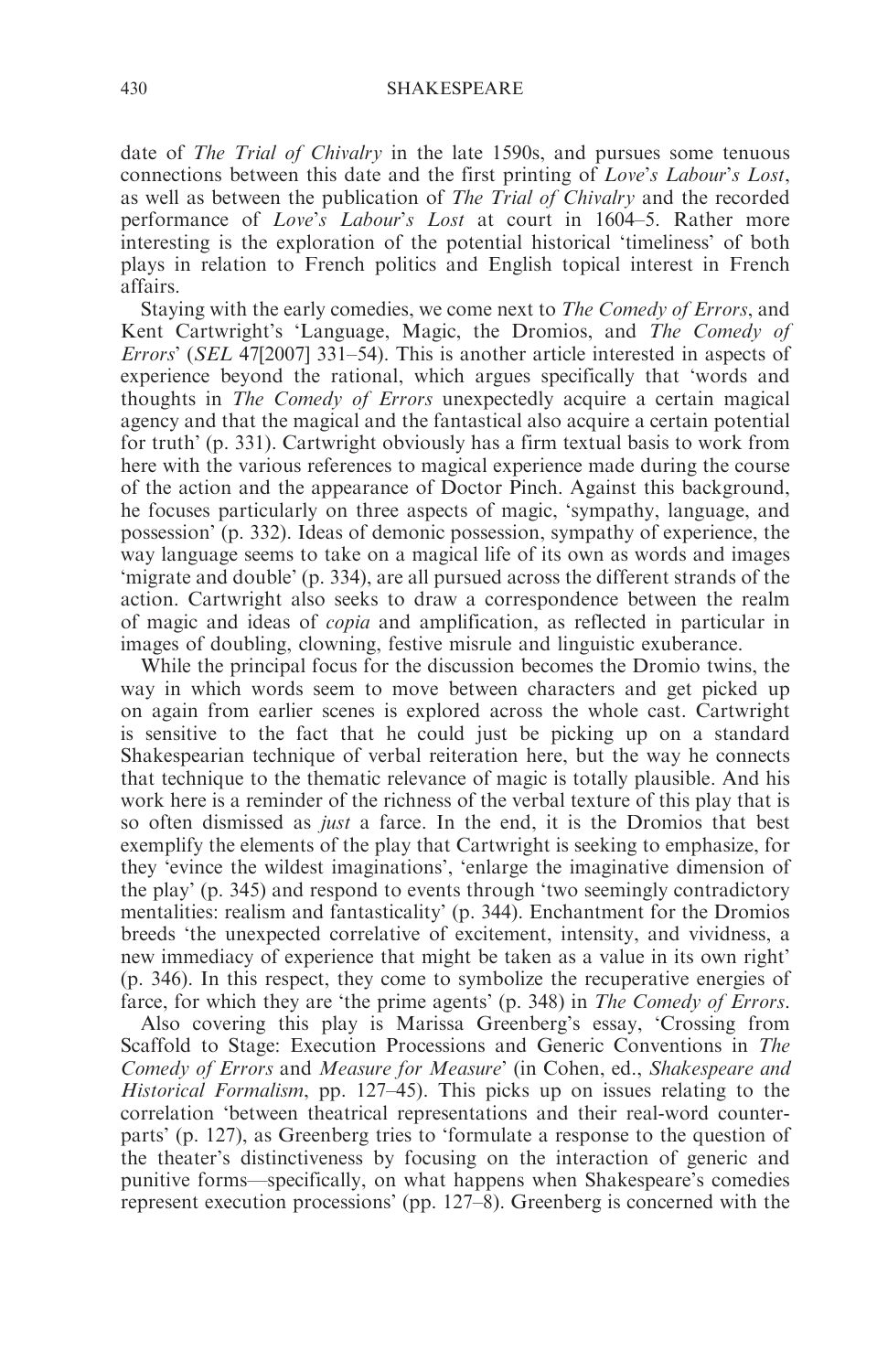date of *The Trial of Chivalry* in the late 1590s, and pursues some tenuous connections between this date and the first printing of *Love's Labour's Lost*, as well as between the publication of *The Trial of Chivalry* and the recorded performance of *Love's Labour's Lost* at court in 1604–5. Rather more interesting is the exploration of the potential historical 'timeliness' of both plays in relation to French politics and English topical interest in French affairs.

Staying with the early comedies, we come next to *The Comedy of Errors*, and Kent Cartwright's 'Language, Magic, the Dromios, and *The Comedy of Errors*' (*SEL* 47[2007] 331–54). This is another article interested in aspects of experience beyond the rational, which argues specifically that 'words and thoughts in *The Comedy of Errors* unexpectedly acquire a certain magical agency and that the magical and the fantastical also acquire a certain potential for truth' (p. 331). Cartwright obviously has a firm textual basis to work from here with the various references to magical experience made during the course of the action and the appearance of Doctor Pinch. Against this background, he focuses particularly on three aspects of magic, 'sympathy, language, and possession' (p. 332). Ideas of demonic possession, sympathy of experience, the way language seems to take on a magical life of its own as words and images 'migrate and double' (p. 334), are all pursued across the different strands of the action. Cartwright also seeks to draw a correspondence between the realm of magic and ideas of *copia* and amplification, as reflected in particular in images of doubling, clowning, festive misrule and linguistic exuberance.

While the principal focus for the discussion becomes the Dromio twins, the way in which words seem to move between characters and get picked up on again from earlier scenes is explored across the whole cast. Cartwright is sensitive to the fact that he could just be picking up on a standard Shakespearian technique of verbal reiteration here, but the way he connects that technique to the thematic relevance of magic is totally plausible. And his work here is a reminder of the richness of the verbal texture of this play that is so often dismissed as *just* a farce. In the end, it is the Dromios that best exemplify the elements of the play that Cartwright is seeking to emphasize, for they 'evince the wildest imaginations', 'enlarge the imaginative dimension of the play' (p. 345) and respond to events through 'two seemingly contradictory mentalities: realism and fantasticality' (p. 344). Enchantment for the Dromios breeds 'the unexpected correlative of excitement, intensity, and vividness, a new immediacy of experience that might be taken as a value in its own right' (p. 346). In this respect, they come to symbolize the recuperative energies of farce, for which they are 'the prime agents' (p. 348) in *The Comedy of Errors*.

Also covering this play is Marissa Greenberg's essay, 'Crossing from Scaffold to Stage: Execution Processions and Generic Conventions in *The Comedy of Errors* and *Measure for Measure*' (in Cohen, ed., *Shakespeare and Historical Formalism*, pp. 127–45). This picks up on issues relating to the correlation 'between theatrical representations and their real-word counterparts' (p. 127), as Greenberg tries to 'formulate a response to the question of the theater's distinctiveness by focusing on the interaction of generic and punitive forms—specifically, on what happens when Shakespeare's comedies represent execution processions' (pp. 127–8). Greenberg is concerned with the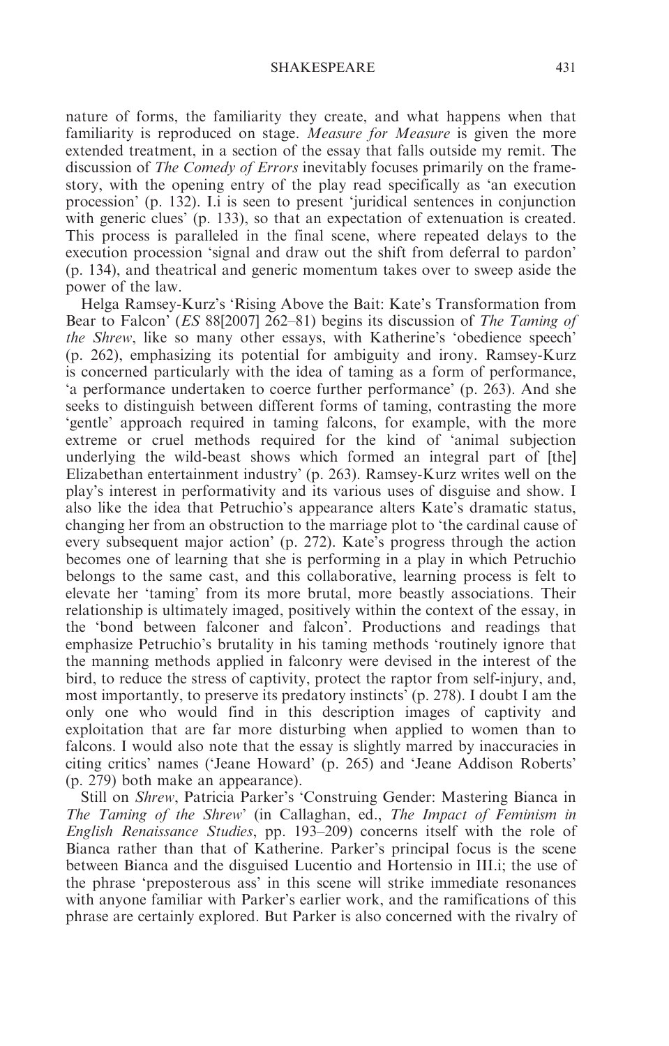nature of forms, the familiarity they create, and what happens when that familiarity is reproduced on stage. *Measure for Measure* is given the more extended treatment, in a section of the essay that falls outside my remit. The discussion of *The Comedy of Errors* inevitably focuses primarily on the frame-story, with the opening entry of the play read specifically as 'an execution procession' (p. 132). I.i is seen to present 'juridical sentences in conjunction with generic clues' (p. 133), so that an expectation of extenuation is created. This process is paralleled in the final scene, where repeated delays to the execution procession 'signal and draw out the shift from deferral to pardon' (p. 134), and theatrical and generic momentum takes over to sweep aside the power of the law.

Helga Ramsey-Kurz's 'Rising Above the Bait: Kate's Transformation from Bear to Falcon' (*ES* 88[2007] 262–81) begins its discussion of *The Taming of the Shrew*, like so many other essays, with Katherine's 'obedience speech' (p. 262), emphasizing its potential for ambiguity and irony. Ramsey-Kurz is concerned particularly with the idea of taming as a form of performance, 'a performance undertaken to coerce further performance' (p. 263). And she seeks to distinguish between different forms of taming, contrasting the more 'gentle' approach required in taming falcons, for example, with the more extreme or cruel methods required for the kind of 'animal subjection underlying the wild-beast shows which formed an integral part of [the] Elizabethan entertainment industry' (p. 263). Ramsey-Kurz writes well on the play's interest in performativity and its various uses of disguise and show. I also like the idea that Petruchio's appearance alters Kate's dramatic status, changing her from an obstruction to the marriage plot to 'the cardinal cause of every subsequent major action' (p. 272). Kate's progress through the action becomes one of learning that she is performing in a play in which Petruchio belongs to the same cast, and this collaborative, learning process is felt to elevate her 'taming' from its more brutal, more beastly associations. Their relationship is ultimately imaged, positively within the context of the essay, in the 'bond between falconer and falcon'. Productions and readings that emphasize Petruchio's brutality in his taming methods 'routinely ignore that the manning methods applied in falconry were devised in the interest of the bird, to reduce the stress of captivity, protect the raptor from self-injury, and, most importantly, to preserve its predatory instincts' (p. 278). I doubt I am the only one who would find in this description images of captivity and exploitation that are far more disturbing when applied to women than to falcons. I would also note that the essay is slightly marred by inaccuracies in citing critics' names ('Jeane Howard' (p. 265) and 'Jeane Addison Roberts' (p. 279) both make an appearance).

Still on *Shrew*, Patricia Parker's 'Construing Gender: Mastering Bianca in *The Taming of the Shrew*' (in Callaghan, ed., *The Impact of Feminism in English Renaissance Studies*, pp. 193–209) concerns itself with the role of Bianca rather than that of Katherine. Parker's principal focus is the scene between Bianca and the disguised Lucentio and Hortensio in III.i; the use of the phrase 'preposterous ass' in this scene will strike immediate resonances with anyone familiar with Parker's earlier work, and the ramifications of this phrase are certainly explored. But Parker is also concerned with the rivalry of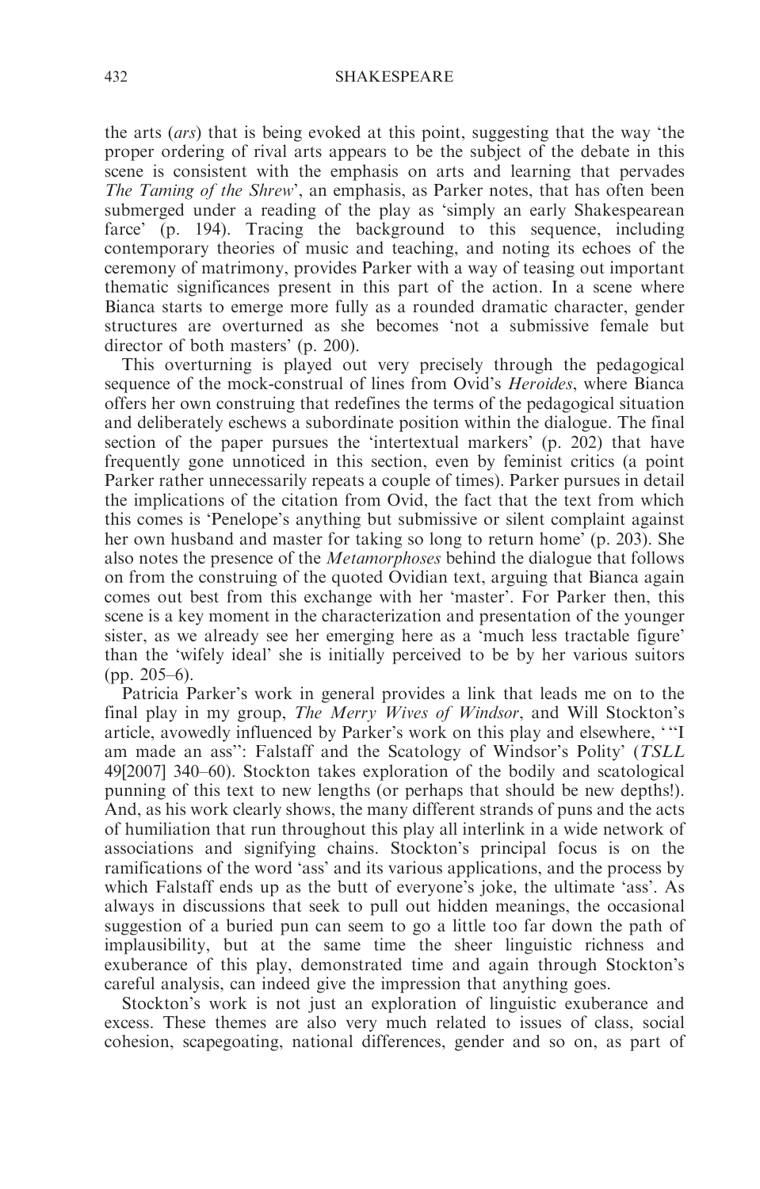the arts (*ars*) that is being evoked at this point, suggesting that the way 'the proper ordering of rival arts appears to be the subject of the debate in this scene is consistent with the emphasis on arts and learning that pervades *The Taming of the Shrew*', an emphasis, as Parker notes, that has often been submerged under a reading of the play as 'simply an early Shakespearean farce' (p. 194). Tracing the background to this sequence, including contemporary theories of music and teaching, and noting its echoes of the ceremony of matrimony, provides Parker with a way of teasing out important thematic significances present in this part of the action. In a scene where Bianca starts to emerge more fully as a rounded dramatic character, gender structures are overturned as she becomes 'not a submissive female but director of both masters' (p. 200).

This overturning is played out very precisely through the pedagogical sequence of the mock-construal of lines from Ovid's *Heroides*, where Bianca offers her own construing that redefines the terms of the pedagogical situation and deliberately eschews a subordinate position within the dialogue. The final section of the paper pursues the 'intertextual markers' (p. 202) that have frequently gone unnoticed in this section, even by feminist critics (a point Parker rather unnecessarily repeats a couple of times). Parker pursues in detail the implications of the citation from Ovid, the fact that the text from which this comes is 'Penelope's anything but submissive or silent complaint against her own husband and master for taking so long to return home' (p. 203). She also notes the presence of the *Metamorphoses* behind the dialogue that follows on from the construing of the quoted Ovidian text, arguing that Bianca again comes out best from this exchange with her 'master'. For Parker then, this scene is a key moment in the characterization and presentation of the younger sister, as we already see her emerging here as a 'much less tractable figure' than the 'wifely ideal' she is initially perceived to be by her various suitors (pp. 205–6).

Patricia Parker's work in general provides a link that leads me on to the final play in my group, *The Merry Wives of Windsor*, and Will Stockton's article, avowedly influenced by Parker's work on this play and elsewhere, '"I am made an ass": Falstaff and the Scatology of Windsor's Polity' (*TSLL* 49[2007] 340–60). Stockton takes exploration of the bodily and scatological punning of this text to new lengths (or perhaps that should be new depths!). And, as his work clearly shows, the many different strands of puns and the acts of humiliation that run throughout this play all interlink in a wide network of associations and signifying chains. Stockton's principal focus is on the ramifications of the word 'ass' and its various applications, and the process by which Falstaff ends up as the butt of everyone's joke, the ultimate 'ass'. As always in discussions that seek to pull out hidden meanings, the occasional suggestion of a buried pun can seem to go a little too far down the path of implausibility, but at the same time the sheer linguistic richness and exuberance of this play, demonstrated time and again through Stockton's careful analysis, can indeed give the impression that anything goes.

Stockton's work is not just an exploration of linguistic exuberance and excess. These themes are also very much related to issues of class, social cohesion, scapegoating, national differences, gender and so on, as part of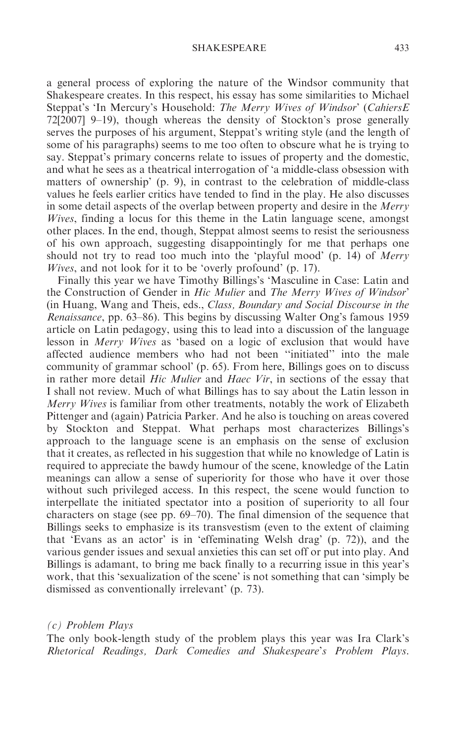a general process of exploring the nature of the Windsor community that Shakespeare creates. In this respect, his essay has some similarities to Michael Steppat's 'In Mercury's Household: *The Merry Wives of Windsor*' (*CahiersE* 72[2007] 9–19), though whereas the density of Stockton's prose generally serves the purposes of his argument, Steppat's writing style (and the length of some of his paragraphs) seems to me too often to obscure what he is trying to say. Steppat's primary concerns relate to issues of property and the domestic, and what he sees as a theatrical interrogation of 'a middle-class obsession with matters of ownership' (p. 9), in contrast to the celebration of middle-class values he feels earlier critics have tended to find in the play. He also discusses in some detail aspects of the overlap between property and desire in the *Merry Wives*, finding a locus for this theme in the Latin language scene, amongst other places. In the end, though, Steppat almost seems to resist the seriousness of his own approach, suggesting disappointingly for me that perhaps one should not try to read too much into the 'playful mood' (p. 14) of *Merry Wives*, and not look for it to be 'overly profound' (p. 17).

Finally this year we have Timothy Billings's 'Masculine in Case: Latin and the Construction of Gender in *Hic Mulier* and *The Merry Wives of Windsor*' (in Huang, Wang and Theis, eds., *Class, Boundary and Social Discourse in the Renaissance*, pp. 63–86). This begins by discussing Walter Ong's famous 1959 article on Latin pedagogy, using this to lead into a discussion of the language lesson in *Merry Wives* as 'based on a logic of exclusion that would have affected audience members who had not been ''initiated'' into the male community of grammar school' (p. 65). From here, Billings goes on to discuss in rather more detail *Hic Mulier* and *Haec Vir*, in sections of the essay that I shall not review. Much of what Billings has to say about the Latin lesson in *Merry Wives* is familiar from other treatments, notably the work of Elizabeth Pittenger and (again) Patricia Parker. And he also is touching on areas covered by Stockton and Steppat. What perhaps most characterizes Billings's approach to the language scene is an emphasis on the sense of exclusion that it creates, as reflected in his suggestion that while no knowledge of Latin is required to appreciate the bawdy humour of the scene, knowledge of the Latin meanings can allow a sense of superiority for those who have it over those without such privileged access. In this respect, the scene would function to interpellate the initiated spectator into a position of superiority to all four characters on stage (see pp. 69–70). The final dimension of the sequence that Billings seeks to emphasize is its transvestism (even to the extent of claiming that 'Evans as an actor' is in 'effeminating Welsh drag' (p. 72)), and the various gender issues and sexual anxieties this can set off or put into play. And Billings is adamant, to bring me back finally to a recurring issue in this year's work, that this 'sexualization of the scene' is not something that can 'simply be dismissed as conventionally irrelevant' (p. 73).

### *(c) Problem Plays*

The only book-length study of the problem plays this year was Ira Clark's *Rhetorical Readings, Dark Comedies and Shakespeare's Problem Plays*.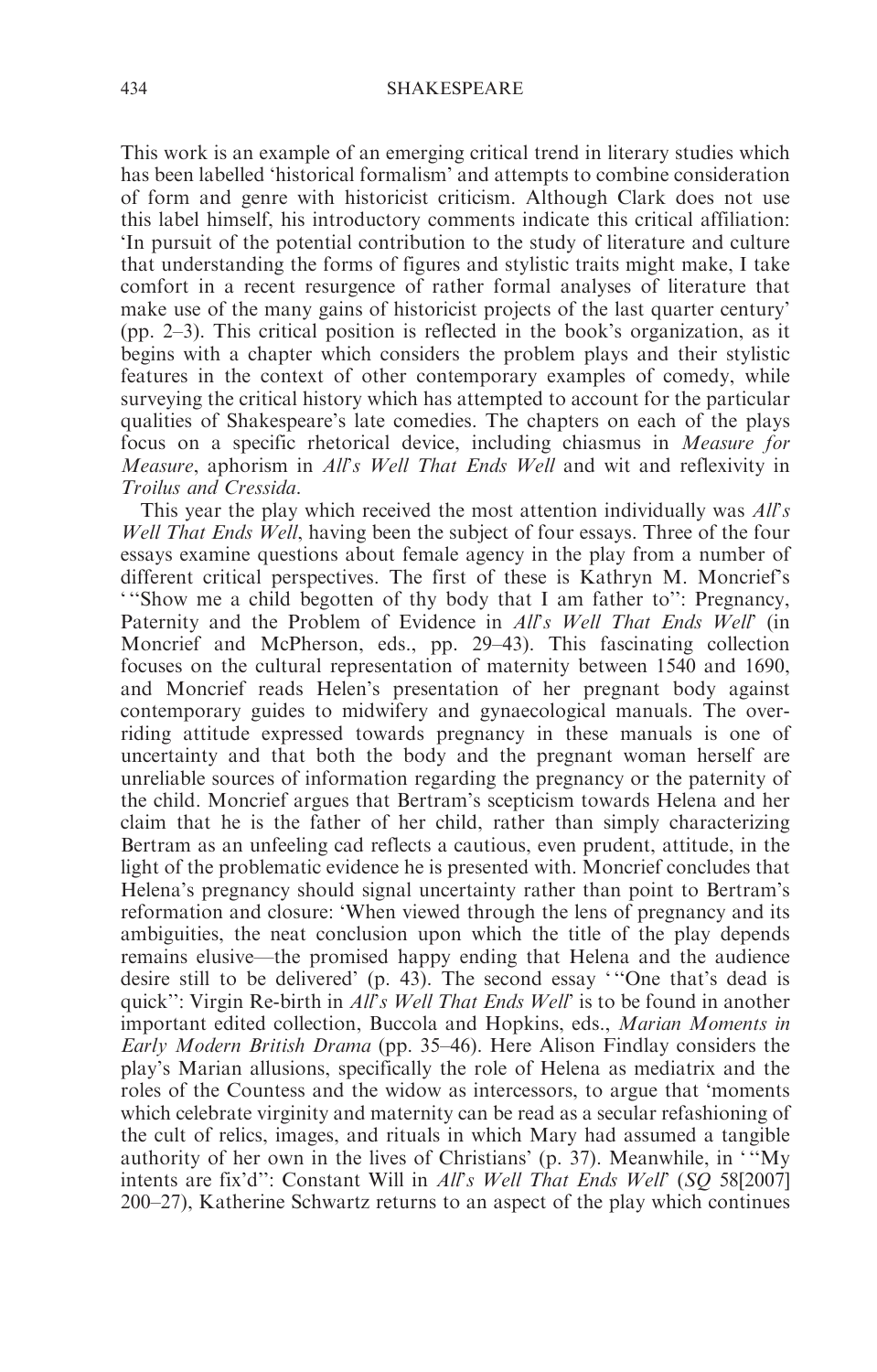This work is an example of an emerging critical trend in literary studies which has been labelled 'historical formalism' and attempts to combine consideration of form and genre with historicist criticism. Although Clark does not use this label himself, his introductory comments indicate this critical affiliation: 'In pursuit of the potential contribution to the study of literature and culture that understanding the forms of figures and stylistic traits might make, I take comfort in a recent resurgence of rather formal analyses of literature that make use of the many gains of historicist projects of the last quarter century' (pp. 2–3). This critical position is reflected in the book's organization, as it begins with a chapter which considers the problem plays and their stylistic features in the context of other contemporary examples of comedy, while surveying the critical history which has attempted to account for the particular qualities of Shakespeare's late comedies. The chapters on each of the plays focus on a specific rhetorical device, including chiasmus in *Measure for Measure*, aphorism in *All's Well That Ends Well* and wit and reflexivity in *Troilus and Cressida*.

This year the play which received the most attention individually was *All's Well That Ends Well*, having been the subject of four essays. Three of the four essays examine questions about female agency in the play from a number of different critical perspectives. The first of these is Kathryn M. Moncrief's '"Show me a child begotten of thy body that I am father to": Pregnancy, Paternity and the Problem of Evidence in *All's Well That Ends Well*' (in Moncrief and McPherson, eds., pp. 29–43). This fascinating collection focuses on the cultural representation of maternity between 1540 and 1690, and Moncrief reads Helen's presentation of her pregnant body against contemporary guides to midwifery and gynaecological manuals. The overriding attitude expressed towards pregnancy in these manuals is one of uncertainty and that both the body and the pregnant woman herself are unreliable sources of information regarding the pregnancy or the paternity of the child. Moncrief argues that Bertram's scepticism towards Helena and her claim that he is the father of her child, rather than simply characterizing Bertram as an unfeeling cad reflects a cautious, even prudent, attitude, in the light of the problematic evidence he is presented with. Moncrief concludes that Helena's pregnancy should signal uncertainty rather than point to Bertram's reformation and closure: 'When viewed through the lens of pregnancy and its ambiguities, the neat conclusion upon which the title of the play depends remains elusive—the promised happy ending that Helena and the audience desire still to be delivered' (p. 43). The second essay '"One that's dead is quick": Virgin Re-birth in *All's Well That Ends Well*' is to be found in another important edited collection, Buccola and Hopkins, eds., *Marian Moments in Early Modern British Drama* (pp. 35–46). Here Alison Findlay considers the play's Marian allusions, specifically the role of Helena as mediatrix and the roles of the Countess and the widow as intercessors, to argue that 'moments which celebrate virginity and maternity can be read as a secular refashioning of the cult of relics, images, and rituals in which Mary had assumed a tangible authority of her own in the lives of Christians' (p. 37). Meanwhile, in '"My intents are fix'd": Constant Will in *All's Well That Ends Well*' (*SQ* 58[2007] 200–27), Katherine Schwartz returns to an aspect of the play which continues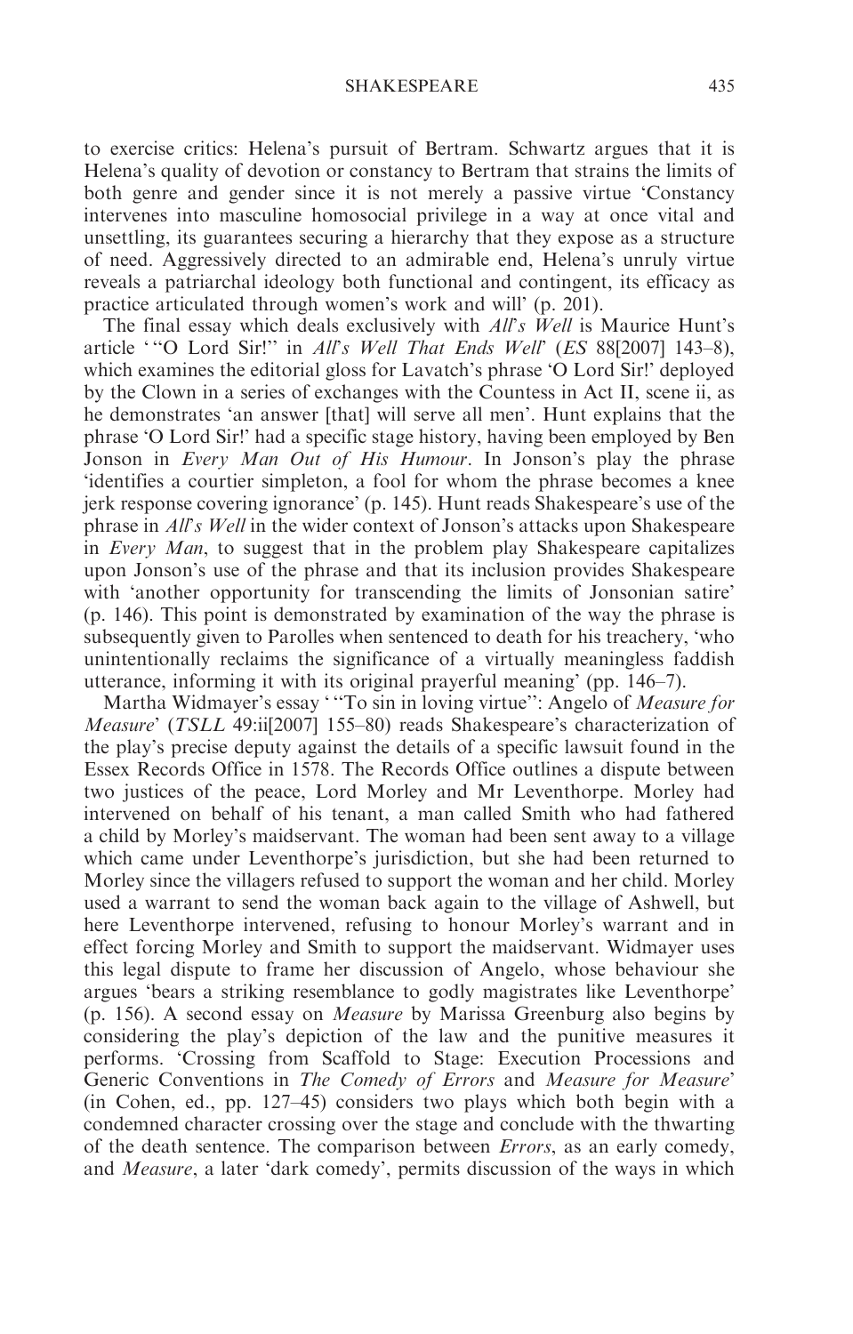to exercise critics: Helena's pursuit of Bertram. Schwartz argues that it is Helena's quality of devotion or constancy to Bertram that strains the limits of both genre and gender since it is not merely a passive virtue 'Constancy intervenes into masculine homosocial privilege in a way at once vital and unsettling, its guarantees securing a hierarchy that they expose as a structure of need. Aggressively directed to an admirable end, Helena's unruly virtue reveals a patriarchal ideology both functional and contingent, its efficacy as practice articulated through women's work and will' (p. 201).

The final essay which deals exclusively with *All's Well* is Maurice Hunt's article '"O Lord Sir!" in *All's Well That Ends Well*' (*ES* 88[2007] 143–8), which examines the editorial gloss for Lavatch's phrase 'O Lord Sir!' deployed by the Clown in a series of exchanges with the Countess in Act II, scene ii, as he demonstrates 'an answer [that] will serve all men'. Hunt explains that the phrase 'O Lord Sir!' had a specific stage history, having been employed by Ben Jonson in *Every Man Out of His Humour*. In Jonson's play the phrase 'identifies a courtier simpleton, a fool for whom the phrase becomes a knee jerk response covering ignorance' (p. 145). Hunt reads Shakespeare's use of the phrase in *All's Well* in the wider context of Jonson's attacks upon Shakespeare in *Every Man*, to suggest that in the problem play Shakespeare capitalizes upon Jonson's use of the phrase and that its inclusion provides Shakespeare with 'another opportunity for transcending the limits of Jonsonian satire' (p. 146). This point is demonstrated by examination of the way the phrase is subsequently given to Parolles when sentenced to death for his treachery, 'who unintentionally reclaims the significance of a virtually meaningless faddish utterance, informing it with its original prayerful meaning' (pp. 146–7).

Martha Widmayer's essay '"To sin in loving virtue": Angelo of *Measure for Measure*' (*TSLL* 49:ii[2007] 155–80) reads Shakespeare's characterization of the play's precise deputy against the details of a specific lawsuit found in the Essex Records Office in 1578. The Records Office outlines a dispute between two justices of the peace, Lord Morley and Mr Leventhorpe. Morley had intervened on behalf of his tenant, a man called Smith who had fathered a child by Morley's maidservant. The woman had been sent away to a village which came under Leventhorpe's jurisdiction, but she had been returned to Morley since the villagers refused to support the woman and her child. Morley used a warrant to send the woman back again to the village of Ashwell, but here Leventhorpe intervened, refusing to honour Morley's warrant and in effect forcing Morley and Smith to support the maidservant. Widmayer uses this legal dispute to frame her discussion of Angelo, whose behaviour she argues 'bears a striking resemblance to godly magistrates like Leventhorpe' (p. 156). A second essay on *Measure* by Marissa Greenburg also begins by considering the play's depiction of the law and the punitive measures it performs. 'Crossing from Scaffold to Stage: Execution Processions and Generic Conventions in *The Comedy of Errors* and *Measure for Measure*' (in Cohen, ed., pp. 127–45) considers two plays which both begin with a condemned character crossing over the stage and conclude with the thwarting of the death sentence. The comparison between *Errors*, as an early comedy, and *Measure*, a later 'dark comedy', permits discussion of the ways in which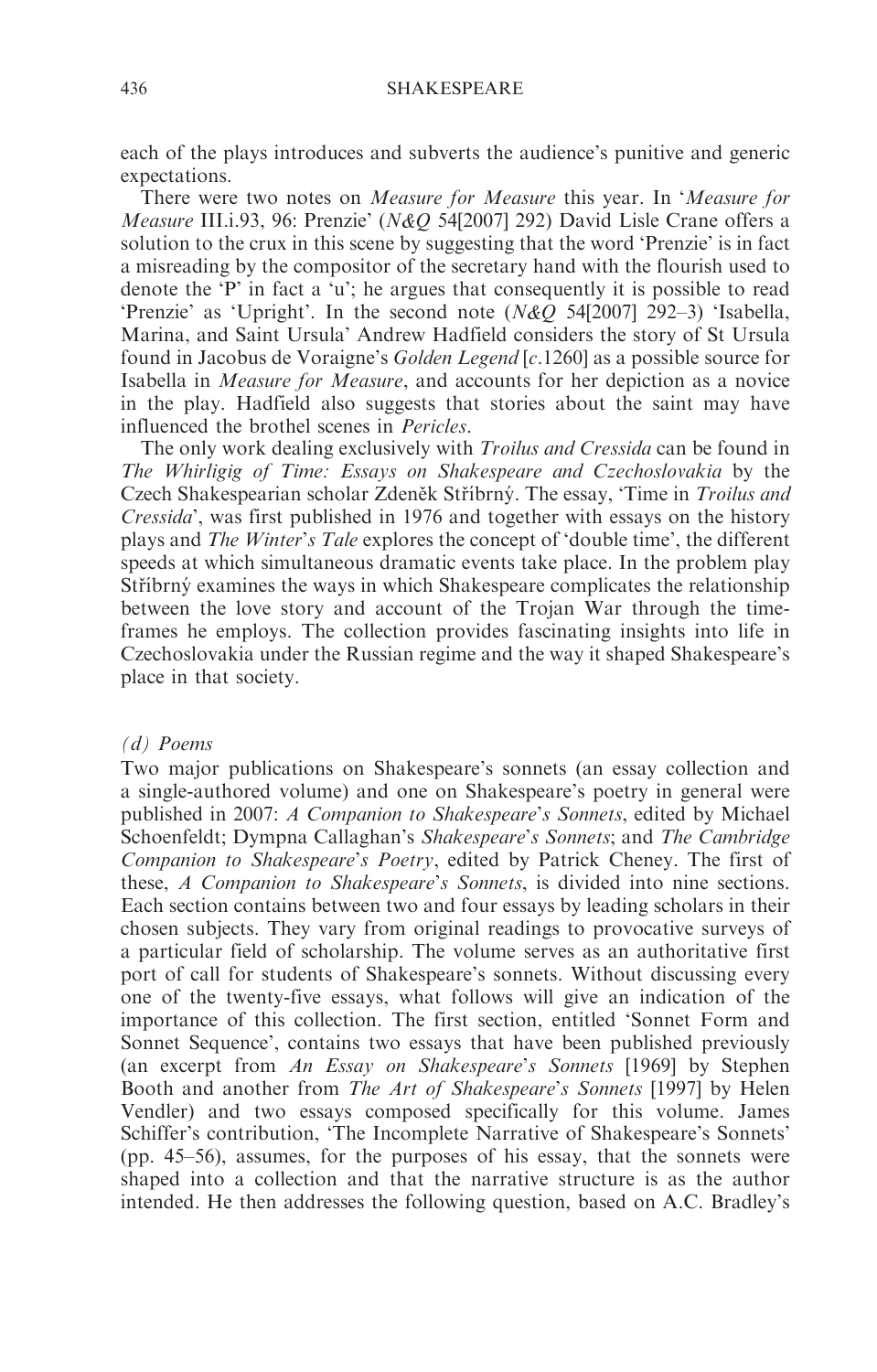each of the plays introduces and subverts the audience's punitive and generic expectations.

There were two notes on *Measure for Measure* this year. In '*Measure for Measure* III.i.93, 96: Prenzie' (*N&Q* 54[2007] 292) David Lisle Crane offers a solution to the crux in this scene by suggesting that the word 'Prenzie' is in fact a misreading by the compositor of the secretary hand with the flourish used to denote the 'P' in fact a 'u'; he argues that consequently it is possible to read 'Prenzie' as 'Upright'. In the second note (*N&Q* 54[2007] 292–3) 'Isabella, Marina, and Saint Ursula' Andrew Hadfield considers the story of St Ursula found in Jacobus de Voraigne's *Golden Legend* [*c*.1260] as a possible source for Isabella in *Measure for Measure*, and accounts for her depiction as a novice in the play. Hadfield also suggests that stories about the saint may have influenced the brothel scenes in *Pericles*.

The only work dealing exclusively with *Troilus and Cressida* can be found in *The Whirligig of Time: Essays on Shakespeare and Czechoslovakia* by the Czech Shakespearian scholar Zdeněk Stříbrný. The essay, 'Time in *Troilus and Cressida*', was first published in 1976 and together with essays on the history plays and *The Winter's Tale* explores the concept of 'double time', the different speeds at which simultaneous dramatic events take place. In the problem play Stříbrný examines the ways in which Shakespeare complicates the relationship between the love story and account of the Trojan War through the time-frames he employs. The collection provides fascinating insights into life in Czechoslovakia under the Russian regime and the way it shaped Shakespeare's place in that society.

### *(d) Poems*

Two major publications on Shakespeare's sonnets (an essay collection and a single-authored volume) and one on Shakespeare's poetry in general were published in 2007: *A Companion to Shakespeare's Sonnets*, edited by Michael Schoenfeldt; Dympna Callaghan's *Shakespeare's Sonnets*; and *The Cambridge Companion to Shakespeare's Poetry*, edited by Patrick Cheney. The first of these, *A Companion to Shakespeare's Sonnets*, is divided into nine sections. Each section contains between two and four essays by leading scholars in their chosen subjects. They vary from original readings to provocative surveys of a particular field of scholarship. The volume serves as an authoritative first port of call for students of Shakespeare's sonnets. Without discussing every one of the twenty-five essays, what follows will give an indication of the importance of this collection. The first section, entitled 'Sonnet Form and Sonnet Sequence', contains two essays that have been published previously (an excerpt from *An Essay on Shakespeare's Sonnets* [1969] by Stephen Booth and another from *The Art of Shakespeare's Sonnets* [1997] by Helen Vendler) and two essays composed specifically for this volume. James Schiffer's contribution, 'The Incomplete Narrative of Shakespeare's Sonnets' (pp. 45–56), assumes, for the purposes of his essay, that the sonnets were shaped into a collection and that the narrative structure is as the author intended. He then addresses the following question, based on A.C. Bradley's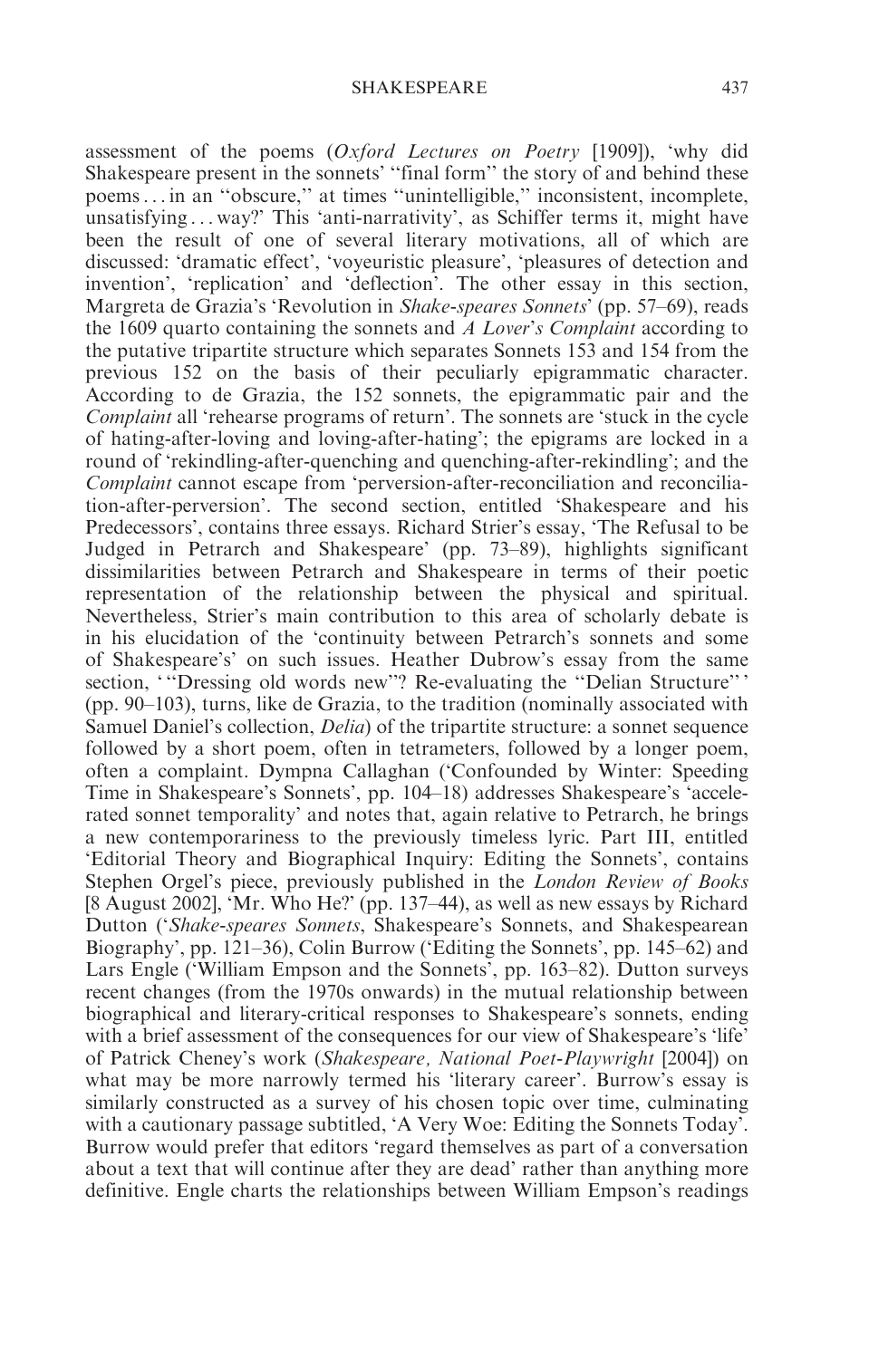assessment of the poems (*Oxford Lectures on Poetry* [1909]), 'why did Shakespeare present in the sonnets' ''final form'' the story of and behind these poems . . . in an ''obscure,'' at times ''unintelligible,'' inconsistent, incomplete, unsatisfying . . . way?' This 'anti-narrativity', as Schiffer terms it, might have been the result of one of several literary motivations, all of which are discussed: 'dramatic effect', 'voyeuristic pleasure', 'pleasures of detection and invention', 'replication' and 'deflection'. The other essay in this section, Margreta de Grazia's 'Revolution in *Shake-speares Sonnets*' (pp. 57–69), reads the 1609 quarto containing the sonnets and *A Lover's Complaint* according to the putative tripartite structure which separates Sonnets 153 and 154 from the previous 152 on the basis of their peculiarly epigrammatic character. According to de Grazia, the 152 sonnets, the epigrammatic pair and the *Complaint* all 'rehearse programs of return'. The sonnets are 'stuck in the cycle of hating-after-loving and loving-after-hating'; the epigrams are locked in a round of 'rekindling-after-quenching and quenching-after-rekindling'; and the *Complaint* cannot escape from 'perversion-after-reconciliation and reconciliation-after-perversion'. The second section, entitled 'Shakespeare and his Predecessors', contains three essays. Richard Strier's essay, 'The Refusal to be Judged in Petrarch and Shakespeare' (pp. 73–89), highlights significant dissimilarities between Petrarch and Shakespeare in terms of their poetic representation of the relationship between the physical and spiritual. Nevertheless, Strier's main contribution to this area of scholarly debate is in his elucidation of the 'continuity between Petrarch's sonnets and some of Shakespeare's' on such issues. Heather Dubrow's essay from the same section, ' ''Dressing old words new''? Re-evaluating the ''Delian Structure'' ' (pp. 90–103), turns, like de Grazia, to the tradition (nominally associated with Samuel Daniel's collection, *Delia*) of the tripartite structure: a sonnet sequence followed by a short poem, often in tetrameters, followed by a longer poem, often a complaint. Dympna Callaghan ('Confounded by Winter: Speeding Time in Shakespeare's Sonnets', pp. 104–18) addresses Shakespeare's 'accelerated sonnet temporality' and notes that, again relative to Petrarch, he brings a new contemporariness to the previously timeless lyric. Part III, entitled 'Editorial Theory and Biographical Inquiry: Editing the Sonnets', contains Stephen Orgel's piece, previously published in the *London Review of Books* [8 August 2002], 'Mr. Who He?' (pp. 137–44), as well as new essays by Richard Dutton ('*Shake-speares Sonnets*, Shakespeare's Sonnets, and Shakespearean Biography', pp. 121–36), Colin Burrow ('Editing the Sonnets', pp. 145–62) and Lars Engle ('William Empson and the Sonnets', pp. 163–82). Dutton surveys recent changes (from the 1970s onwards) in the mutual relationship between biographical and literary-critical responses to Shakespeare's sonnets, ending with a brief assessment of the consequences for our view of Shakespeare's 'life' of Patrick Cheney's work (*Shakespeare, National Poet-Playwright* [2004]) on what may be more narrowly termed his 'literary career'. Burrow's essay is similarly constructed as a survey of his chosen topic over time, culminating with a cautionary passage subtitled, 'A Very Woe: Editing the Sonnets Today'. Burrow would prefer that editors 'regard themselves as part of a conversation about a text that will continue after they are dead' rather than anything more definitive. Engle charts the relationships between William Empson's readings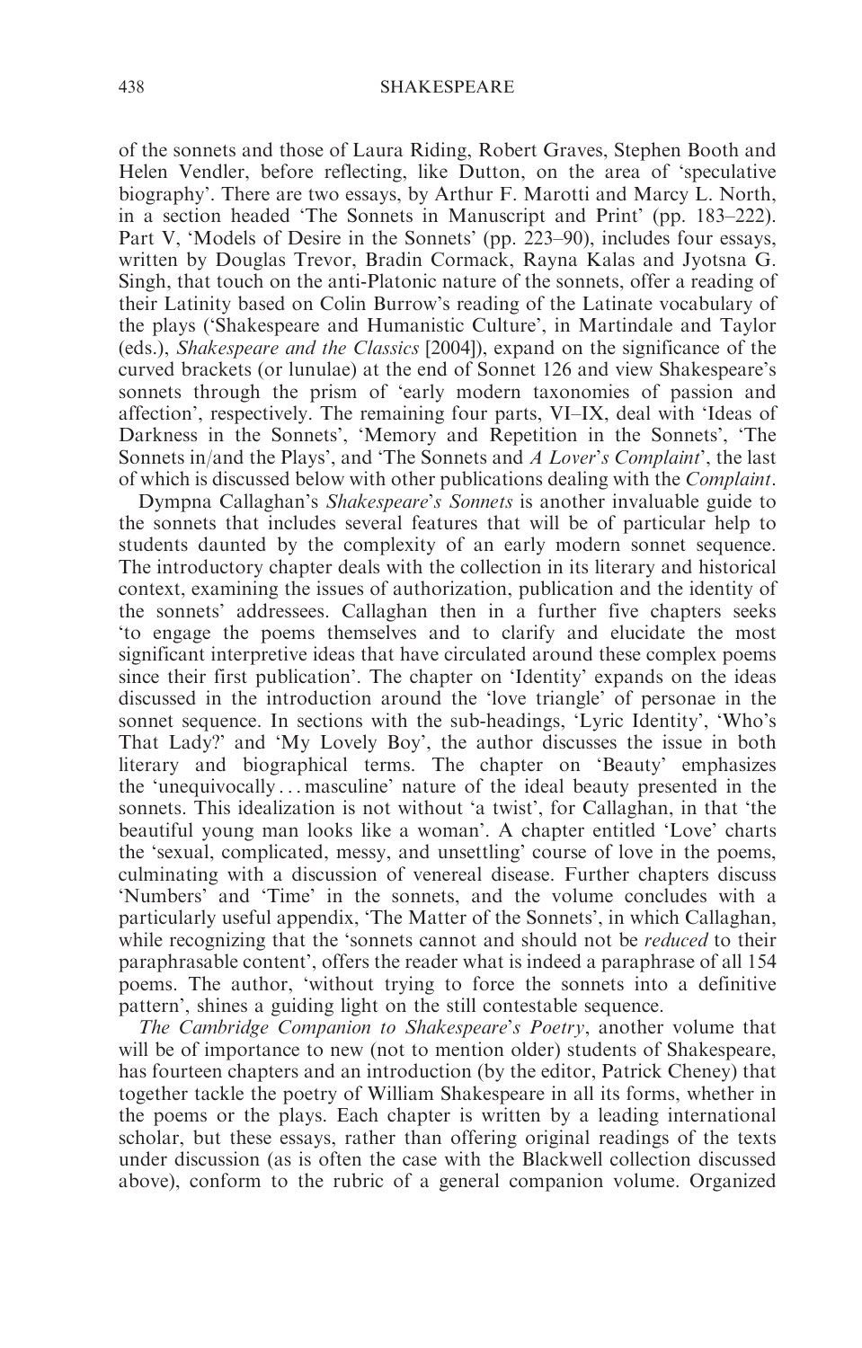of the sonnets and those of Laura Riding, Robert Graves, Stephen Booth and Helen Vendler, before reflecting, like Dutton, on the area of 'speculative biography'. There are two essays, by Arthur F. Marotti and Marcy L. North, in a section headed 'The Sonnets in Manuscript and Print' (pp. 183–222). Part V, 'Models of Desire in the Sonnets' (pp. 223–90), includes four essays, written by Douglas Trevor, Bradin Cormack, Rayna Kalas and Jyotsna G. Singh, that touch on the anti-Platonic nature of the sonnets, offer a reading of their Latinity based on Colin Burrow's reading of the Latinate vocabulary of the plays ('Shakespeare and Humanistic Culture', in Martindale and Taylor (eds.), *Shakespeare and the Classics* [2004]), expand on the significance of the curved brackets (or lunulae) at the end of Sonnet 126 and view Shakespeare's sonnets through the prism of 'early modern taxonomies of passion and affection', respectively. The remaining four parts, VI–IX, deal with 'Ideas of Darkness in the Sonnets', 'Memory and Repetition in the Sonnets', 'The Sonnets in/and the Plays', and 'The Sonnets and *A Lover's Complaint*', the last of which is discussed below with other publications dealing with the *Complaint*.

Dympna Callaghan's *Shakespeare's Sonnets* is another invaluable guide to the sonnets that includes several features that will be of particular help to students daunted by the complexity of an early modern sonnet sequence. The introductory chapter deals with the collection in its literary and historical context, examining the issues of authorization, publication and the identity of the sonnets' addressees. Callaghan then in a further five chapters seeks 'to engage the poems themselves and to clarify and elucidate the most significant interpretive ideas that have circulated around these complex poems since their first publication'. The chapter on 'Identity' expands on the ideas discussed in the introduction around the 'love triangle' of personae in the sonnet sequence. In sections with the sub-headings, 'Lyric Identity', 'Who's That Lady?' and 'My Lovely Boy', the author discusses the issue in both literary and biographical terms. The chapter on 'Beauty' emphasizes the 'unequivocally ... masculine' nature of the ideal beauty presented in the sonnets. This idealization is not without 'a twist', for Callaghan, in that 'the beautiful young man looks like a woman'. A chapter entitled 'Love' charts the 'sexual, complicated, messy, and unsettling' course of love in the poems, culminating with a discussion of venereal disease. Further chapters discuss 'Numbers' and 'Time' in the sonnets, and the volume concludes with a particularly useful appendix, 'The Matter of the Sonnets', in which Callaghan, while recognizing that the 'sonnets cannot and should not be *reduced* to their paraphrasable content', offers the reader what is indeed a paraphrase of all 154 poems. The author, 'without trying to force the sonnets into a definitive pattern', shines a guiding light on the still contestable sequence.

*The Cambridge Companion to Shakespeare's Poetry*, another volume that will be of importance to new (not to mention older) students of Shakespeare, has fourteen chapters and an introduction (by the editor, Patrick Cheney) that together tackle the poetry of William Shakespeare in all its forms, whether in the poems or the plays. Each chapter is written by a leading international scholar, but these essays, rather than offering original readings of the texts under discussion (as is often the case with the Blackwell collection discussed above), conform to the rubric of a general companion volume. Organized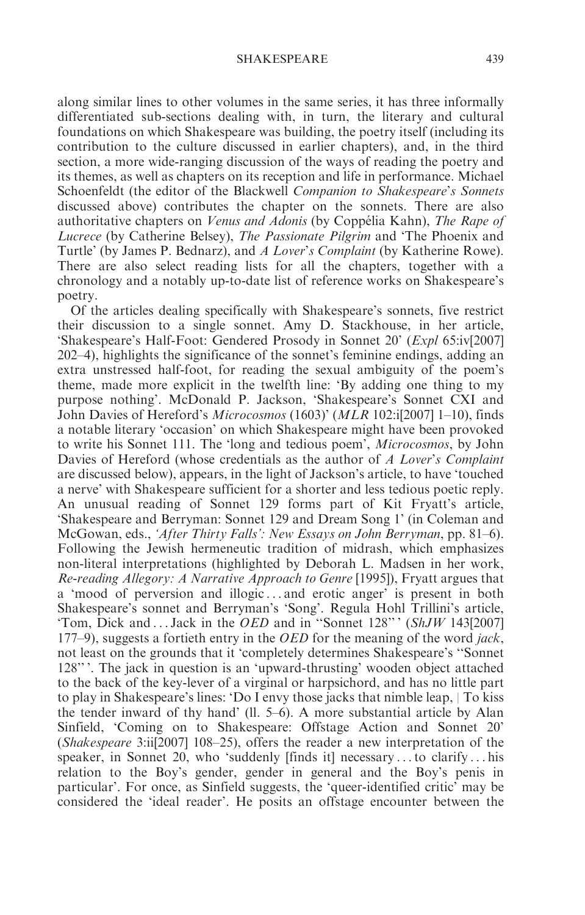along similar lines to other volumes in the same series, it has three informally differentiated sub-sections dealing with, in turn, the literary and cultural foundations on which Shakespeare was building, the poetry itself (including its contribution to the culture discussed in earlier chapters), and, in the third section, a more wide-ranging discussion of the ways of reading the poetry and its themes, as well as chapters on its reception and life in performance. Michael Schoenfeldt (the editor of the Blackwell *Companion to Shakespeare's Sonnets* discussed above) contributes the chapter on the sonnets. There are also authoritative chapters on *Venus and Adonis* (by Coppélia Kahn), *The Rape of Lucrece* (by Catherine Belsey), *The Passionate Pilgrim* and 'The Phoenix and Turtle' (by James P. Bednarz), and *A Lover's Complaint* (by Katherine Rowe). There are also select reading lists for all the chapters, together with a chronology and a notably up-to-date list of reference works on Shakespeare's poetry.

Of the articles dealing specifically with Shakespeare's sonnets, five restrict their discussion to a single sonnet. Amy D. Stackhouse, in her article, 'Shakespeare's Half-Foot: Gendered Prosody in Sonnet 20' (*Expl* 65:iv[2007] 202–4), highlights the significance of the sonnet's feminine endings, adding an extra unstressed half-foot, for reading the sexual ambiguity of the poem's theme, made more explicit in the twelfth line: 'By adding one thing to my purpose nothing'. McDonald P. Jackson, 'Shakespeare's Sonnet CXI and John Davies of Hereford's *Microcosmos* (1603)' (*MLR* 102:i[2007] 1–10), finds a notable literary 'occasion' on which Shakespeare might have been provoked to write his Sonnet 111. The 'long and tedious poem', *Microcosmos*, by John Davies of Hereford (whose credentials as the author of *A Lover's Complaint* are discussed below), appears, in the light of Jackson's article, to have 'touched a nerve' with Shakespeare sufficient for a shorter and less tedious poetic reply. An unusual reading of Sonnet 129 forms part of Kit Fryatt's article, 'Shakespeare and Berryman: Sonnet 129 and Dream Song 1' (in Coleman and McGowan, eds., *'After Thirty Falls': New Essays on John Berryman*, pp. 81–6). Following the Jewish hermeneutic tradition of midrash, which emphasizes non-literal interpretations (highlighted by Deborah L. Madsen in her work, *Re-reading Allegory: A Narrative Approach to Genre* [1995]), Fryatt argues that a 'mood of perversion and illogic ... and erotic anger' is present in both Shakespeare's sonnet and Berryman's 'Song'. Regula Hohl Trillini's article, 'Tom, Dick and ... Jack in the *OED* and in "Sonnet 128"' (*ShJW* 143[2007] 177–9), suggests a fortieth entry in the *OED* for the meaning of the word *jack*, not least on the grounds that it 'completely determines Shakespeare's "Sonnet 128"'. The jack in question is an 'upward-thrusting' wooden object attached to the back of the key-lever of a virginal or harpsichord, and has no little part to play in Shakespeare's lines: 'Do I envy those jacks that nimble leap, | To kiss the tender inward of thy hand' (ll. 5–6). A more substantial article by Alan Sinfield, 'Coming on to Shakespeare: Offstage Action and Sonnet 20' (*Shakespeare* 3:ii[2007] 108–25), offers the reader a new interpretation of the speaker, in Sonnet 20, who 'suddenly [finds it] necessary ... to clarify ... his relation to the Boy's gender, gender in general and the Boy's penis in particular'. For once, as Sinfield suggests, the 'queer-identified critic' may be considered the 'ideal reader'. He posits an offstage encounter between the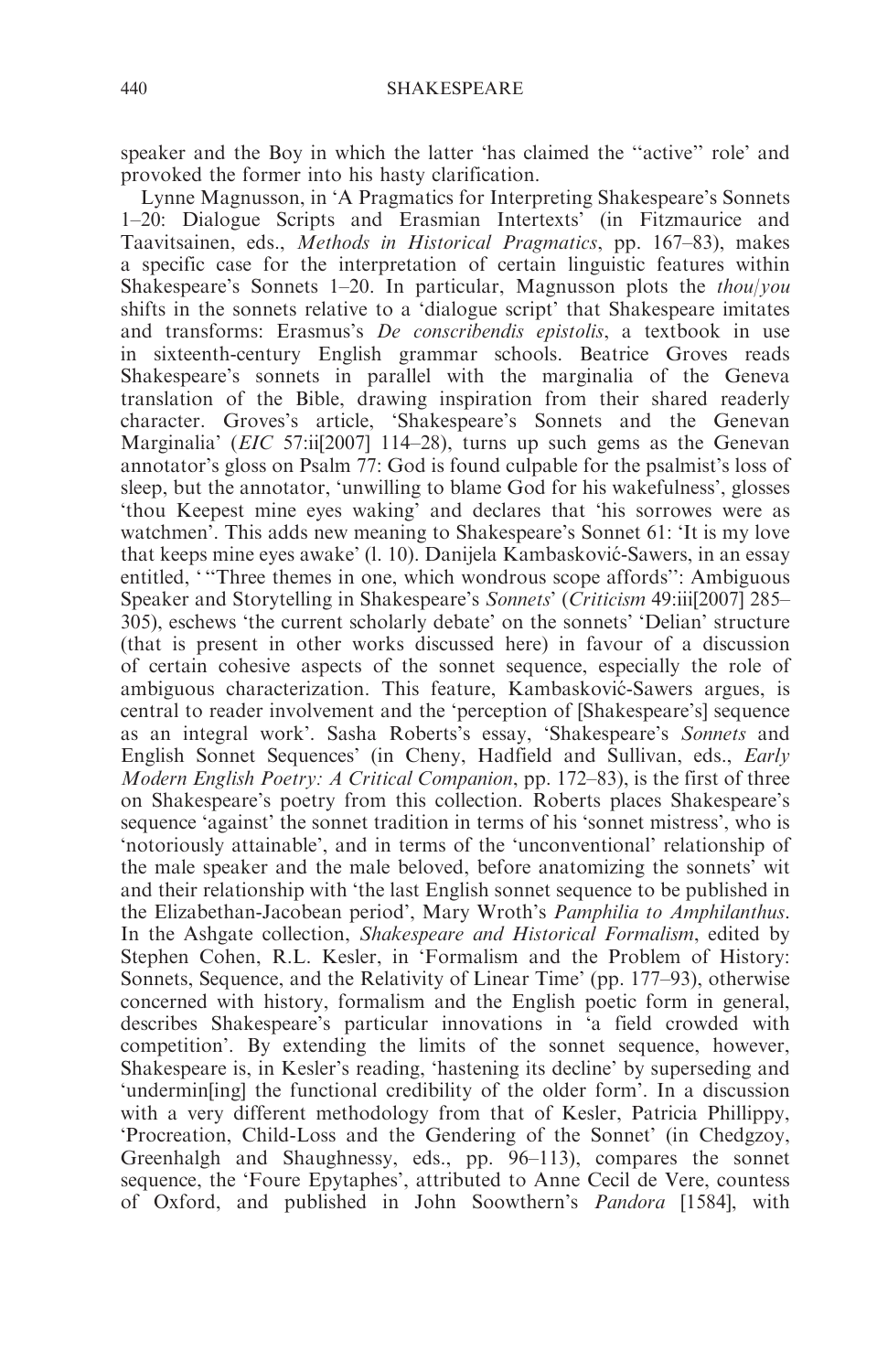speaker and the Boy in which the latter 'has claimed the "active" role' and provoked the former into his hasty clarification.

Lynne Magnusson, in 'A Pragmatics for Interpreting Shakespeare's Sonnets 1–20: Dialogue Scripts and Erasmian Intertexts' (in Fitzmaurice and Taavitsainen, eds., *Methods in Historical Pragmatics*, pp. 167–83), makes a specific case for the interpretation of certain linguistic features within Shakespeare's Sonnets 1–20. In particular, Magnusson plots the *thou/you* shifts in the sonnets relative to a 'dialogue script' that Shakespeare imitates and transforms: Erasmus's *De conscribendis epistolis*, a textbook in use in sixteenth-century English grammar schools. Beatrice Groves reads Shakespeare's sonnets in parallel with the marginalia of the Geneva translation of the Bible, drawing inspiration from their shared readerly character. Groves's article, 'Shakespeare's Sonnets and the Genevan Marginalia' (*EIC* 57:ii[2007] 114–28), turns up such gems as the Genevan annotator's gloss on Psalm 77: God is found culpable for the psalmist's loss of sleep, but the annotator, 'unwilling to blame God for his wakefulness', glosses 'thou Keepest mine eyes waking' and declares that 'his sorrowes were as watchmen'. This adds new meaning to Shakespeare's Sonnet 61: 'It is my love that keeps mine eyes awake' (l. 10). Danijela Kambasković-Sawers, in an essay entitled, '"Three themes in one, which wondrous scope affords": Ambiguous Speaker and Storytelling in Shakespeare's *Sonnets*' (*Criticism* 49:iii[2007] 285–305), eschews 'the current scholarly debate' on the sonnets' 'Delian' structure (that is present in other works discussed here) in favour of a discussion of certain cohesive aspects of the sonnet sequence, especially the role of ambiguous characterization. This feature, Kambasković-Sawers argues, is central to reader involvement and the 'perception of [Shakespeare's] sequence as an integral work'. Sasha Roberts's essay, 'Shakespeare's *Sonnets* and English Sonnet Sequences' (in Cheny, Hadfield and Sullivan, eds., *Early Modern English Poetry: A Critical Companion*, pp. 172–83), is the first of three on Shakespeare's poetry from this collection. Roberts places Shakespeare's sequence 'against' the sonnet tradition in terms of his 'sonnet mistress', who is 'notoriously attainable', and in terms of the 'unconventional' relationship of the male speaker and the male beloved, before anatomizing the sonnets' wit and their relationship with 'the last English sonnet sequence to be published in the Elizabethan-Jacobean period', Mary Wroth's *Pamphilia to Amphilanthus*. In the Ashgate collection, *Shakespeare and Historical Formalism*, edited by Stephen Cohen, R.L. Kesler, in 'Formalism and the Problem of History: Sonnets, Sequence, and the Relativity of Linear Time' (pp. 177–93), otherwise concerned with history, formalism and the English poetic form in general, describes Shakespeare's particular innovations in 'a field crowded with competition'. By extending the limits of the sonnet sequence, however, Shakespeare is, in Kesler's reading, 'hastening its decline' by superseding and 'undermin[ing] the functional credibility of the older form'. In a discussion with a very different methodology from that of Kesler, Patricia Phillippy, 'Procreation, Child-Loss and the Gendering of the Sonnet' (in Chedgzoy, Greenhalgh and Shaughnessy, eds., pp. 96–113), compares the sonnet sequence, the 'Foure Epytaphes', attributed to Anne Cecil de Vere, countess of Oxford, and published in John Soowthern's *Pandora* [1584], with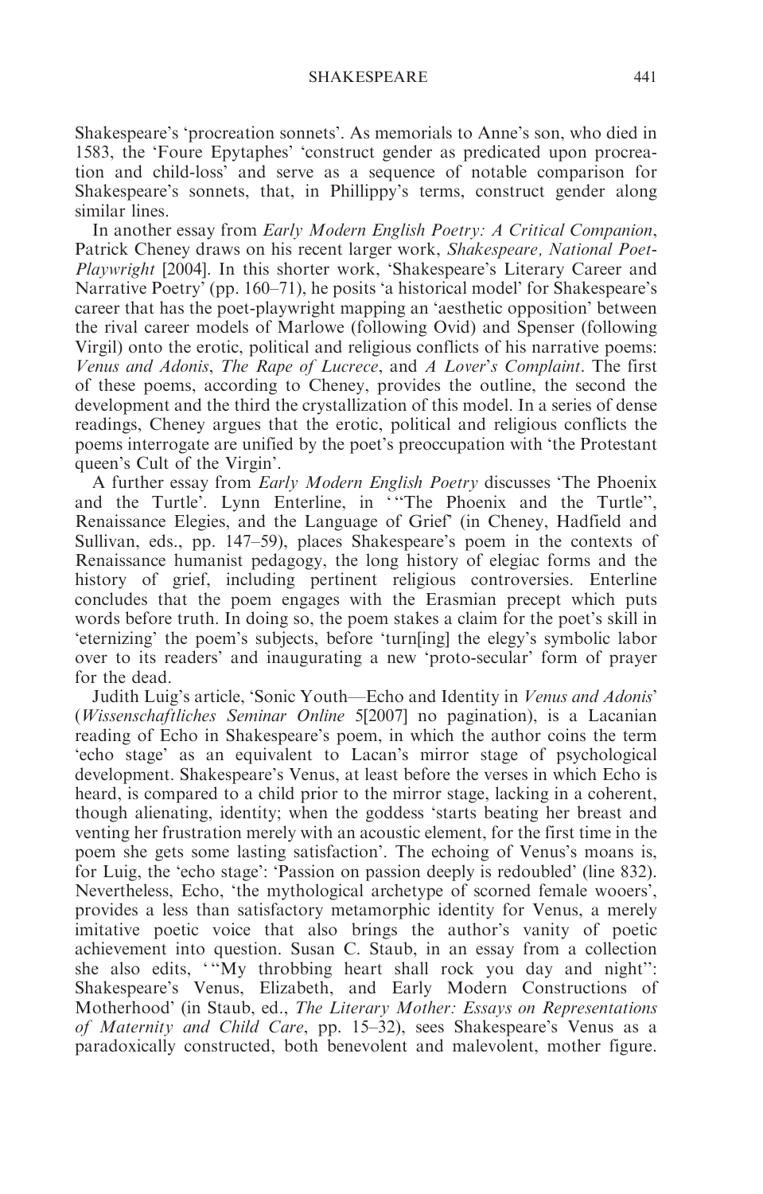Shakespeare's 'procreation sonnets'. As memorials to Anne's son, who died in 1583, the 'Foure Epytaphes' 'construct gender as predicated upon procreation and child-loss' and serve as a sequence of notable comparison for Shakespeare's sonnets, that, in Phillippy's terms, construct gender along similar lines.

In another essay from *Early Modern English Poetry: A Critical Companion*, Patrick Cheney draws on his recent larger work, *Shakespeare, National Poet-Playwright* [2004]. In this shorter work, 'Shakespeare's Literary Career and Narrative Poetry' (pp. 160–71), he posits 'a historical model' for Shakespeare's career that has the poet-playwright mapping an 'aesthetic opposition' between the rival career models of Marlowe (following Ovid) and Spenser (following Virgil) onto the erotic, political and religious conflicts of his narrative poems: *Venus and Adonis*, *The Rape of Lucrece*, and *A Lover's Complaint*. The first of these poems, according to Cheney, provides the outline, the second the development and the third the crystallization of this model. In a series of dense readings, Cheney argues that the erotic, political and religious conflicts the poems interrogate are unified by the poet's preoccupation with 'the Protestant queen's Cult of the Virgin'.

A further essay from *Early Modern English Poetry* discusses 'The Phoenix and the Turtle'. Lynn Enterline, in '"The Phoenix and the Turtle", Renaissance Elegies, and the Language of Grief' (in Cheney, Hadfield and Sullivan, eds., pp. 147–59), places Shakespeare's poem in the contexts of Renaissance humanist pedagogy, the long history of elegiac forms and the history of grief, including pertinent religious controversies. Enterline concludes that the poem engages with the Erasmian precept which puts words before truth. In doing so, the poem stakes a claim for the poet's skill in 'eternizing' the poem's subjects, before 'turn[ing] the elegy's symbolic labor over to its readers' and inaugurating a new 'proto-secular' form of prayer for the dead.

Judith Luig's article, 'Sonic Youth—Echo and Identity in *Venus and Adonis*' (*Wissenschaftliches Seminar Online* 5[2007] no pagination), is a Lacanian reading of Echo in Shakespeare's poem, in which the author coins the term 'echo stage' as an equivalent to Lacan's mirror stage of psychological development. Shakespeare's Venus, at least before the verses in which Echo is heard, is compared to a child prior to the mirror stage, lacking in a coherent, though alienating, identity; when the goddess 'starts beating her breast and venting her frustration merely with an acoustic element, for the first time in the poem she gets some lasting satisfaction'. The echoing of Venus's moans is, for Luig, the 'echo stage': 'Passion on passion deeply is redoubled' (line 832). Nevertheless, Echo, 'the mythological archetype of scorned female wooers', provides a less than satisfactory metamorphic identity for Venus, a merely imitative poetic voice that also brings the author's vanity of poetic achievement into question. Susan C. Staub, in an essay from a collection she also edits, '"My throbbing heart shall rock you day and night": Shakespeare's Venus, Elizabeth, and Early Modern Constructions of Motherhood' (in Staub, ed., *The Literary Mother: Essays on Representations of Maternity and Child Care*, pp. 15–32), sees Shakespeare's Venus as a paradoxically constructed, both benevolent and malevolent, mother figure.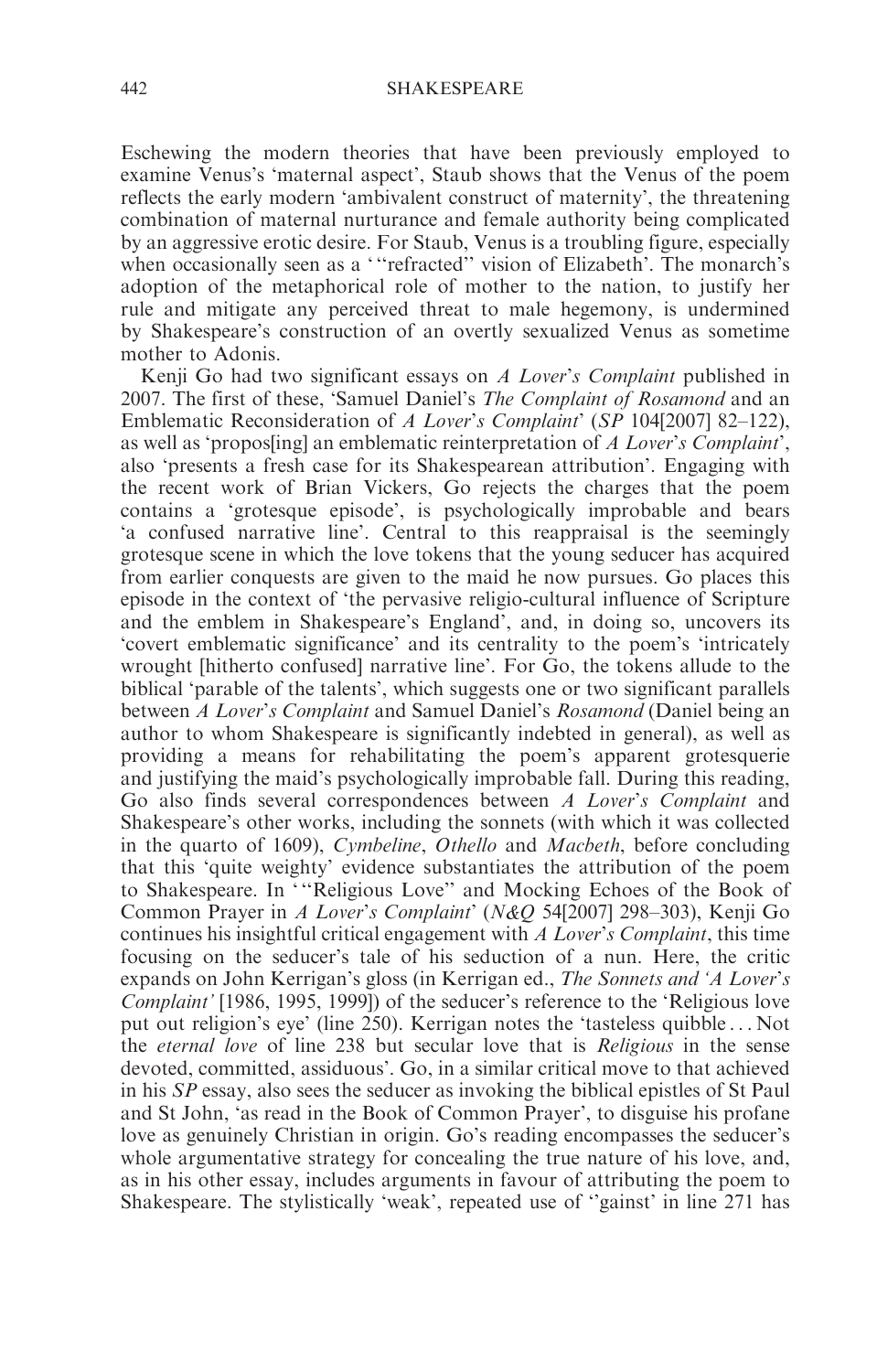Eschewing the modern theories that have been previously employed to examine Venus's 'maternal aspect', Staub shows that the Venus of the poem reflects the early modern 'ambivalent construct of maternity', the threatening combination of maternal nurturance and female authority being complicated by an aggressive erotic desire. For Staub, Venus is a troubling figure, especially when occasionally seen as a '"refracted" vision of Elizabeth'. The monarch's adoption of the metaphorical role of mother to the nation, to justify her rule and mitigate any perceived threat to male hegemony, is undermined by Shakespeare's construction of an overtly sexualized Venus as sometime mother to Adonis.

Kenji Go had two significant essays on *A Lover's Complaint* published in 2007. The first of these, 'Samuel Daniel's *The Complaint of Rosamond* and an Emblematic Reconsideration of *A Lover's Complaint*' (*SP* 104[2007] 82–122), as well as 'propos[ing] an emblematic reinterpretation of *A Lover's Complaint*', also 'presents a fresh case for its Shakespearean attribution'. Engaging with the recent work of Brian Vickers, Go rejects the charges that the poem contains a 'grotesque episode', is psychologically improbable and bears 'a confused narrative line'. Central to this reappraisal is the seemingly grotesque scene in which the love tokens that the young seducer has acquired from earlier conquests are given to the maid he now pursues. Go places this episode in the context of 'the pervasive religio-cultural influence of Scripture and the emblem in Shakespeare's England', and, in doing so, uncovers its 'covert emblematic significance' and its centrality to the poem's 'intricately wrought [hitherto confused] narrative line'. For Go, the tokens allude to the biblical 'parable of the talents', which suggests one or two significant parallels between *A Lover's Complaint* and Samuel Daniel's *Rosamond* (Daniel being an author to whom Shakespeare is significantly indebted in general), as well as providing a means for rehabilitating the poem's apparent grotesquerie and justifying the maid's psychologically improbable fall. During this reading, Go also finds several correspondences between *A Lover's Complaint* and Shakespeare's other works, including the sonnets (with which it was collected in the quarto of 1609), *Cymbeline*, *Othello* and *Macbeth*, before concluding that this 'quite weighty' evidence substantiates the attribution of the poem to Shakespeare. In '"Religious Love" and Mocking Echoes of the Book of Common Prayer in *A Lover's Complaint*' (*N&Q* 54[2007] 298–303), Kenji Go continues his insightful critical engagement with *A Lover's Complaint*, this time focusing on the seducer's tale of his seduction of a nun. Here, the critic expands on John Kerrigan's gloss (in Kerrigan ed., *The Sonnets and 'A Lover's Complaint'* [1986, 1995, 1999]) of the seducer's reference to the 'Religious love put out religion's eye' (line 250). Kerrigan notes the 'tasteless quibble . . . Not the *eternal love* of line 238 but secular love that is *Religious* in the sense devoted, committed, assiduous'. Go, in a similar critical move to that achieved in his *SP* essay, also sees the seducer as invoking the biblical epistles of St Paul and St John, 'as read in the Book of Common Prayer', to disguise his profane love as genuinely Christian in origin. Go's reading encompasses the seducer's whole argumentative strategy for concealing the true nature of his love, and, as in his other essay, includes arguments in favour of attributing the poem to Shakespeare. The stylistically 'weak', repeated use of ''gainst' in line 271 has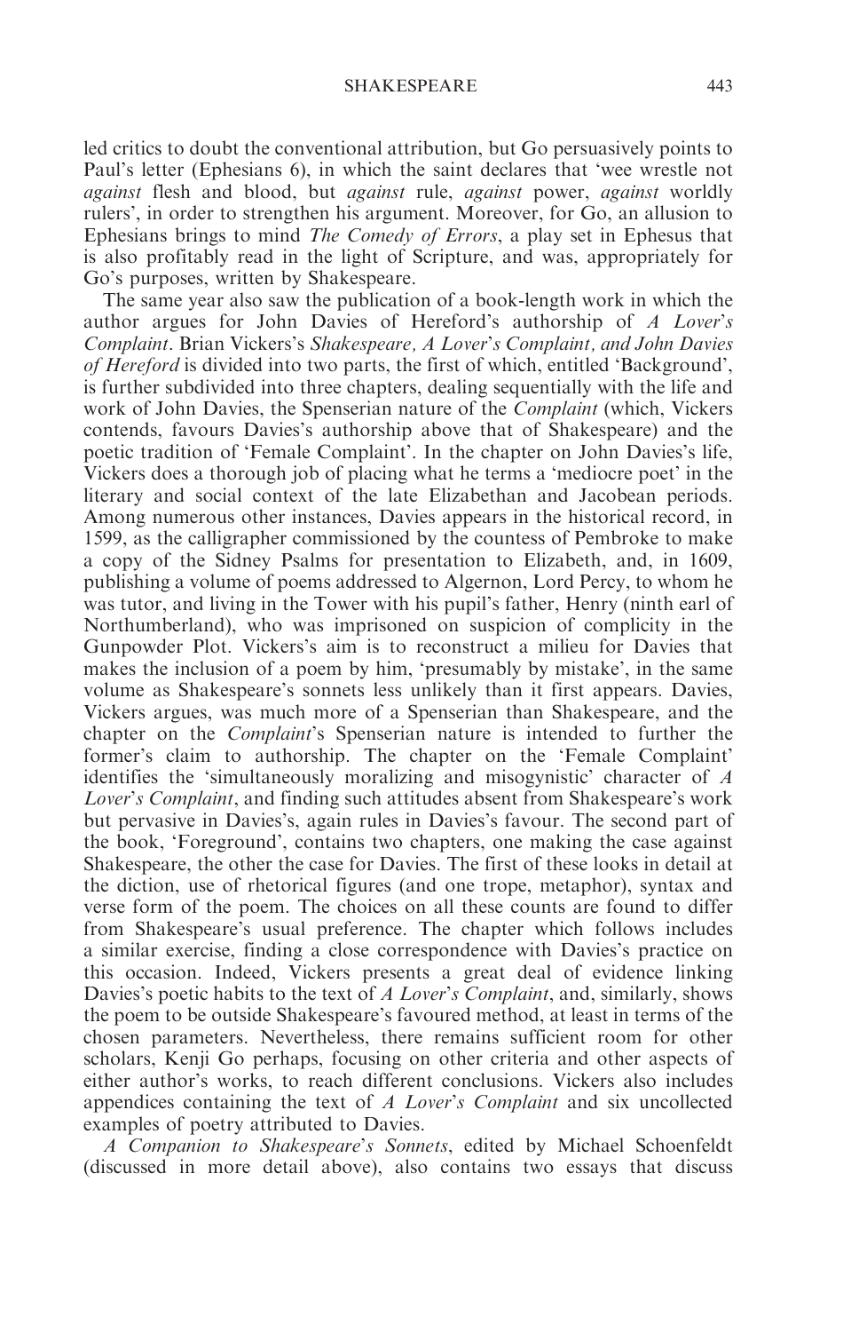led critics to doubt the conventional attribution, but Go persuasively points to Paul's letter (Ephesians 6), in which the saint declares that 'wee wrestle not *against* flesh and blood, but *against* rule, *against* power, *against* worldly rulers', in order to strengthen his argument. Moreover, for Go, an allusion to Ephesians brings to mind *The Comedy of Errors*, a play set in Ephesus that is also profitably read in the light of Scripture, and was, appropriately for Go's purposes, written by Shakespeare.

The same year also saw the publication of a book-length work in which the author argues for John Davies of Hereford's authorship of *A Lover's Complaint*. Brian Vickers's *Shakespeare, A Lover's Complaint, and John Davies of Hereford* is divided into two parts, the first of which, entitled 'Background', is further subdivided into three chapters, dealing sequentially with the life and work of John Davies, the Spenserian nature of the *Complaint* (which, Vickers contends, favours Davies's authorship above that of Shakespeare) and the poetic tradition of 'Female Complaint'. In the chapter on John Davies's life, Vickers does a thorough job of placing what he terms a 'mediocre poet' in the literary and social context of the late Elizabethan and Jacobean periods. Among numerous other instances, Davies appears in the historical record, in 1599, as the calligrapher commissioned by the countess of Pembroke to make a copy of the Sidney Psalms for presentation to Elizabeth, and, in 1609, publishing a volume of poems addressed to Algernon, Lord Percy, to whom he was tutor, and living in the Tower with his pupil's father, Henry (ninth earl of Northumberland), who was imprisoned on suspicion of complicity in the Gunpowder Plot. Vickers's aim is to reconstruct a milieu for Davies that makes the inclusion of a poem by him, 'presumably by mistake', in the same volume as Shakespeare's sonnets less unlikely than it first appears. Davies, Vickers argues, was much more of a Spenserian than Shakespeare, and the chapter on the *Complaint*'s Spenserian nature is intended to further the former's claim to authorship. The chapter on the 'Female Complaint' identifies the 'simultaneously moralizing and misogynistic' character of *A Lover's Complaint*, and finding such attitudes absent from Shakespeare's work but pervasive in Davies's, again rules in Davies's favour. The second part of the book, 'Foreground', contains two chapters, one making the case against Shakespeare, the other the case for Davies. The first of these looks in detail at the diction, use of rhetorical figures (and one trope, metaphor), syntax and verse form of the poem. The choices on all these counts are found to differ from Shakespeare's usual preference. The chapter which follows includes a similar exercise, finding a close correspondence with Davies's practice on this occasion. Indeed, Vickers presents a great deal of evidence linking Davies's poetic habits to the text of *A Lover's Complaint*, and, similarly, shows the poem to be outside Shakespeare's favoured method, at least in terms of the chosen parameters. Nevertheless, there remains sufficient room for other scholars, Kenji Go perhaps, focusing on other criteria and other aspects of either author's works, to reach different conclusions. Vickers also includes appendices containing the text of *A Lover's Complaint* and six uncollected examples of poetry attributed to Davies.

*A Companion to Shakespeare's Sonnets*, edited by Michael Schoenfeldt (discussed in more detail above), also contains two essays that discuss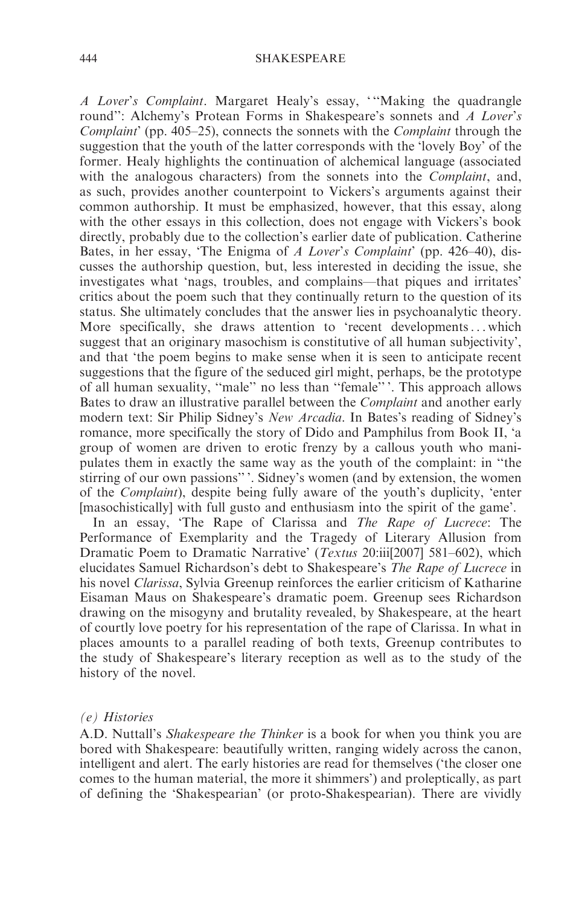*A Lover's Complaint*. Margaret Healy's essay, '"Making the quadrangle round": Alchemy's Protean Forms in Shakespeare's sonnets and *A Lover's Complaint*' (pp. 405–25), connects the sonnets with the *Complaint* through the suggestion that the youth of the latter corresponds with the 'lovely Boy' of the former. Healy highlights the continuation of alchemical language (associated with the analogous characters) from the sonnets into the *Complaint*, and, as such, provides another counterpoint to Vickers's arguments against their common authorship. It must be emphasized, however, that this essay, along with the other essays in this collection, does not engage with Vickers's book directly, probably due to the collection's earlier date of publication. Catherine Bates, in her essay, 'The Enigma of *A Lover's Complaint*' (pp. 426–40), discusses the authorship question, but, less interested in deciding the issue, she investigates what 'nags, troubles, and complains—that piques and irritates' critics about the poem such that they continually return to the question of its status. She ultimately concludes that the answer lies in psychoanalytic theory. More specifically, she draws attention to 'recent developments... which suggest that an originary masochism is constitutive of all human subjectivity', and that 'the poem begins to make sense when it is seen to anticipate recent suggestions that the figure of the seduced girl might, perhaps, be the prototype of all human sexuality, "male" no less than "female"'. This approach allows Bates to draw an illustrative parallel between the *Complaint* and another early modern text: Sir Philip Sidney's *New Arcadia*. In Bates's reading of Sidney's romance, more specifically the story of Dido and Pamphilus from Book II, 'a group of women are driven to erotic frenzy by a callous youth who manipulates them in exactly the same way as the youth of the complaint: in "the stirring of our own passions"'. Sidney's women (and by extension, the women of the *Complaint*), despite being fully aware of the youth's duplicity, 'enter [masochistically] with full gusto and enthusiasm into the spirit of the game'.

In an essay, 'The Rape of Clarissa and *The Rape of Lucrece*: The Performance of Exemplarity and the Tragedy of Literary Allusion from Dramatic Poem to Dramatic Narrative' (*Textus* 20:iii[2007] 581–602), which elucidates Samuel Richardson's debt to Shakespeare's *The Rape of Lucrece* in his novel *Clarissa*, Sylvia Greenup reinforces the earlier criticism of Katharine Eisaman Maus on Shakespeare's dramatic poem. Greenup sees Richardson drawing on the misogyny and brutality revealed, by Shakespeare, at the heart of courtly love poetry for his representation of the rape of Clarissa. In what in places amounts to a parallel reading of both texts, Greenup contributes to the study of Shakespeare's literary reception as well as to the study of the history of the novel.

### *(e) Histories*

A.D. Nuttall's *Shakespeare the Thinker* is a book for when you think you are bored with Shakespeare: beautifully written, ranging widely across the canon, intelligent and alert. The early histories are read for themselves ('the closer one comes to the human material, the more it shimmers') and proleptically, as part of defining the 'Shakespearian' (or proto-Shakespearian). There are vividly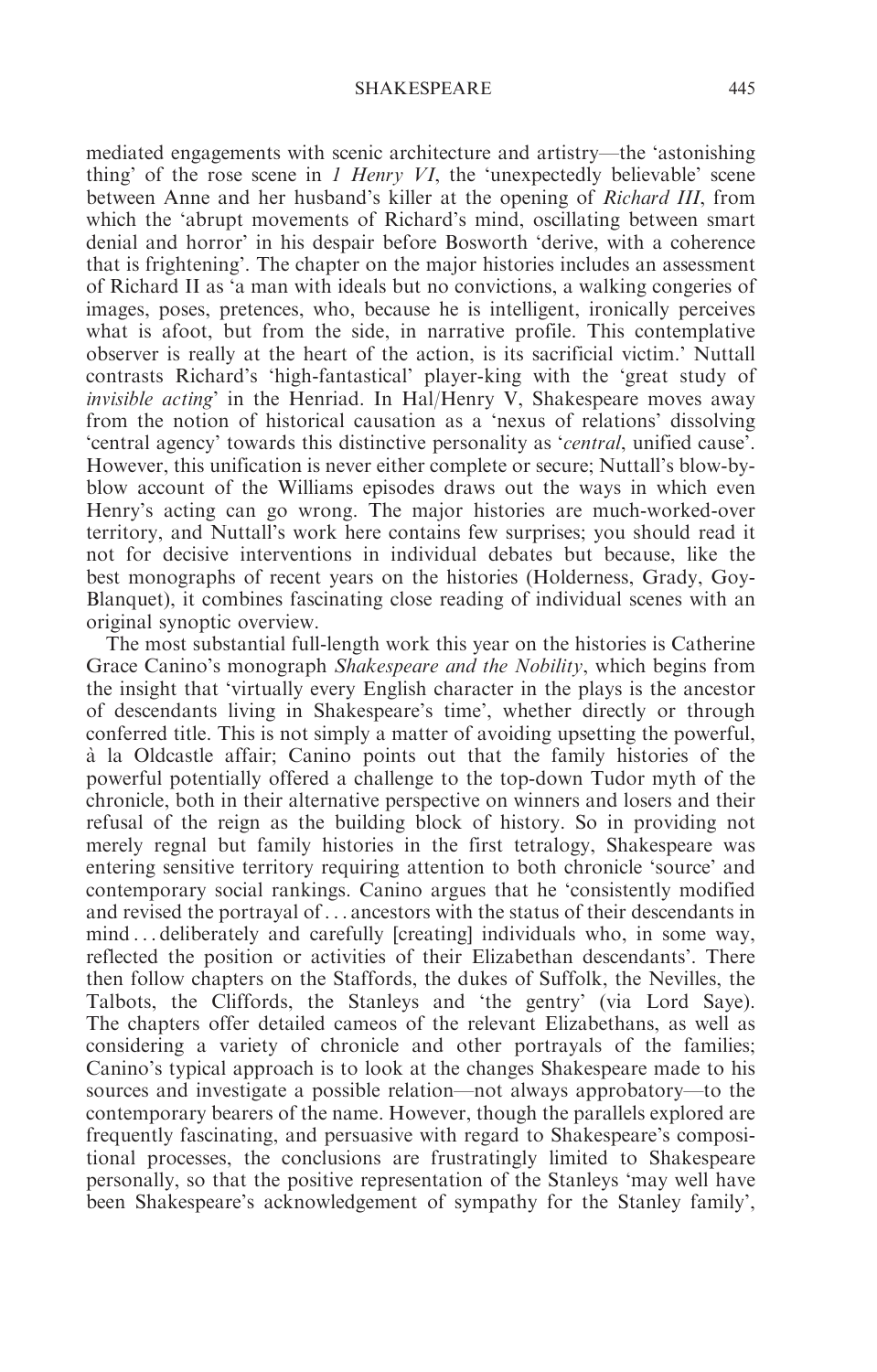mediated engagements with scenic architecture and artistry—the 'astonishing thing' of the rose scene in *1 Henry VI*, the 'unexpectedly believable' scene between Anne and her husband's killer at the opening of *Richard III*, from which the 'abrupt movements of Richard's mind, oscillating between smart denial and horror' in his despair before Bosworth 'derive, with a coherence that is frightening'. The chapter on the major histories includes an assessment of Richard II as 'a man with ideals but no convictions, a walking congeries of images, poses, pretences, who, because he is intelligent, ironically perceives what is afoot, but from the side, in narrative profile. This contemplative observer is really at the heart of the action, is its sacrificial victim.' Nuttall contrasts Richard's 'high-fantastical' player-king with the 'great study of *invisible acting*' in the Henriad. In Hal/Henry V, Shakespeare moves away from the notion of historical causation as a 'nexus of relations' dissolving 'central agency' towards this distinctive personality as '*central*, unified cause'. However, this unification is never either complete or secure; Nuttall's blow-by-blow account of the Williams episodes draws out the ways in which even Henry's acting can go wrong. The major histories are much-worked-over territory, and Nuttall's work here contains few surprises; you should read it not for decisive interventions in individual debates but because, like the best monographs of recent years on the histories (Holderness, Grady, Goy-Blanquet), it combines fascinating close reading of individual scenes with an original synoptic overview.

The most substantial full-length work this year on the histories is Catherine Grace Canino's monograph *Shakespeare and the Nobility*, which begins from the insight that 'virtually every English character in the plays is the ancestor of descendants living in Shakespeare's time', whether directly or through conferred title. This is not simply a matter of avoiding upsetting the powerful, à la Oldcastle affair; Canino points out that the family histories of the powerful potentially offered a challenge to the top-down Tudor myth of the chronicle, both in their alternative perspective on winners and losers and their refusal of the reign as the building block of history. So in providing not merely regnal but family histories in the first tetralogy, Shakespeare was entering sensitive territory requiring attention to both chronicle 'source' and contemporary social rankings. Canino argues that he 'consistently modified and revised the portrayal of . . . ancestors with the status of their descendants in mind . . . deliberately and carefully [creating] individuals who, in some way, reflected the position or activities of their Elizabethan descendants'. There then follow chapters on the Staffords, the dukes of Suffolk, the Nevilles, the Talbots, the Cliffords, the Stanleys and 'the gentry' (via Lord Saye). The chapters offer detailed cameos of the relevant Elizabethans, as well as considering a variety of chronicle and other portrayals of the families; Canino's typical approach is to look at the changes Shakespeare made to his sources and investigate a possible relation—not always approbatory—to the contemporary bearers of the name. However, though the parallels explored are frequently fascinating, and persuasive with regard to Shakespeare's compositional processes, the conclusions are frustratingly limited to Shakespeare personally, so that the positive representation of the Stanleys 'may well have been Shakespeare's acknowledgement of sympathy for the Stanley family',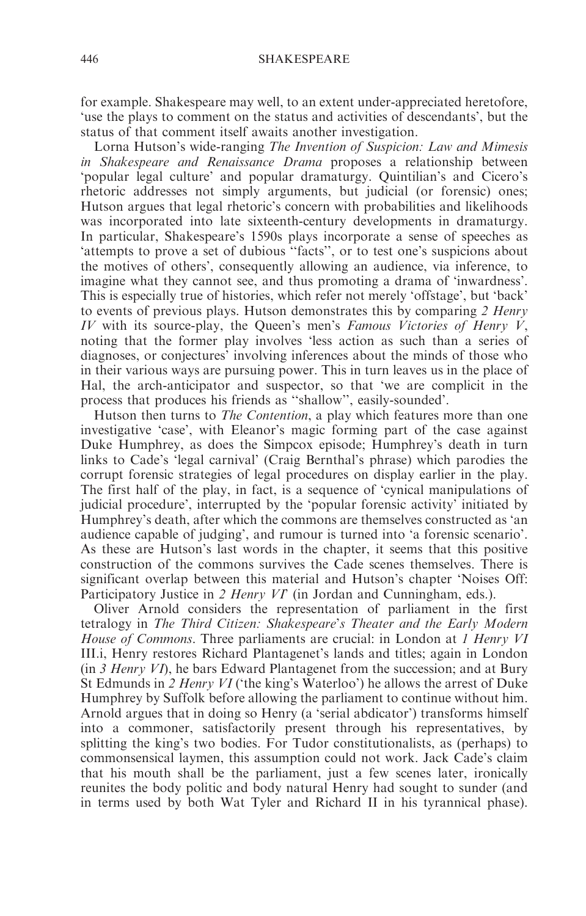for example. Shakespeare may well, to an extent under-appreciated heretofore, 'use the plays to comment on the status and activities of descendants', but the status of that comment itself awaits another investigation.

Lorna Hutson's wide-ranging *The Invention of Suspicion: Law and Mimesis in Shakespeare and Renaissance Drama* proposes a relationship between 'popular legal culture' and popular dramaturgy. Quintilian's and Cicero's rhetoric addresses not simply arguments, but judicial (or forensic) ones; Hutson argues that legal rhetoric's concern with probabilities and likelihoods was incorporated into late sixteenth-century developments in dramaturgy. In particular, Shakespeare's 1590s plays incorporate a sense of speeches as 'attempts to prove a set of dubious "facts", or to test one's suspicions about the motives of others', consequently allowing an audience, via inference, to imagine what they cannot see, and thus promoting a drama of 'inwardness'. This is especially true of histories, which refer not merely 'offstage', but 'back' to events of previous plays. Hutson demonstrates this by comparing *2 Henry IV* with its source-play, the Queen's men's *Famous Victories of Henry V*, noting that the former play involves 'less action as such than a series of diagnoses, or conjectures' involving inferences about the minds of those who in their various ways are pursuing power. This in turn leaves us in the place of Hal, the arch-anticipator and suspector, so that 'we are complicit in the process that produces his friends as "shallow", easily-sounded'.

Hutson then turns to *The Contention*, a play which features more than one investigative 'case', with Eleanor's magic forming part of the case against Duke Humphrey, as does the Simpcox episode; Humphrey's death in turn links to Cade's 'legal carnival' (Craig Bernthal's phrase) which parodies the corrupt forensic strategies of legal procedures on display earlier in the play. The first half of the play, in fact, is a sequence of 'cynical manipulations of judicial procedure', interrupted by the 'popular forensic activity' initiated by Humphrey's death, after which the commons are themselves constructed as 'an audience capable of judging', and rumour is turned into 'a forensic scenario'. As these are Hutson's last words in the chapter, it seems that this positive construction of the commons survives the Cade scenes themselves. There is significant overlap between this material and Hutson's chapter 'Noises Off: Participatory Justice in *2 Henry VI*' (in Jordan and Cunningham, eds.).

Oliver Arnold considers the representation of parliament in the first tetralogy in *The Third Citizen: Shakespeare's Theater and the Early Modern House of Commons*. Three parliaments are crucial: in London at *1 Henry VI* III.i, Henry restores Richard Plantagenet's lands and titles; again in London (in *3 Henry VI*), he bars Edward Plantagenet from the succession; and at Bury St Edmunds in *2 Henry VI* ('the king's Waterloo') he allows the arrest of Duke Humphrey by Suffolk before allowing the parliament to continue without him. Arnold argues that in doing so Henry (a 'serial abdicator') transforms himself into a commoner, satisfactorily present through his representatives, by splitting the king's two bodies. For Tudor constitutionalists, as (perhaps) to commonsensical laymen, this assumption could not work. Jack Cade's claim that his mouth shall be the parliament, just a few scenes later, ironically reunites the body politic and body natural Henry had sought to sunder (and in terms used by both Wat Tyler and Richard II in his tyrannical phase).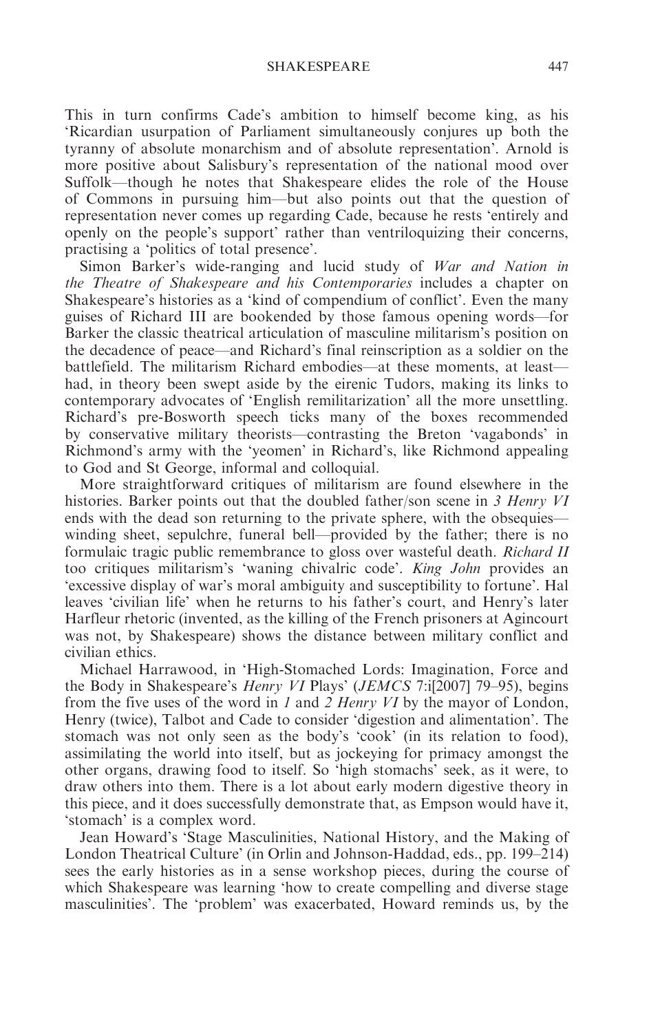This in turn confirms Cade's ambition to himself become king, as his 'Ricardian usurpation of Parliament simultaneously conjures up both the tyranny of absolute monarchism and of absolute representation'. Arnold is more positive about Salisbury's representation of the national mood over Suffolk—though he notes that Shakespeare elides the role of the House of Commons in pursuing him—but also points out that the question of representation never comes up regarding Cade, because he rests 'entirely and openly on the people's support' rather than ventriloquizing their concerns, practising a 'politics of total presence'.

Simon Barker's wide-ranging and lucid study of *War and Nation in the Theatre of Shakespeare and his Contemporaries* includes a chapter on Shakespeare's histories as a 'kind of compendium of conflict'. Even the many guises of Richard III are bookended by those famous opening words—for Barker the classic theatrical articulation of masculine militarism's position on the decadence of peace—and Richard's final reinscription as a soldier on the battlefield. The militarism Richard embodies—at these moments, at least—had, in theory been swept aside by the eirenic Tudors, making its links to contemporary advocates of 'English remilitarization' all the more unsettling. Richard's pre-Bosworth speech ticks many of the boxes recommended by conservative military theorists—contrasting the Breton 'vagabonds' in Richmond's army with the 'yeomen' in Richard's, like Richmond appealing to God and St George, informal and colloquial.

More straightforward critiques of militarism are found elsewhere in the histories. Barker points out that the doubled father/son scene in *3 Henry VI* ends with the dead son returning to the private sphere, with the obsequies—winding sheet, sepulchre, funeral bell—provided by the father; there is no formulaic tragic public remembrance to gloss over wasteful death. *Richard II* too critiques militarism's 'waning chivalric code'. *King John* provides an 'excessive display of war's moral ambiguity and susceptibility to fortune'. Hal leaves 'civilian life' when he returns to his father's court, and Henry's later Harfleur rhetoric (invented, as the killing of the French prisoners at Agincourt was not, by Shakespeare) shows the distance between military conflict and civilian ethics.

Michael Harrawood, in 'High-Stomached Lords: Imagination, Force and the Body in Shakespeare's *Henry VI* Plays' (*JEMCS* 7:i[2007] 79–95), begins from the five uses of the word in *1* and *2 Henry VI* by the mayor of London, Henry (twice), Talbot and Cade to consider 'digestion and alimentation'. The stomach was not only seen as the body's 'cook' (in its relation to food), assimilating the world into itself, but as jockeying for primacy amongst the other organs, drawing food to itself. So 'high stomachs' seek, as it were, to draw others into them. There is a lot about early modern digestive theory in this piece, and it does successfully demonstrate that, as Empson would have it, 'stomach' is a complex word.

Jean Howard's 'Stage Masculinities, National History, and the Making of London Theatrical Culture' (in Orlin and Johnson-Haddad, eds., pp. 199–214) sees the early histories as in a sense workshop pieces, during the course of which Shakespeare was learning 'how to create compelling and diverse stage masculinities'. The 'problem' was exacerbated, Howard reminds us, by the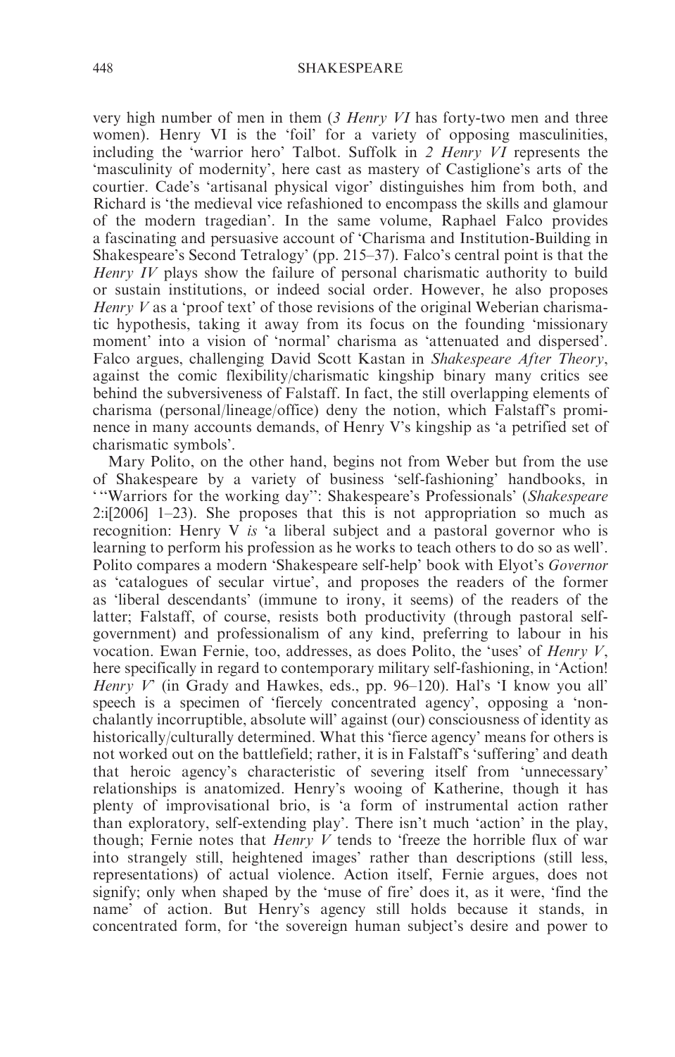very high number of men in them (*3 Henry VI* has forty-two men and three women). Henry VI is the 'foil' for a variety of opposing masculinities, including the 'warrior hero' Talbot. Suffolk in *2 Henry VI* represents the 'masculinity of modernity', here cast as mastery of Castiglione's arts of the courtier. Cade's 'artisanal physical vigor' distinguishes him from both, and Richard is 'the medieval vice refashioned to encompass the skills and glamour of the modern tragedian'. In the same volume, Raphael Falco provides a fascinating and persuasive account of 'Charisma and Institution-Building in Shakespeare's Second Tetralogy' (pp. 215–37). Falco's central point is that the *Henry IV* plays show the failure of personal charismatic authority to build or sustain institutions, or indeed social order. However, he also proposes *Henry V* as a 'proof text' of those revisions of the original Weberian charismatic hypothesis, taking it away from its focus on the founding 'missionary moment' into a vision of 'normal' charisma as 'attenuated and dispersed'. Falco argues, challenging David Scott Kastan in *Shakespeare After Theory*, against the comic flexibility/charismatic kingship binary many critics see behind the subversiveness of Falstaff. In fact, the still overlapping elements of charisma (personal/lineage/office) deny the notion, which Falstaff's prominence in many accounts demands, of Henry V's kingship as 'a petrified set of charismatic symbols'.

Mary Polito, on the other hand, begins not from Weber but from the use of Shakespeare by a variety of business 'self-fashioning' handbooks, in '"Warriors for the working day": Shakespeare's Professionals' (*Shakespeare* 2:i[2006] 1–23). She proposes that this is not appropriation so much as recognition: Henry V *is* 'a liberal subject and a pastoral governor who is learning to perform his profession as he works to teach others to do so as well'. Polito compares a modern 'Shakespeare self-help' book with Elyot's *Governor* as 'catalogues of secular virtue', and proposes the readers of the former as 'liberal descendants' (immune to irony, it seems) of the readers of the latter; Falstaff, of course, resists both productivity (through pastoral self-government) and professionalism of any kind, preferring to labour in his vocation. Ewan Fernie, too, addresses, as does Polito, the 'uses' of *Henry V*, here specifically in regard to contemporary military self-fashioning, in 'Action! *Henry V*' (in Grady and Hawkes, eds., pp. 96–120). Hal's 'I know you all' speech is a specimen of 'fiercely concentrated agency', opposing a 'nonchalantly incorruptible, absolute will' against (our) consciousness of identity as historically/culturally determined. What this 'fierce agency' means for others is not worked out on the battlefield; rather, it is in Falstaff's 'suffering' and death that heroic agency's characteristic of severing itself from 'unnecessary' relationships is anatomized. Henry's wooing of Katherine, though it has plenty of improvisational brio, is 'a form of instrumental action rather than exploratory, self-extending play'. There isn't much 'action' in the play, though; Fernie notes that *Henry V* tends to 'freeze the horrible flux of war into strangely still, heightened images' rather than descriptions (still less, representations) of actual violence. Action itself, Fernie argues, does not signify; only when shaped by the 'muse of fire' does it, as it were, 'find the name' of action. But Henry's agency still holds because it stands, in concentrated form, for 'the sovereign human subject's desire and power to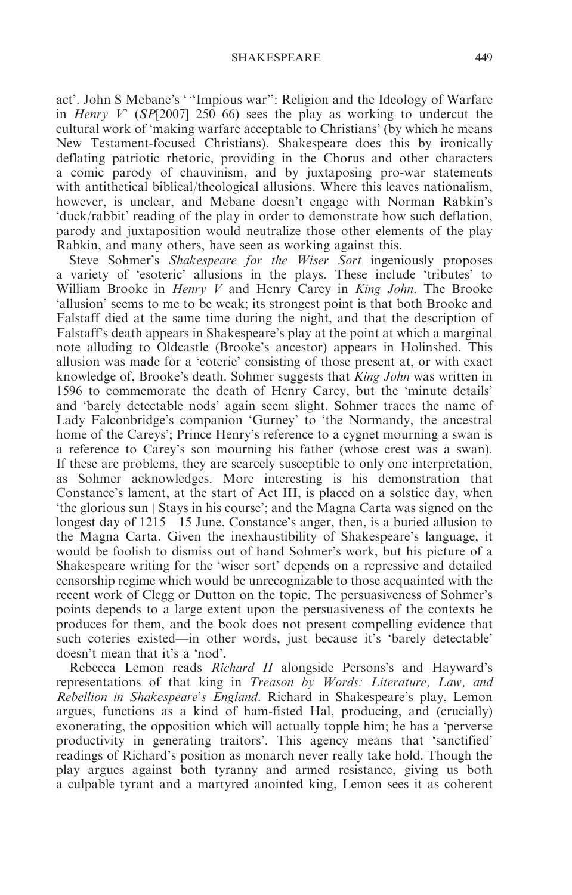act'. John S Mebane's '"Impious war": Religion and the Ideology of Warfare in *Henry V*' (*SP*[2007] 250–66) sees the play as working to undercut the cultural work of 'making warfare acceptable to Christians' (by which he means New Testament-focused Christians). Shakespeare does this by ironically deflating patriotic rhetoric, providing in the Chorus and other characters a comic parody of chauvinism, and by juxtaposing pro-war statements with antithetical biblical/theological allusions. Where this leaves nationalism, however, is unclear, and Mebane doesn't engage with Norman Rabkin's 'duck/rabbit' reading of the play in order to demonstrate how such deflation, parody and juxtaposition would neutralize those other elements of the play Rabkin, and many others, have seen as working against this.

Steve Sohmer's *Shakespeare for the Wiser Sort* ingeniously proposes a variety of 'esoteric' allusions in the plays. These include 'tributes' to William Brooke in *Henry V* and Henry Carey in *King John*. The Brooke 'allusion' seems to me to be weak; its strongest point is that both Brooke and Falstaff died at the same time during the night, and that the description of Falstaff's death appears in Shakespeare's play at the point at which a marginal note alluding to Oldcastle (Brooke's ancestor) appears in Holinshed. This allusion was made for a 'coterie' consisting of those present at, or with exact knowledge of, Brooke's death. Sohmer suggests that *King John* was written in 1596 to commemorate the death of Henry Carey, but the 'minute details' and 'barely detectable nods' again seem slight. Sohmer traces the name of Lady Falconbridge's companion 'Gurney' to 'the Normandy, the ancestral home of the Careys'; Prince Henry's reference to a cygnet mourning a swan is a reference to Carey's son mourning his father (whose crest was a swan). If these are problems, they are scarcely susceptible to only one interpretation, as Sohmer acknowledges. More interesting is his demonstration that Constance's lament, at the start of Act III, is placed on a solstice day, when 'the glorious sun | Stays in his course'; and the Magna Carta was signed on the longest day of 1215—15 June. Constance's anger, then, is a buried allusion to the Magna Carta. Given the inexhaustibility of Shakespeare's language, it would be foolish to dismiss out of hand Sohmer's work, but his picture of a Shakespeare writing for the 'wiser sort' depends on a repressive and detailed censorship regime which would be unrecognizable to those acquainted with the recent work of Clegg or Dutton on the topic. The persuasiveness of Sohmer's points depends to a large extent upon the persuasiveness of the contexts he produces for them, and the book does not present compelling evidence that such coteries existed—in other words, just because it's 'barely detectable' doesn't mean that it's a 'nod'.

Rebecca Lemon reads *Richard II* alongside Persons's and Hayward's representations of that king in *Treason by Words: Literature, Law, and Rebellion in Shakespeare's England*. Richard in Shakespeare's play, Lemon argues, functions as a kind of ham-fisted Hal, producing, and (crucially) exonerating, the opposition which will actually topple him; he has a 'perverse productivity in generating traitors'. This agency means that 'sanctified' readings of Richard's position as monarch never really take hold. Though the play argues against both tyranny and armed resistance, giving us both a culpable tyrant and a martyred anointed king, Lemon sees it as coherent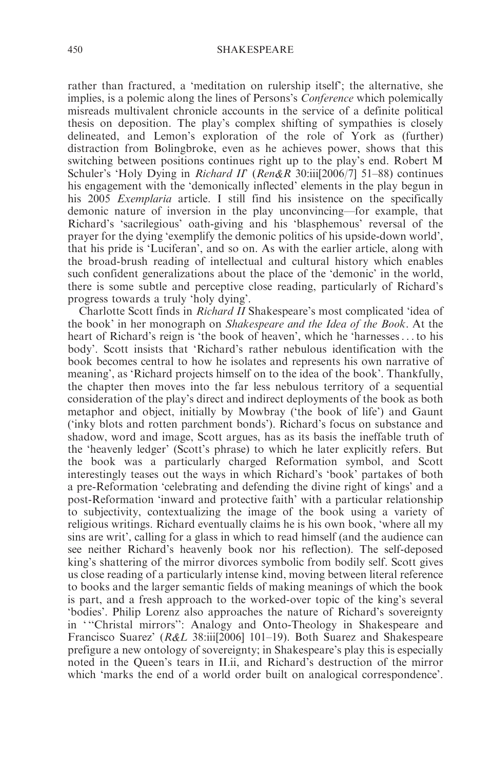rather than fractured, a 'meditation on rulership itself'; the alternative, she implies, is a polemic along the lines of Persons's *Conference* which polemically misreads multivalent chronicle accounts in the service of a definite political thesis on deposition. The play's complex shifting of sympathies is closely delineated, and Lemon's exploration of the role of York as (further) distraction from Bolingbroke, even as he achieves power, shows that this switching between positions continues right up to the play's end. Robert M Schuler's 'Holy Dying in *Richard II*' (*Ren&R* 30:iii[2006/7] 51–88) continues his engagement with the 'demonically inflected' elements in the play begun in his 2005 *Exemplaria* article. I still find his insistence on the specifically demonic nature of inversion in the play unconvincing—for example, that Richard's 'sacrilegious' oath-giving and his 'blasphemous' reversal of the prayer for the dying 'exemplify the demonic politics of his upside-down world', that his pride is 'Luciferan', and so on. As with the earlier article, along with the broad-brush reading of intellectual and cultural history which enables such confident generalizations about the place of the 'demonic' in the world, there is some subtle and perceptive close reading, particularly of Richard's progress towards a truly 'holy dying'.

Charlotte Scott finds in *Richard II* Shakespeare's most complicated 'idea of the book' in her monograph on *Shakespeare and the Idea of the Book*. At the heart of Richard's reign is 'the book of heaven', which he 'harnesses . . . to his body'. Scott insists that 'Richard's rather nebulous identification with the book becomes central to how he isolates and represents his own narrative of meaning', as 'Richard projects himself on to the idea of the book'. Thankfully, the chapter then moves into the far less nebulous territory of a sequential consideration of the play's direct and indirect deployments of the book as both metaphor and object, initially by Mowbray ('the book of life') and Gaunt ('inky blots and rotten parchment bonds'). Richard's focus on substance and shadow, word and image, Scott argues, has as its basis the ineffable truth of the 'heavenly ledger' (Scott's phrase) to which he later explicitly refers. But the book was a particularly charged Reformation symbol, and Scott interestingly teases out the ways in which Richard's 'book' partakes of both a pre-Reformation 'celebrating and defending the divine right of kings' and a post-Reformation 'inward and protective faith' with a particular relationship to subjectivity, contextualizing the image of the book using a variety of religious writings. Richard eventually claims he is his own book, 'where all my sins are writ', calling for a glass in which to read himself (and the audience can see neither Richard's heavenly book nor his reflection). The self-deposed king's shattering of the mirror divorces symbolic from bodily self. Scott gives us close reading of a particularly intense kind, moving between literal reference to books and the larger semantic fields of making meanings of which the book is part, and a fresh approach to the worked-over topic of the king's several 'bodies'. Philip Lorenz also approaches the nature of Richard's sovereignty in '"Christal mirrors": Analogy and Onto-Theology in Shakespeare and Francisco Suarez' (*R&L* 38:iii[2006] 101–19). Both Suarez and Shakespeare prefigure a new ontology of sovereignty; in Shakespeare's play this is especially noted in the Queen's tears in II.ii, and Richard's destruction of the mirror which 'marks the end of a world order built on analogical correspondence'.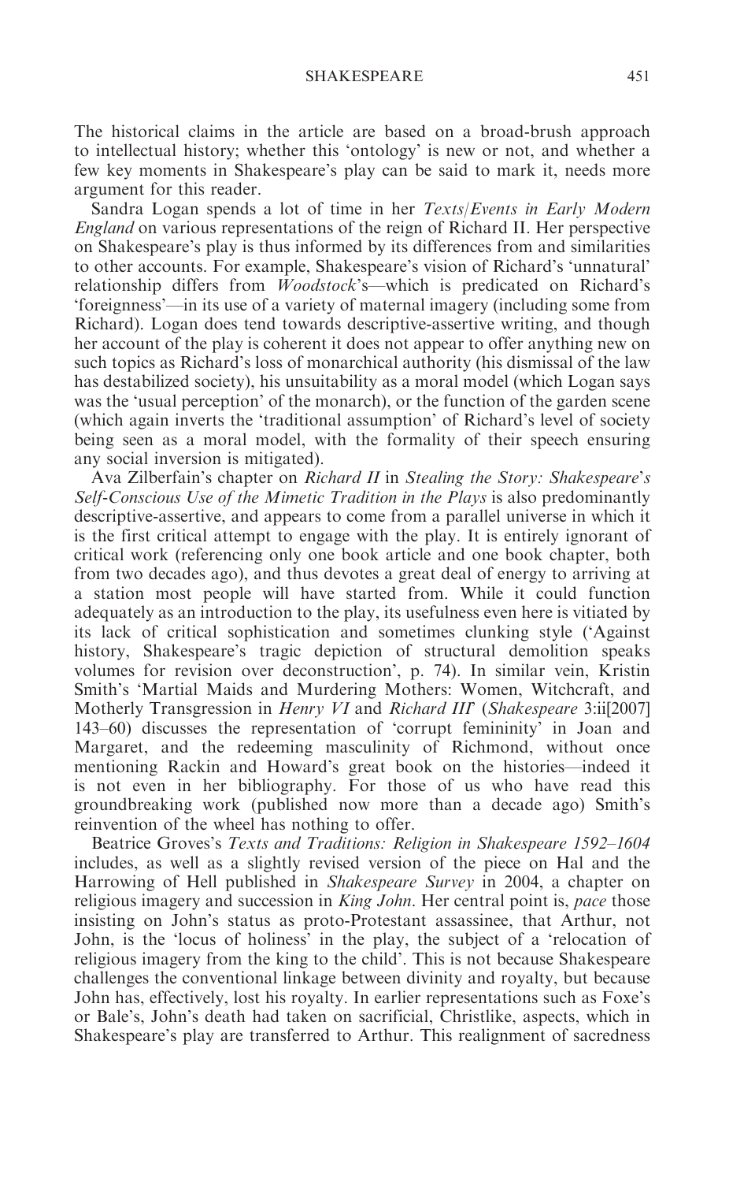The historical claims in the article are based on a broad-brush approach to intellectual history; whether this 'ontology' is new or not, and whether a few key moments in Shakespeare's play can be said to mark it, needs more argument for this reader.

Sandra Logan spends a lot of time in her *Texts/Events in Early Modern England* on various representations of the reign of Richard II. Her perspective on Shakespeare's play is thus informed by its differences from and similarities to other accounts. For example, Shakespeare's vision of Richard's 'unnatural' relationship differs from *Woodstock*'s—which is predicated on Richard's 'foreignness'—in its use of a variety of maternal imagery (including some from Richard). Logan does tend towards descriptive-assertive writing, and though her account of the play is coherent it does not appear to offer anything new on such topics as Richard's loss of monarchical authority (his dismissal of the law has destabilized society), his unsuitability as a moral model (which Logan says was the 'usual perception' of the monarch), or the function of the garden scene (which again inverts the 'traditional assumption' of Richard's level of society being seen as a moral model, with the formality of their speech ensuring any social inversion is mitigated).

Ava Zilberfain's chapter on *Richard II* in *Stealing the Story: Shakespeare's Self-Conscious Use of the Mimetic Tradition in the Plays* is also predominantly descriptive-assertive, and appears to come from a parallel universe in which it is the first critical attempt to engage with the play. It is entirely ignorant of critical work (referencing only one book article and one book chapter, both from two decades ago), and thus devotes a great deal of energy to arriving at a station most people will have started from. While it could function adequately as an introduction to the play, its usefulness even here is vitiated by its lack of critical sophistication and sometimes clunking style ('Against history, Shakespeare's tragic depiction of structural demolition speaks volumes for revision over deconstruction', p. 74). In similar vein, Kristin Smith's 'Martial Maids and Murdering Mothers: Women, Witchcraft, and Motherly Transgression in *Henry VI* and *Richard III*' (*Shakespeare* 3:ii[2007] 143–60) discusses the representation of 'corrupt femininity' in Joan and Margaret, and the redeeming masculinity of Richmond, without once mentioning Rackin and Howard's great book on the histories—indeed it is not even in her bibliography. For those of us who have read this groundbreaking work (published now more than a decade ago) Smith's reinvention of the wheel has nothing to offer.

Beatrice Groves's *Texts and Traditions: Religion in Shakespeare 1592–1604* includes, as well as a slightly revised version of the piece on Hal and the Harrowing of Hell published in *Shakespeare Survey* in 2004, a chapter on religious imagery and succession in *King John*. Her central point is, *pace* those insisting on John's status as proto-Protestant assassinee, that Arthur, not John, is the 'locus of holiness' in the play, the subject of a 'relocation of religious imagery from the king to the child'. This is not because Shakespeare challenges the conventional linkage between divinity and royalty, but because John has, effectively, lost his royalty. In earlier representations such as Foxe's or Bale's, John's death had taken on sacrificial, Christlike, aspects, which in Shakespeare's play are transferred to Arthur. This realignment of sacredness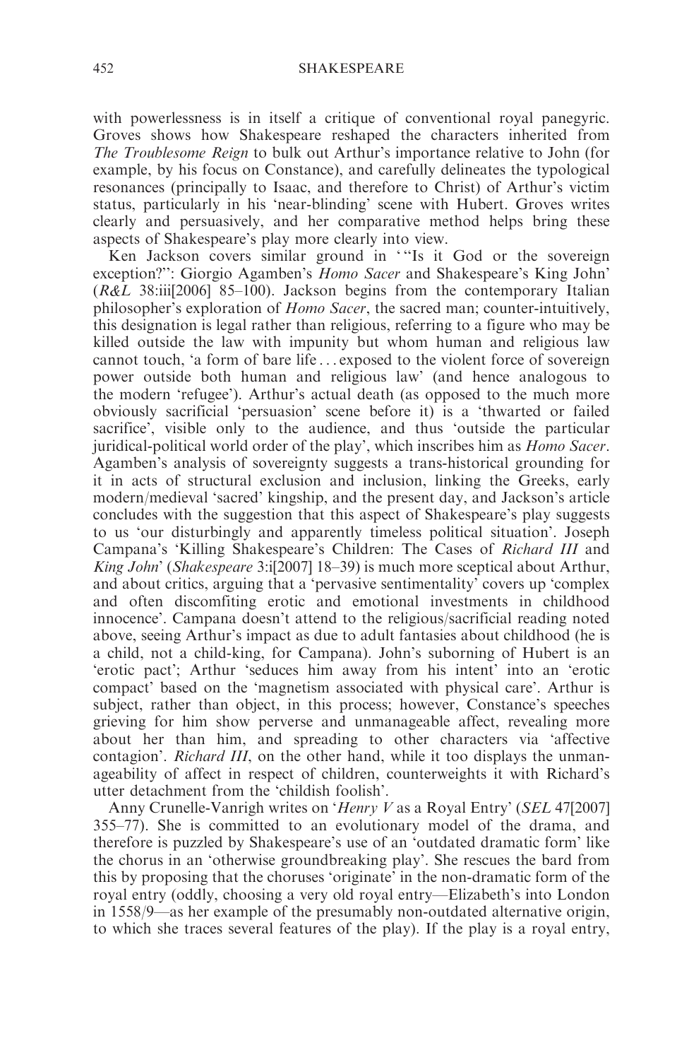with powerlessness is in itself a critique of conventional royal panegyric. Groves shows how Shakespeare reshaped the characters inherited from *The Troublesome Reign* to bulk out Arthur's importance relative to John (for example, by his focus on Constance), and carefully delineates the typological resonances (principally to Isaac, and therefore to Christ) of Arthur's victim status, particularly in his 'near-blinding' scene with Hubert. Groves writes clearly and persuasively, and her comparative method helps bring these aspects of Shakespeare's play more clearly into view.

Ken Jackson covers similar ground in '"Is it God or the sovereign exception?": Giorgio Agamben's *Homo Sacer* and Shakespeare's King John' (*R&L* 38:iii[2006] 85–100). Jackson begins from the contemporary Italian philosopher's exploration of *Homo Sacer*, the sacred man; counter-intuitively, this designation is legal rather than religious, referring to a figure who may be killed outside the law with impunity but whom human and religious law cannot touch, 'a form of bare life . . . exposed to the violent force of sovereign power outside both human and religious law' (and hence analogous to the modern 'refugee'). Arthur's actual death (as opposed to the much more obviously sacrificial 'persuasion' scene before it) is a 'thwarted or failed sacrifice', visible only to the audience, and thus 'outside the particular juridical-political world order of the play', which inscribes him as *Homo Sacer*. Agamben's analysis of sovereignty suggests a trans-historical grounding for it in acts of structural exclusion and inclusion, linking the Greeks, early modern/medieval 'sacred' kingship, and the present day, and Jackson's article concludes with the suggestion that this aspect of Shakespeare's play suggests to us 'our disturbingly and apparently timeless political situation'. Joseph Campana's 'Killing Shakespeare's Children: The Cases of *Richard III* and *King John*' (*Shakespeare* 3:i[2007] 18–39) is much more sceptical about Arthur, and about critics, arguing that a 'pervasive sentimentality' covers up 'complex and often discomfiting erotic and emotional investments in childhood innocence'. Campana doesn't attend to the religious/sacrificial reading noted above, seeing Arthur's impact as due to adult fantasies about childhood (he is a child, not a child-king, for Campana). John's suborning of Hubert is an 'erotic pact'; Arthur 'seduces him away from his intent' into an 'erotic compact' based on the 'magnetism associated with physical care'. Arthur is subject, rather than object, in this process; however, Constance's speeches grieving for him show perverse and unmanageable affect, revealing more about her than him, and spreading to other characters via 'affective contagion'. *Richard III*, on the other hand, while it too displays the unmanageability of affect in respect of children, counterweights it with Richard's utter detachment from the 'childish foolish'.

Anny Crunelle-Vanrigh writes on '*Henry V* as a Royal Entry' (*SEL* 47[2007] 355–77). She is committed to an evolutionary model of the drama, and therefore is puzzled by Shakespeare's use of an 'outdated dramatic form' like the chorus in an 'otherwise groundbreaking play'. She rescues the bard from this by proposing that the choruses 'originate' in the non-dramatic form of the royal entry (oddly, choosing a very old royal entry—Elizabeth's into London in 1558/9—as her example of the presumably non-outdated alternative origin, to which she traces several features of the play). If the play is a royal entry,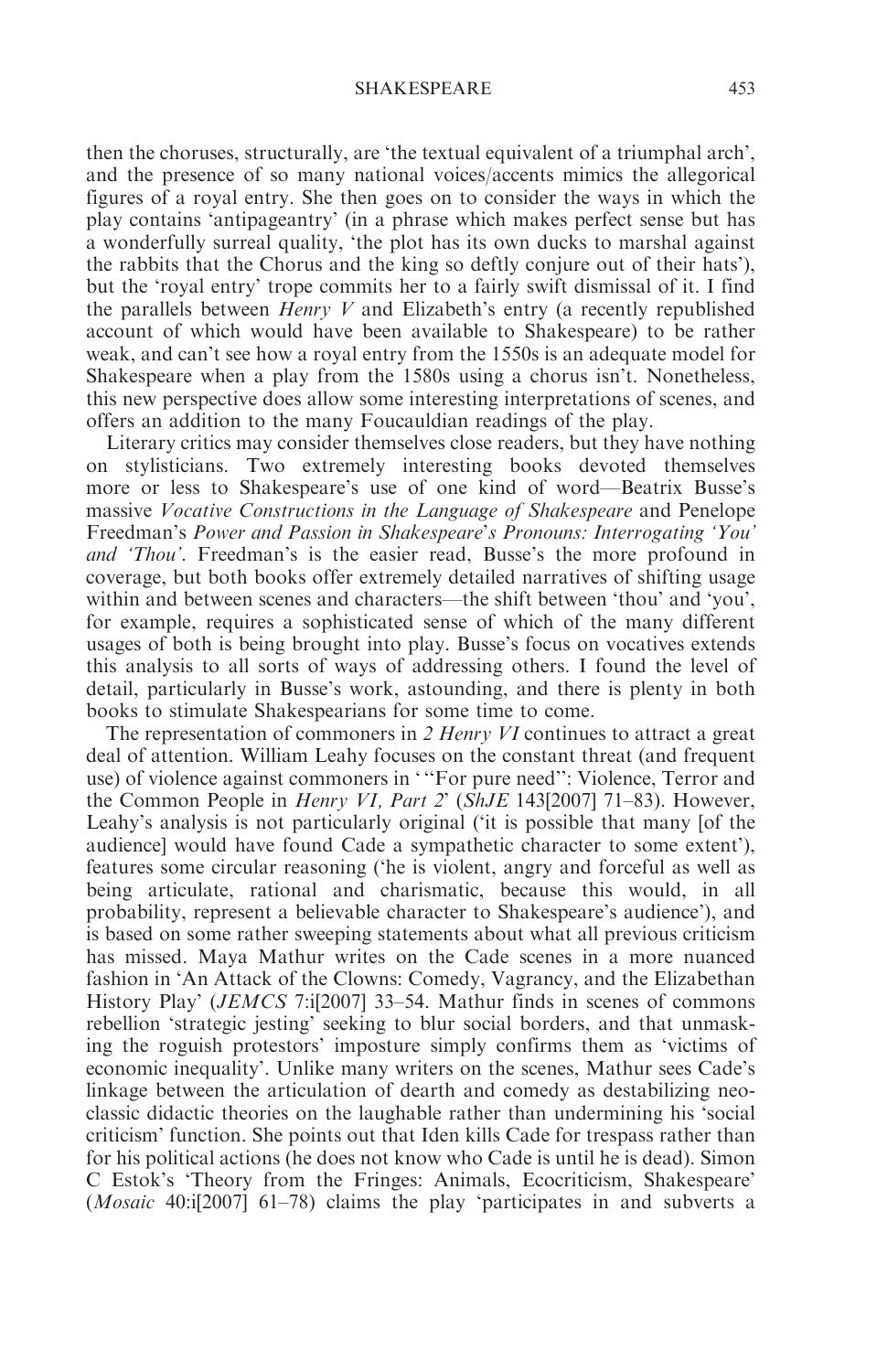then the choruses, structurally, are 'the textual equivalent of a triumphal arch', and the presence of so many national voices/accents mimics the allegorical figures of a royal entry. She then goes on to consider the ways in which the play contains 'antipageantry' (in a phrase which makes perfect sense but has a wonderfully surreal quality, 'the plot has its own ducks to marshal against the rabbits that the Chorus and the king so deftly conjure out of their hats'), but the 'royal entry' trope commits her to a fairly swift dismissal of it. I find the parallels between *Henry V* and Elizabeth's entry (a recently republished account of which would have been available to Shakespeare) to be rather weak, and can't see how a royal entry from the 1550s is an adequate model for Shakespeare when a play from the 1580s using a chorus isn't. Nonetheless, this new perspective does allow some interesting interpretations of scenes, and offers an addition to the many Foucauldian readings of the play.

Literary critics may consider themselves close readers, but they have nothing on stylisticians. Two extremely interesting books devoted themselves more or less to Shakespeare's use of one kind of word—Beatrix Busse's massive *Vocative Constructions in the Language of Shakespeare* and Penelope Freedman's *Power and Passion in Shakespeare's Pronouns: Interrogating 'You' and 'Thou'*. Freedman's is the easier read, Busse's the more profound in coverage, but both books offer extremely detailed narratives of shifting usage within and between scenes and characters—the shift between 'thou' and 'you', for example, requires a sophisticated sense of which of the many different usages of both is being brought into play. Busse's focus on vocatives extends this analysis to all sorts of ways of addressing others. I found the level of detail, particularly in Busse's work, astounding, and there is plenty in both books to stimulate Shakespearians for some time to come.

The representation of commoners in *2 Henry VI* continues to attract a great deal of attention. William Leahy focuses on the constant threat (and frequent use) of violence against commoners in ' "For pure need": Violence, Terror and the Common People in *Henry VI, Part 2*' (*ShJE* 143[2007] 71–83). However, Leahy's analysis is not particularly original ('it is possible that many [of the audience] would have found Cade a sympathetic character to some extent'), features some circular reasoning ('he is violent, angry and forceful as well as being articulate, rational and charismatic, because this would, in all probability, represent a believable character to Shakespeare's audience'), and is based on some rather sweeping statements about what all previous criticism has missed. Maya Mathur writes on the Cade scenes in a more nuanced fashion in 'An Attack of the Clowns: Comedy, Vagrancy, and the Elizabethan History Play' (*JEMCS* 7:i[2007] 33–54. Mathur finds in scenes of commons rebellion 'strategic jesting' seeking to blur social borders, and that unmasking the roguish protestors' imposture simply confirms them as 'victims of economic inequality'. Unlike many writers on the scenes, Mathur sees Cade's linkage between the articulation of dearth and comedy as destabilizing neo-classic didactic theories on the laughable rather than undermining his 'social criticism' function. She points out that Iden kills Cade for trespass rather than for his political actions (he does not know who Cade is until he is dead). Simon C Estok's 'Theory from the Fringes: Animals, Ecocriticism, Shakespeare' (*Mosaic* 40:i[2007] 61–78) claims the play 'participates in and subverts a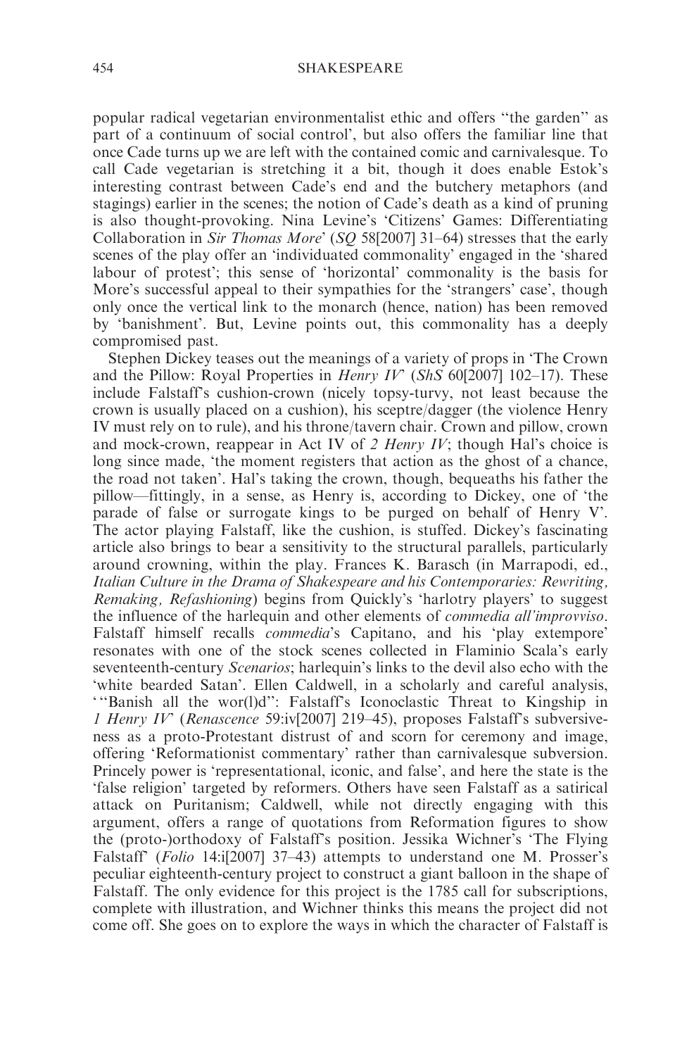popular radical vegetarian environmentalist ethic and offers ''the garden'' as part of a continuum of social control', but also offers the familiar line that once Cade turns up we are left with the contained comic and carnivalesque. To call Cade vegetarian is stretching it a bit, though it does enable Estok's interesting contrast between Cade's end and the butchery metaphors (and stagings) earlier in the scenes; the notion of Cade's death as a kind of pruning is also thought-provoking. Nina Levine's 'Citizens' Games: Differentiating Collaboration in *Sir Thomas More*' (*SQ* 58[2007] 31–64) stresses that the early scenes of the play offer an 'individuated commonality' engaged in the 'shared labour of protest'; this sense of 'horizontal' commonality is the basis for More's successful appeal to their sympathies for the 'strangers' case', though only once the vertical link to the monarch (hence, nation) has been removed by 'banishment'. But, Levine points out, this commonality has a deeply compromised past.

Stephen Dickey teases out the meanings of a variety of props in 'The Crown and the Pillow: Royal Properties in *Henry IV*' (*ShS* 60[2007] 102–17). These include Falstaff's cushion-crown (nicely topsy-turvy, not least because the crown is usually placed on a cushion), his sceptre/dagger (the violence Henry IV must rely on to rule), and his throne/tavern chair. Crown and pillow, crown and mock-crown, reappear in Act IV of *2 Henry IV*; though Hal's choice is long since made, 'the moment registers that action as the ghost of a chance, the road not taken'. Hal's taking the crown, though, bequeaths his father the pillow—fittingly, in a sense, as Henry is, according to Dickey, one of 'the parade of false or surrogate kings to be purged on behalf of Henry V'. The actor playing Falstaff, like the cushion, is stuffed. Dickey's fascinating article also brings to bear a sensitivity to the structural parallels, particularly around crowning, within the play. Frances K. Barasch (in Marrapodi, ed., *Italian Culture in the Drama of Shakespeare and his Contemporaries: Rewriting, Remaking, Refashioning*) begins from Quickly's 'harlotry players' to suggest the influence of the harlequin and other elements of *commedia all'improvviso*. Falstaff himself recalls *commedia*'s Capitano, and his 'play extempore' resonates with one of the stock scenes collected in Flaminio Scala's early seventeenth-century *Scenarios*; harlequin's links to the devil also echo with the 'white bearded Satan'. Ellen Caldwell, in a scholarly and careful analysis, '''Banish all the wor(l)d'': Falstaff's Iconoclastic Threat to Kingship in *1 Henry IV*' (*Renascence* 59:iv[2007] 219–45), proposes Falstaff's subversiveness as a proto-Protestant distrust of and scorn for ceremony and image, offering 'Reformationist commentary' rather than carnivalesque subversion. Princely power is 'representational, iconic, and false', and here the state is the 'false religion' targeted by reformers. Others have seen Falstaff as a satirical attack on Puritanism; Caldwell, while not directly engaging with this argument, offers a range of quotations from Reformation figures to show the (proto-)orthodoxy of Falstaff's position. Jessika Wichner's 'The Flying Falstaff' (*Folio* 14:i[2007] 37–43) attempts to understand one M. Prosser's peculiar eighteenth-century project to construct a giant balloon in the shape of Falstaff. The only evidence for this project is the 1785 call for subscriptions, complete with illustration, and Wichner thinks this means the project did not come off. She goes on to explore the ways in which the character of Falstaff is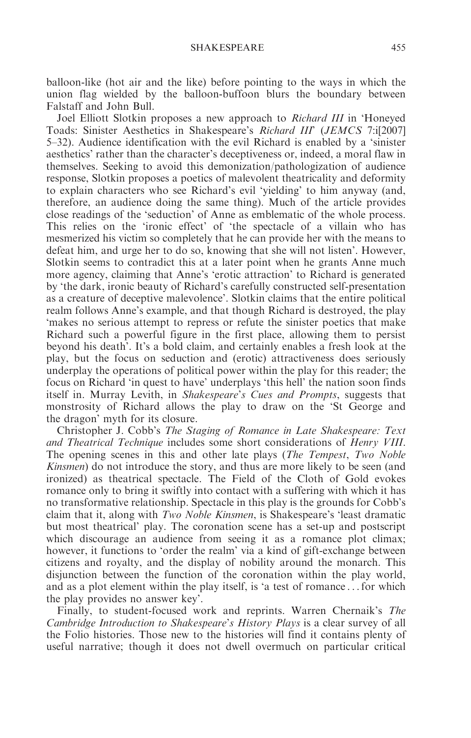balloon-like (hot air and the like) before pointing to the ways in which the union flag wielded by the balloon-buffoon blurs the boundary between Falstaff and John Bull.

Joel Elliott Slotkin proposes a new approach to *Richard III* in 'Honeyed Toads: Sinister Aesthetics in Shakespeare's *Richard III*' (*JEMCS* 7:i[2007] 5–32). Audience identification with the evil Richard is enabled by a 'sinister aesthetics' rather than the character's deceptiveness or, indeed, a moral flaw in themselves. Seeking to avoid this demonization/pathologization of audience response, Slotkin proposes a poetics of malevolent theatricality and deformity to explain characters who see Richard's evil 'yielding' to him anyway (and, therefore, an audience doing the same thing). Much of the article provides close readings of the 'seduction' of Anne as emblematic of the whole process. This relies on the 'ironic effect' of 'the spectacle of a villain who has mesmerized his victim so completely that he can provide her with the means to defeat him, and urge her to do so, knowing that she will not listen'. However, Slotkin seems to contradict this at a later point when he grants Anne much more agency, claiming that Anne's 'erotic attraction' to Richard is generated by 'the dark, ironic beauty of Richard's carefully constructed self-presentation as a creature of deceptive malevolence'. Slotkin claims that the entire political realm follows Anne's example, and that though Richard is destroyed, the play 'makes no serious attempt to repress or refute the sinister poetics that make Richard such a powerful figure in the first place, allowing them to persist beyond his death'. It's a bold claim, and certainly enables a fresh look at the play, but the focus on seduction and (erotic) attractiveness does seriously underplay the operations of political power within the play for this reader; the focus on Richard 'in quest to have' underplays 'this hell' the nation soon finds itself in. Murray Levith, in *Shakespeare's Cues and Prompts*, suggests that monstrosity of Richard allows the play to draw on the 'St George and the dragon' myth for its closure.

Christopher J. Cobb's *The Staging of Romance in Late Shakespeare: Text and Theatrical Technique* includes some short considerations of *Henry VIII*. The opening scenes in this and other late plays (*The Tempest*, *Two Noble Kinsmen*) do not introduce the story, and thus are more likely to be seen (and ironized) as theatrical spectacle. The Field of the Cloth of Gold evokes romance only to bring it swiftly into contact with a suffering with which it has no transformative relationship. Spectacle in this play is the grounds for Cobb's claim that it, along with *Two Noble Kinsmen*, is Shakespeare's 'least dramatic but most theatrical' play. The coronation scene has a set-up and postscript which discourage an audience from seeing it as a romance plot climax; however, it functions to 'order the realm' via a kind of gift-exchange between citizens and royalty, and the display of nobility around the monarch. This disjunction between the function of the coronation within the play world, and as a plot element within the play itself, is 'a test of romance ... for which the play provides no answer key'.

Finally, to student-focused work and reprints. Warren Chernaik's *The Cambridge Introduction to Shakespeare's History Plays* is a clear survey of all the Folio histories. Those new to the histories will find it contains plenty of useful narrative; though it does not dwell overmuch on particular critical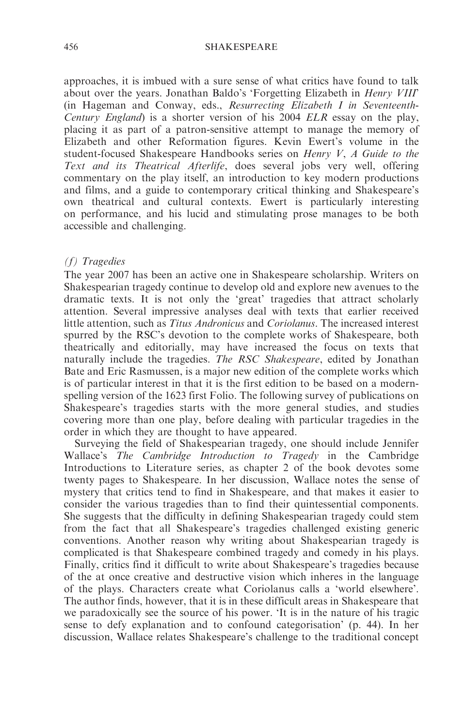approaches, it is imbued with a sure sense of what critics have found to talk about over the years. Jonathan Baldo's 'Forgetting Elizabeth in *Henry VIII*' (in Hageman and Conway, eds., *Resurrecting Elizabeth I in Seventeenth-Century England*) is a shorter version of his 2004 *ELR* essay on the play, placing it as part of a patron-sensitive attempt to manage the memory of Elizabeth and other Reformation figures. Kevin Ewert's volume in the student-focused Shakespeare Handbooks series on *Henry V*, *A Guide to the Text and its Theatrical Afterlife*, does several jobs very well, offering commentary on the play itself, an introduction to key modern productions and films, and a guide to contemporary critical thinking and Shakespeare's own theatrical and cultural contexts. Ewert is particularly interesting on performance, and his lucid and stimulating prose manages to be both accessible and challenging.

### *(f) Tragedies*

The year 2007 has been an active one in Shakespeare scholarship. Writers on Shakespearian tragedy continue to develop old and explore new avenues to the dramatic texts. It is not only the 'great' tragedies that attract scholarly attention. Several impressive analyses deal with texts that earlier received little attention, such as *Titus Andronicus* and *Coriolanus*. The increased interest spurred by the RSC's devotion to the complete works of Shakespeare, both theatrically and editorially, may have increased the focus on texts that naturally include the tragedies. *The RSC Shakespeare*, edited by Jonathan Bate and Eric Rasmussen, is a major new edition of the complete works which is of particular interest in that it is the first edition to be based on a modern-spelling version of the 1623 first Folio. The following survey of publications on Shakespeare's tragedies starts with the more general studies, and studies covering more than one play, before dealing with particular tragedies in the order in which they are thought to have appeared.

Surveying the field of Shakespearian tragedy, one should include Jennifer Wallace's *The Cambridge Introduction to Tragedy* in the Cambridge Introductions to Literature series, as chapter 2 of the book devotes some twenty pages to Shakespeare. In her discussion, Wallace notes the sense of mystery that critics tend to find in Shakespeare, and that makes it easier to consider the various tragedies than to find their quintessential components. She suggests that the difficulty in defining Shakespearian tragedy could stem from the fact that all Shakespeare's tragedies challenged existing generic conventions. Another reason why writing about Shakespearian tragedy is complicated is that Shakespeare combined tragedy and comedy in his plays. Finally, critics find it difficult to write about Shakespeare's tragedies because of the at once creative and destructive vision which inheres in the language of the plays. Characters create what Coriolanus calls a 'world elsewhere'. The author finds, however, that it is in these difficult areas in Shakespeare that we paradoxically see the source of his power. 'It is in the nature of his tragic sense to defy explanation and to confound categorisation' (p. 44). In her discussion, Wallace relates Shakespeare's challenge to the traditional concept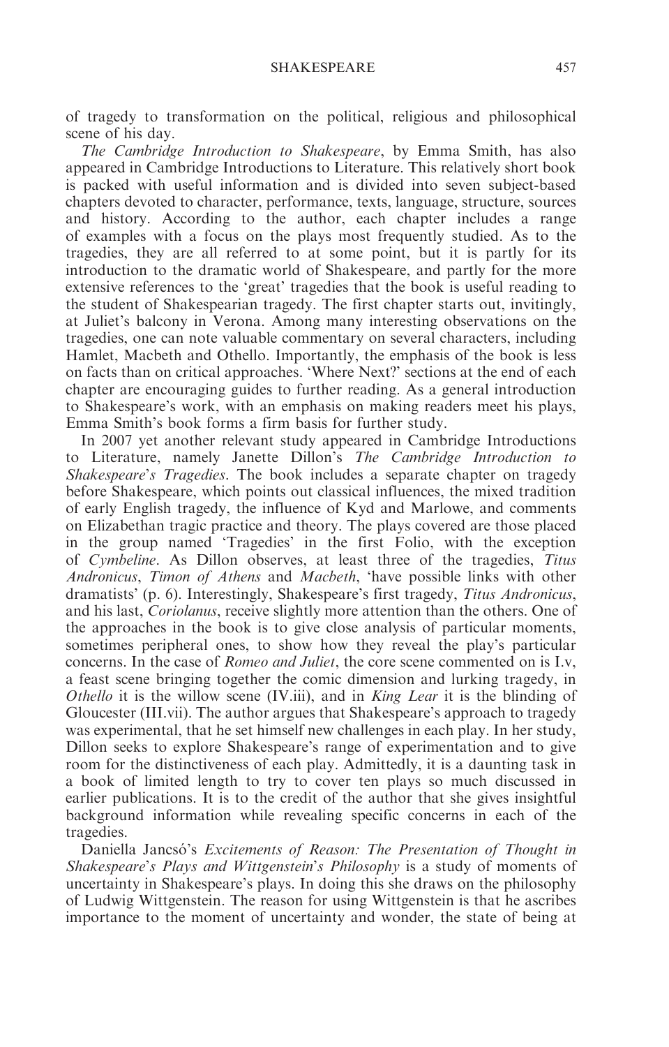of tragedy to transformation on the political, religious and philosophical scene of his day.

*The Cambridge Introduction to Shakespeare*, by Emma Smith, has also appeared in Cambridge Introductions to Literature. This relatively short book is packed with useful information and is divided into seven subject-based chapters devoted to character, performance, texts, language, structure, sources and history. According to the author, each chapter includes a range of examples with a focus on the plays most frequently studied. As to the tragedies, they are all referred to at some point, but it is partly for its introduction to the dramatic world of Shakespeare, and partly for the more extensive references to the 'great' tragedies that the book is useful reading to the student of Shakespearian tragedy. The first chapter starts out, invitingly, at Juliet's balcony in Verona. Among many interesting observations on the tragedies, one can note valuable commentary on several characters, including Hamlet, Macbeth and Othello. Importantly, the emphasis of the book is less on facts than on critical approaches. 'Where Next?' sections at the end of each chapter are encouraging guides to further reading. As a general introduction to Shakespeare's work, with an emphasis on making readers meet his plays, Emma Smith's book forms a firm basis for further study.

In 2007 yet another relevant study appeared in Cambridge Introductions to Literature, namely Janette Dillon's *The Cambridge Introduction to Shakespeare's Tragedies*. The book includes a separate chapter on tragedy before Shakespeare, which points out classical influences, the mixed tradition of early English tragedy, the influence of Kyd and Marlowe, and comments on Elizabethan tragic practice and theory. The plays covered are those placed in the group named 'Tragedies' in the first Folio, with the exception of *Cymbeline*. As Dillon observes, at least three of the tragedies, *Titus Andronicus*, *Timon of Athens* and *Macbeth*, 'have possible links with other dramatists' (p. 6). Interestingly, Shakespeare's first tragedy, *Titus Andronicus*, and his last, *Coriolanus*, receive slightly more attention than the others. One of the approaches in the book is to give close analysis of particular moments, sometimes peripheral ones, to show how they reveal the play's particular concerns. In the case of *Romeo and Juliet*, the core scene commented on is I.v, a feast scene bringing together the comic dimension and lurking tragedy, in *Othello* it is the willow scene (IV.iii), and in *King Lear* it is the blinding of Gloucester (III.vii). The author argues that Shakespeare's approach to tragedy was experimental, that he set himself new challenges in each play. In her study, Dillon seeks to explore Shakespeare's range of experimentation and to give room for the distinctiveness of each play. Admittedly, it is a daunting task in a book of limited length to try to cover ten plays so much discussed in earlier publications. It is to the credit of the author that she gives insightful background information while revealing specific concerns in each of the tragedies.

Daniella Jancsó's *Excitements of Reason: The Presentation of Thought in Shakespeare's Plays and Wittgenstein's Philosophy* is a study of moments of uncertainty in Shakespeare's plays. In doing this she draws on the philosophy of Ludwig Wittgenstein. The reason for using Wittgenstein is that he ascribes importance to the moment of uncertainty and wonder, the state of being at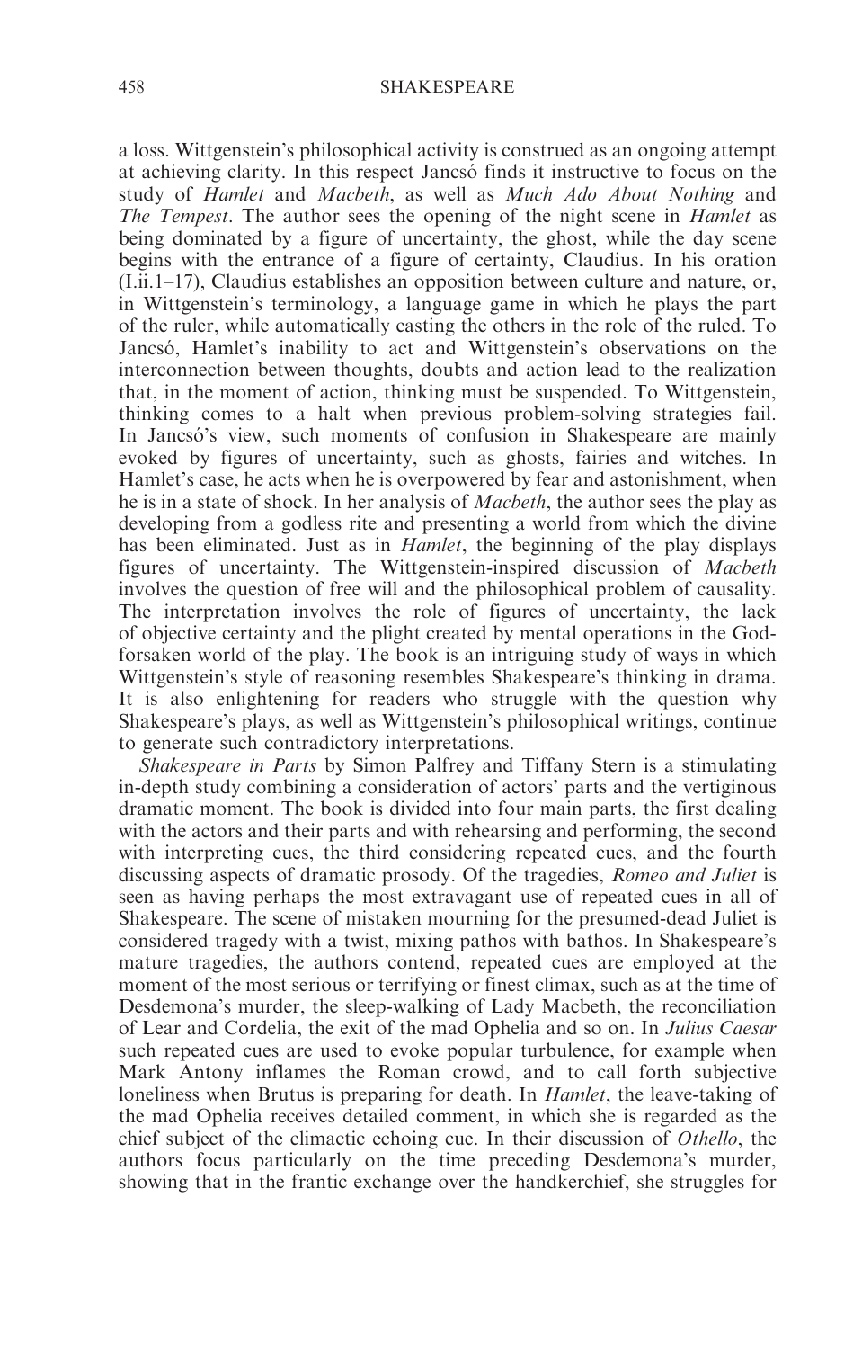a loss. Wittgenstein's philosophical activity is construed as an ongoing attempt at achieving clarity. In this respect Jancsó finds it instructive to focus on the study of *Hamlet* and *Macbeth*, as well as *Much Ado About Nothing* and *The Tempest*. The author sees the opening of the night scene in *Hamlet* as being dominated by a figure of uncertainty, the ghost, while the day scene begins with the entrance of a figure of certainty, Claudius. In his oration (I.ii.1–17), Claudius establishes an opposition between culture and nature, or, in Wittgenstein's terminology, a language game in which he plays the part of the ruler, while automatically casting the others in the role of the ruled. To Jancsó, Hamlet's inability to act and Wittgenstein's observations on the interconnection between thoughts, doubts and action lead to the realization that, in the moment of action, thinking must be suspended. To Wittgenstein, thinking comes to a halt when previous problem-solving strategies fail. In Jancsó's view, such moments of confusion in Shakespeare are mainly evoked by figures of uncertainty, such as ghosts, fairies and witches. In Hamlet's case, he acts when he is overpowered by fear and astonishment, when he is in a state of shock. In her analysis of *Macbeth*, the author sees the play as developing from a godless rite and presenting a world from which the divine has been eliminated. Just as in *Hamlet*, the beginning of the play displays figures of uncertainty. The Wittgenstein-inspired discussion of *Macbeth* involves the question of free will and the philosophical problem of causality. The interpretation involves the role of figures of uncertainty, the lack of objective certainty and the plight created by mental operations in the God-forsaken world of the play. The book is an intriguing study of ways in which Wittgenstein's style of reasoning resembles Shakespeare's thinking in drama. It is also enlightening for readers who struggle with the question why Shakespeare's plays, as well as Wittgenstein's philosophical writings, continue to generate such contradictory interpretations.

*Shakespeare in Parts* by Simon Palfrey and Tiffany Stern is a stimulating in-depth study combining a consideration of actors' parts and the vertiginous dramatic moment. The book is divided into four main parts, the first dealing with the actors and their parts and with rehearsing and performing, the second with interpreting cues, the third considering repeated cues, and the fourth discussing aspects of dramatic prosody. Of the tragedies, *Romeo and Juliet* is seen as having perhaps the most extravagant use of repeated cues in all of Shakespeare. The scene of mistaken mourning for the presumed-dead Juliet is considered tragedy with a twist, mixing pathos with bathos. In Shakespeare's mature tragedies, the authors contend, repeated cues are employed at the moment of the most serious or terrifying or finest climax, such as at the time of Desdemona's murder, the sleep-walking of Lady Macbeth, the reconciliation of Lear and Cordelia, the exit of the mad Ophelia and so on. In *Julius Caesar* such repeated cues are used to evoke popular turbulence, for example when Mark Antony inflames the Roman crowd, and to call forth subjective loneliness when Brutus is preparing for death. In *Hamlet*, the leave-taking of the mad Ophelia receives detailed comment, in which she is regarded as the chief subject of the climactic echoing cue. In their discussion of *Othello*, the authors focus particularly on the time preceding Desdemona's murder, showing that in the frantic exchange over the handkerchief, she struggles for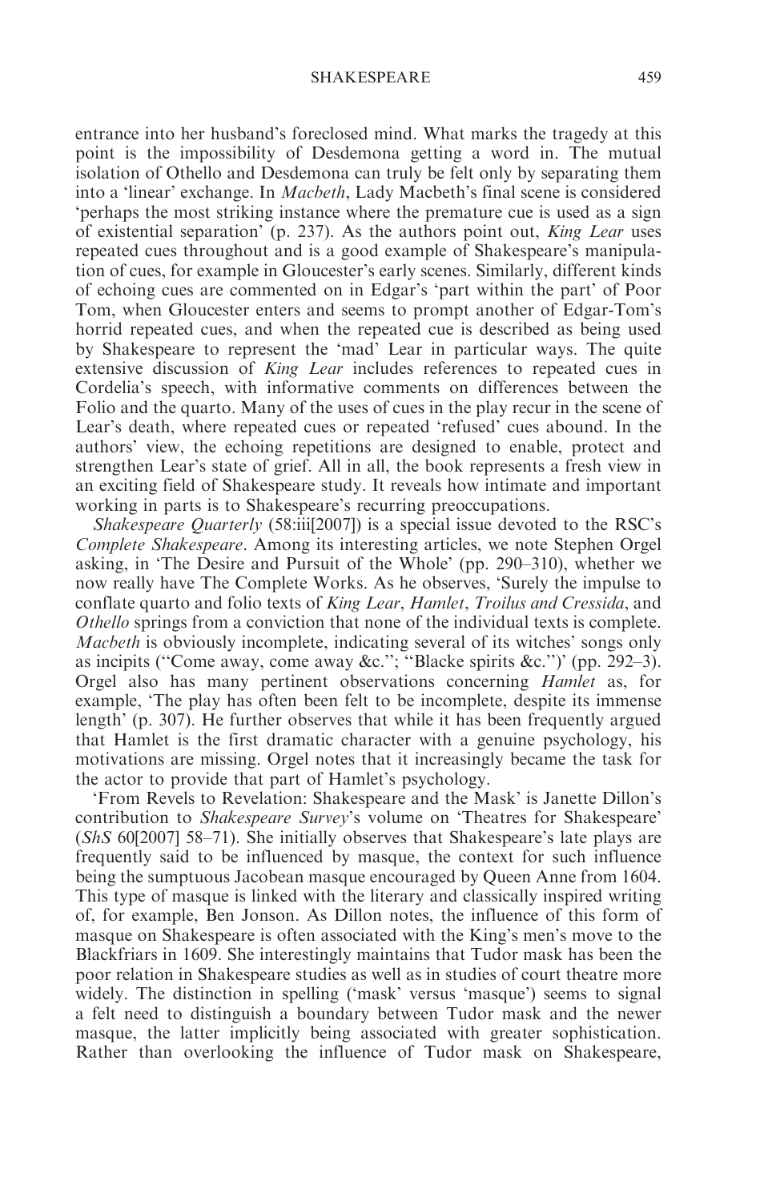entrance into her husband's foreclosed mind. What marks the tragedy at this point is the impossibility of Desdemona getting a word in. The mutual isolation of Othello and Desdemona can truly be felt only by separating them into a 'linear' exchange. In *Macbeth*, Lady Macbeth's final scene is considered 'perhaps the most striking instance where the premature cue is used as a sign of existential separation' (p. 237). As the authors point out, *King Lear* uses repeated cues throughout and is a good example of Shakespeare's manipulation of cues, for example in Gloucester's early scenes. Similarly, different kinds of echoing cues are commented on in Edgar's 'part within the part' of Poor Tom, when Gloucester enters and seems to prompt another of Edgar-Tom's horrid repeated cues, and when the repeated cue is described as being used by Shakespeare to represent the 'mad' Lear in particular ways. The quite extensive discussion of *King Lear* includes references to repeated cues in Cordelia's speech, with informative comments on differences between the Folio and the quarto. Many of the uses of cues in the play recur in the scene of Lear's death, where repeated cues or repeated 'refused' cues abound. In the authors' view, the echoing repetitions are designed to enable, protect and strengthen Lear's state of grief. All in all, the book represents a fresh view in an exciting field of Shakespeare study. It reveals how intimate and important working in parts is to Shakespeare's recurring preoccupations.

*Shakespeare Quarterly* (58:iii[2007]) is a special issue devoted to the RSC's *Complete Shakespeare*. Among its interesting articles, we note Stephen Orgel asking, in 'The Desire and Pursuit of the Whole' (pp. 290–310), whether we now really have The Complete Works. As he observes, 'Surely the impulse to conflate quarto and folio texts of *King Lear*, *Hamlet*, *Troilus and Cressida*, and *Othello* springs from a conviction that none of the individual texts is complete. *Macbeth* is obviously incomplete, indicating several of its witches' songs only as incipits ("Come away, come away &c."; "Blacke spirits &c.")' (pp. 292–3). Orgel also has many pertinent observations concerning *Hamlet* as, for example, 'The play has often been felt to be incomplete, despite its immense length' (p. 307). He further observes that while it has been frequently argued that Hamlet is the first dramatic character with a genuine psychology, his motivations are missing. Orgel notes that it increasingly became the task for the actor to provide that part of Hamlet's psychology.

'From Revels to Revelation: Shakespeare and the Mask' is Janette Dillon's contribution to *Shakespeare Survey*'s volume on 'Theatres for Shakespeare' (*ShS* 60[2007] 58–71). She initially observes that Shakespeare's late plays are frequently said to be influenced by masque, the context for such influence being the sumptuous Jacobean masque encouraged by Queen Anne from 1604. This type of masque is linked with the literary and classically inspired writing of, for example, Ben Jonson. As Dillon notes, the influence of this form of masque on Shakespeare is often associated with the King's men's move to the Blackfriars in 1609. She interestingly maintains that Tudor mask has been the poor relation in Shakespeare studies as well as in studies of court theatre more widely. The distinction in spelling ('mask' versus 'masque') seems to signal a felt need to distinguish a boundary between Tudor mask and the newer masque, the latter implicitly being associated with greater sophistication. Rather than overlooking the influence of Tudor mask on Shakespeare,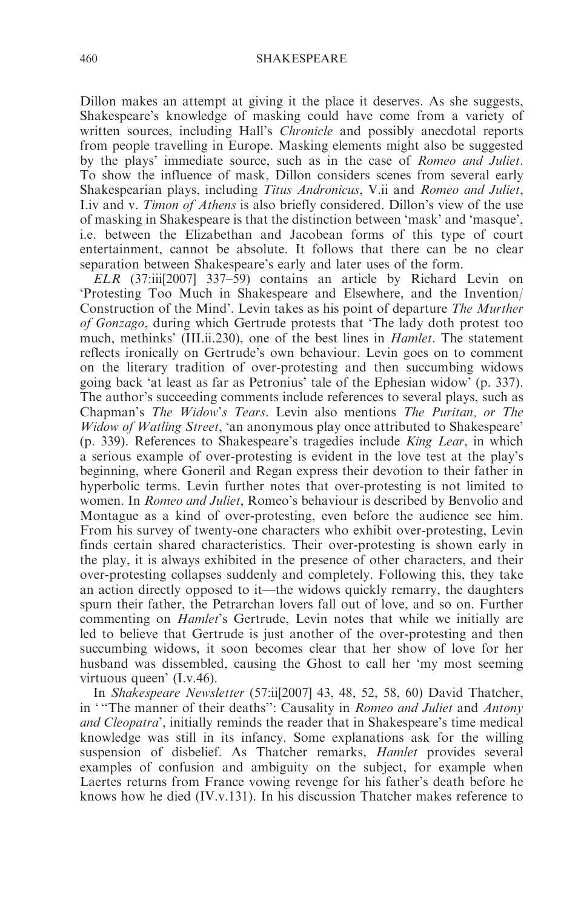Dillon makes an attempt at giving it the place it deserves. As she suggests, Shakespeare's knowledge of masking could have come from a variety of written sources, including Hall's *Chronicle* and possibly anecdotal reports from people travelling in Europe. Masking elements might also be suggested by the plays' immediate source, such as in the case of *Romeo and Juliet*. To show the influence of mask, Dillon considers scenes from several early Shakespearian plays, including *Titus Andronicus*, V.ii and *Romeo and Juliet*, I.iv and v. *Timon of Athens* is also briefly considered. Dillon's view of the use of masking in Shakespeare is that the distinction between 'mask' and 'masque', i.e. between the Elizabethan and Jacobean forms of this type of court entertainment, cannot be absolute. It follows that there can be no clear separation between Shakespeare's early and later uses of the form.

*ELR* (37:iii[2007] 337–59) contains an article by Richard Levin on 'Protesting Too Much in Shakespeare and Elsewhere, and the Invention/Construction of the Mind'. Levin takes as his point of departure *The Murther of Gonzago*, during which Gertrude protests that 'The lady doth protest too much, methinks' (III.ii.230), one of the best lines in *Hamlet*. The statement reflects ironically on Gertrude's own behaviour. Levin goes on to comment on the literary tradition of over-protesting and then succumbing widows going back 'at least as far as Petronius' tale of the Ephesian widow' (p. 337). The author's succeeding comments include references to several plays, such as Chapman's *The Widow's Tears*. Levin also mentions *The Puritan, or The Widow of Watling Street*, 'an anonymous play once attributed to Shakespeare' (p. 339). References to Shakespeare's tragedies include *King Lear*, in which a serious example of over-protesting is evident in the love test at the play's beginning, where Goneril and Regan express their devotion to their father in hyperbolic terms. Levin further notes that over-protesting is not limited to women. In *Romeo and Juliet*, Romeo's behaviour is described by Benvolio and Montague as a kind of over-protesting, even before the audience see him. From his survey of twenty-one characters who exhibit over-protesting, Levin finds certain shared characteristics. Their over-protesting is shown early in the play, it is always exhibited in the presence of other characters, and their over-protesting collapses suddenly and completely. Following this, they take an action directly opposed to it—the widows quickly remarry, the daughters spurn their father, the Petrarchan lovers fall out of love, and so on. Further commenting on *Hamlet*'s Gertrude, Levin notes that while we initially are led to believe that Gertrude is just another of the over-protesting and then succumbing widows, it soon becomes clear that her show of love for her husband was dissembled, causing the Ghost to call her 'my most seeming virtuous queen' (I.v.46).

In *Shakespeare Newsletter* (57:ii[2007] 43, 48, 52, 58, 60) David Thatcher, in '"The manner of their deaths": Causality in *Romeo and Juliet* and *Antony and Cleopatra*', initially reminds the reader that in Shakespeare's time medical knowledge was still in its infancy. Some explanations ask for the willing suspension of disbelief. As Thatcher remarks, *Hamlet* provides several examples of confusion and ambiguity on the subject, for example when Laertes returns from France vowing revenge for his father's death before he knows how he died (IV.v.131). In his discussion Thatcher makes reference to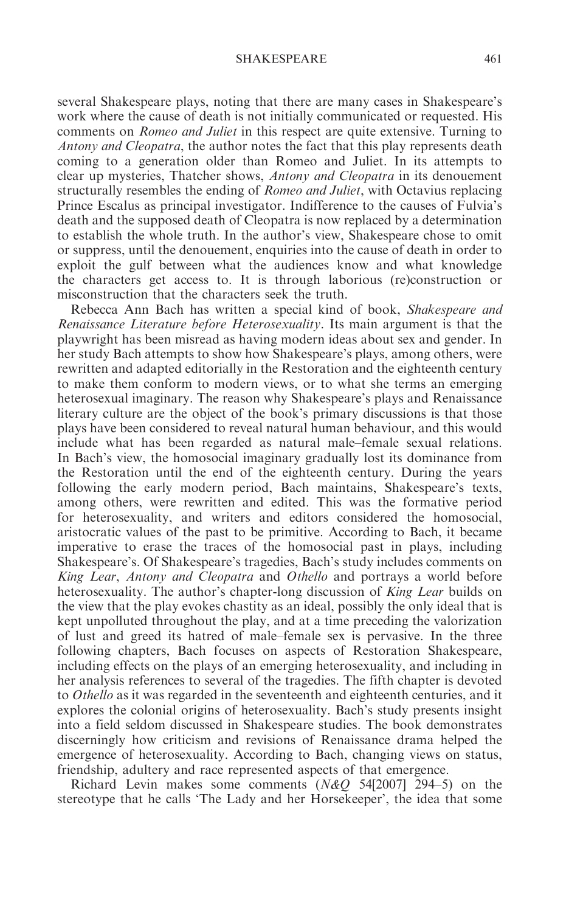several Shakespeare plays, noting that there are many cases in Shakespeare's work where the cause of death is not initially communicated or requested. His comments on *Romeo and Juliet* in this respect are quite extensive. Turning to *Antony and Cleopatra*, the author notes the fact that this play represents death coming to a generation older than Romeo and Juliet. In its attempts to clear up mysteries, Thatcher shows, *Antony and Cleopatra* in its denouement structurally resembles the ending of *Romeo and Juliet*, with Octavius replacing Prince Escalus as principal investigator. Indifference to the causes of Fulvia's death and the supposed death of Cleopatra is now replaced by a determination to establish the whole truth. In the author's view, Shakespeare chose to omit or suppress, until the denouement, enquiries into the cause of death in order to exploit the gulf between what the audiences know and what knowledge the characters get access to. It is through laborious (re)construction or misconstruction that the characters seek the truth.

Rebecca Ann Bach has written a special kind of book, *Shakespeare and Renaissance Literature before Heterosexuality*. Its main argument is that the playwright has been misread as having modern ideas about sex and gender. In her study Bach attempts to show how Shakespeare's plays, among others, were rewritten and adapted editorially in the Restoration and the eighteenth century to make them conform to modern views, or to what she terms an emerging heterosexual imaginary. The reason why Shakespeare's plays and Renaissance literary culture are the object of the book's primary discussions is that those plays have been considered to reveal natural human behaviour, and this would include what has been regarded as natural male–female sexual relations. In Bach's view, the homosocial imaginary gradually lost its dominance from the Restoration until the end of the eighteenth century. During the years following the early modern period, Bach maintains, Shakespeare's texts, among others, were rewritten and edited. This was the formative period for heterosexuality, and writers and editors considered the homosocial, aristocratic values of the past to be primitive. According to Bach, it became imperative to erase the traces of the homosocial past in plays, including Shakespeare's. Of Shakespeare's tragedies, Bach's study includes comments on *King Lear*, *Antony and Cleopatra* and *Othello* and portrays a world before heterosexuality. The author's chapter-long discussion of *King Lear* builds on the view that the play evokes chastity as an ideal, possibly the only ideal that is kept unpolluted throughout the play, and at a time preceding the valorization of lust and greed its hatred of male–female sex is pervasive. In the three following chapters, Bach focuses on aspects of Restoration Shakespeare, including effects on the plays of an emerging heterosexuality, and including in her analysis references to several of the tragedies. The fifth chapter is devoted to *Othello* as it was regarded in the seventeenth and eighteenth centuries, and it explores the colonial origins of heterosexuality. Bach's study presents insight into a field seldom discussed in Shakespeare studies. The book demonstrates discerningly how criticism and revisions of Renaissance drama helped the emergence of heterosexuality. According to Bach, changing views on status, friendship, adultery and race represented aspects of that emergence.

Richard Levin makes some comments (*N&Q* 54[2007] 294–5) on the stereotype that he calls 'The Lady and her Horsekeeper', the idea that some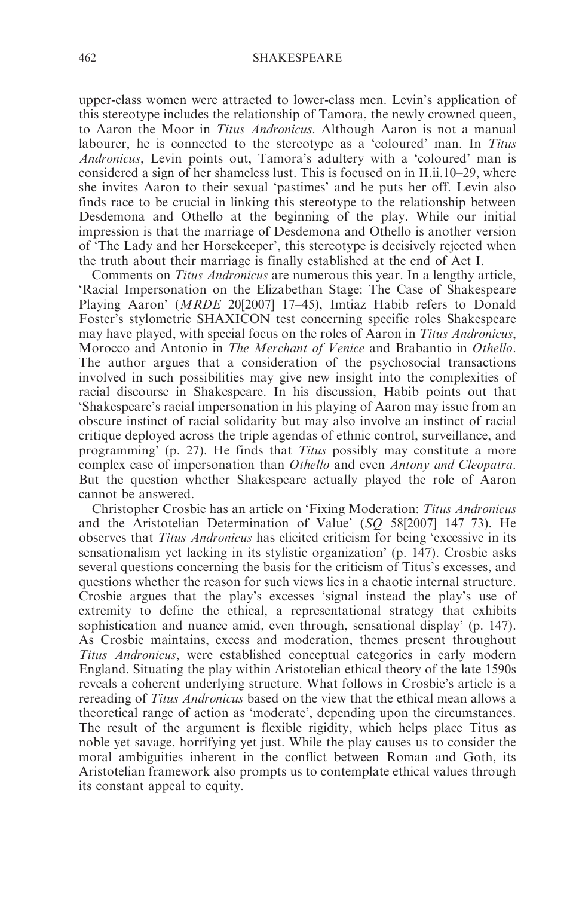upper-class women were attracted to lower-class men. Levin's application of this stereotype includes the relationship of Tamora, the newly crowned queen, to Aaron the Moor in *Titus Andronicus*. Although Aaron is not a manual labourer, he is connected to the stereotype as a 'coloured' man. In *Titus Andronicus*, Levin points out, Tamora's adultery with a 'coloured' man is considered a sign of her shameless lust. This is focused on in II.ii.10–29, where she invites Aaron to their sexual 'pastimes' and he puts her off. Levin also finds race to be crucial in linking this stereotype to the relationship between Desdemona and Othello at the beginning of the play. While our initial impression is that the marriage of Desdemona and Othello is another version of 'The Lady and her Horsekeeper', this stereotype is decisively rejected when the truth about their marriage is finally established at the end of Act I.

Comments on *Titus Andronicus* are numerous this year. In a lengthy article, 'Racial Impersonation on the Elizabethan Stage: The Case of Shakespeare Playing Aaron' (*MRDE* 20[2007] 17–45), Imtiaz Habib refers to Donald Foster's stylometric SHAXICON test concerning specific roles Shakespeare may have played, with special focus on the roles of Aaron in *Titus Andronicus*, Morocco and Antonio in *The Merchant of Venice* and Brabantio in *Othello*. The author argues that a consideration of the psychosocial transactions involved in such possibilities may give new insight into the complexities of racial discourse in Shakespeare. In his discussion, Habib points out that 'Shakespeare's racial impersonation in his playing of Aaron may issue from an obscure instinct of racial solidarity but may also involve an instinct of racial critique deployed across the triple agendas of ethnic control, surveillance, and programming' (p. 27). He finds that *Titus* possibly may constitute a more complex case of impersonation than *Othello* and even *Antony and Cleopatra*. But the question whether Shakespeare actually played the role of Aaron cannot be answered.

Christopher Crosbie has an article on 'Fixing Moderation: *Titus Andronicus* and the Aristotelian Determination of Value' (*SQ* 58[2007] 147–73). He observes that *Titus Andronicus* has elicited criticism for being 'excessive in its sensationalism yet lacking in its stylistic organization' (p. 147). Crosbie asks several questions concerning the basis for the criticism of Titus's excesses, and questions whether the reason for such views lies in a chaotic internal structure. Crosbie argues that the play's excesses 'signal instead the play's use of extremity to define the ethical, a representational strategy that exhibits sophistication and nuance amid, even through, sensational display' (p. 147). As Crosbie maintains, excess and moderation, themes present throughout *Titus Andronicus*, were established conceptual categories in early modern England. Situating the play within Aristotelian ethical theory of the late 1590s reveals a coherent underlying structure. What follows in Crosbie's article is a rereading of *Titus Andronicus* based on the view that the ethical mean allows a theoretical range of action as 'moderate', depending upon the circumstances. The result of the argument is flexible rigidity, which helps place Titus as noble yet savage, horrifying yet just. While the play causes us to consider the moral ambiguities inherent in the conflict between Roman and Goth, its Aristotelian framework also prompts us to contemplate ethical values through its constant appeal to equity.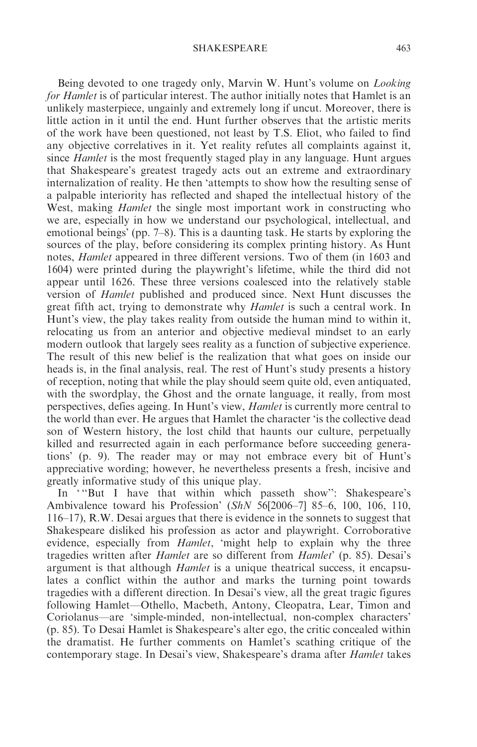Being devoted to one tragedy only, Marvin W. Hunt's volume on *Looking for Hamlet* is of particular interest. The author initially notes that Hamlet is an unlikely masterpiece, ungainly and extremely long if uncut. Moreover, there is little action in it until the end. Hunt further observes that the artistic merits of the work have been questioned, not least by T.S. Eliot, who failed to find any objective correlatives in it. Yet reality refutes all complaints against it, since *Hamlet* is the most frequently staged play in any language. Hunt argues that Shakespeare's greatest tragedy acts out an extreme and extraordinary internalization of reality. He then 'attempts to show how the resulting sense of a palpable interiority has reflected and shaped the intellectual history of the West, making *Hamlet* the single most important work in constructing who we are, especially in how we understand our psychological, intellectual, and emotional beings' (pp. 7–8). This is a daunting task. He starts by exploring the sources of the play, before considering its complex printing history. As Hunt notes, *Hamlet* appeared in three different versions. Two of them (in 1603 and 1604) were printed during the playwright's lifetime, while the third did not appear until 1626. These three versions coalesced into the relatively stable version of *Hamlet* published and produced since. Next Hunt discusses the great fifth act, trying to demonstrate why *Hamlet* is such a central work. In Hunt's view, the play takes reality from outside the human mind to within it, relocating us from an anterior and objective medieval mindset to an early modern outlook that largely sees reality as a function of subjective experience. The result of this new belief is the realization that what goes on inside our heads is, in the final analysis, real. The rest of Hunt's study presents a history of reception, noting that while the play should seem quite old, even antiquated, with the swordplay, the Ghost and the ornate language, it really, from most perspectives, defies ageing. In Hunt's view, *Hamlet* is currently more central to the world than ever. He argues that Hamlet the character 'is the collective dead son of Western history, the lost child that haunts our culture, perpetually killed and resurrected again in each performance before succeeding generations' (p. 9). The reader may or may not embrace every bit of Hunt's appreciative wording; however, he nevertheless presents a fresh, incisive and greatly informative study of this unique play.

In '"But I have that within which passeth show": Shakespeare's Ambivalence toward his Profession' (*ShN* 56[2006–7] 85–6, 100, 106, 110, 116–17), R.W. Desai argues that there is evidence in the sonnets to suggest that Shakespeare disliked his profession as actor and playwright. Corroborative evidence, especially from *Hamlet*, 'might help to explain why the three tragedies written after *Hamlet* are so different from *Hamlet*' (p. 85). Desai's argument is that although *Hamlet* is a unique theatrical success, it encapsulates a conflict within the author and marks the turning point towards tragedies with a different direction. In Desai's view, all the great tragic figures following Hamlet—Othello, Macbeth, Antony, Cleopatra, Lear, Timon and Coriolanus—are 'simple-minded, non-intellectual, non-complex characters' (p. 85). To Desai Hamlet is Shakespeare's alter ego, the critic concealed within the dramatist. He further comments on Hamlet's scathing critique of the contemporary stage. In Desai's view, Shakespeare's drama after *Hamlet* takes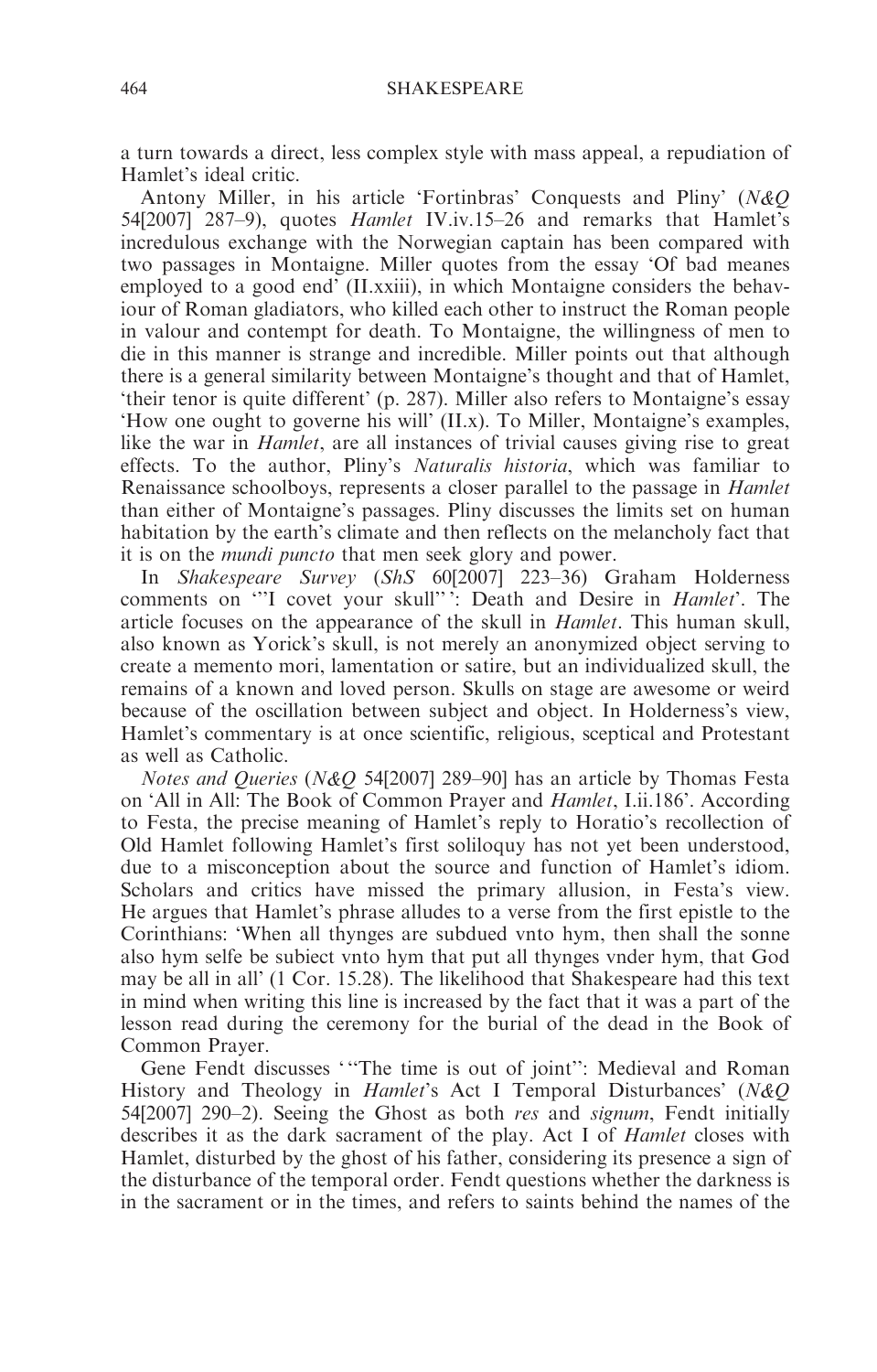a turn towards a direct, less complex style with mass appeal, a repudiation of Hamlet's ideal critic.

Antony Miller, in his article 'Fortinbras' Conquests and Pliny' (*N&Q* 54[2007] 287–9), quotes *Hamlet* IV.iv.15–26 and remarks that Hamlet's incredulous exchange with the Norwegian captain has been compared with two passages in Montaigne. Miller quotes from the essay 'Of bad meanes employed to a good end' (II.xxiii), in which Montaigne considers the behaviour of Roman gladiators, who killed each other to instruct the Roman people in valour and contempt for death. To Montaigne, the willingness of men to die in this manner is strange and incredible. Miller points out that although there is a general similarity between Montaigne's thought and that of Hamlet, 'their tenor is quite different' (p. 287). Miller also refers to Montaigne's essay 'How one ought to governe his will' (II.x). To Miller, Montaigne's examples, like the war in *Hamlet*, are all instances of trivial causes giving rise to great effects. To the author, Pliny's *Naturalis historia*, which was familiar to Renaissance schoolboys, represents a closer parallel to the passage in *Hamlet* than either of Montaigne's passages. Pliny discusses the limits set on human habitation by the earth's climate and then reflects on the melancholy fact that it is on the *mundi puncto* that men seek glory and power.

In *Shakespeare Survey* (*ShS* 60[2007] 223–36) Graham Holderness comments on '"I covet your skull"': Death and Desire in *Hamlet*'. The article focuses on the appearance of the skull in *Hamlet*. This human skull, also known as Yorick's skull, is not merely an anonymized object serving to create a memento mori, lamentation or satire, but an individualized skull, the remains of a known and loved person. Skulls on stage are awesome or weird because of the oscillation between subject and object. In Holderness's view, Hamlet's commentary is at once scientific, religious, sceptical and Protestant as well as Catholic.

*Notes and Queries* (*N&Q* 54[2007] 289–90] has an article by Thomas Festa on 'All in All: The Book of Common Prayer and *Hamlet*, I.ii.186'. According to Festa, the precise meaning of Hamlet's reply to Horatio's recollection of Old Hamlet following Hamlet's first soliloquy has not yet been understood, due to a misconception about the source and function of Hamlet's idiom. Scholars and critics have missed the primary allusion, in Festa's view. He argues that Hamlet's phrase alludes to a verse from the first epistle to the Corinthians: 'When all thynges are subdued vnto hym, then shall the sonne also hym selfe be subiect vnto hym that put all thynges vnder hym, that God may be all in all' (1 Cor. 15.28). The likelihood that Shakespeare had this text in mind when writing this line is increased by the fact that it was a part of the lesson read during the ceremony for the burial of the dead in the Book of Common Prayer.

Gene Fendt discusses '"The time is out of joint": Medieval and Roman History and Theology in *Hamlet*'s Act I Temporal Disturbances' (*N&Q* 54[2007] 290–2). Seeing the Ghost as both *res* and *signum*, Fendt initially describes it as the dark sacrament of the play. Act I of *Hamlet* closes with Hamlet, disturbed by the ghost of his father, considering its presence a sign of the disturbance of the temporal order. Fendt questions whether the darkness is in the sacrament or in the times, and refers to saints behind the names of the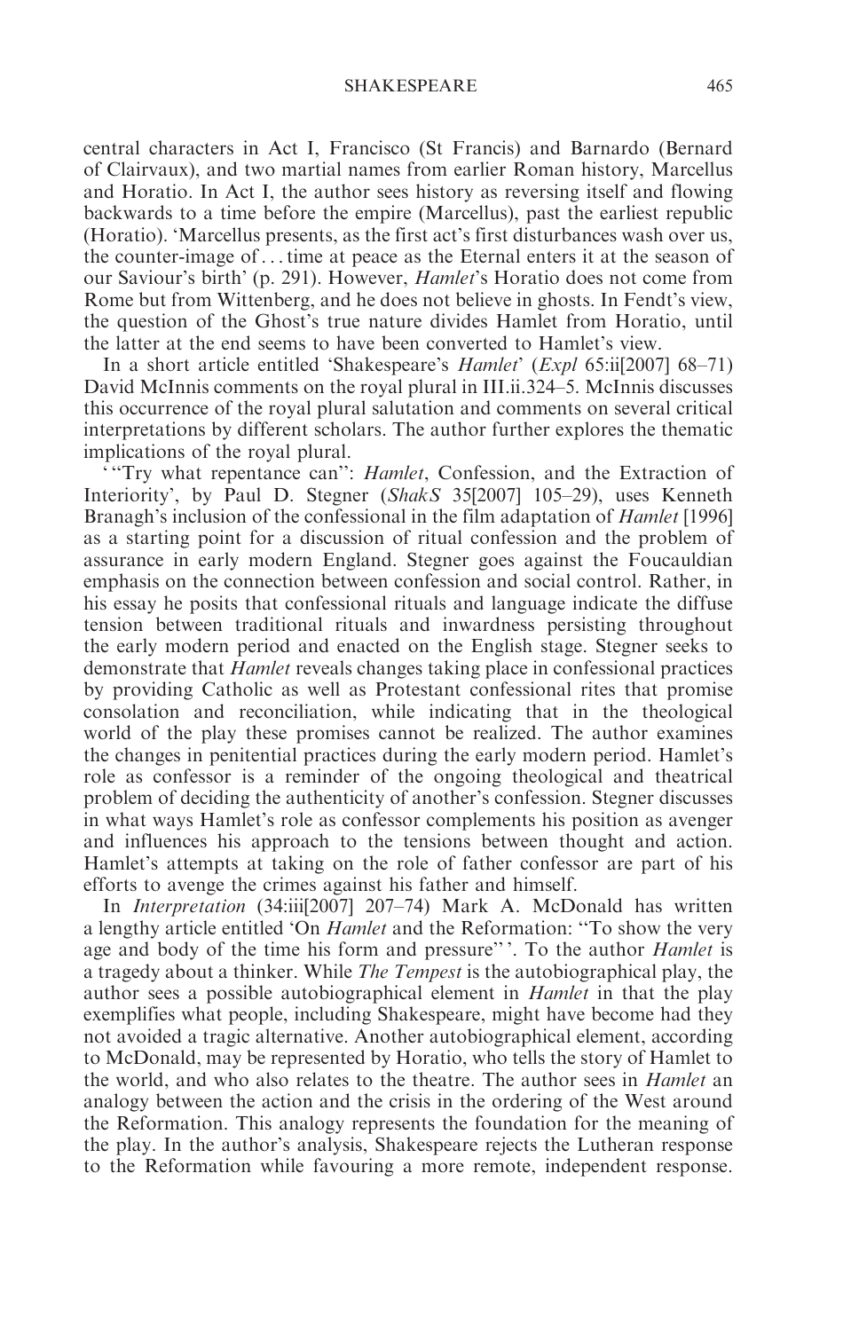central characters in Act I, Francisco (St Francis) and Barnardo (Bernard of Clairvaux), and two martial names from earlier Roman history, Marcellus and Horatio. In Act I, the author sees history as reversing itself and flowing backwards to a time before the empire (Marcellus), past the earliest republic (Horatio). 'Marcellus presents, as the first act's first disturbances wash over us, the counter-image of . . . time at peace as the Eternal enters it at the season of our Saviour's birth' (p. 291). However, *Hamlet*'s Horatio does not come from Rome but from Wittenberg, and he does not believe in ghosts. In Fendt's view, the question of the Ghost's true nature divides Hamlet from Horatio, until the latter at the end seems to have been converted to Hamlet's view.

In a short article entitled 'Shakespeare's *Hamlet*' (*Expl* 65:ii[2007] 68–71) David McInnis comments on the royal plural in III.ii.324–5. McInnis discusses this occurrence of the royal plural salutation and comments on several critical interpretations by different scholars. The author further explores the thematic implications of the royal plural.

'"Try what repentance can": *Hamlet*, Confession, and the Extraction of Interiority', by Paul D. Stegner (*ShakS* 35[2007] 105–29), uses Kenneth Branagh's inclusion of the confessional in the film adaptation of *Hamlet* [1996] as a starting point for a discussion of ritual confession and the problem of assurance in early modern England. Stegner goes against the Foucauldian emphasis on the connection between confession and social control. Rather, in his essay he posits that confessional rituals and language indicate the diffuse tension between traditional rituals and inwardness persisting throughout the early modern period and enacted on the English stage. Stegner seeks to demonstrate that *Hamlet* reveals changes taking place in confessional practices by providing Catholic as well as Protestant confessional rites that promise consolation and reconciliation, while indicating that in the theological world of the play these promises cannot be realized. The author examines the changes in penitential practices during the early modern period. Hamlet's role as confessor is a reminder of the ongoing theological and theatrical problem of deciding the authenticity of another's confession. Stegner discusses in what ways Hamlet's role as confessor complements his position as avenger and influences his approach to the tensions between thought and action. Hamlet's attempts at taking on the role of father confessor are part of his efforts to avenge the crimes against his father and himself.

In *Interpretation* (34:iii[2007] 207–74) Mark A. McDonald has written a lengthy article entitled 'On *Hamlet* and the Reformation: "To show the very age and body of the time his form and pressure"'. To the author *Hamlet* is a tragedy about a thinker. While *The Tempest* is the autobiographical play, the author sees a possible autobiographical element in *Hamlet* in that the play exemplifies what people, including Shakespeare, might have become had they not avoided a tragic alternative. Another autobiographical element, according to McDonald, may be represented by Horatio, who tells the story of Hamlet to the world, and who also relates to the theatre. The author sees in *Hamlet* an analogy between the action and the crisis in the ordering of the West around the Reformation. This analogy represents the foundation for the meaning of the play. In the author's analysis, Shakespeare rejects the Lutheran response to the Reformation while favouring a more remote, independent response.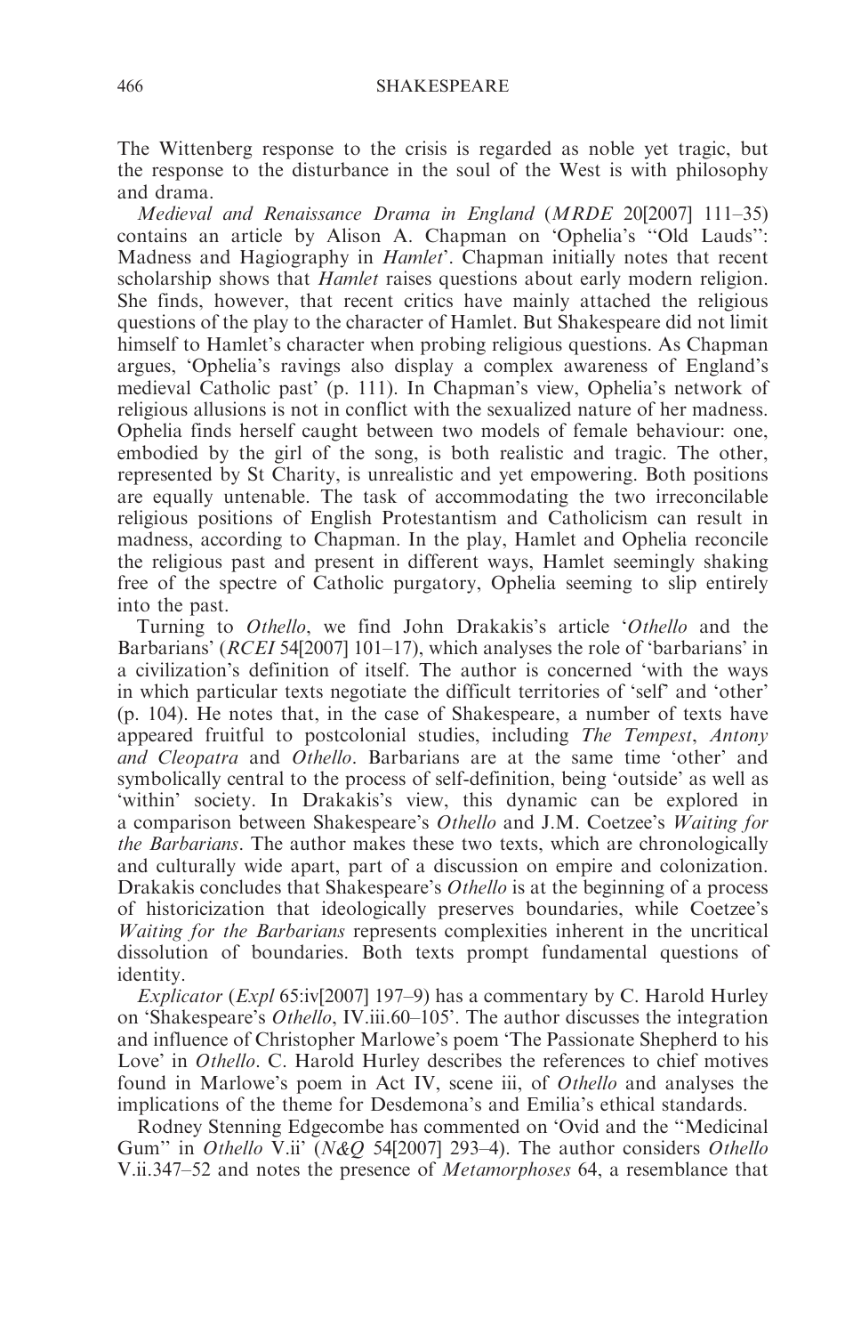The Wittenberg response to the crisis is regarded as noble yet tragic, but the response to the disturbance in the soul of the West is with philosophy and drama.

*Medieval and Renaissance Drama in England* (*MRDE* 20[2007] 111–35) contains an article by Alison A. Chapman on 'Ophelia's "Old Lauds": Madness and Hagiography in *Hamlet*'. Chapman initially notes that recent scholarship shows that *Hamlet* raises questions about early modern religion. She finds, however, that recent critics have mainly attached the religious questions of the play to the character of Hamlet. But Shakespeare did not limit himself to Hamlet's character when probing religious questions. As Chapman argues, 'Ophelia's ravings also display a complex awareness of England's medieval Catholic past' (p. 111). In Chapman's view, Ophelia's network of religious allusions is not in conflict with the sexualized nature of her madness. Ophelia finds herself caught between two models of female behaviour: one, embodied by the girl of the song, is both realistic and tragic. The other, represented by St Charity, is unrealistic and yet empowering. Both positions are equally untenable. The task of accommodating the two irreconcilable religious positions of English Protestantism and Catholicism can result in madness, according to Chapman. In the play, Hamlet and Ophelia reconcile the religious past and present in different ways, Hamlet seemingly shaking free of the spectre of Catholic purgatory, Ophelia seeming to slip entirely into the past.

Turning to *Othello*, we find John Drakakis's article '*Othello* and the Barbarians' (*RCEI* 54[2007] 101–17), which analyses the role of 'barbarians' in a civilization's definition of itself. The author is concerned 'with the ways in which particular texts negotiate the difficult territories of 'self' and 'other' (p. 104). He notes that, in the case of Shakespeare, a number of texts have appeared fruitful to postcolonial studies, including *The Tempest*, *Antony and Cleopatra* and *Othello*. Barbarians are at the same time 'other' and symbolically central to the process of self-definition, being 'outside' as well as 'within' society. In Drakakis's view, this dynamic can be explored in a comparison between Shakespeare's *Othello* and J.M. Coetzee's *Waiting for the Barbarians*. The author makes these two texts, which are chronologically and culturally wide apart, part of a discussion on empire and colonization. Drakakis concludes that Shakespeare's *Othello* is at the beginning of a process of historicization that ideologically preserves boundaries, while Coetzee's *Waiting for the Barbarians* represents complexities inherent in the uncritical dissolution of boundaries. Both texts prompt fundamental questions of identity.

*Explicator* (*Expl* 65:iv[2007] 197–9) has a commentary by C. Harold Hurley on 'Shakespeare's *Othello*, IV.iii.60–105'. The author discusses the integration and influence of Christopher Marlowe's poem 'The Passionate Shepherd to his Love' in *Othello*. C. Harold Hurley describes the references to chief motives found in Marlowe's poem in Act IV, scene iii, of *Othello* and analyses the implications of the theme for Desdemona's and Emilia's ethical standards.

Rodney Stenning Edgecombe has commented on 'Ovid and the "Medicinal Gum" in *Othello* V.ii' (*N&Q* 54[2007] 293–4). The author considers *Othello* V.ii.347–52 and notes the presence of *Metamorphoses* 64, a resemblance that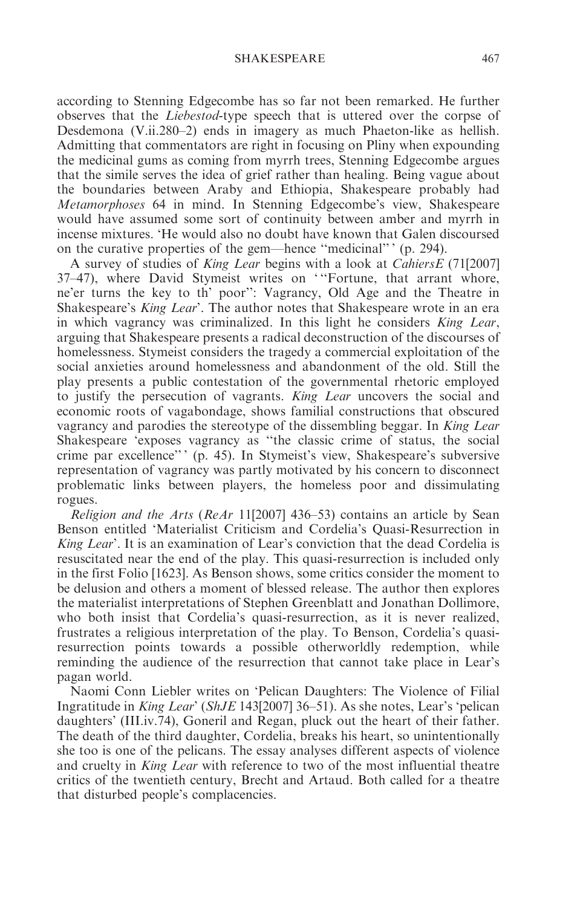according to Stenning Edgecombe has so far not been remarked. He further observes that the *Liebestod*-type speech that is uttered over the corpse of Desdemona (V.ii.280–2) ends in imagery as much Phaeton-like as hellish. Admitting that commentators are right in focusing on Pliny when expounding the medicinal gums as coming from myrrh trees, Stenning Edgecombe argues that the simile serves the idea of grief rather than healing. Being vague about the boundaries between Araby and Ethiopia, Shakespeare probably had *Metamorphoses* 64 in mind. In Stenning Edgecombe's view, Shakespeare would have assumed some sort of continuity between amber and myrrh in incense mixtures. 'He would also no doubt have known that Galen discoursed on the curative properties of the gem—hence ''medicinal'' ' (p. 294).

A survey of studies of *King Lear* begins with a look at *CahiersE* (71[2007] 37–47), where David Stymeist writes on ' ''Fortune, that arrant whore, ne'er turns the key to th' poor'': Vagrancy, Old Age and the Theatre in Shakespeare's *King Lear*'. The author notes that Shakespeare wrote in an era in which vagrancy was criminalized. In this light he considers *King Lear*, arguing that Shakespeare presents a radical deconstruction of the discourses of homelessness. Stymeist considers the tragedy a commercial exploitation of the social anxieties around homelessness and abandonment of the old. Still the play presents a public contestation of the governmental rhetoric employed to justify the persecution of vagrants. *King Lear* uncovers the social and economic roots of vagabondage, shows familial constructions that obscured vagrancy and parodies the stereotype of the dissembling beggar. In *King Lear* Shakespeare 'exposes vagrancy as ''the classic crime of status, the social crime par excellence'' ' (p. 45). In Stymeist's view, Shakespeare's subversive representation of vagrancy was partly motivated by his concern to disconnect problematic links between players, the homeless poor and dissimulating rogues.

*Religion and the Arts* (*ReAr* 11[2007] 436–53) contains an article by Sean Benson entitled 'Materialist Criticism and Cordelia's Quasi-Resurrection in *King Lear*'. It is an examination of Lear's conviction that the dead Cordelia is resuscitated near the end of the play. This quasi-resurrection is included only in the first Folio [1623]. As Benson shows, some critics consider the moment to be delusion and others a moment of blessed release. The author then explores the materialist interpretations of Stephen Greenblatt and Jonathan Dollimore, who both insist that Cordelia's quasi-resurrection, as it is never realized, frustrates a religious interpretation of the play. To Benson, Cordelia's quasi-resurrection points towards a possible otherworldly redemption, while reminding the audience of the resurrection that cannot take place in Lear's pagan world.

Naomi Conn Liebler writes on 'Pelican Daughters: The Violence of Filial Ingratitude in *King Lear*' (*ShJE* 143[2007] 36–51). As she notes, Lear's 'pelican daughters' (III.iv.74), Goneril and Regan, pluck out the heart of their father. The death of the third daughter, Cordelia, breaks his heart, so unintentionally she too is one of the pelicans. The essay analyses different aspects of violence and cruelty in *King Lear* with reference to two of the most influential theatre critics of the twentieth century, Brecht and Artaud. Both called for a theatre that disturbed people's complacencies.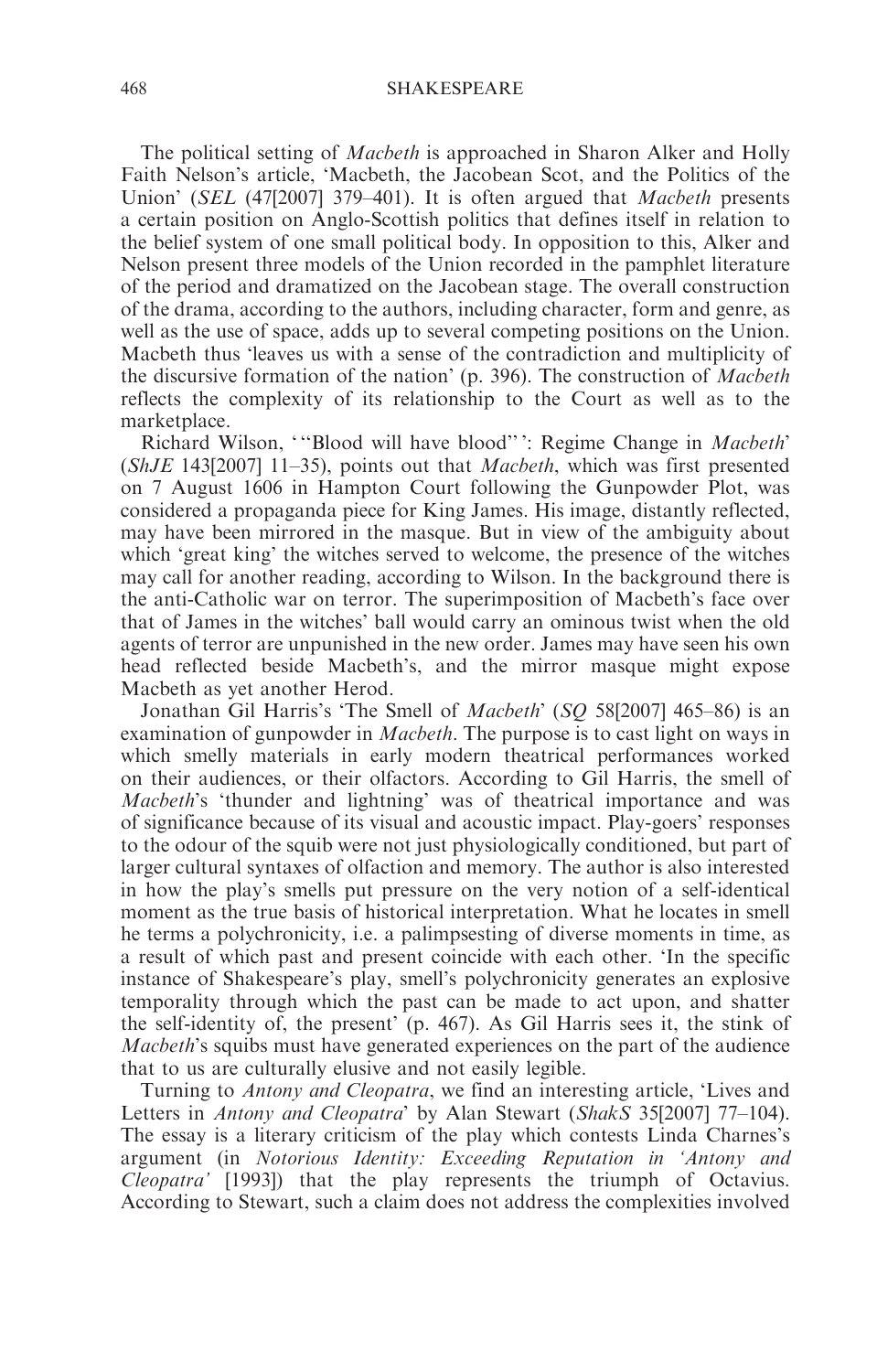The political setting of *Macbeth* is approached in Sharon Alker and Holly Faith Nelson's article, 'Macbeth, the Jacobean Scot, and the Politics of the Union' (*SEL* (47[2007] 379–401). It is often argued that *Macbeth* presents a certain position on Anglo-Scottish politics that defines itself in relation to the belief system of one small political body. In opposition to this, Alker and Nelson present three models of the Union recorded in the pamphlet literature of the period and dramatized on the Jacobean stage. The overall construction of the drama, according to the authors, including character, form and genre, as well as the use of space, adds up to several competing positions on the Union. Macbeth thus 'leaves us with a sense of the contradiction and multiplicity of the discursive formation of the nation' (p. 396). The construction of *Macbeth* reflects the complexity of its relationship to the Court as well as to the marketplace.

Richard Wilson, ' "Blood will have blood" ': Regime Change in *Macbeth*' (*ShJE* 143[2007] 11–35), points out that *Macbeth*, which was first presented on 7 August 1606 in Hampton Court following the Gunpowder Plot, was considered a propaganda piece for King James. His image, distantly reflected, may have been mirrored in the masque. But in view of the ambiguity about which 'great king' the witches served to welcome, the presence of the witches may call for another reading, according to Wilson. In the background there is the anti-Catholic war on terror. The superimposition of Macbeth's face over that of James in the witches' ball would carry an ominous twist when the old agents of terror are unpunished in the new order. James may have seen his own head reflected beside Macbeth's, and the mirror masque might expose Macbeth as yet another Herod.

Jonathan Gil Harris's 'The Smell of *Macbeth*' (*SQ* 58[2007] 465–86) is an examination of gunpowder in *Macbeth*. The purpose is to cast light on ways in which smelly materials in early modern theatrical performances worked on their audiences, or their olfactors. According to Gil Harris, the smell of *Macbeth*'s 'thunder and lightning' was of theatrical importance and was of significance because of its visual and acoustic impact. Play-goers' responses to the odour of the squib were not just physiologically conditioned, but part of larger cultural syntaxes of olfaction and memory. The author is also interested in how the play's smells put pressure on the very notion of a self-identical moment as the true basis of historical interpretation. What he locates in smell he terms a polychronicity, i.e. a palimpsesting of diverse moments in time, as a result of which past and present coincide with each other. 'In the specific instance of Shakespeare's play, smell's polychronicity generates an explosive temporality through which the past can be made to act upon, and shatter the self-identity of, the present' (p. 467). As Gil Harris sees it, the stink of *Macbeth*'s squibs must have generated experiences on the part of the audience that to us are culturally elusive and not easily legible.

Turning to *Antony and Cleopatra*, we find an interesting article, 'Lives and Letters in *Antony and Cleopatra*' by Alan Stewart (*ShakS* 35[2007] 77–104). The essay is a literary criticism of the play which contests Linda Charnes's argument (in *Notorious Identity: Exceeding Reputation in 'Antony and Cleopatra'* [1993]) that the play represents the triumph of Octavius. According to Stewart, such a claim does not address the complexities involved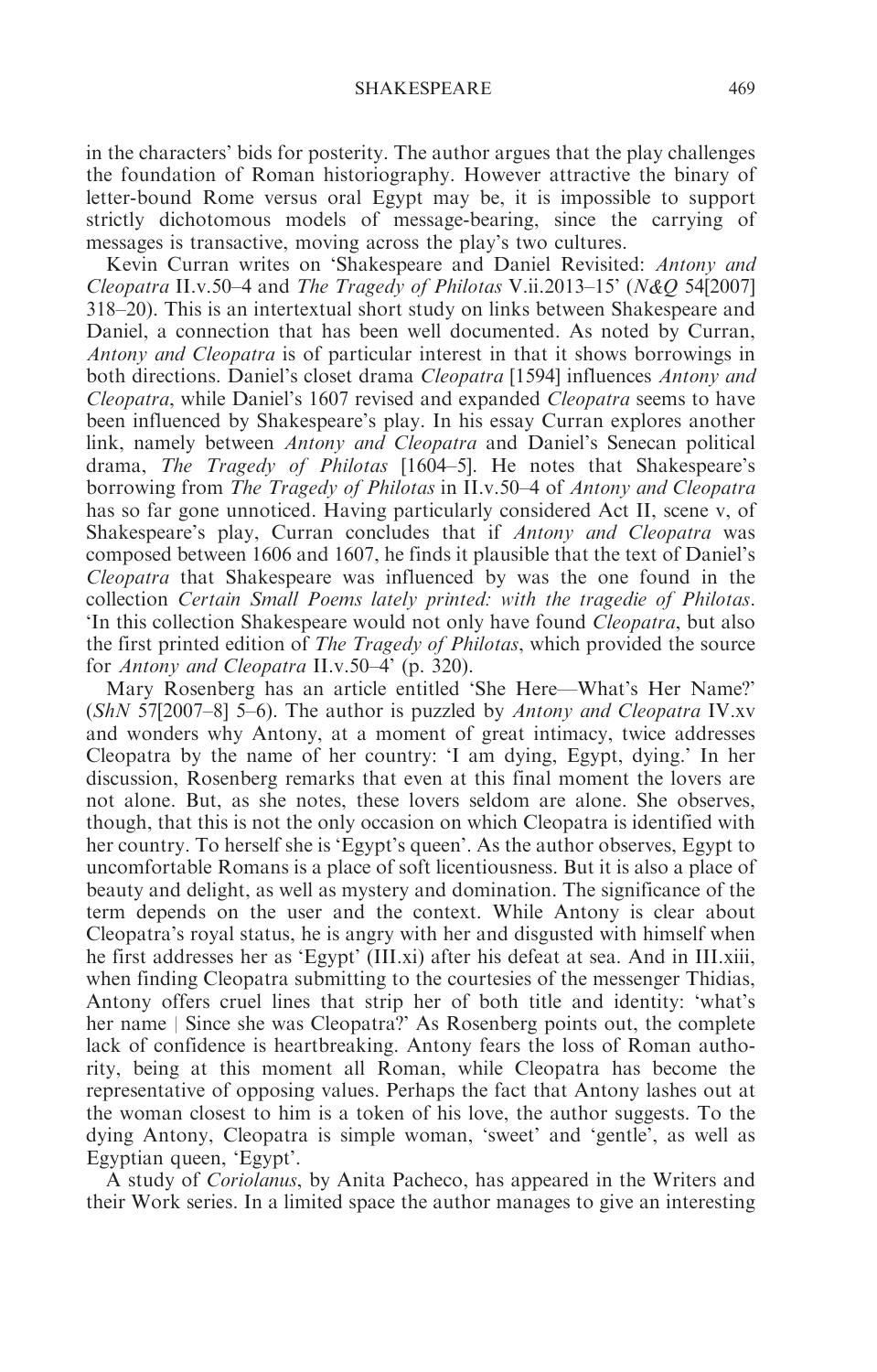in the characters' bids for posterity. The author argues that the play challenges the foundation of Roman historiography. However attractive the binary of letter-bound Rome versus oral Egypt may be, it is impossible to support strictly dichotomous models of message-bearing, since the carrying of messages is transactive, moving across the play's two cultures.

Kevin Curran writes on 'Shakespeare and Daniel Revisited: *Antony and Cleopatra* II.v.50–4 and *The Tragedy of Philotas* V.ii.2013–15' (*N&Q* 54[2007] 318–20). This is an intertextual short study on links between Shakespeare and Daniel, a connection that has been well documented. As noted by Curran, *Antony and Cleopatra* is of particular interest in that it shows borrowings in both directions. Daniel's closet drama *Cleopatra* [1594] influences *Antony and Cleopatra*, while Daniel's 1607 revised and expanded *Cleopatra* seems to have been influenced by Shakespeare's play. In his essay Curran explores another link, namely between *Antony and Cleopatra* and Daniel's Senecan political drama, *The Tragedy of Philotas* [1604–5]. He notes that Shakespeare's borrowing from *The Tragedy of Philotas* in II.v.50–4 of *Antony and Cleopatra* has so far gone unnoticed. Having particularly considered Act II, scene v, of Shakespeare's play, Curran concludes that if *Antony and Cleopatra* was composed between 1606 and 1607, he finds it plausible that the text of Daniel's *Cleopatra* that Shakespeare was influenced by was the one found in the collection *Certain Small Poems lately printed: with the tragedie of Philotas*. 'In this collection Shakespeare would not only have found *Cleopatra*, but also the first printed edition of *The Tragedy of Philotas*, which provided the source for *Antony and Cleopatra* II.v.50–4' (p. 320).

Mary Rosenberg has an article entitled 'She Here—What's Her Name?' (*ShN* 57[2007–8] 5–6). The author is puzzled by *Antony and Cleopatra* IV.xv and wonders why Antony, at a moment of great intimacy, twice addresses Cleopatra by the name of her country: 'I am dying, Egypt, dying.' In her discussion, Rosenberg remarks that even at this final moment the lovers are not alone. But, as she notes, these lovers seldom are alone. She observes, though, that this is not the only occasion on which Cleopatra is identified with her country. To herself she is 'Egypt's queen'. As the author observes, Egypt to uncomfortable Romans is a place of soft licentiousness. But it is also a place of beauty and delight, as well as mystery and domination. The significance of the term depends on the user and the context. While Antony is clear about Cleopatra's royal status, he is angry with her and disgusted with himself when he first addresses her as 'Egypt' (III.xi) after his defeat at sea. And in III.xiii, when finding Cleopatra submitting to the courtesies of the messenger Thidias, Antony offers cruel lines that strip her of both title and identity: 'what's her name | Since she was Cleopatra?' As Rosenberg points out, the complete lack of confidence is heartbreaking. Antony fears the loss of Roman authority, being at this moment all Roman, while Cleopatra has become the representative of opposing values. Perhaps the fact that Antony lashes out at the woman closest to him is a token of his love, the author suggests. To the dying Antony, Cleopatra is simple woman, 'sweet' and 'gentle', as well as Egyptian queen, 'Egypt'.

A study of *Coriolanus*, by Anita Pacheco, has appeared in the Writers and their Work series. In a limited space the author manages to give an interesting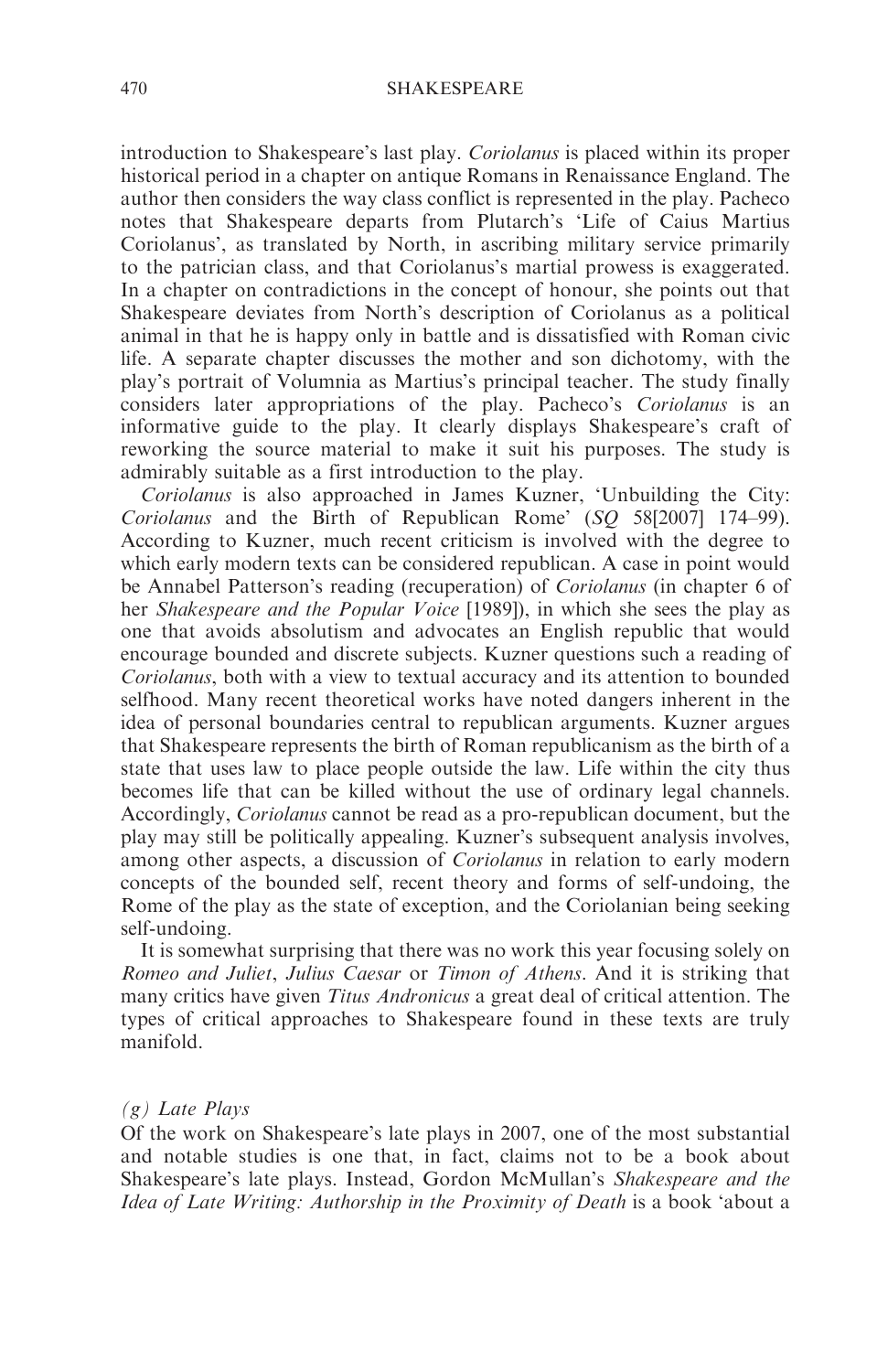introduction to Shakespeare's last play. *Coriolanus* is placed within its proper historical period in a chapter on antique Romans in Renaissance England. The author then considers the way class conflict is represented in the play. Pacheco notes that Shakespeare departs from Plutarch's 'Life of Caius Martius Coriolanus', as translated by North, in ascribing military service primarily to the patrician class, and that Coriolanus's martial prowess is exaggerated. In a chapter on contradictions in the concept of honour, she points out that Shakespeare deviates from North's description of Coriolanus as a political animal in that he is happy only in battle and is dissatisfied with Roman civic life. A separate chapter discusses the mother and son dichotomy, with the play's portrait of Volumnia as Martius's principal teacher. The study finally considers later appropriations of the play. Pacheco's *Coriolanus* is an informative guide to the play. It clearly displays Shakespeare's craft of reworking the source material to make it suit his purposes. The study is admirably suitable as a first introduction to the play.

*Coriolanus* is also approached in James Kuzner, 'Unbuilding the City: *Coriolanus* and the Birth of Republican Rome' (*SQ* 58[2007] 174–99). According to Kuzner, much recent criticism is involved with the degree to which early modern texts can be considered republican. A case in point would be Annabel Patterson's reading (recuperation) of *Coriolanus* (in chapter 6 of her *Shakespeare and the Popular Voice* [1989]), in which she sees the play as one that avoids absolutism and advocates an English republic that would encourage bounded and discrete subjects. Kuzner questions such a reading of *Coriolanus*, both with a view to textual accuracy and its attention to bounded selfhood. Many recent theoretical works have noted dangers inherent in the idea of personal boundaries central to republican arguments. Kuzner argues that Shakespeare represents the birth of Roman republicanism as the birth of a state that uses law to place people outside the law. Life within the city thus becomes life that can be killed without the use of ordinary legal channels. Accordingly, *Coriolanus* cannot be read as a pro-republican document, but the play may still be politically appealing. Kuzner's subsequent analysis involves, among other aspects, a discussion of *Coriolanus* in relation to early modern concepts of the bounded self, recent theory and forms of self-undoing, the Rome of the play as the state of exception, and the Coriolanian being seeking self-undoing.

It is somewhat surprising that there was no work this year focusing solely on *Romeo and Juliet*, *Julius Caesar* or *Timon of Athens*. And it is striking that many critics have given *Titus Andronicus* a great deal of critical attention. The types of critical approaches to Shakespeare found in these texts are truly manifold.

### *(g) Late Plays*

Of the work on Shakespeare's late plays in 2007, one of the most substantial and notable studies is one that, in fact, claims not to be a book about Shakespeare's late plays. Instead, Gordon McMullan's *Shakespeare and the Idea of Late Writing: Authorship in the Proximity of Death* is a book 'about a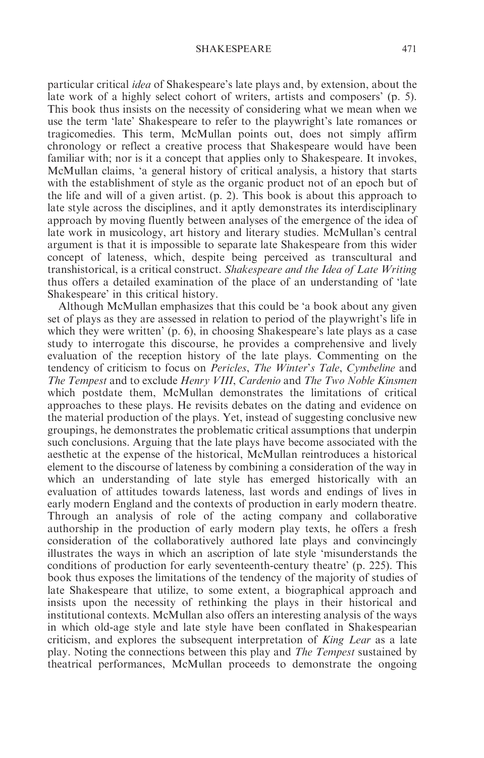particular critical *idea* of Shakespeare's late plays and, by extension, about the late work of a highly select cohort of writers, artists and composers' (p. 5). This book thus insists on the necessity of considering what we mean when we use the term 'late' Shakespeare to refer to the playwright's late romances or tragicomedies. This term, McMullan points out, does not simply affirm chronology or reflect a creative process that Shakespeare would have been familiar with; nor is it a concept that applies only to Shakespeare. It invokes, McMullan claims, 'a general history of critical analysis, a history that starts with the establishment of style as the organic product not of an epoch but of the life and will of a given artist. (p. 2). This book is about this approach to late style across the disciplines, and it aptly demonstrates its interdisciplinary approach by moving fluently between analyses of the emergence of the idea of late work in musicology, art history and literary studies. McMullan's central argument is that it is impossible to separate late Shakespeare from this wider concept of lateness, which, despite being perceived as transcultural and transhistorical, is a critical construct. *Shakespeare and the Idea of Late Writing* thus offers a detailed examination of the place of an understanding of 'late Shakespeare' in this critical history.

Although McMullan emphasizes that this could be 'a book about any given set of plays as they are assessed in relation to period of the playwright's life in which they were written' (p. 6), in choosing Shakespeare's late plays as a case study to interrogate this discourse, he provides a comprehensive and lively evaluation of the reception history of the late plays. Commenting on the tendency of criticism to focus on *Pericles*, *The Winter's Tale*, *Cymbeline* and *The Tempest* and to exclude *Henry VIII*, *Cardenio* and *The Two Noble Kinsmen* which postdate them, McMullan demonstrates the limitations of critical approaches to these plays. He revisits debates on the dating and evidence on the material production of the plays. Yet, instead of suggesting conclusive new groupings, he demonstrates the problematic critical assumptions that underpin such conclusions. Arguing that the late plays have become associated with the aesthetic at the expense of the historical, McMullan reintroduces a historical element to the discourse of lateness by combining a consideration of the way in which an understanding of late style has emerged historically with an evaluation of attitudes towards lateness, last words and endings of lives in early modern England and the contexts of production in early modern theatre. Through an analysis of role of the acting company and collaborative authorship in the production of early modern play texts, he offers a fresh consideration of the collaboratively authored late plays and convincingly illustrates the ways in which an ascription of late style 'misunderstands the conditions of production for early seventeenth-century theatre' (p. 225). This book thus exposes the limitations of the tendency of the majority of studies of late Shakespeare that utilize, to some extent, a biographical approach and insists upon the necessity of rethinking the plays in their historical and institutional contexts. McMullan also offers an interesting analysis of the ways in which old-age style and late style have been conflated in Shakespearian criticism, and explores the subsequent interpretation of *King Lear* as a late play. Noting the connections between this play and *The Tempest* sustained by theatrical performances, McMullan proceeds to demonstrate the ongoing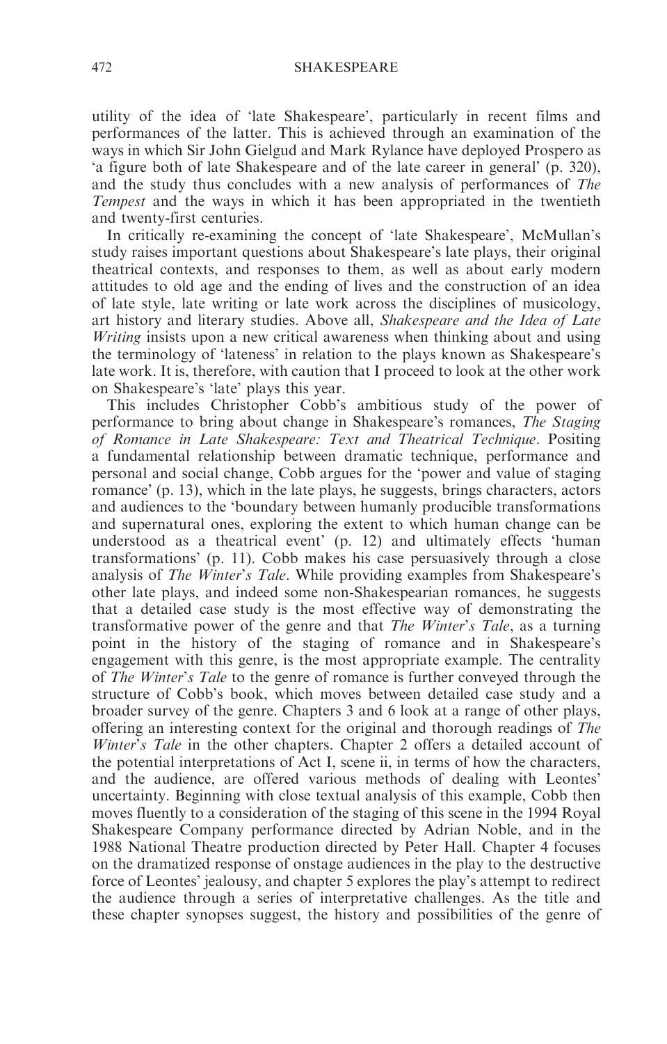utility of the idea of 'late Shakespeare', particularly in recent films and performances of the latter. This is achieved through an examination of the ways in which Sir John Gielgud and Mark Rylance have deployed Prospero as 'a figure both of late Shakespeare and of the late career in general' (p. 320), and the study thus concludes with a new analysis of performances of *The Tempest* and the ways in which it has been appropriated in the twentieth and twenty-first centuries.

In critically re-examining the concept of 'late Shakespeare', McMullan's study raises important questions about Shakespeare's late plays, their original theatrical contexts, and responses to them, as well as about early modern attitudes to old age and the ending of lives and the construction of an idea of late style, late writing or late work across the disciplines of musicology, art history and literary studies. Above all, *Shakespeare and the Idea of Late Writing* insists upon a new critical awareness when thinking about and using the terminology of 'lateness' in relation to the plays known as Shakespeare's late work. It is, therefore, with caution that I proceed to look at the other work on Shakespeare's 'late' plays this year.

This includes Christopher Cobb's ambitious study of the power of performance to bring about change in Shakespeare's romances, *The Staging of Romance in Late Shakespeare: Text and Theatrical Technique*. Positing a fundamental relationship between dramatic technique, performance and personal and social change, Cobb argues for the 'power and value of staging romance' (p. 13), which in the late plays, he suggests, brings characters, actors and audiences to the 'boundary between humanly producible transformations and supernatural ones, exploring the extent to which human change can be understood as a theatrical event' (p. 12) and ultimately effects 'human transformations' (p. 11). Cobb makes his case persuasively through a close analysis of *The Winter's Tale*. While providing examples from Shakespeare's other late plays, and indeed some non-Shakespearian romances, he suggests that a detailed case study is the most effective way of demonstrating the transformative power of the genre and that *The Winter's Tale*, as a turning point in the history of the staging of romance and in Shakespeare's engagement with this genre, is the most appropriate example. The centrality of *The Winter's Tale* to the genre of romance is further conveyed through the structure of Cobb's book, which moves between detailed case study and a broader survey of the genre. Chapters 3 and 6 look at a range of other plays, offering an interesting context for the original and thorough readings of *The Winter's Tale* in the other chapters. Chapter 2 offers a detailed account of the potential interpretations of Act I, scene ii, in terms of how the characters, and the audience, are offered various methods of dealing with Leontes' uncertainty. Beginning with close textual analysis of this example, Cobb then moves fluently to a consideration of the staging of this scene in the 1994 Royal Shakespeare Company performance directed by Adrian Noble, and in the 1988 National Theatre production directed by Peter Hall. Chapter 4 focuses on the dramatized response of onstage audiences in the play to the destructive force of Leontes' jealousy, and chapter 5 explores the play's attempt to redirect the audience through a series of interpretative challenges. As the title and these chapter synopses suggest, the history and possibilities of the genre of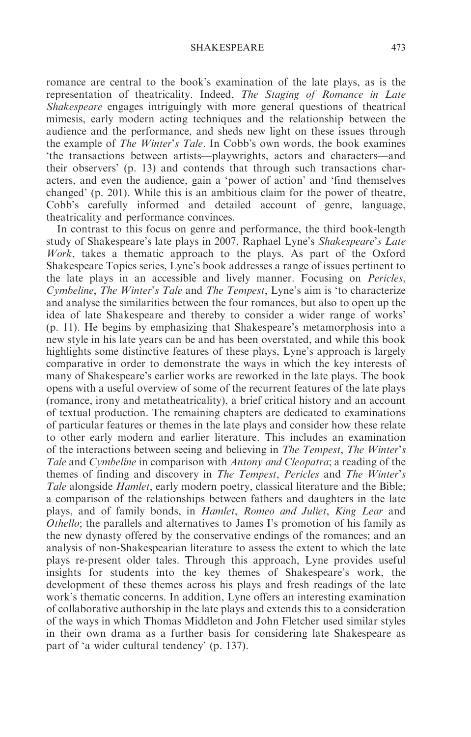romance are central to the book's examination of the late plays, as is the representation of theatricality. Indeed, *The Staging of Romance in Late Shakespeare* engages intriguingly with more general questions of theatrical mimesis, early modern acting techniques and the relationship between the audience and the performance, and sheds new light on these issues through the example of *The Winter's Tale*. In Cobb's own words, the book examines 'the transactions between artists—playwrights, actors and characters—and their observers' (p. 13) and contends that through such transactions characters, and even the audience, gain a 'power of action' and 'find themselves changed' (p. 201). While this is an ambitious claim for the power of theatre, Cobb's carefully informed and detailed account of genre, language, theatricality and performance convinces.

In contrast to this focus on genre and performance, the third book-length study of Shakespeare's late plays in 2007, Raphael Lyne's *Shakespeare's Late Work*, takes a thematic approach to the plays. As part of the Oxford Shakespeare Topics series, Lyne's book addresses a range of issues pertinent to the late plays in an accessible and lively manner. Focusing on *Pericles*, *Cymbeline*, *The Winter's Tale* and *The Tempest*, Lyne's aim is 'to characterize and analyse the similarities between the four romances, but also to open up the idea of late Shakespeare and thereby to consider a wider range of works' (p. 11). He begins by emphasizing that Shakespeare's metamorphosis into a new style in his late years can be and has been overstated, and while this book highlights some distinctive features of these plays, Lyne's approach is largely comparative in order to demonstrate the ways in which the key interests of many of Shakespeare's earlier works are reworked in the late plays. The book opens with a useful overview of some of the recurrent features of the late plays (romance, irony and metatheatricality), a brief critical history and an account of textual production. The remaining chapters are dedicated to examinations of particular features or themes in the late plays and consider how these relate to other early modern and earlier literature. This includes an examination of the interactions between seeing and believing in *The Tempest*, *The Winter's Tale* and *Cymbeline* in comparison with *Antony and Cleopatra*; a reading of the themes of finding and discovery in *The Tempest*, *Pericles* and *The Winter's Tale* alongside *Hamlet*, early modern poetry, classical literature and the Bible; a comparison of the relationships between fathers and daughters in the late plays, and of family bonds, in *Hamlet*, *Romeo and Juliet*, *King Lear* and *Othello*; the parallels and alternatives to James I's promotion of his family as the new dynasty offered by the conservative endings of the romances; and an analysis of non-Shakespearian literature to assess the extent to which the late plays re-present older tales. Through this approach, Lyne provides useful insights for students into the key themes of Shakespeare's work, the development of these themes across his plays and fresh readings of the late work's thematic concerns. In addition, Lyne offers an interesting examination of collaborative authorship in the late plays and extends this to a consideration of the ways in which Thomas Middleton and John Fletcher used similar styles in their own drama as a further basis for considering late Shakespeare as part of 'a wider cultural tendency' (p. 137).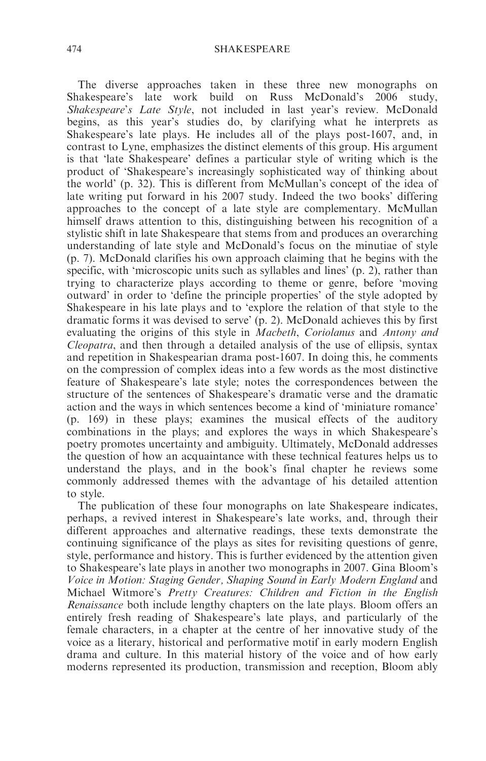The diverse approaches taken in these three new monographs on Shakespeare's late work build on Russ McDonald's 2006 study, *Shakespeare's Late Style*, not included in last year's review. McDonald begins, as this year's studies do, by clarifying what he interprets as Shakespeare's late plays. He includes all of the plays post-1607, and, in contrast to Lyne, emphasizes the distinct elements of this group. His argument is that 'late Shakespeare' defines a particular style of writing which is the product of 'Shakespeare's increasingly sophisticated way of thinking about the world' (p. 32). This is different from McMullan's concept of the idea of late writing put forward in his 2007 study. Indeed the two books' differing approaches to the concept of a late style are complementary. McMullan himself draws attention to this, distinguishing between his recognition of a stylistic shift in late Shakespeare that stems from and produces an overarching understanding of late style and McDonald's focus on the minutiae of style (p. 7). McDonald clarifies his own approach claiming that he begins with the specific, with 'microscopic units such as syllables and lines' (p. 2), rather than trying to characterize plays according to theme or genre, before 'moving outward' in order to 'define the principle properties' of the style adopted by Shakespeare in his late plays and to 'explore the relation of that style to the dramatic forms it was devised to serve' (p. 2). McDonald achieves this by first evaluating the origins of this style in *Macbeth*, *Coriolanus* and *Antony and Cleopatra*, and then through a detailed analysis of the use of ellipsis, syntax and repetition in Shakespearian drama post-1607. In doing this, he comments on the compression of complex ideas into a few words as the most distinctive feature of Shakespeare's late style; notes the correspondences between the structure of the sentences of Shakespeare's dramatic verse and the dramatic action and the ways in which sentences become a kind of 'miniature romance' (p. 169) in these plays; examines the musical effects of the auditory combinations in the plays; and explores the ways in which Shakespeare's poetry promotes uncertainty and ambiguity. Ultimately, McDonald addresses the question of how an acquaintance with these technical features helps us to understand the plays, and in the book's final chapter he reviews some commonly addressed themes with the advantage of his detailed attention to style.

The publication of these four monographs on late Shakespeare indicates, perhaps, a revived interest in Shakespeare's late works, and, through their different approaches and alternative readings, these texts demonstrate the continuing significance of the plays as sites for revisiting questions of genre, style, performance and history. This is further evidenced by the attention given to Shakespeare's late plays in another two monographs in 2007. Gina Bloom's *Voice in Motion: Staging Gender, Shaping Sound in Early Modern England* and Michael Witmore's *Pretty Creatures: Children and Fiction in the English Renaissance* both include lengthy chapters on the late plays. Bloom offers an entirely fresh reading of Shakespeare's late plays, and particularly of the female characters, in a chapter at the centre of her innovative study of the voice as a literary, historical and performative motif in early modern English drama and culture. In this material history of the voice and of how early moderns represented its production, transmission and reception, Bloom ably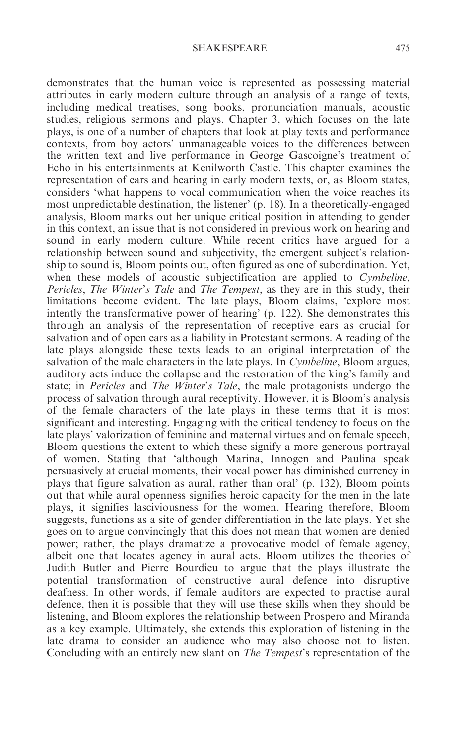demonstrates that the human voice is represented as possessing material attributes in early modern culture through an analysis of a range of texts, including medical treatises, song books, pronunciation manuals, acoustic studies, religious sermons and plays. Chapter 3, which focuses on the late plays, is one of a number of chapters that look at play texts and performance contexts, from boy actors' unmanageable voices to the differences between the written text and live performance in George Gascoigne's treatment of Echo in his entertainments at Kenilworth Castle. This chapter examines the representation of ears and hearing in early modern texts, or, as Bloom states, considers 'what happens to vocal communication when the voice reaches its most unpredictable destination, the listener' (p. 18). In a theoretically-engaged analysis, Bloom marks out her unique critical position in attending to gender in this context, an issue that is not considered in previous work on hearing and sound in early modern culture. While recent critics have argued for a relationship between sound and subjectivity, the emergent subject's relationship to sound is, Bloom points out, often figured as one of subordination. Yet, when these models of acoustic subjectification are applied to *Cymbeline*, *Pericles*, *The Winter's Tale* and *The Tempest*, as they are in this study, their limitations become evident. The late plays, Bloom claims, 'explore most intently the transformative power of hearing' (p. 122). She demonstrates this through an analysis of the representation of receptive ears as crucial for salvation and of open ears as a liability in Protestant sermons. A reading of the late plays alongside these texts leads to an original interpretation of the salvation of the male characters in the late plays. In *Cymbeline*, Bloom argues, auditory acts induce the collapse and the restoration of the king's family and state; in *Pericles* and *The Winter's Tale*, the male protagonists undergo the process of salvation through aural receptivity. However, it is Bloom's analysis of the female characters of the late plays in these terms that it is most significant and interesting. Engaging with the critical tendency to focus on the late plays' valorization of feminine and maternal virtues and on female speech, Bloom questions the extent to which these signify a more generous portrayal of women. Stating that 'although Marina, Innogen and Paulina speak persuasively at crucial moments, their vocal power has diminished currency in plays that figure salvation as aural, rather than oral' (p. 132), Bloom points out that while aural openness signifies heroic capacity for the men in the late plays, it signifies lasciviousness for the women. Hearing therefore, Bloom suggests, functions as a site of gender differentiation in the late plays. Yet she goes on to argue convincingly that this does not mean that women are denied power; rather, the plays dramatize a provocative model of female agency, albeit one that locates agency in aural acts. Bloom utilizes the theories of Judith Butler and Pierre Bourdieu to argue that the plays illustrate the potential transformation of constructive aural defence into disruptive deafness. In other words, if female auditors are expected to practise aural defence, then it is possible that they will use these skills when they should be listening, and Bloom explores the relationship between Prospero and Miranda as a key example. Ultimately, she extends this exploration of listening in the late drama to consider an audience who may also choose not to listen. Concluding with an entirely new slant on *The Tempest*'s representation of the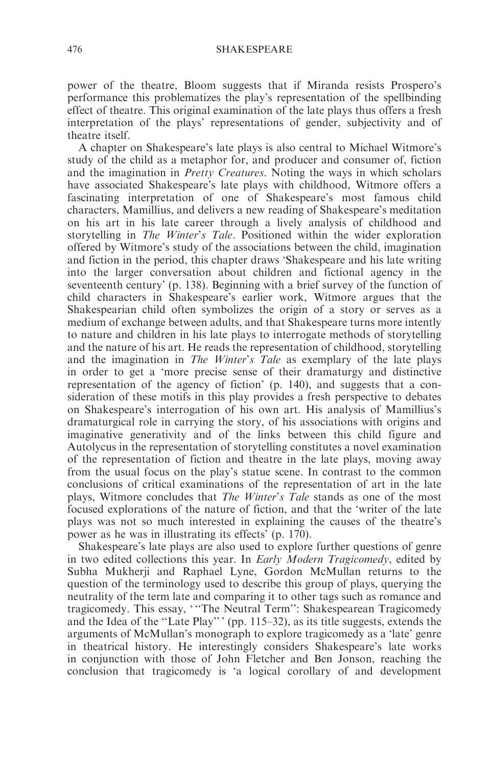power of the theatre, Bloom suggests that if Miranda resists Prospero's performance this problematizes the play's representation of the spellbinding effect of theatre. This original examination of the late plays thus offers a fresh interpretation of the plays' representations of gender, subjectivity and of theatre itself.

A chapter on Shakespeare's late plays is also central to Michael Witmore's study of the child as a metaphor for, and producer and consumer of, fiction and the imagination in *Pretty Creatures*. Noting the ways in which scholars have associated Shakespeare's late plays with childhood, Witmore offers a fascinating interpretation of one of Shakespeare's most famous child characters, Mamillius, and delivers a new reading of Shakespeare's meditation on his art in his late career through a lively analysis of childhood and storytelling in *The Winter's Tale*. Positioned within the wider exploration offered by Witmore's study of the associations between the child, imagination and fiction in the period, this chapter draws 'Shakespeare and his late writing into the larger conversation about children and fictional agency in the seventeenth century' (p. 138). Beginning with a brief survey of the function of child characters in Shakespeare's earlier work, Witmore argues that the Shakespearian child often symbolizes the origin of a story or serves as a medium of exchange between adults, and that Shakespeare turns more intently to nature and children in his late plays to interrogate methods of storytelling and the nature of his art. He reads the representation of childhood, storytelling and the imagination in *The Winter's Tale* as exemplary of the late plays in order to get a 'more precise sense of their dramaturgy and distinctive representation of the agency of fiction' (p. 140), and suggests that a consideration of these motifs in this play provides a fresh perspective to debates on Shakespeare's interrogation of his own art. His analysis of Mamillius's dramaturgical role in carrying the story, of his associations with origins and imaginative generativity and of the links between this child figure and Autolycus in the representation of storytelling constitutes a novel examination of the representation of fiction and theatre in the late plays, moving away from the usual focus on the play's statue scene. In contrast to the common conclusions of critical examinations of the representation of art in the late plays, Witmore concludes that *The Winter's Tale* stands as one of the most focused explorations of the nature of fiction, and that the 'writer of the late plays was not so much interested in explaining the causes of the theatre's power as he was in illustrating its effects' (p. 170).

Shakespeare's late plays are also used to explore further questions of genre in two edited collections this year. In *Early Modern Tragicomedy*, edited by Subha Mukherji and Raphael Lyne, Gordon McMullan returns to the question of the terminology used to describe this group of plays, querying the neutrality of the term late and comparing it to other tags such as romance and tragicomedy. This essay, '"The Neutral Term": Shakespearean Tragicomedy and the Idea of the "Late Play"' (pp. 115–32), as its title suggests, extends the arguments of McMullan's monograph to explore tragicomedy as a 'late' genre in theatrical history. He interestingly considers Shakespeare's late works in conjunction with those of John Fletcher and Ben Jonson, reaching the conclusion that tragicomedy is 'a logical corollary of and development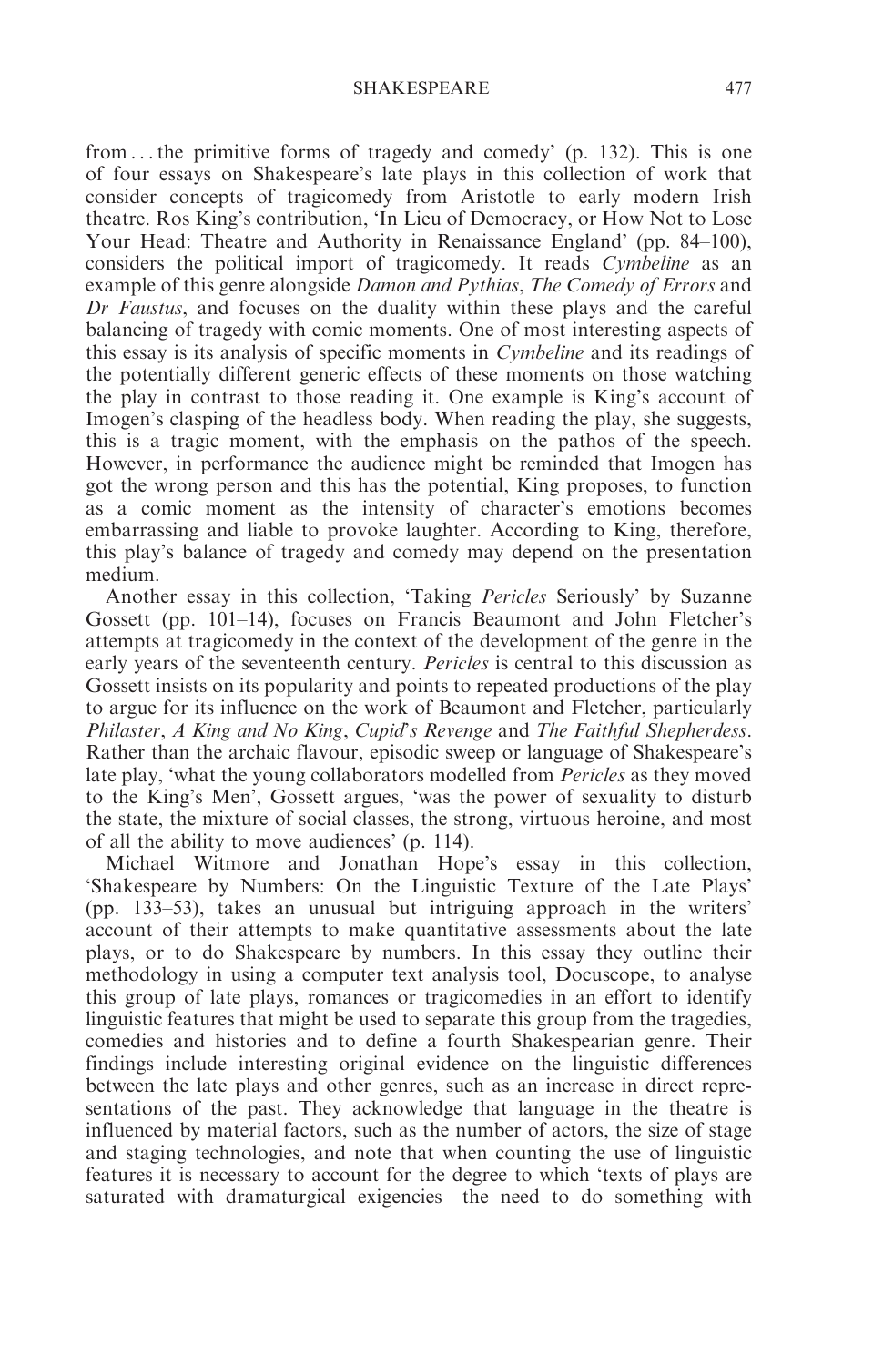from . . . the primitive forms of tragedy and comedy' (p. 132). This is one of four essays on Shakespeare's late plays in this collection of work that consider concepts of tragicomedy from Aristotle to early modern Irish theatre. Ros King's contribution, 'In Lieu of Democracy, or How Not to Lose Your Head: Theatre and Authority in Renaissance England' (pp. 84–100), considers the political import of tragicomedy. It reads *Cymbeline* as an example of this genre alongside *Damon and Pythias*, *The Comedy of Errors* and *Dr Faustus*, and focuses on the duality within these plays and the careful balancing of tragedy with comic moments. One of most interesting aspects of this essay is its analysis of specific moments in *Cymbeline* and its readings of the potentially different generic effects of these moments on those watching the play in contrast to those reading it. One example is King's account of Imogen's clasping of the headless body. When reading the play, she suggests, this is a tragic moment, with the emphasis on the pathos of the speech. However, in performance the audience might be reminded that Imogen has got the wrong person and this has the potential, King proposes, to function as a comic moment as the intensity of character's emotions becomes embarrassing and liable to provoke laughter. According to King, therefore, this play's balance of tragedy and comedy may depend on the presentation medium.

Another essay in this collection, 'Taking *Pericles* Seriously' by Suzanne Gossett (pp. 101–14), focuses on Francis Beaumont and John Fletcher's attempts at tragicomedy in the context of the development of the genre in the early years of the seventeenth century. *Pericles* is central to this discussion as Gossett insists on its popularity and points to repeated productions of the play to argue for its influence on the work of Beaumont and Fletcher, particularly *Philaster*, *A King and No King*, *Cupid's Revenge* and *The Faithful Shepherdess*. Rather than the archaic flavour, episodic sweep or language of Shakespeare's late play, 'what the young collaborators modelled from *Pericles* as they moved to the King's Men', Gossett argues, 'was the power of sexuality to disturb the state, the mixture of social classes, the strong, virtuous heroine, and most of all the ability to move audiences' (p. 114).

Michael Witmore and Jonathan Hope's essay in this collection, 'Shakespeare by Numbers: On the Linguistic Texture of the Late Plays' (pp. 133–53), takes an unusual but intriguing approach in the writers' account of their attempts to make quantitative assessments about the late plays, or to do Shakespeare by numbers. In this essay they outline their methodology in using a computer text analysis tool, Docuscope, to analyse this group of late plays, romances or tragicomedies in an effort to identify linguistic features that might be used to separate this group from the tragedies, comedies and histories and to define a fourth Shakespearian genre. Their findings include interesting original evidence on the linguistic differences between the late plays and other genres, such as an increase in direct representations of the past. They acknowledge that language in the theatre is influenced by material factors, such as the number of actors, the size of stage and staging technologies, and note that when counting the use of linguistic features it is necessary to account for the degree to which 'texts of plays are saturated with dramaturgical exigencies—the need to do something with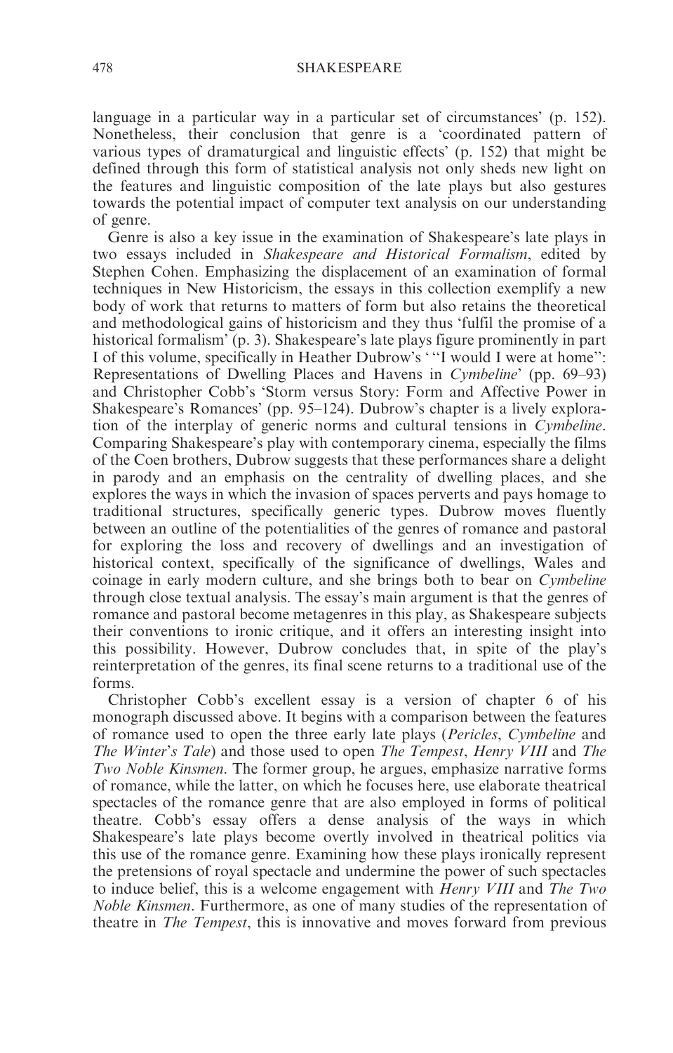language in a particular way in a particular set of circumstances' (p. 152). Nonetheless, their conclusion that genre is a 'coordinated pattern of various types of dramaturgical and linguistic effects' (p. 152) that might be defined through this form of statistical analysis not only sheds new light on the features and linguistic composition of the late plays but also gestures towards the potential impact of computer text analysis on our understanding of genre.

Genre is also a key issue in the examination of Shakespeare's late plays in two essays included in *Shakespeare and Historical Formalism*, edited by Stephen Cohen. Emphasizing the displacement of an examination of formal techniques in New Historicism, the essays in this collection exemplify a new body of work that returns to matters of form but also retains the theoretical and methodological gains of historicism and they thus 'fulfil the promise of a historical formalism' (p. 3). Shakespeare's late plays figure prominently in part I of this volume, specifically in Heather Dubrow's '"I would I were at home": Representations of Dwelling Places and Havens in *Cymbeline*' (pp. 69–93) and Christopher Cobb's 'Storm versus Story: Form and Affective Power in Shakespeare's Romances' (pp. 95–124). Dubrow's chapter is a lively exploration of the interplay of generic norms and cultural tensions in *Cymbeline*. Comparing Shakespeare's play with contemporary cinema, especially the films of the Coen brothers, Dubrow suggests that these performances share a delight in parody and an emphasis on the centrality of dwelling places, and she explores the ways in which the invasion of spaces perverts and pays homage to traditional structures, specifically generic types. Dubrow moves fluently between an outline of the potentialities of the genres of romance and pastoral for exploring the loss and recovery of dwellings and an investigation of historical context, specifically of the significance of dwellings, Wales and coinage in early modern culture, and she brings both to bear on *Cymbeline* through close textual analysis. The essay's main argument is that the genres of romance and pastoral become metagenres in this play, as Shakespeare subjects their conventions to ironic critique, and it offers an interesting insight into this possibility. However, Dubrow concludes that, in spite of the play's reinterpretation of the genres, its final scene returns to a traditional use of the forms.

Christopher Cobb's excellent essay is a version of chapter 6 of his monograph discussed above. It begins with a comparison between the features of romance used to open the three early late plays (*Pericles*, *Cymbeline* and *The Winter's Tale*) and those used to open *The Tempest*, *Henry VIII* and *The Two Noble Kinsmen*. The former group, he argues, emphasize narrative forms of romance, while the latter, on which he focuses here, use elaborate theatrical spectacles of the romance genre that are also employed in forms of political theatre. Cobb's essay offers a dense analysis of the ways in which Shakespeare's late plays become overtly involved in theatrical politics via this use of the romance genre. Examining how these plays ironically represent the pretensions of royal spectacle and undermine the power of such spectacles to induce belief, this is a welcome engagement with *Henry VIII* and *The Two Noble Kinsmen*. Furthermore, as one of many studies of the representation of theatre in *The Tempest*, this is innovative and moves forward from previous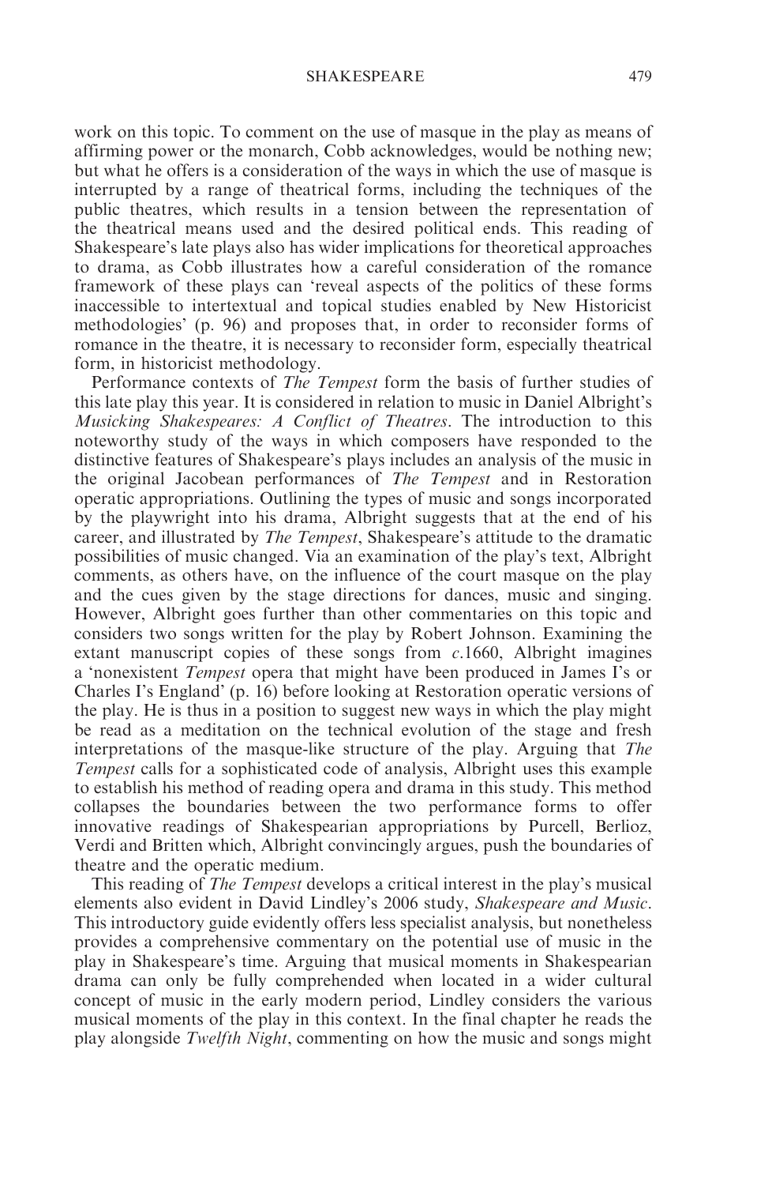work on this topic. To comment on the use of masque in the play as means of affirming power or the monarch, Cobb acknowledges, would be nothing new; but what he offers is a consideration of the ways in which the use of masque is interrupted by a range of theatrical forms, including the techniques of the public theatres, which results in a tension between the representation of the theatrical means used and the desired political ends. This reading of Shakespeare's late plays also has wider implications for theoretical approaches to drama, as Cobb illustrates how a careful consideration of the romance framework of these plays can 'reveal aspects of the politics of these forms inaccessible to intertextual and topical studies enabled by New Historicist methodologies' (p. 96) and proposes that, in order to reconsider forms of romance in the theatre, it is necessary to reconsider form, especially theatrical form, in historicist methodology.

Performance contexts of *The Tempest* form the basis of further studies of this late play this year. It is considered in relation to music in Daniel Albright's *Musicking Shakespeares: A Conflict of Theatres*. The introduction to this noteworthy study of the ways in which composers have responded to the distinctive features of Shakespeare's plays includes an analysis of the music in the original Jacobean performances of *The Tempest* and in Restoration operatic appropriations. Outlining the types of music and songs incorporated by the playwright into his drama, Albright suggests that at the end of his career, and illustrated by *The Tempest*, Shakespeare's attitude to the dramatic possibilities of music changed. Via an examination of the play's text, Albright comments, as others have, on the influence of the court masque on the play and the cues given by the stage directions for dances, music and singing. However, Albright goes further than other commentaries on this topic and considers two songs written for the play by Robert Johnson. Examining the extant manuscript copies of these songs from *c*.1660, Albright imagines a 'nonexistent *Tempest* opera that might have been produced in James I's or Charles I's England' (p. 16) before looking at Restoration operatic versions of the play. He is thus in a position to suggest new ways in which the play might be read as a meditation on the technical evolution of the stage and fresh interpretations of the masque-like structure of the play. Arguing that *The Tempest* calls for a sophisticated code of analysis, Albright uses this example to establish his method of reading opera and drama in this study. This method collapses the boundaries between the two performance forms to offer innovative readings of Shakespearian appropriations by Purcell, Berlioz, Verdi and Britten which, Albright convincingly argues, push the boundaries of theatre and the operatic medium.

This reading of *The Tempest* develops a critical interest in the play's musical elements also evident in David Lindley's 2006 study, *Shakespeare and Music*. This introductory guide evidently offers less specialist analysis, but nonetheless provides a comprehensive commentary on the potential use of music in the play in Shakespeare's time. Arguing that musical moments in Shakespearian drama can only be fully comprehended when located in a wider cultural concept of music in the early modern period, Lindley considers the various musical moments of the play in this context. In the final chapter he reads the play alongside *Twelfth Night*, commenting on how the music and songs might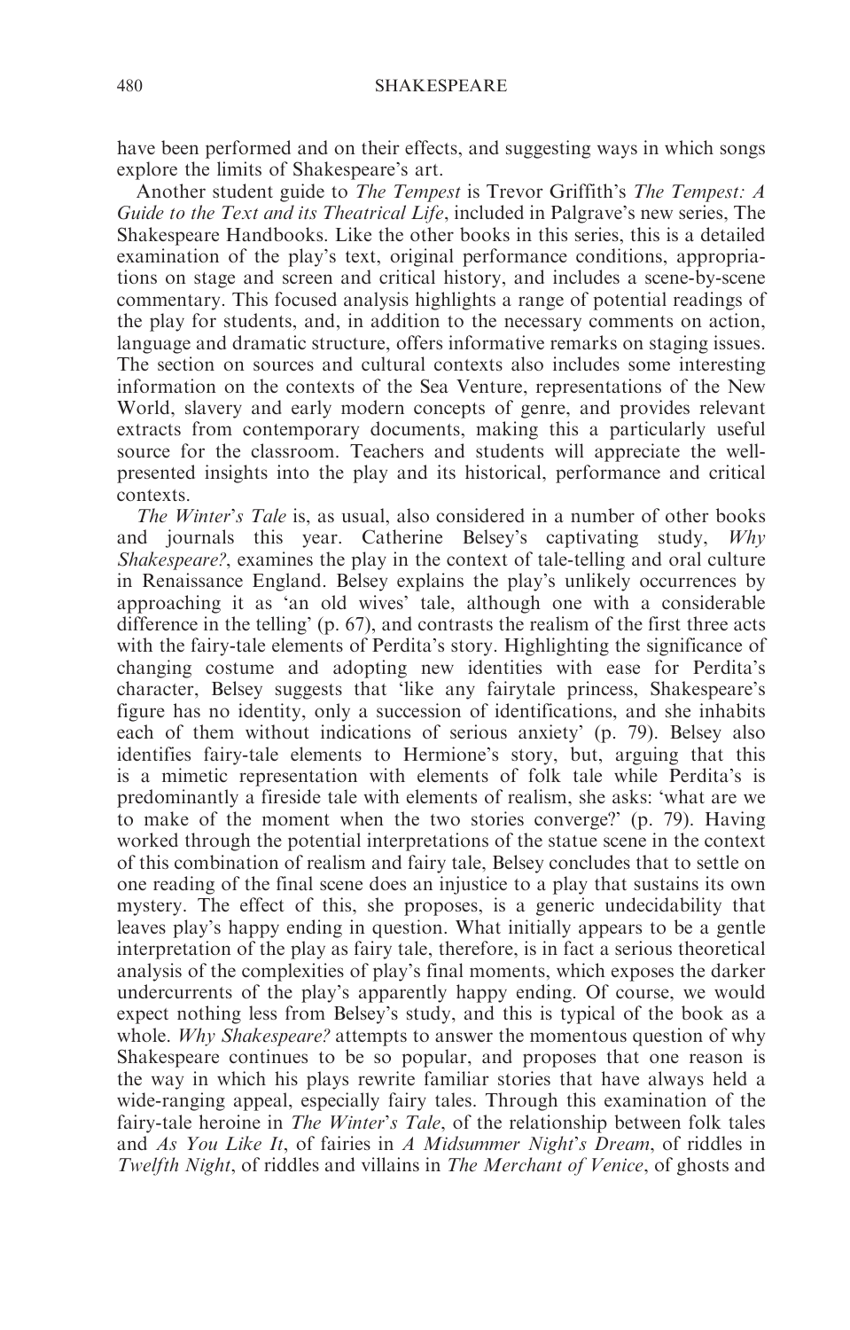have been performed and on their effects, and suggesting ways in which songs explore the limits of Shakespeare's art.

Another student guide to *The Tempest* is Trevor Griffith's *The Tempest: A Guide to the Text and its Theatrical Life*, included in Palgrave's new series, The Shakespeare Handbooks. Like the other books in this series, this is a detailed examination of the play's text, original performance conditions, appropriations on stage and screen and critical history, and includes a scene-by-scene commentary. This focused analysis highlights a range of potential readings of the play for students, and, in addition to the necessary comments on action, language and dramatic structure, offers informative remarks on staging issues. The section on sources and cultural contexts also includes some interesting information on the contexts of the Sea Venture, representations of the New World, slavery and early modern concepts of genre, and provides relevant extracts from contemporary documents, making this a particularly useful source for the classroom. Teachers and students will appreciate the well-presented insights into the play and its historical, performance and critical contexts.

*The Winter's Tale* is, as usual, also considered in a number of other books and journals this year. Catherine Belsey's captivating study, *Why Shakespeare?*, examines the play in the context of tale-telling and oral culture in Renaissance England. Belsey explains the play's unlikely occurrences by approaching it as 'an old wives' tale, although one with a considerable difference in the telling' (p. 67), and contrasts the realism of the first three acts with the fairy-tale elements of Perdita's story. Highlighting the significance of changing costume and adopting new identities with ease for Perdita's character, Belsey suggests that 'like any fairytale princess, Shakespeare's figure has no identity, only a succession of identifications, and she inhabits each of them without indications of serious anxiety' (p. 79). Belsey also identifies fairy-tale elements to Hermione's story, but, arguing that this is a mimetic representation with elements of folk tale while Perdita's is predominantly a fireside tale with elements of realism, she asks: 'what are we to make of the moment when the two stories converge?' (p. 79). Having worked through the potential interpretations of the statue scene in the context of this combination of realism and fairy tale, Belsey concludes that to settle on one reading of the final scene does an injustice to a play that sustains its own mystery. The effect of this, she proposes, is a generic undecidability that leaves play's happy ending in question. What initially appears to be a gentle interpretation of the play as fairy tale, therefore, is in fact a serious theoretical analysis of the complexities of play's final moments, which exposes the darker undercurrents of the play's apparently happy ending. Of course, we would expect nothing less from Belsey's study, and this is typical of the book as a whole. *Why Shakespeare?* attempts to answer the momentous question of why Shakespeare continues to be so popular, and proposes that one reason is the way in which his plays rewrite familiar stories that have always held a wide-ranging appeal, especially fairy tales. Through this examination of the fairy-tale heroine in *The Winter's Tale*, of the relationship between folk tales and *As You Like It*, of fairies in *A Midsummer Night's Dream*, of riddles in *Twelfth Night*, of riddles and villains in *The Merchant of Venice*, of ghosts and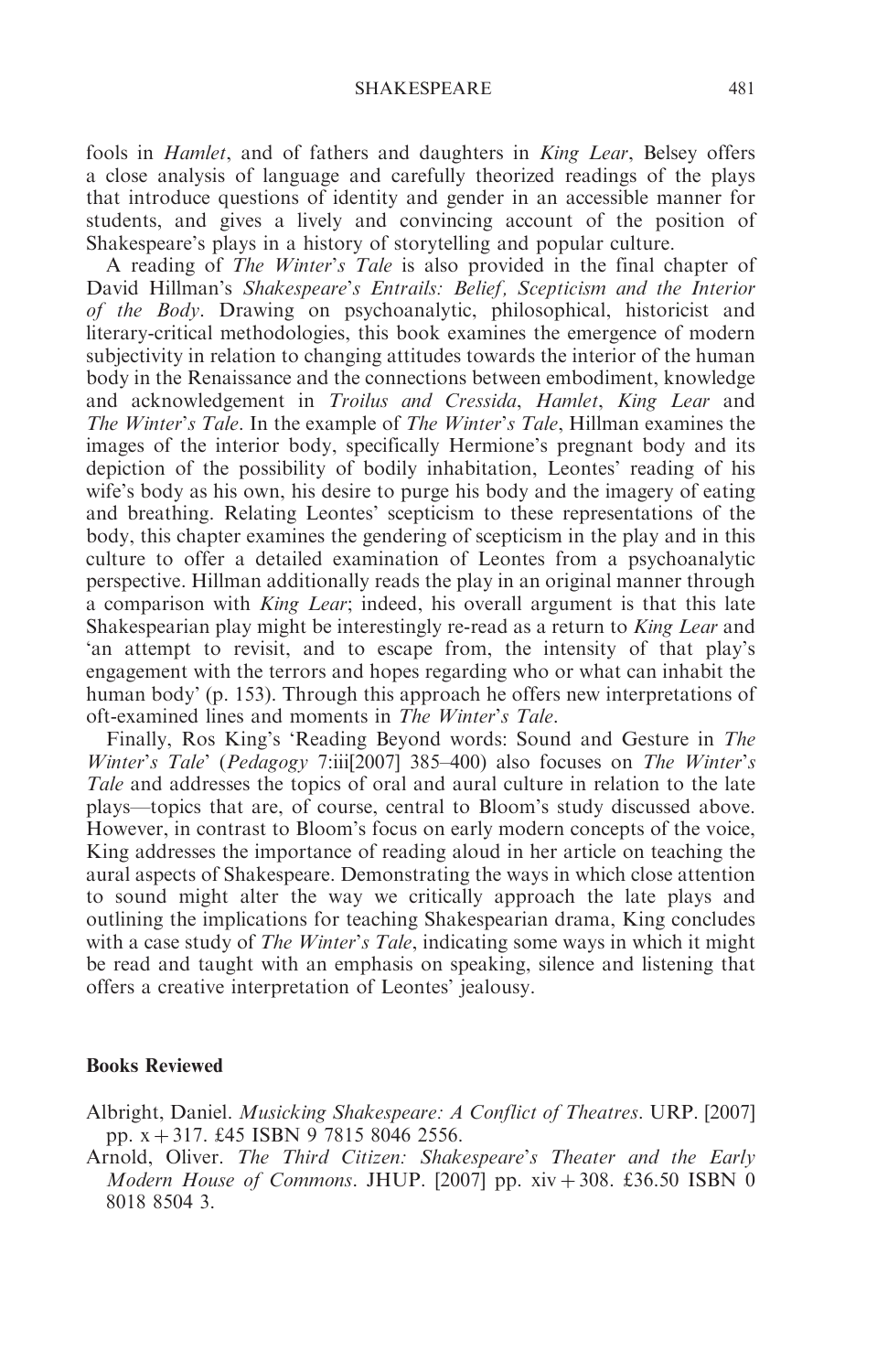fools in *Hamlet*, and of fathers and daughters in *King Lear*, Belsey offers a close analysis of language and carefully theorized readings of the plays that introduce questions of identity and gender in an accessible manner for students, and gives a lively and convincing account of the position of Shakespeare's plays in a history of storytelling and popular culture.

A reading of *The Winter's Tale* is also provided in the final chapter of David Hillman's *Shakespeare's Entrails: Belief, Scepticism and the Interior of the Body*. Drawing on psychoanalytic, philosophical, historicist and literary-critical methodologies, this book examines the emergence of modern subjectivity in relation to changing attitudes towards the interior of the human body in the Renaissance and the connections between embodiment, knowledge and acknowledgement in *Troilus and Cressida*, *Hamlet*, *King Lear* and *The Winter's Tale*. In the example of *The Winter's Tale*, Hillman examines the images of the interior body, specifically Hermione's pregnant body and its depiction of the possibility of bodily inhabitation, Leontes' reading of his wife's body as his own, his desire to purge his body and the imagery of eating and breathing. Relating Leontes' scepticism to these representations of the body, this chapter examines the gendering of scepticism in the play and in this culture to offer a detailed examination of Leontes from a psychoanalytic perspective. Hillman additionally reads the play in an original manner through a comparison with *King Lear*; indeed, his overall argument is that this late Shakespearian play might be interestingly re-read as a return to *King Lear* and 'an attempt to revisit, and to escape from, the intensity of that play's engagement with the terrors and hopes regarding who or what can inhabit the human body' (p. 153). Through this approach he offers new interpretations of oft-examined lines and moments in *The Winter's Tale*.

Finally, Ros King's 'Reading Beyond words: Sound and Gesture in *The Winter's Tale*' (*Pedagogy* 7:iii[2007] 385–400) also focuses on *The Winter's Tale* and addresses the topics of oral and aural culture in relation to the late plays—topics that are, of course, central to Bloom's study discussed above. However, in contrast to Bloom's focus on early modern concepts of the voice, King addresses the importance of reading aloud in her article on teaching the aural aspects of Shakespeare. Demonstrating the ways in which close attention to sound might alter the way we critically approach the late plays and outlining the implications for teaching Shakespearian drama, King concludes with a case study of *The Winter's Tale*, indicating some ways in which it might be read and taught with an emphasis on speaking, silence and listening that offers a creative interpretation of Leontes' jealousy.

### Books Reviewed

Albright, Daniel. *Musicking Shakespeare: A Conflict of Theatres*. URP. [2007] pp. x + 317. £45 ISBN 9 7815 8046 2556.

Arnold, Oliver. *The Third Citizen: Shakespeare's Theater and the Early Modern House of Commons*. JHUP. [2007] pp. xiv + 308. £36.50 ISBN 0 8018 8504 3.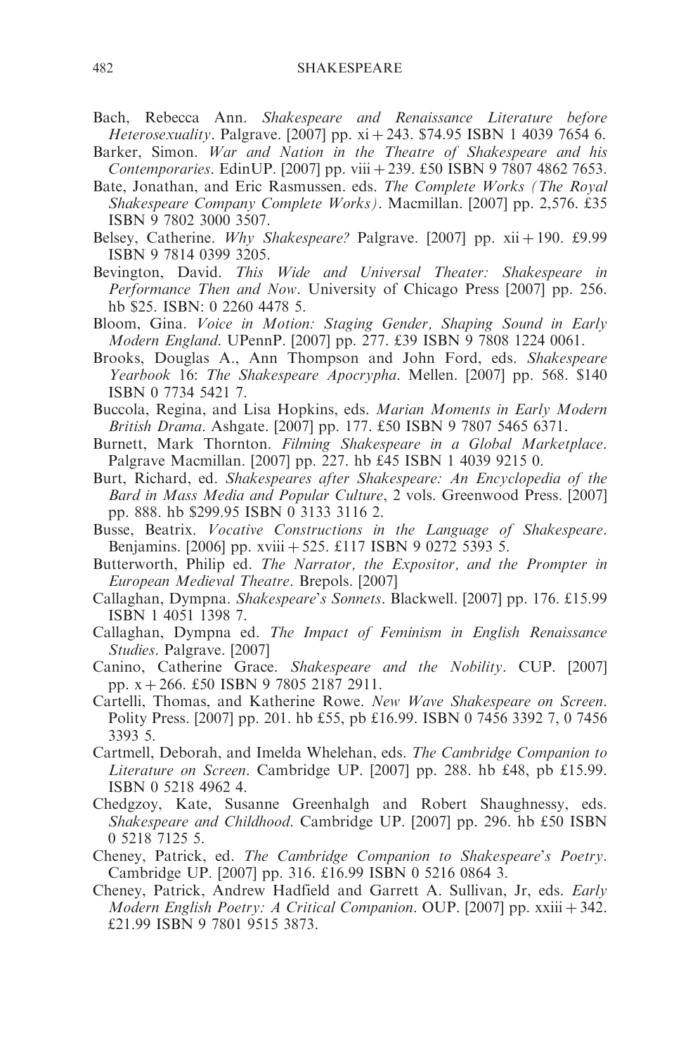Bach, Rebecca Ann. *Shakespeare and Renaissance Literature before Heterosexuality*. Palgrave. [2007] pp. xi + 243. $74.95 ISBN 1 4039 7654 6.

Barker, Simon. *War and Nation in the Theatre of Shakespeare and his Contemporaries*. EdinUP. [2007] pp. viii + 239. £50 ISBN 9 7807 4862 7653.

Bate, Jonathan, and Eric Rasmussen. eds. *The Complete Works (The Royal Shakespeare Company Complete Works)*. Macmillan. [2007] pp. 2,576. £35 ISBN 9 7802 3000 3507.

Belsey, Catherine. *Why Shakespeare?* Palgrave. [2007] pp. xii + 190. £9.99 ISBN 9 7814 0399 3205.

Bevington, David. *This Wide and Universal Theater: Shakespeare in Performance Then and Now*. University of Chicago Press [2007] pp. 256. hb $25. ISBN: 0 2260 4478 5.

Bloom, Gina. *Voice in Motion: Staging Gender, Shaping Sound in Early Modern England*. UPennP. [2007] pp. 277. £39 ISBN 9 7808 1224 0061.

Brooks, Douglas A., Ann Thompson and John Ford, eds. *Shakespeare Yearbook* 16: *The Shakespeare Apocrypha*. Mellen. [2007] pp. 568. $140 ISBN 0 7734 5421 7.

Buccola, Regina, and Lisa Hopkins, eds. *Marian Moments in Early Modern British Drama*. Ashgate. [2007] pp. 177. £50 ISBN 9 7807 5465 6371.

Burnett, Mark Thornton. *Filming Shakespeare in a Global Marketplace*. Palgrave Macmillan. [2007] pp. 227. hb £45 ISBN 1 4039 9215 0.

Burt, Richard, ed. *Shakespeares after Shakespeare: An Encyclopedia of the Bard in Mass Media and Popular Culture*, 2 vols. Greenwood Press. [2007] pp. 888. hb $299.95 ISBN 0 3133 3116 2.

Busse, Beatrix. *Vocative Constructions in the Language of Shakespeare*. Benjamins. [2006] pp. xviii + 525. £117 ISBN 9 0272 5393 5.

Butterworth, Philip ed. *The Narrator, the Expositor, and the Prompter in European Medieval Theatre*. Brepols. [2007]

Callaghan, Dympna. *Shakespeare's Sonnets*. Blackwell. [2007] pp. 176. £15.99 ISBN 1 4051 1398 7.

Callaghan, Dympna ed. *The Impact of Feminism in English Renaissance Studies*. Palgrave. [2007]

Canino, Catherine Grace. *Shakespeare and the Nobility*. CUP. [2007] pp. x + 266. £50 ISBN 9 7805 2187 2911.

Cartelli, Thomas, and Katherine Rowe. *New Wave Shakespeare on Screen*. Polity Press. [2007] pp. 201. hb £55, pb £16.99. ISBN 0 7456 3392 7, 0 7456 3393 5.

Cartmell, Deborah, and Imelda Whelehan, eds. *The Cambridge Companion to Literature on Screen*. Cambridge UP. [2007] pp. 288. hb £48, pb £15.99. ISBN 0 5218 4962 4.

Chedgzoy, Kate, Susanne Greenhalgh and Robert Shaughnessy, eds. *Shakespeare and Childhood*. Cambridge UP. [2007] pp. 296. hb £50 ISBN 0 5218 7125 5.

Cheney, Patrick, ed. *The Cambridge Companion to Shakespeare's Poetry*. Cambridge UP. [2007] pp. 316. £16.99 ISBN 0 5216 0864 3.

Cheney, Patrick, Andrew Hadfield and Garrett A. Sullivan, Jr, eds. *Early Modern English Poetry: A Critical Companion*. OUP. [2007] pp. xxiii + 342. £21.99 ISBN 9 7801 9515 3873.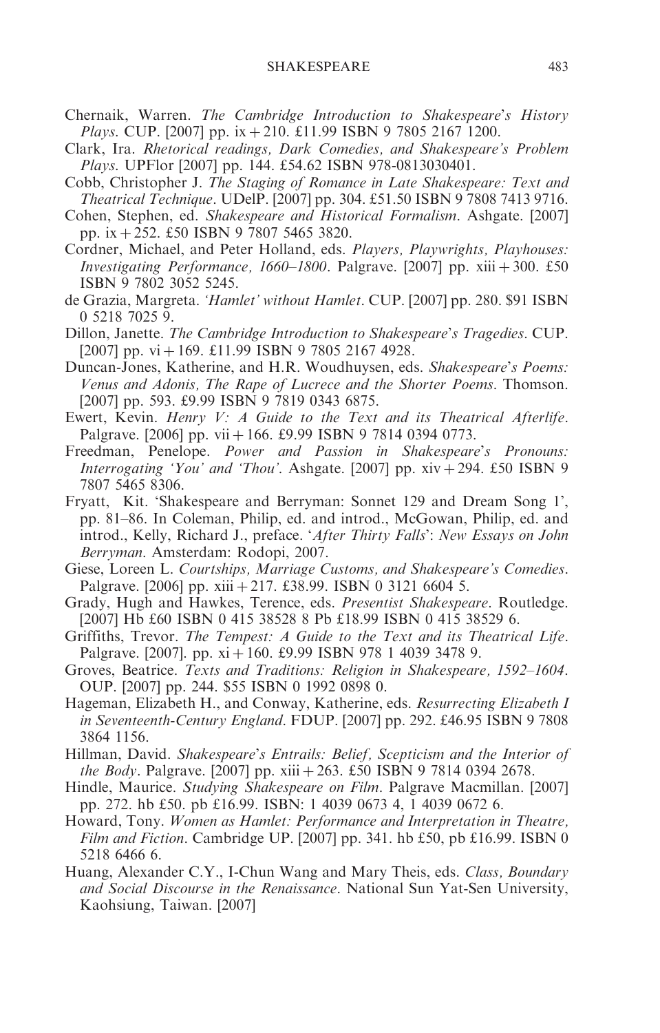Chernaik, Warren. *The Cambridge Introduction to Shakespeare's History Plays*. CUP. [2007] pp. ix + 210. £11.99 ISBN 9 7805 2167 1200.

Clark, Ira. *Rhetorical readings, Dark Comedies, and Shakespeare's Problem Plays*. UPFlor [2007] pp. 144. £54.62 ISBN 978-0813030401.

Cobb, Christopher J. *The Staging of Romance in Late Shakespeare: Text and Theatrical Technique*. UDelP. [2007] pp. 304. £51.50 ISBN 9 7808 7413 9716.

Cohen, Stephen, ed. *Shakespeare and Historical Formalism*. Ashgate. [2007] pp. ix + 252. £50 ISBN 9 7807 5465 3820.

Cordner, Michael, and Peter Holland, eds. *Players, Playwrights, Playhouses: Investigating Performance, 1660–1800*. Palgrave. [2007] pp. xiii + 300. £50 ISBN 9 7802 3052 5245.

de Grazia, Margreta. *'Hamlet' without Hamlet*. CUP. [2007] pp. 280. $91 ISBN 0 5218 7025 9.

Dillon, Janette. *The Cambridge Introduction to Shakespeare's Tragedies*. CUP. [2007] pp. vi + 169. £11.99 ISBN 9 7805 2167 4928.

Duncan-Jones, Katherine, and H.R. Woudhuysen, eds. *Shakespeare's Poems: Venus and Adonis, The Rape of Lucrece and the Shorter Poems*. Thomson. [2007] pp. 593. £9.99 ISBN 9 7819 0343 6875.

Ewert, Kevin. *Henry V: A Guide to the Text and its Theatrical Afterlife*. Palgrave. [2006] pp. vii + 166. £9.99 ISBN 9 7814 0394 0773.

Freedman, Penelope. *Power and Passion in Shakespeare's Pronouns: Interrogating 'You' and 'Thou'*. Ashgate. [2007] pp. xiv + 294. £50 ISBN 9 7807 5465 8306.

Fryatt, Kit. 'Shakespeare and Berryman: Sonnet 129 and Dream Song 1', pp. 81–86. In Coleman, Philip, ed. and introd., McGowan, Philip, ed. and introd., Kelly, Richard J., preface. '*After Thirty Falls*': *New Essays on John Berryman*. Amsterdam: Rodopi, 2007.

Giese, Loreen L. *Courtships, Marriage Customs, and Shakespeare's Comedies*. Palgrave. [2006] pp. xiii + 217. £38.99. ISBN 0 3121 6604 5.

Grady, Hugh and Hawkes, Terence, eds. *Presentist Shakespeare*. Routledge. [2007] Hb £60 ISBN 0 415 38528 8 Pb £18.99 ISBN 0 415 38529 6.

Griffiths, Trevor. *The Tempest: A Guide to the Text and its Theatrical Life*. Palgrave. [2007]. pp. xi + 160. £9.99 ISBN 978 1 4039 3478 9.

Groves, Beatrice. *Texts and Traditions: Religion in Shakespeare, 1592–1604*. OUP. [2007] pp. 244. $55 ISBN 0 1992 0898 0.

Hageman, Elizabeth H., and Conway, Katherine, eds. *Resurrecting Elizabeth I in Seventeenth-Century England*. FDUP. [2007] pp. 292. £46.95 ISBN 9 7808 3864 1156.

Hillman, David. *Shakespeare's Entrails: Belief, Scepticism and the Interior of the Body*. Palgrave. [2007] pp. xiii + 263. £50 ISBN 9 7814 0394 2678.

Hindle, Maurice. *Studying Shakespeare on Film*. Palgrave Macmillan. [2007] pp. 272. hb £50. pb £16.99. ISBN: 1 4039 0673 4, 1 4039 0672 6.

Howard, Tony. *Women as Hamlet: Performance and Interpretation in Theatre, Film and Fiction*. Cambridge UP. [2007] pp. 341. hb £50, pb £16.99. ISBN 0 5218 6466 6.

Huang, Alexander C.Y., I-Chun Wang and Mary Theis, eds. *Class, Boundary and Social Discourse in the Renaissance*. National Sun Yat-Sen University, Kaohsiung, Taiwan. [2007]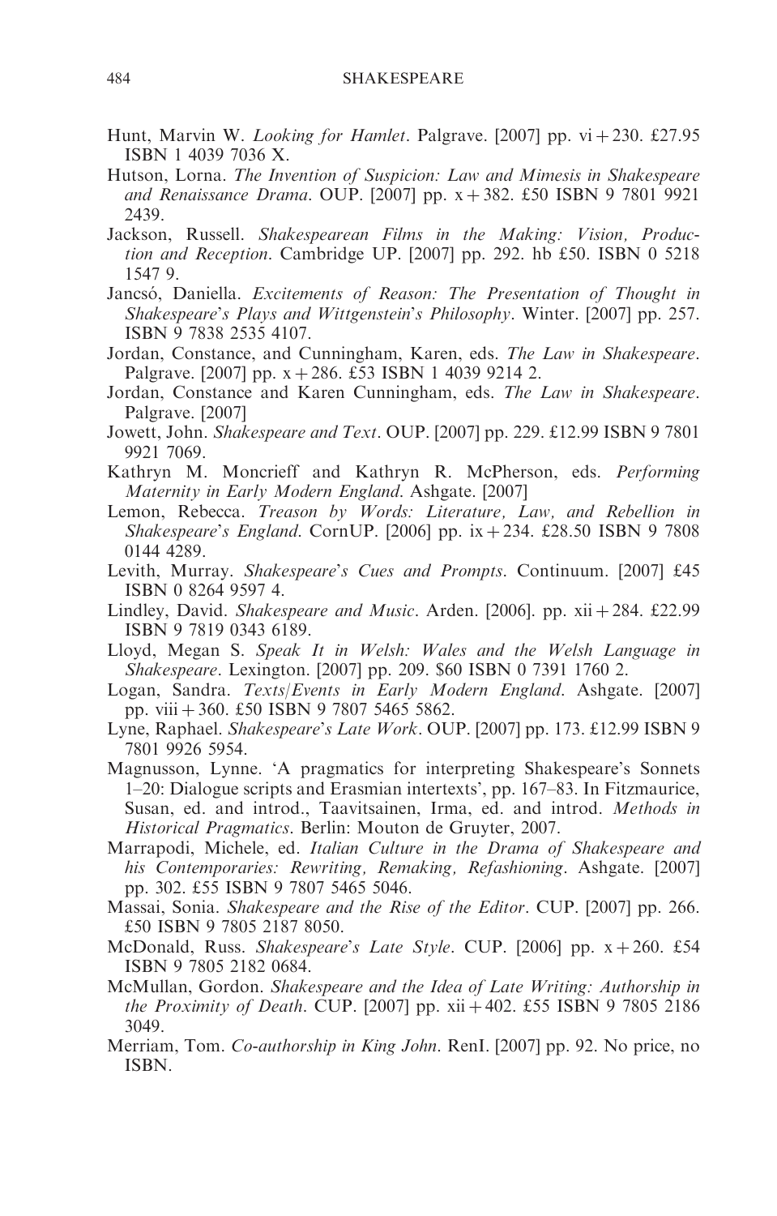Hunt, Marvin W. *Looking for Hamlet*. Palgrave. [2007] pp. vi + 230. £27.95 ISBN 1 4039 7036 X.

Hutson, Lorna. *The Invention of Suspicion: Law and Mimesis in Shakespeare and Renaissance Drama*. OUP. [2007] pp. x + 382. £50 ISBN 9 7801 9921 2439.

Jackson, Russell. *Shakespearean Films in the Making: Vision, Production and Reception*. Cambridge UP. [2007] pp. 292. hb £50. ISBN 0 5218 1547 9.

Jancsó, Daniella. *Excitements of Reason: The Presentation of Thought in Shakespeare's Plays and Wittgenstein's Philosophy*. Winter. [2007] pp. 257. ISBN 9 7838 2535 4107.

Jordan, Constance, and Cunningham, Karen, eds. *The Law in Shakespeare*. Palgrave. [2007] pp. x + 286. £53 ISBN 1 4039 9214 2.

Jordan, Constance and Karen Cunningham, eds. *The Law in Shakespeare*. Palgrave. [2007]

Jowett, John. *Shakespeare and Text*. OUP. [2007] pp. 229. £12.99 ISBN 9 7801 9921 7069.

Kathryn M. Moncrieff and Kathryn R. McPherson, eds. *Performing Maternity in Early Modern England*. Ashgate. [2007]

Lemon, Rebecca. *Treason by Words: Literature, Law, and Rebellion in Shakespeare's England*. CornUP. [2006] pp. ix + 234. £28.50 ISBN 9 7808 0144 4289.

Levith, Murray. *Shakespeare's Cues and Prompts*. Continuum. [2007] £45 ISBN 0 8264 9597 4.

Lindley, David. *Shakespeare and Music*. Arden. [2006]. pp. xii + 284. £22.99 ISBN 9 7819 0343 6189.

Lloyd, Megan S. *Speak It in Welsh: Wales and the Welsh Language in Shakespeare*. Lexington. [2007] pp. 209. $60 ISBN 0 7391 1760 2.

Logan, Sandra. *Texts/Events in Early Modern England*. Ashgate. [2007] pp. viii + 360. £50 ISBN 9 7807 5465 5862.

Lyne, Raphael. *Shakespeare's Late Work*. OUP. [2007] pp. 173. £12.99 ISBN 9 7801 9926 5954.

Magnusson, Lynne. 'A pragmatics for interpreting Shakespeare's Sonnets 1–20: Dialogue scripts and Erasmian intertexts', pp. 167–83. In Fitzmaurice, Susan, ed. and introd., Taavitsainen, Irma, ed. and introd. *Methods in Historical Pragmatics*. Berlin: Mouton de Gruyter, 2007.

Marrapodi, Michele, ed. *Italian Culture in the Drama of Shakespeare and his Contemporaries: Rewriting, Remaking, Refashioning*. Ashgate. [2007] pp. 302. £55 ISBN 9 7807 5465 5046.

Massai, Sonia. *Shakespeare and the Rise of the Editor*. CUP. [2007] pp. 266. £50 ISBN 9 7805 2187 8050.

McDonald, Russ. *Shakespeare's Late Style*. CUP. [2006] pp. x + 260. £54 ISBN 9 7805 2182 0684.

McMullan, Gordon. *Shakespeare and the Idea of Late Writing: Authorship in the Proximity of Death*. CUP. [2007] pp. xii + 402. £55 ISBN 9 7805 2186 3049.

Merriam, Tom. *Co-authorship in King John*. RenI. [2007] pp. 92. No price, no ISBN.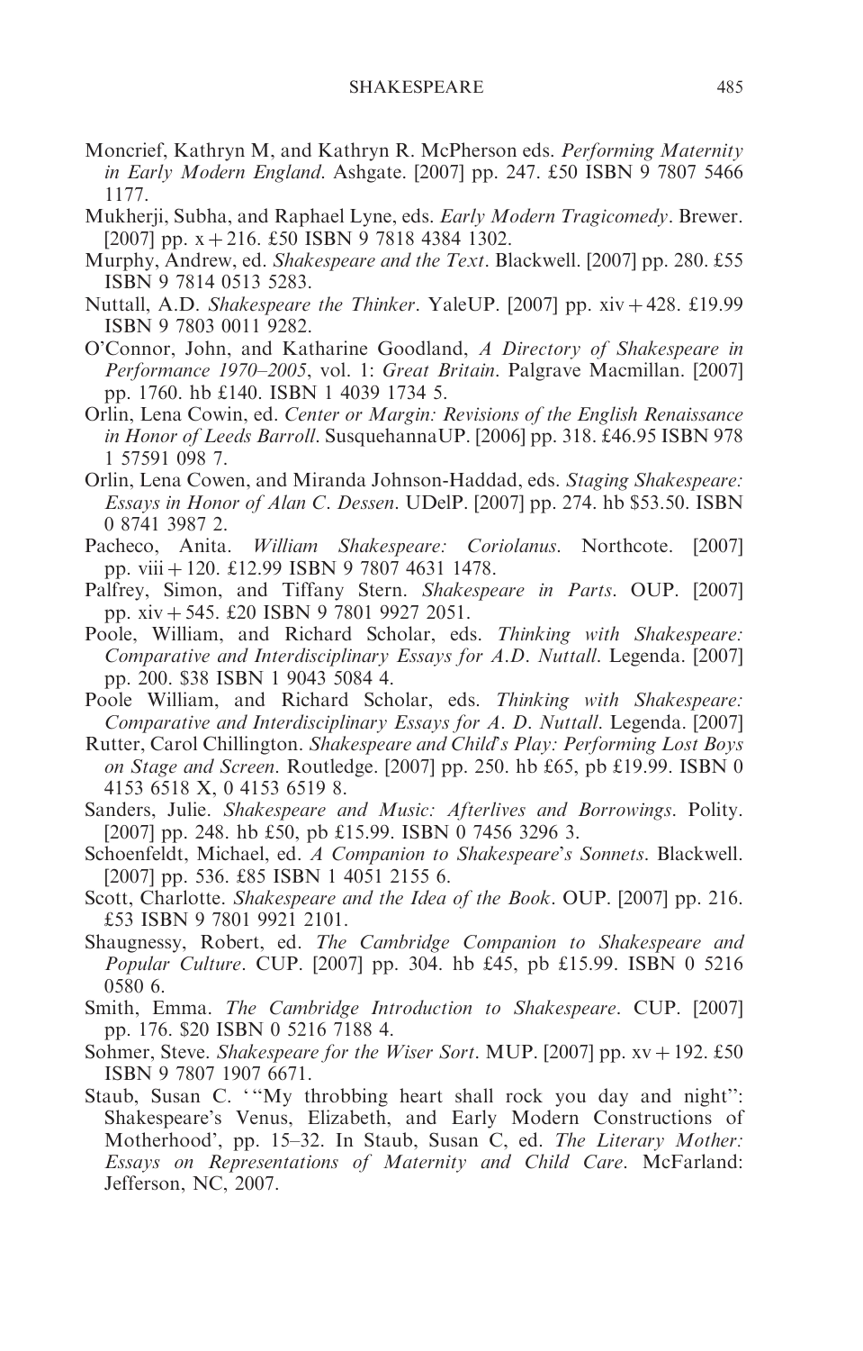Moncrief, Kathryn M, and Kathryn R. McPherson eds. *Performing Maternity in Early Modern England*. Ashgate. [2007] pp. 247. £50 ISBN 9 7807 5466 1177.

Mukherji, Subha, and Raphael Lyne, eds. *Early Modern Tragicomedy*. Brewer. [2007] pp. x + 216. £50 ISBN 9 7818 4384 1302.

Murphy, Andrew, ed. *Shakespeare and the Text*. Blackwell. [2007] pp. 280. £55 ISBN 9 7814 0513 5283.

Nuttall, A.D. *Shakespeare the Thinker*. YaleUP. [2007] pp. xiv + 428. £19.99 ISBN 9 7803 0011 9282.

O'Connor, John, and Katharine Goodland, *A Directory of Shakespeare in Performance 1970–2005*, vol. 1: *Great Britain*. Palgrave Macmillan. [2007] pp. 1760. hb £140. ISBN 1 4039 1734 5.

Orlin, Lena Cowin, ed. *Center or Margin: Revisions of the English Renaissance in Honor of Leeds Barroll*. SusquehannaUP. [2006] pp. 318. £46.95 ISBN 978 1 57591 098 7.

Orlin, Lena Cowen, and Miranda Johnson-Haddad, eds. *Staging Shakespeare: Essays in Honor of Alan C. Dessen*. UDelP. [2007] pp. 274. hb $53.50. ISBN 0 8741 3987 2.

Pacheco, Anita. *William Shakespeare: Coriolanus*. Northcote. [2007] pp. viii + 120. £12.99 ISBN 9 7807 4631 1478.

Palfrey, Simon, and Tiffany Stern. *Shakespeare in Parts*. OUP. [2007] pp. xiv + 545. £20 ISBN 9 7801 9927 2051.

Poole, William, and Richard Scholar, eds. *Thinking with Shakespeare: Comparative and Interdisciplinary Essays for A.D. Nuttall*. Legenda. [2007] pp. 200. $38 ISBN 1 9043 5084 4.

Poole William, and Richard Scholar, eds. *Thinking with Shakespeare: Comparative and Interdisciplinary Essays for A. D. Nuttall*. Legenda. [2007]

Rutter, Carol Chillington. *Shakespeare and Child's Play: Performing Lost Boys on Stage and Screen*. Routledge. [2007] pp. 250. hb £65, pb £19.99. ISBN 0 4153 6518 X, 0 4153 6519 8.

Sanders, Julie. *Shakespeare and Music: Afterlives and Borrowings*. Polity. [2007] pp. 248. hb £50, pb £15.99. ISBN 0 7456 3296 3.

Schoenfeldt, Michael, ed. *A Companion to Shakespeare's Sonnets*. Blackwell. [2007] pp. 536. £85 ISBN 1 4051 2155 6.

Scott, Charlotte. *Shakespeare and the Idea of the Book*. OUP. [2007] pp. 216. £53 ISBN 9 7801 9921 2101.

Shaugnessy, Robert, ed. *The Cambridge Companion to Shakespeare and Popular Culture*. CUP. [2007] pp. 304. hb £45, pb £15.99. ISBN 0 5216 0580 6.

Smith, Emma. *The Cambridge Introduction to Shakespeare*. CUP. [2007] pp. 176. $20 ISBN 0 5216 7188 4.

Sohmer, Steve. *Shakespeare for the Wiser Sort*. MUP. [2007] pp. xv + 192. £50 ISBN 9 7807 1907 6671.

Staub, Susan C. '"My throbbing heart shall rock you day and night": Shakespeare's Venus, Elizabeth, and Early Modern Constructions of Motherhood', pp. 15–32. In Staub, Susan C, ed. *The Literary Mother: Essays on Representations of Maternity and Child Care*. McFarland: Jefferson, NC, 2007.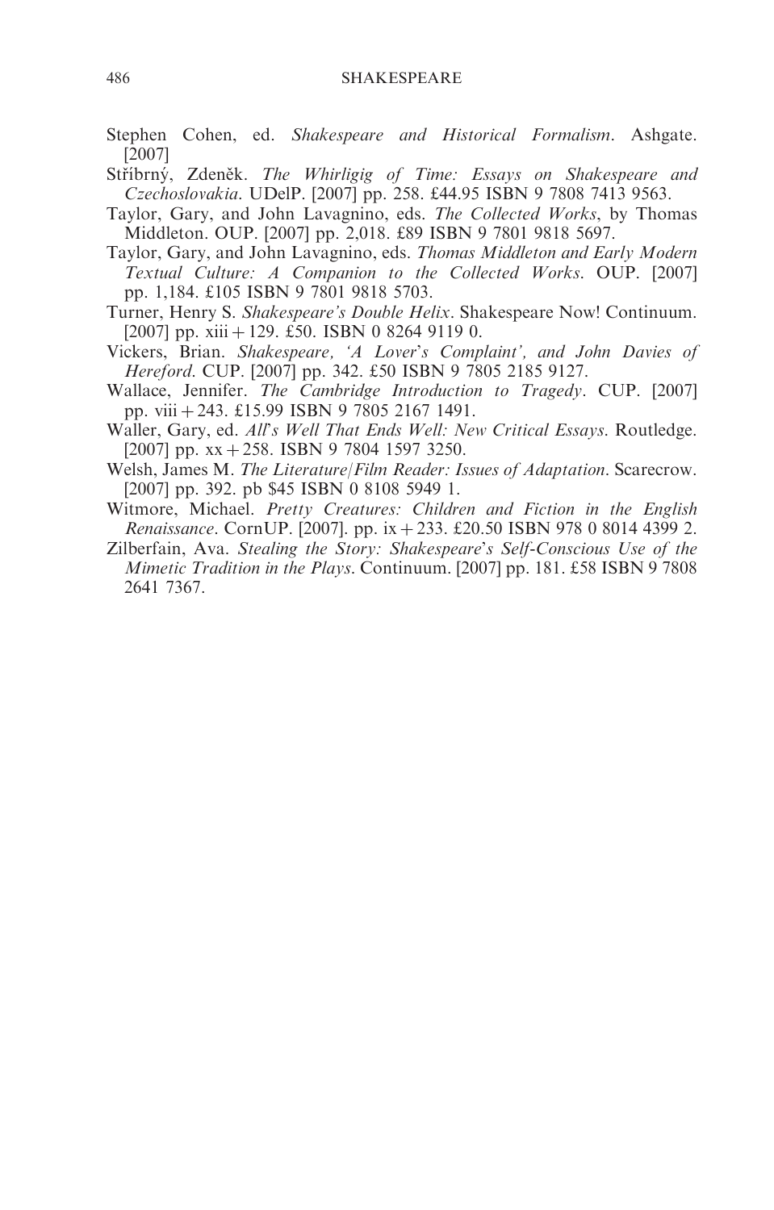Stephen Cohen, ed. *Shakespeare and Historical Formalism*. Ashgate. [2007]

Stříbrný, Zdeněk. *The Whirligig of Time: Essays on Shakespeare and Czechoslovakia*. UDelP. [2007] pp. 258. £44.95 ISBN 9 7808 7413 9563.

Taylor, Gary, and John Lavagnino, eds. *The Collected Works*, by Thomas Middleton. OUP. [2007] pp. 2,018. £89 ISBN 9 7801 9818 5697.

Taylor, Gary, and John Lavagnino, eds. *Thomas Middleton and Early Modern Textual Culture: A Companion to the Collected Works*. OUP. [2007] pp. 1,184. £105 ISBN 9 7801 9818 5703.

Turner, Henry S. *Shakespeare's Double Helix*. Shakespeare Now! Continuum. [2007] pp. xiii + 129. £50. ISBN 0 8264 9119 0.

Vickers, Brian. *Shakespeare, 'A Lover's Complaint', and John Davies of Hereford*. CUP. [2007] pp. 342. £50 ISBN 9 7805 2185 9127.

Wallace, Jennifer. *The Cambridge Introduction to Tragedy*. CUP. [2007] pp. viii + 243. £15.99 ISBN 9 7805 2167 1491.

Waller, Gary, ed. *All's Well That Ends Well: New Critical Essays*. Routledge. [2007] pp. xx + 258. ISBN 9 7804 1597 3250.

Welsh, James M. *The Literature/Film Reader: Issues of Adaptation*. Scarecrow. [2007] pp. 392. pb $45 ISBN 0 8108 5949 1.

Witmore, Michael. *Pretty Creatures: Children and Fiction in the English Renaissance*. CornUP. [2007]. pp. ix + 233. £20.50 ISBN 978 0 8014 4399 2.

Zilberfain, Ava. *Stealing the Story: Shakespeare's Self-Conscious Use of the Mimetic Tradition in the Plays*. Continuum. [2007] pp. 181. £58 ISBN 9 7808 2641 7367.